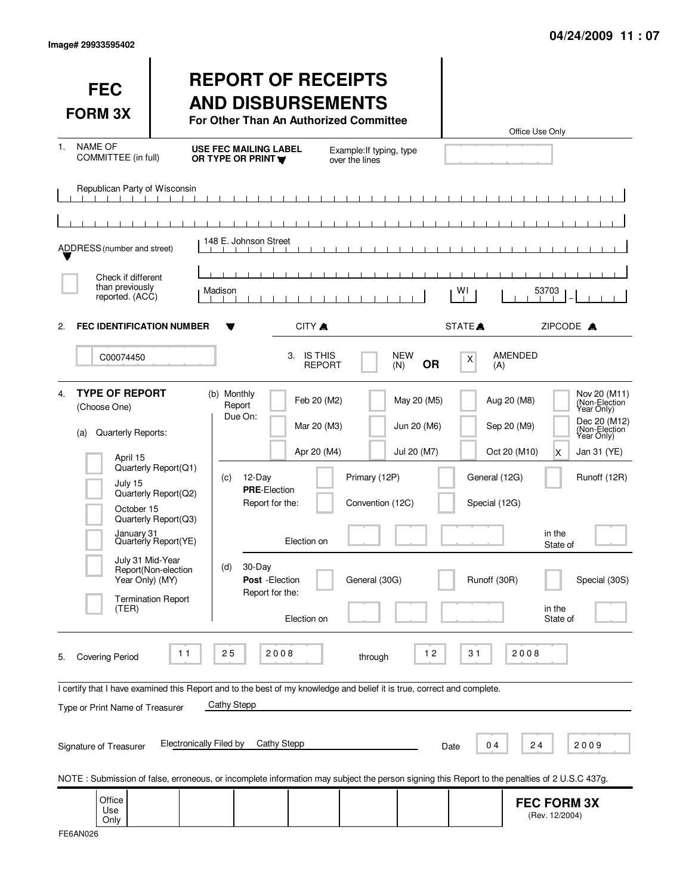Image# 29933595402

04/24/2009 11 : 07

# FEC FORM 3X

# REPORT OF RECEIPTS AND DISBURSEMENTS

**For Other Than An Authorized Committee**

Office Use Only

1. NAME OF COMMITTEE (in full) — **USE FEC MAILING LABEL OR TYPE OR PRINT** — Example: If typing, type over the lines

Republican Party of Wisconsin

ADDRESS (number and street): 148 E. Johnson Street

☐ Check if different than previously reported. (ACC)

CITY: Madison — STATE: WI — ZIPCODE: 53703

2. **FEC IDENTIFICATION NUMBER**: C00074450

3. IS THIS REPORT: ☐ NEW (N) **OR** ☒ AMENDED (A)

4. **TYPE OF REPORT** (Choose One)

(a) Quarterly Reports:

- ☐ April 15 Quarterly Report (Q1)
- ☐ July 15 Quarterly Report (Q2)
- ☐ October 15 Quarterly Report (Q3)
- ☐ January 31 Quarterly Report (YE)
- ☐ July 31 Mid-Year Report (Non-election Year Only) (MY)
- ☐ Termination Report (TER)

(b) Monthly Report Due On:

| | | | |
|---|---|---|---|
| ☐ Feb 20 (M2) | ☐ May 20 (M5) | ☐ Aug 20 (M8) | ☐ Nov 20 (M11) (Non-Election Year Only) |
| ☐ Mar 20 (M3) | ☐ Jun 20 (M6) | ☐ Sep 20 (M9) | ☐ Dec 20 (M12) (Non-Election Year Only) |
| ☐ Apr 20 (M4) | ☐ Jul 20 (M7) | ☐ Oct 20 (M10) | ☒ Jan 31 (YE) |

(c) 12-Day **PRE**-Election Report for the:

☐ Primary (12P) ☐ General (12G) ☐ Runoff (12R)
☐ Convention (12C) ☐ Special (12G)

Election on ______ in the State of ______

(d) 30-Day **Post**-Election Report for the:

☐ General (30G) ☐ Runoff (30R) ☐ Special (30S)

Election on ______ in the State of ______

5. Covering Period 11 25 2008 through 12 31 2008

I certify that I have examined this Report and to the best of my knowledge and belief it is true, correct and complete.

Type or Print Name of Treasurer: Cathy Stepp

Signature of Treasurer: Electronically Filed by Cathy Stepp — Date 04 24 2009

NOTE : Submission of false, erroneous, or incomplete information may subject the person signing this Report to the penalties of 2 U.S.C 437g.

Office Use Only

**FEC FORM 3X** (Rev. 12/2004)

FE6AN026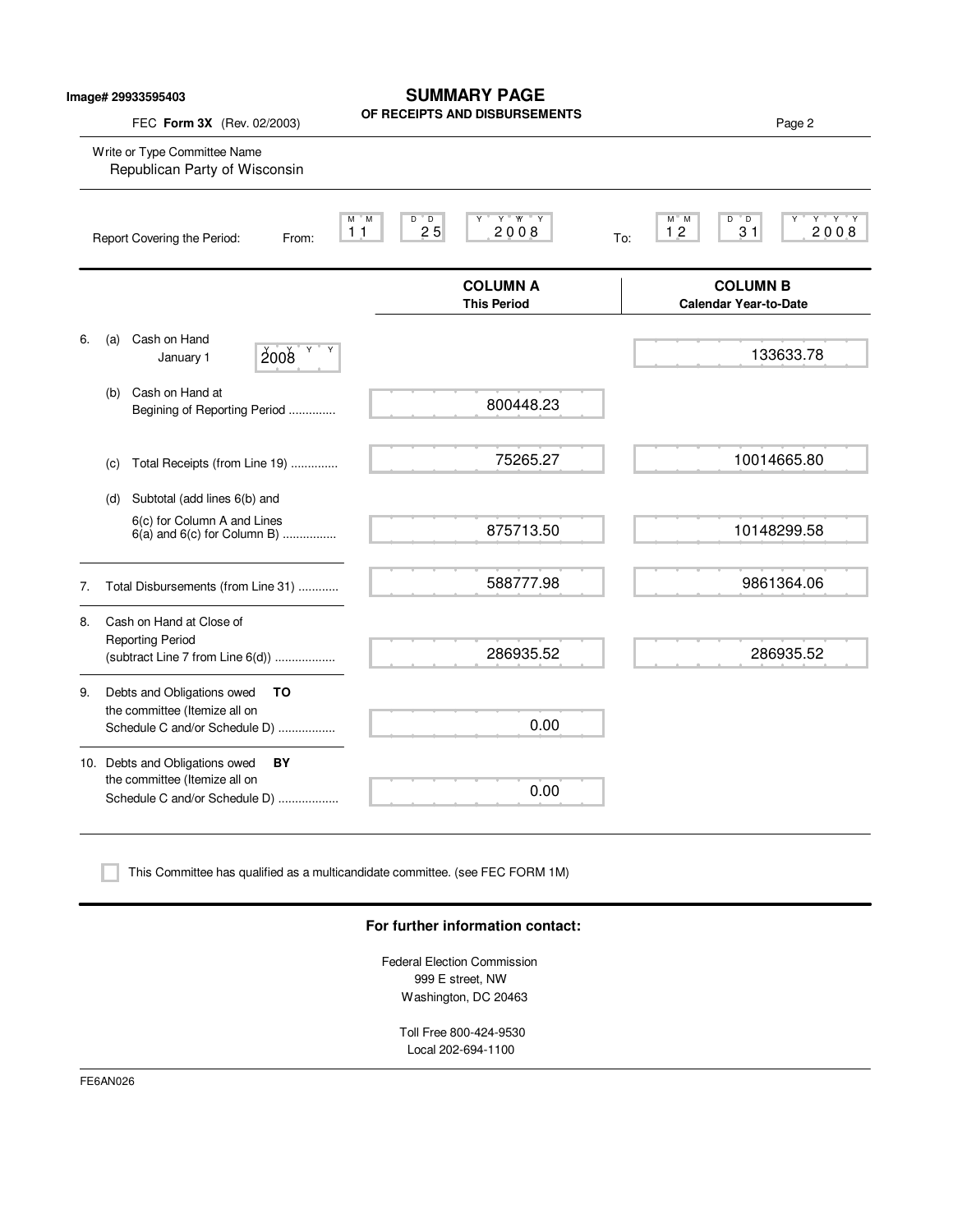Image# 29933595403

# SUMMARY PAGE
## OF RECEIPTS AND DISBURSEMENTS

FEC **Form 3X** (Rev. 02/2003)

Write or Type Committee Name
Republican Party of Wisconsin

Report Covering the Period: From: 11 25 2008 To: 12 31 2008

| | COLUMN A This Period | COLUMN B Calendar Year-to-Date |
|---|---|---|
| 6. (a) Cash on Hand January 1 2008 | | 133633.78 |
| (b) Cash on Hand at Begining of Reporting Period .............. | 800448.23 | |
| (c) Total Receipts (from Line 19) .............. | 75265.27 | 10014665.80 |
| (d) Subtotal (add lines 6(b) and 6(c) for Column A and Lines 6(a) and 6(c) for Column B) ................ | 875713.50 | 10148299.58 |
| 7. Total Disbursements (from Line 31) ............ | 588777.98 | 9861364.06 |
| 8. Cash on Hand at Close of Reporting Period (subtract Line 7 from Line 6(d)) .................. | 286935.52 | 286935.52 |
| 9. Debts and Obligations owed **TO** the committee (Itemize all on Schedule C and/or Schedule D) ................. | 0.00 | |
| 10. Debts and Obligations owed **BY** the committee (Itemize all on Schedule C and/or Schedule D) .................. | 0.00 | |

☐ This Committee has qualified as a multicandidate committee. (see FEC FORM 1M)

**For further information contact:**

Federal Election Commission
999 E street, NW
Washington, DC 20463

Toll Free 800-424-9530
Local 202-694-1100

FE6AN026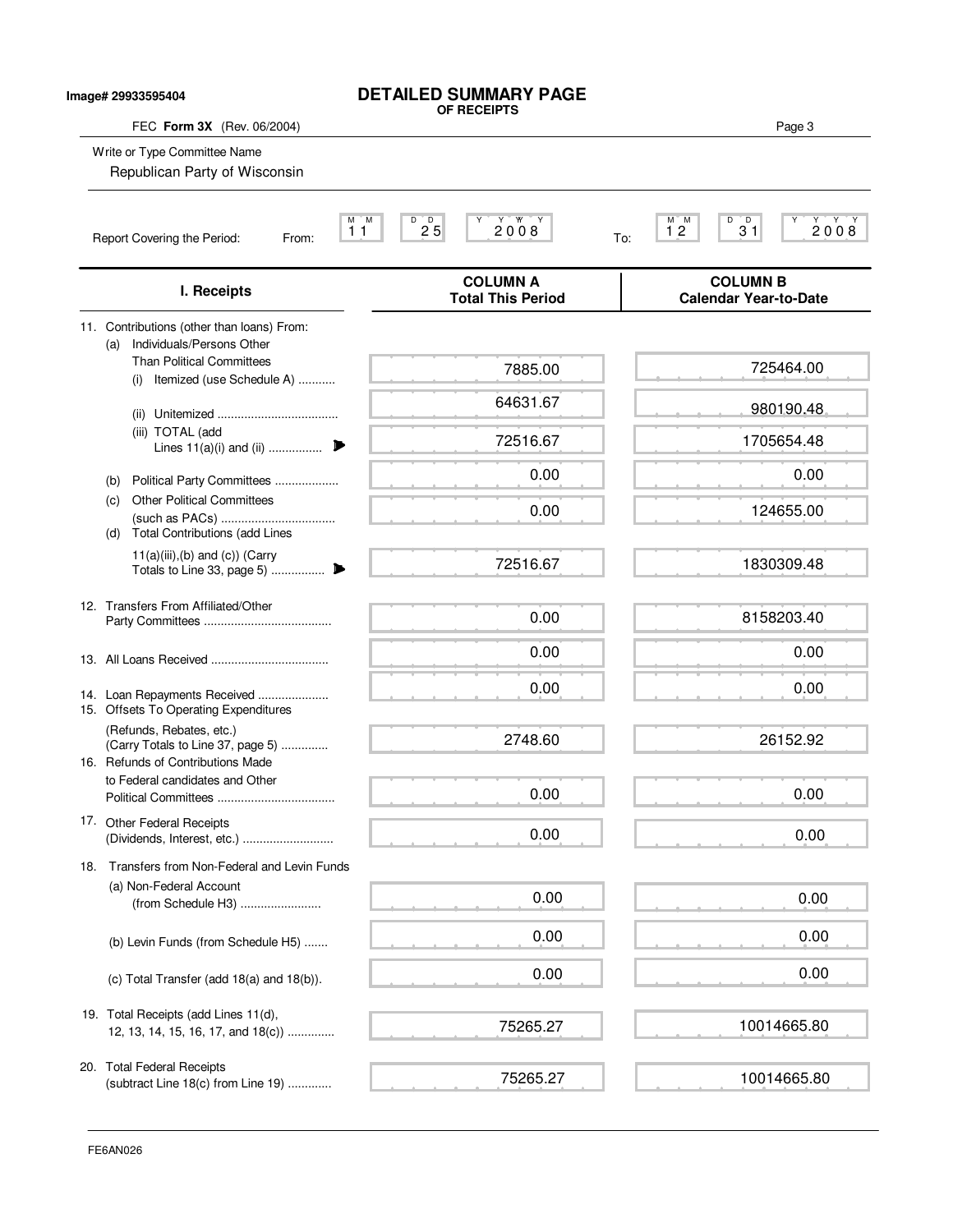Image# 29933595404

# DETAILED SUMMARY PAGE
**OF RECEIPTS**

FEC **Form 3X** (Rev. 06/2004)

Write or Type Committee Name

Republican Party of Wisconsin

Report Covering the Period: From: 11 25 2008 To: 12 31 2008

| I. Receipts | COLUMN A Total This Period | COLUMN B Calendar Year-to-Date |
|---|---|---|
| 11. Contributions (other than loans) From: | | |
| (a) Individuals/Persons Other Than Political Committees (i) Itemized (use Schedule A) ........... | 7885.00 | 725464.00 |
| (ii) Unitemized ................................... | 64631.67 | 980190.48 |
| (iii) TOTAL (add Lines 11(a)(i) and (ii) ................ | 72516.67 | 1705654.48 |
| (b) Political Party Committees ................... | 0.00 | 0.00 |
| (c) Other Political Committees (such as PACs) ................................. | 0.00 | 124655.00 |
| (d) Total Contributions (add Lines 11(a)(iii),(b) and (c)) (Carry Totals to Line 33, page 5) ................ | 72516.67 | 1830309.48 |
| 12. Transfers From Affiliated/Other Party Committees ..................................... | 0.00 | 8158203.40 |
| 13. All Loans Received .................................. | 0.00 | 0.00 |
| 14. Loan Repayments Received ..................... | 0.00 | 0.00 |
| 15. Offsets To Operating Expenditures (Refunds, Rebates, etc.) (Carry Totals to Line 37, page 5) ............. | 2748.60 | 26152.92 |
| 16. Refunds of Contributions Made to Federal candidates and Other Political Committees .................................. | 0.00 | 0.00 |
| 17. Other Federal Receipts (Dividends, Interest, etc.) .......................... | 0.00 | 0.00 |
| 18. Transfers from Non-Federal and Levin Funds | | |
| (a) Non-Federal Account (from Schedule H3) ....................... | 0.00 | 0.00 |
| (b) Levin Funds (from Schedule H5) ....... | 0.00 | 0.00 |
| (c) Total Transfer (add 18(a) and 18(b)). | 0.00 | 0.00 |
| 19. Total Receipts (add Lines 11(d), 12, 13, 14, 15, 16, 17, and 18(c)) ............. | 75265.27 | 10014665.80 |
| 20. Total Federal Receipts (subtract Line 18(c) from Line 19) ............ | 75265.27 | 10014665.80 |

FE6AN026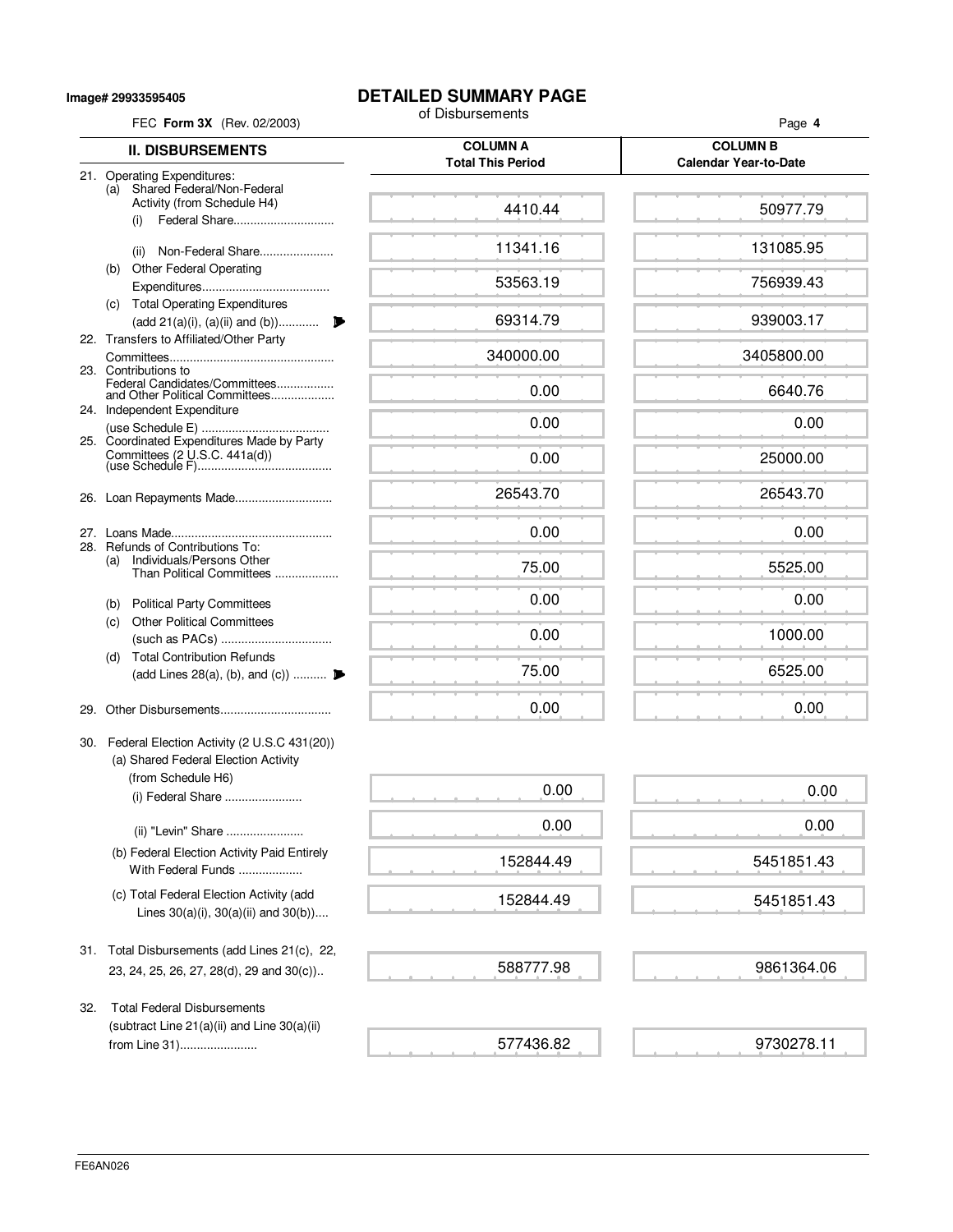Image# 29933595405

# DETAILED SUMMARY PAGE

of Disbursements

FEC **Form 3X** (Rev. 02/2003)

| II. DISBURSEMENTS | COLUMN A Total This Period | COLUMN B Calendar Year-to-Date |
|---|---|---|
| 21. Operating Expenditures: (a) Shared Federal/Non-Federal Activity (from Schedule H4) (i) Federal Share | 4410.44 | 50977.79 |
| (ii) Non-Federal Share | 11341.16 | 131085.95 |
| (b) Other Federal Operating Expenditures | 53563.19 | 756939.43 |
| (c) Total Operating Expenditures (add 21(a)(i), (a)(ii) and (b)) | 69314.79 | 939003.17 |
| 22. Transfers to Affiliated/Other Party Committees | 340000.00 | 3405800.00 |
| 23. Contributions to Federal Candidates/Committees and Other Political Committees | 0.00 | 6640.76 |
| 24. Independent Expenditure (use Schedule E) | 0.00 | 0.00 |
| 25. Coordinated Expenditures Made by Party Committees (2 U.S.C. 441a(d)) (use Schedule F) | 0.00 | 25000.00 |
| 26. Loan Repayments Made | 26543.70 | 26543.70 |
| 27. Loans Made | 0.00 | 0.00 |
| 28. Refunds of Contributions To: (a) Individuals/Persons Other Than Political Committees | 75.00 | 5525.00 |
| (b) Political Party Committees | 0.00 | 0.00 |
| (c) Other Political Committees (such as PACs) | 0.00 | 1000.00 |
| (d) Total Contribution Refunds (add Lines 28(a), (b), and (c)) | 75.00 | 6525.00 |
| 29. Other Disbursements | 0.00 | 0.00 |
| 30. Federal Election Activity (2 U.S.C 431(20)) (a) Shared Federal Election Activity (from Schedule H6) (i) Federal Share | 0.00 | 0.00 |
| (ii) "Levin" Share | 0.00 | 0.00 |
| (b) Federal Election Activity Paid Entirely With Federal Funds | 152844.49 | 5451851.43 |
| (c) Total Federal Election Activity (add Lines 30(a)(i), 30(a)(ii) and 30(b)) | 152844.49 | 5451851.43 |
| 31. Total Disbursements (add Lines 21(c), 22, 23, 24, 25, 26, 27, 28(d), 29 and 30(c)) | 588777.98 | 9861364.06 |
| 32. Total Federal Disbursements (subtract Line 21(a)(ii) and Line 30(a)(ii) from Line 31) | 577436.82 | 9730278.11 |

FE6AN026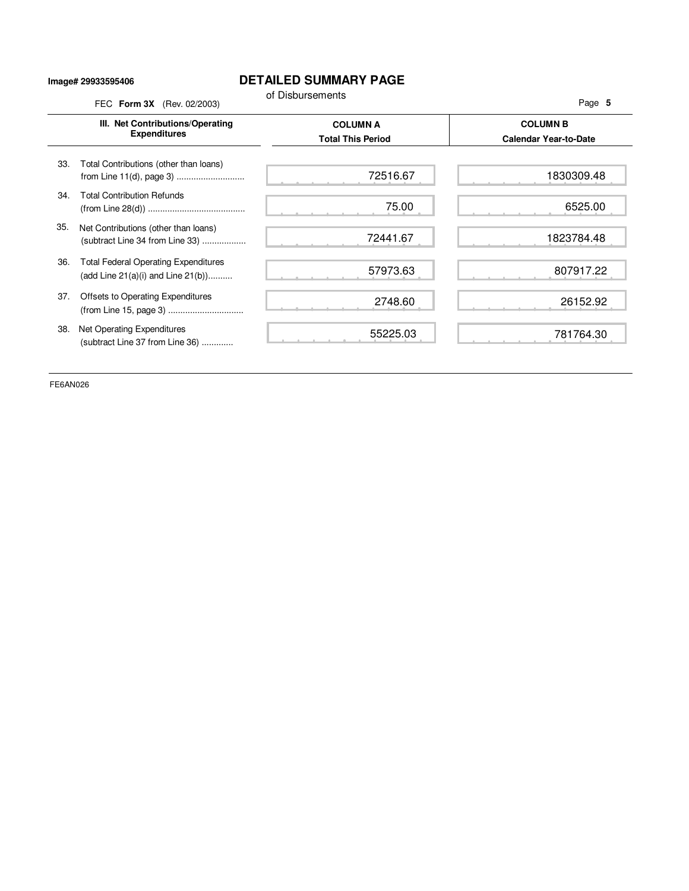Image# 29933595406

# DETAILED SUMMARY PAGE

of Disbursements

FEC **Form 3X** (Rev. 02/2003)

| III. Net Contributions/Operating Expenditures | COLUMN A Total This Period | COLUMN B Calendar Year-to-Date |
|---|---|---|
| 33. Total Contributions (other than loans) from Line 11(d), page 3) | 72516.67 | 1830309.48 |
| 34. Total Contribution Refunds (from Line 28(d)) | 75.00 | 6525.00 |
| 35. Net Contributions (other than loans) (subtract Line 34 from Line 33) | 72441.67 | 1823784.48 |
| 36. Total Federal Operating Expenditures (add Line 21(a)(i) and Line 21(b)) | 57973.63 | 807917.22 |
| 37. Offsets to Operating Expenditures (from Line 15, page 3) | 2748.60 | 26152.92 |
| 38. Net Operating Expenditures (subtract Line 37 from Line 36) | 55225.03 | 781764.30 |

FE6AN026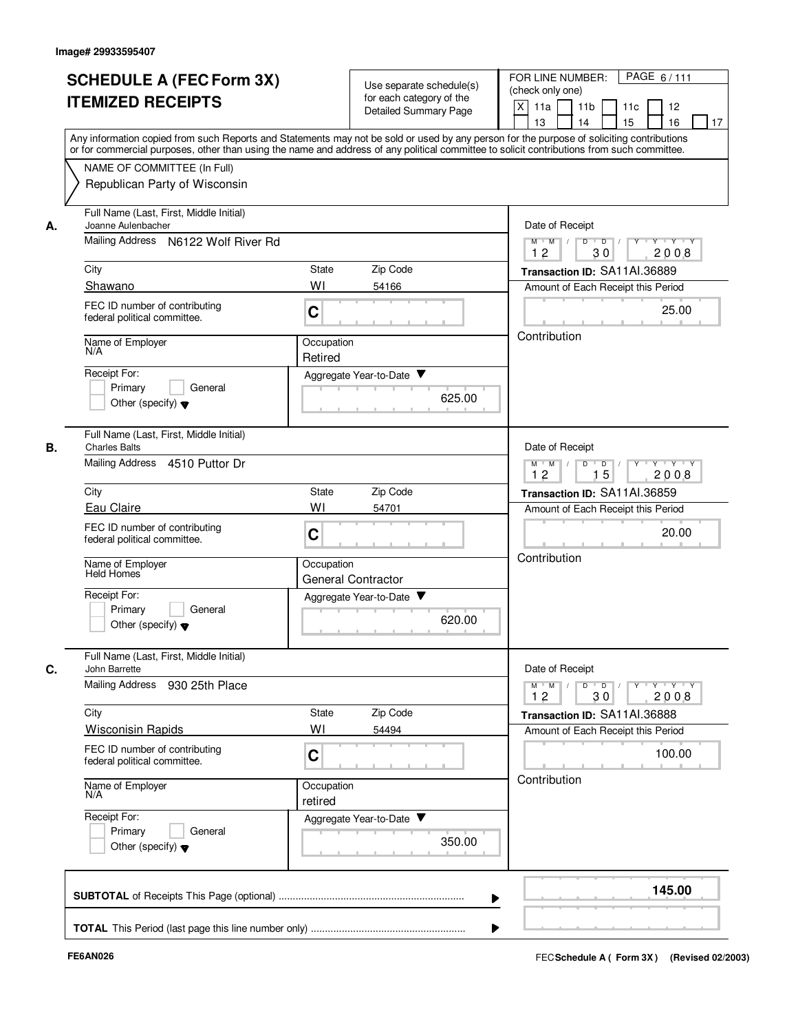Image# 29933595407

# SCHEDULE A (FEC Form 3X)
# ITEMIZED RECEIPTS

Use separate schedule(s) for each category of the Detailed Summary Page

FOR LINE NUMBER: (check only one)
[X] 11a [ ] 11b [ ] 11c [ ] 12 [ ] 13 [ ] 14 [ ] 15 [ ] 16 [ ] 17

PAGE 6 / 111

Any information copied from such Reports and Statements may not be sold or used by any person for the purpose of soliciting contributions or for commercial purposes, other than using the name and address of any political committee to solicit contributions from such committee.

NAME OF COMMITTEE (In Full)
Republican Party of Wisconsin

---

**A.** Full Name (Last, First, Middle Initial): Joanne Aulenbacher
Mailing Address: N6122 Wolf River Rd
City: Shawano | State: WI | Zip Code: 54166
FEC ID number of contributing federal political committee: C
Name of Employer: N/A
Occupation: Retired
Receipt For: [ ] Primary [ ] General [ ] Other (specify)
Aggregate Year-to-Date: 625.00

Date of Receipt: 12 / 30 / 2008
Transaction ID: SA11AI.36889
Amount of Each Receipt this Period: 25.00
Contribution

---

**B.** Full Name (Last, First, Middle Initial): Charles Balts
Mailing Address: 4510 Puttor Dr
City: Eau Claire | State: WI | Zip Code: 54701
FEC ID number of contributing federal political committee: C
Name of Employer: Held Homes
Occupation: General Contractor
Receipt For: [ ] Primary [ ] General [ ] Other (specify)
Aggregate Year-to-Date: 620.00

Date of Receipt: 12 / 15 / 2008
Transaction ID: SA11AI.36859
Amount of Each Receipt this Period: 20.00
Contribution

---

**C.** Full Name (Last, First, Middle Initial): John Barrette
Mailing Address: 930 25th Place
City: Wisconisin Rapids | State: WI | Zip Code: 54494
FEC ID number of contributing federal political committee: C
Name of Employer: N/A
Occupation: retired
Receipt For: [ ] Primary [ ] General [ ] Other (specify)
Aggregate Year-to-Date: 350.00

Date of Receipt: 12 / 30 / 2008
Transaction ID: SA11AI.36888
Amount of Each Receipt this Period: 100.00
Contribution

---

**SUBTOTAL** of Receipts This Page (optional): **145.00**

**TOTAL** This Period (last page this line number only):

FE6AN026 — FEC Schedule A ( Form 3X ) (Revised 02/2003)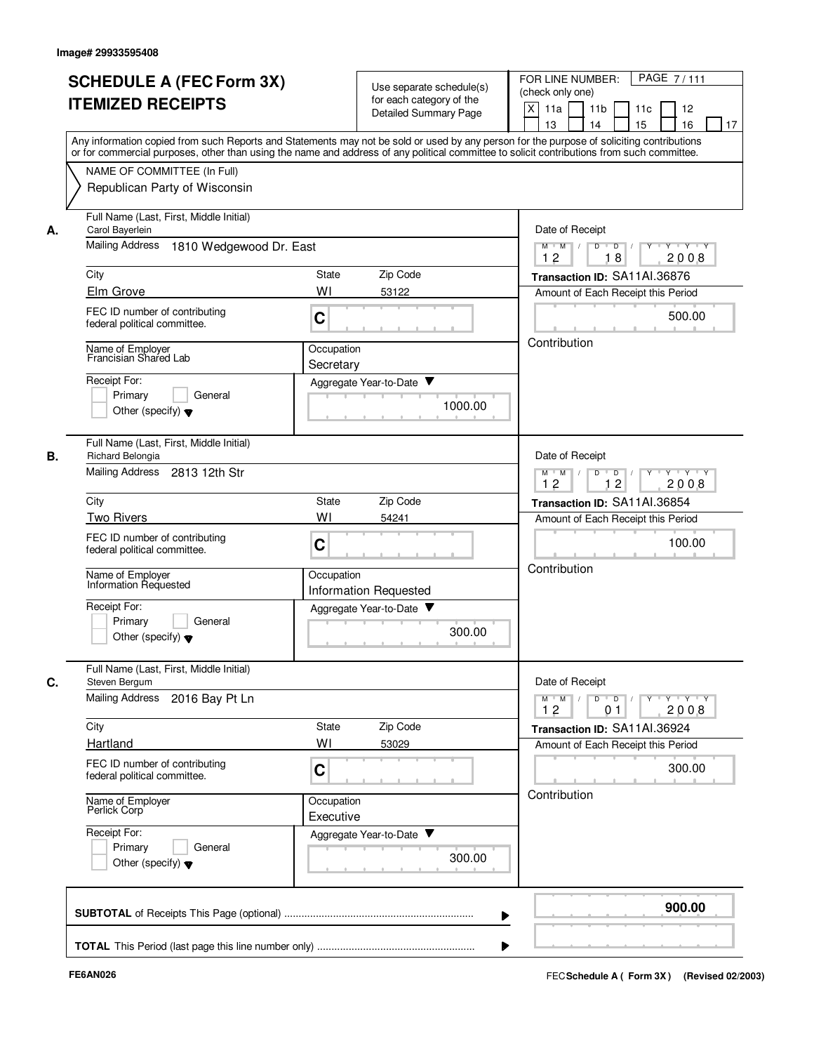Image# 29933595408

# SCHEDULE A (FEC Form 3X) ITEMIZED RECEIPTS

Use separate schedule(s) for each category of the Detailed Summary Page

FOR LINE NUMBER: (check only one)
[X] 11a [ ] 11b [ ] 11c [ ] 12 [ ] 13 [ ] 14 [ ] 15 [ ] 16 [ ] 17

PAGE 7 / 111

Any information copied from such Reports and Statements may not be sold or used by any person for the purpose of soliciting contributions or for commercial purposes, other than using the name and address of any political committee to solicit contributions from such committee.

NAME OF COMMITTEE (In Full)
Republican Party of Wisconsin

## A.

Full Name (Last, First, Middle Initial): Carol Bayerlein
Mailing Address: 1810 Wedgewood Dr. East
City: Elm Grove
State: WI
Zip Code: 53122
FEC ID number of contributing federal political committee: C
Name of Employer: Francisian Shared Lab
Occupation: Secretary
Receipt For: [ ] Primary [ ] General [ ] Other (specify)
Aggregate Year-to-Date: 1000.00

Date of Receipt: 12 18 2008
Transaction ID: SA11AI.36876
Amount of Each Receipt this Period: 500.00
Contribution

## B.

Full Name (Last, First, Middle Initial): Richard Belongia
Mailing Address: 2813 12th Str
City: Two Rivers
State: WI
Zip Code: 54241
FEC ID number of contributing federal political committee: C
Name of Employer: Information Requested
Occupation: Information Requested
Receipt For: [ ] Primary [ ] General [ ] Other (specify)
Aggregate Year-to-Date: 300.00

Date of Receipt: 12 12 2008
Transaction ID: SA11AI.36854
Amount of Each Receipt this Period: 100.00
Contribution

## C.

Full Name (Last, First, Middle Initial): Steven Bergum
Mailing Address: 2016 Bay Pt Ln
City: Hartland
State: WI
Zip Code: 53029
FEC ID number of contributing federal political committee: C
Name of Employer: Perlick Corp
Occupation: Executive
Receipt For: [ ] Primary [ ] General [ ] Other (specify)
Aggregate Year-to-Date: 300.00

Date of Receipt: 12 01 2008
Transaction ID: SA11AI.36924
Amount of Each Receipt this Period: 300.00
Contribution

**SUBTOTAL** of Receipts This Page (optional): **900.00**

**TOTAL** This Period (last page this line number only):

FE6AN026

FEC **Schedule A ( Form 3X)** (Revised 02/2003)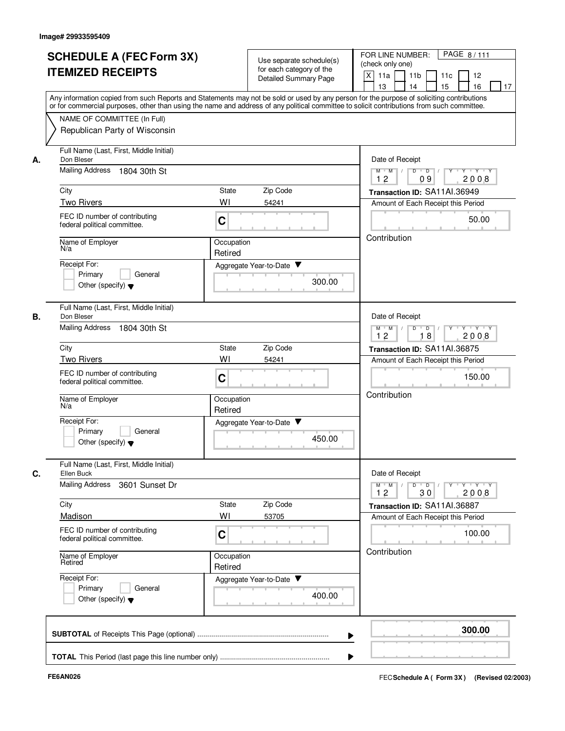Image# 29933595409

# SCHEDULE A (FEC Form 3X)
# ITEMIZED RECEIPTS

Use separate schedule(s) for each category of the Detailed Summary Page

FOR LINE NUMBER: (check only one)

[X] 11a [ ] 11b [ ] 11c [ ] 12 [ ] 13 [ ] 14 [ ] 15 [ ] 16 [ ] 17

PAGE 8 / 111

Any information copied from such Reports and Statements may not be sold or used by any person for the purpose of soliciting contributions or for commercial purposes, other than using the name and address of any political committee to solicit contributions from such committee.

NAME OF COMMITTEE (In Full)
Republican Party of Wisconsin

## A.

**Full Name (Last, First, Middle Initial):** Don Bleser
**Mailing Address:** 1804 30th St
**City:** Two Rivers **State:** WI **Zip Code:** 54241
**FEC ID number of contributing federal political committee.** C
**Name of Employer:** N/a
**Occupation:** Retired
**Receipt For:** Primary / General / Other (specify)
**Aggregate Year-to-Date:** 300.00
**Date of Receipt:** 12 / 09 / 2008
**Transaction ID:** SA11AI.36949
**Amount of Each Receipt this Period:** 50.00
Contribution

## B.

**Full Name (Last, First, Middle Initial):** Don Bleser
**Mailing Address:** 1804 30th St
**City:** Two Rivers **State:** WI **Zip Code:** 54241
**FEC ID number of contributing federal political committee.** C
**Name of Employer:** N/a
**Occupation:** Retired
**Receipt For:** Primary / General / Other (specify)
**Aggregate Year-to-Date:** 450.00
**Date of Receipt:** 12 / 18 / 2008
**Transaction ID:** SA11AI.36875
**Amount of Each Receipt this Period:** 150.00
Contribution

## C.

**Full Name (Last, First, Middle Initial):** Ellen Buck
**Mailing Address:** 3601 Sunset Dr
**City:** Madison **State:** WI **Zip Code:** 53705
**FEC ID number of contributing federal political committee.** C
**Name of Employer:** Retired
**Occupation:** Retired
**Receipt For:** Primary / General / Other (specify)
**Aggregate Year-to-Date:** 400.00
**Date of Receipt:** 12 / 30 / 2008
**Transaction ID:** SA11AI.36887
**Amount of Each Receipt this Period:** 100.00
Contribution

**SUBTOTAL** of Receipts This Page (optional) ........ **300.00**

**TOTAL** This Period (last page this line number only) ........

FE6AN026 FEC **Schedule A ( Form 3X)** (Revised 02/2003)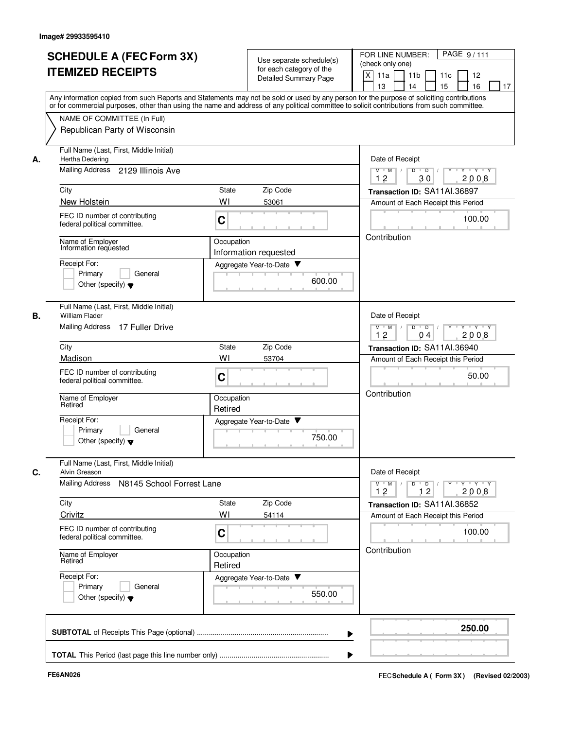Image# 29933595410

# SCHEDULE A (FEC Form 3X) ITEMIZED RECEIPTS

Use separate schedule(s) for each category of the Detailed Summary Page

FOR LINE NUMBER: (check only one)
[X] 11a [ ] 11b [ ] 11c [ ] 12 [ ] 13 [ ] 14 [ ] 15 [ ] 16 [ ] 17

PAGE 9 / 111

Any information copied from such Reports and Statements may not be sold or used by any person for the purpose of soliciting contributions or for commercial purposes, other than using the name and address of any political committee to solicit contributions from such committee.

NAME OF COMMITTEE (In Full)
Republican Party of Wisconsin

## A.

Full Name (Last, First, Middle Initial): Hertha Dedering
Mailing Address: 2129 Illinois Ave
City: New Holstein | State: WI | Zip Code: 53061
FEC ID number of contributing federal political committee: C
Name of Employer: Information requested
Occupation: Information requested
Receipt For: [ ] Primary [ ] General [ ] Other (specify)
Aggregate Year-to-Date: 600.00

Date of Receipt: 12 / 30 / 2008
Transaction ID: SA11AI.36897
Amount of Each Receipt this Period: 100.00
Contribution

## B.

Full Name (Last, First, Middle Initial): William Flader
Mailing Address: 17 Fuller Drive
City: Madison | State: WI | Zip Code: 53704
FEC ID number of contributing federal political committee: C
Name of Employer: Retired
Occupation: Retired
Receipt For: [ ] Primary [ ] General [ ] Other (specify)
Aggregate Year-to-Date: 750.00

Date of Receipt: 12 / 04 / 2008
Transaction ID: SA11AI.36940
Amount of Each Receipt this Period: 50.00
Contribution

## C.

Full Name (Last, First, Middle Initial): Alvin Greason
Mailing Address: N8145 School Forrest Lane
City: Crivitz | State: WI | Zip Code: 54114
FEC ID number of contributing federal political committee: C
Name of Employer: Retired
Occupation: Retired
Receipt For: [ ] Primary [ ] General [ ] Other (specify)
Aggregate Year-to-Date: 550.00

Date of Receipt: 12 / 12 / 2008
Transaction ID: SA11AI.36852
Amount of Each Receipt this Period: 100.00
Contribution

**SUBTOTAL** of Receipts This Page (optional) ........ **250.00**

**TOTAL** This Period (last page this line number only) ........

FE6AN026

FEC **Schedule A ( Form 3X)** (Revised 02/2003)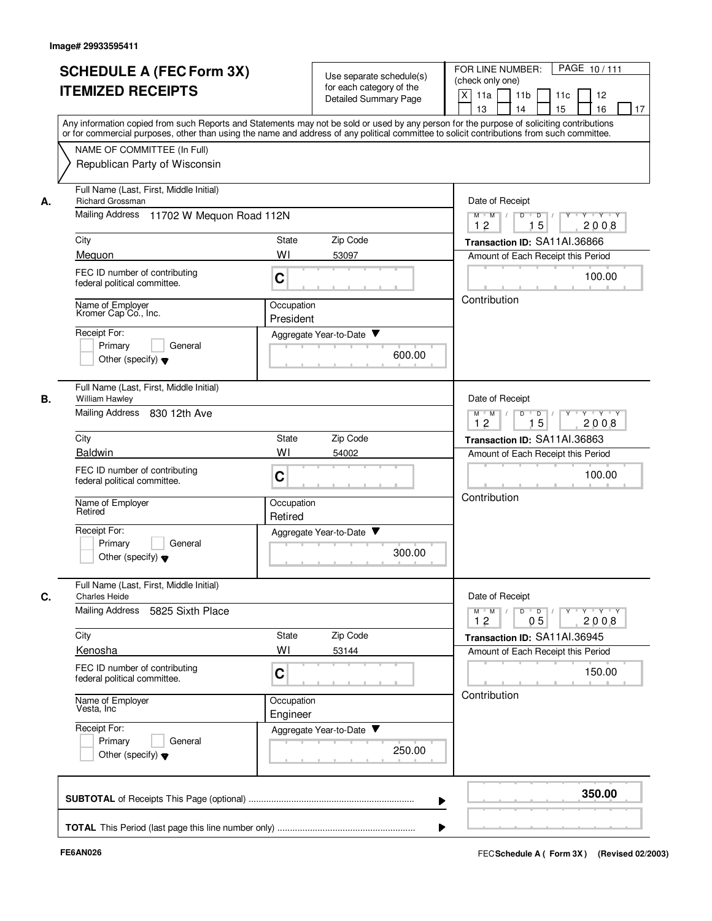Image# 29933595411

# SCHEDULE A (FEC Form 3X) ITEMIZED RECEIPTS

Use separate schedule(s) for each category of the Detailed Summary Page

FOR LINE NUMBER: (check only one)

[X] 11a [ ] 11b [ ] 11c [ ] 12 [ ] 13 [ ] 14 [ ] 15 [ ] 16 [ ] 17

PAGE 10 / 111

Any information copied from such Reports and Statements may not be sold or used by any person for the purpose of soliciting contributions or for commercial purposes, other than using the name and address of any political committee to solicit contributions from such committee.

NAME OF COMMITTEE (In Full)
Republican Party of Wisconsin

---

**A.** Full Name (Last, First, Middle Initial): Richard Grossman

Mailing Address: 11702 W Mequon Road 112N

City: Mequon | State: WI | Zip Code: 53097

FEC ID number of contributing federal political committee: C

Name of Employer: Kromer Cap Co., Inc.

Occupation: President

Receipt For: [ ] Primary [ ] General [ ] Other (specify)

Aggregate Year-to-Date: 600.00

Date of Receipt: 12 / 15 / 2008

Transaction ID: SA11AI.36866

Amount of Each Receipt this Period: 100.00

Contribution

---

**B.** Full Name (Last, First, Middle Initial): William Hawley

Mailing Address: 830 12th Ave

City: Baldwin | State: WI | Zip Code: 54002

FEC ID number of contributing federal political committee: C

Name of Employer: Retired

Occupation: Retired

Receipt For: [ ] Primary [ ] General [ ] Other (specify)

Aggregate Year-to-Date: 300.00

Date of Receipt: 12 / 15 / 2008

Transaction ID: SA11AI.36863

Amount of Each Receipt this Period: 100.00

Contribution

---

**C.** Full Name (Last, First, Middle Initial): Charles Heide

Mailing Address: 5825 Sixth Place

City: Kenosha | State: WI | Zip Code: 53144

FEC ID number of contributing federal political committee: C

Name of Employer: Vesta, Inc

Occupation: Engineer

Receipt For: [ ] Primary [ ] General [ ] Other (specify)

Aggregate Year-to-Date: 250.00

Date of Receipt: 12 / 05 / 2008

Transaction ID: SA11AI.36945

Amount of Each Receipt this Period: 150.00

Contribution

---

**SUBTOTAL** of Receipts This Page (optional): **350.00**

**TOTAL** This Period (last page this line number only):

FE6AN026

FEC Schedule A ( Form 3X ) (Revised 02/2003)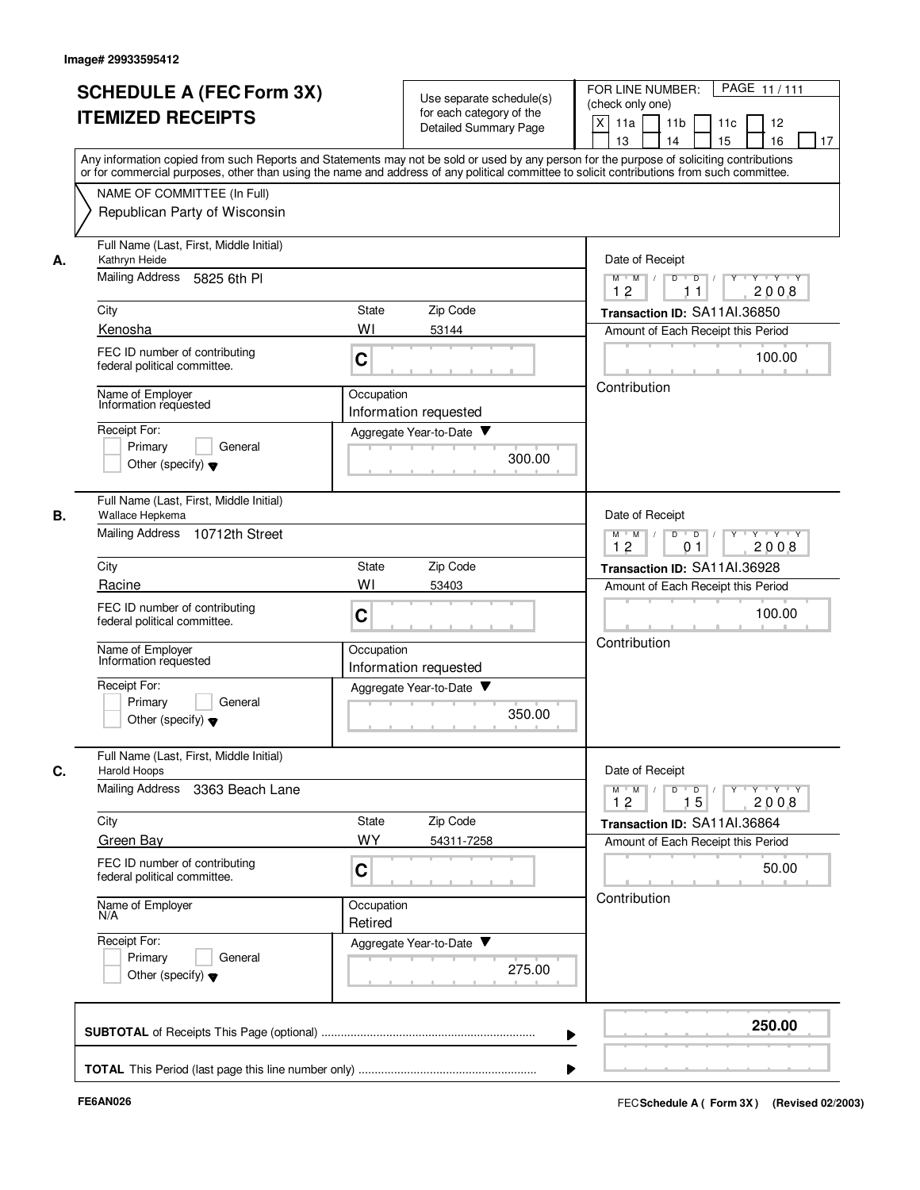Image# 29933595412

# SCHEDULE A (FEC Form 3X) ITEMIZED RECEIPTS

Use separate schedule(s) for each category of the Detailed Summary Page

FOR LINE NUMBER: (check only one)

[X] 11a [ ] 11b [ ] 11c [ ] 12 [ ] 13 [ ] 14 [ ] 15 [ ] 16 [ ] 17

Any information copied from such Reports and Statements may not be sold or used by any person for the purpose of soliciting contributions or for commercial purposes, other than using the name and address of any political committee to solicit contributions from such committee.

NAME OF COMMITTEE (In Full)

Republican Party of Wisconsin

---

**A.** Full Name (Last, First, Middle Initial): Kathryn Heide

Mailing Address: 5825 6th Pl

City: Kenosha | State: WI | Zip Code: 53144

FEC ID number of contributing federal political committee: C

Name of Employer: Information requested

Occupation: Information requested

Receipt For: [ ] Primary [ ] General [ ] Other (specify)

Aggregate Year-to-Date: 300.00

Date of Receipt: 12/11/2008

Transaction ID: SA11AI.36850

Amount of Each Receipt this Period: 100.00

Contribution

---

**B.** Full Name (Last, First, Middle Initial): Wallace Hepkema

Mailing Address: 10712th Street

City: Racine | State: WI | Zip Code: 53403

FEC ID number of contributing federal political committee: C

Name of Employer: Information requested

Occupation: Information requested

Receipt For: [ ] Primary [ ] General [ ] Other (specify)

Aggregate Year-to-Date: 350.00

Date of Receipt: 12/01/2008

Transaction ID: SA11AI.36928

Amount of Each Receipt this Period: 100.00

Contribution

---

**C.** Full Name (Last, First, Middle Initial): Harold Hoops

Mailing Address: 3363 Beach Lane

City: Green Bay | State: WY | Zip Code: 54311-7258

FEC ID number of contributing federal political committee: C

Name of Employer: N/A

Occupation: Retired

Receipt For: [ ] Primary [ ] General [ ] Other (specify)

Aggregate Year-to-Date: 275.00

Date of Receipt: 12/15/2008

Transaction ID: SA11AI.36864

Amount of Each Receipt this Period: 50.00

Contribution

---

**SUBTOTAL** of Receipts This Page (optional): **250.00**

**TOTAL** This Period (last page this line number only):

FE6AN026

FEC Schedule A ( Form 3X ) (Revised 02/2003)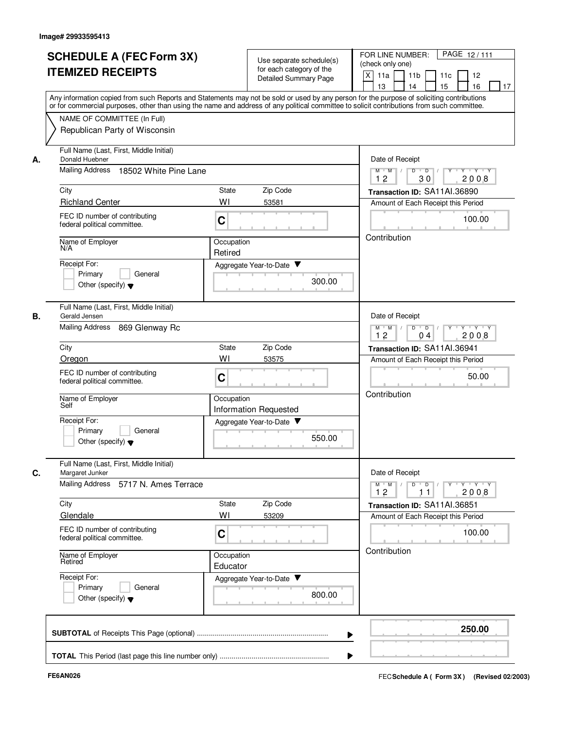Image# 29933595413

# SCHEDULE A (FEC Form 3X) ITEMIZED RECEIPTS

Use separate schedule(s) for each category of the Detailed Summary Page

FOR LINE NUMBER: (check only one)

- [X] 11a
- [ ] 11b
- [ ] 11c
- [ ] 12
- [ ] 13
- [ ] 14
- [ ] 15
- [ ] 16
- [ ] 17

Any information copied from such Reports and Statements may not be sold or used by any person for the purpose of soliciting contributions or for commercial purposes, other than using the name and address of any political committee to solicit contributions from such committee.

NAME OF COMMITTEE (In Full)
Republican Party of Wisconsin

---

**A.** Full Name (Last, First, Middle Initial): Donald Huebner

Mailing Address: 18502 White Pine Lane

City: Richland Center | State: WI | Zip Code: 53581

FEC ID number of contributing federal political committee: C

Name of Employer: N/A | Occupation: Retired

Receipt For: Primary / General / Other (specify)

Aggregate Year-to-Date: 300.00

Date of Receipt: 12 / 30 / 2008

Transaction ID: SA11AI.36890

Amount of Each Receipt this Period: 100.00

Contribution

---

**B.** Full Name (Last, First, Middle Initial): Gerald Jensen

Mailing Address: 869 Glenway Rc

City: Oregon | State: WI | Zip Code: 53575

FEC ID number of contributing federal political committee: C

Name of Employer: Self | Occupation: Information Requested

Receipt For: Primary / General / Other (specify)

Aggregate Year-to-Date: 550.00

Date of Receipt: 12 / 04 / 2008

Transaction ID: SA11AI.36941

Amount of Each Receipt this Period: 50.00

Contribution

---

**C.** Full Name (Last, First, Middle Initial): Margaret Junker

Mailing Address: 5717 N. Ames Terrace

City: Glendale | State: WI | Zip Code: 53209

FEC ID number of contributing federal political committee: C

Name of Employer: Retired | Occupation: Educator

Receipt For: Primary / General / Other (specify)

Aggregate Year-to-Date: 800.00

Date of Receipt: 12 / 11 / 2008

Transaction ID: SA11AI.36851

Amount of Each Receipt this Period: 100.00

Contribution

---

**SUBTOTAL** of Receipts This Page (optional): **250.00**

**TOTAL** This Period (last page this line number only):

FE6AN026

FEC Schedule A ( Form 3X ) (Revised 02/2003)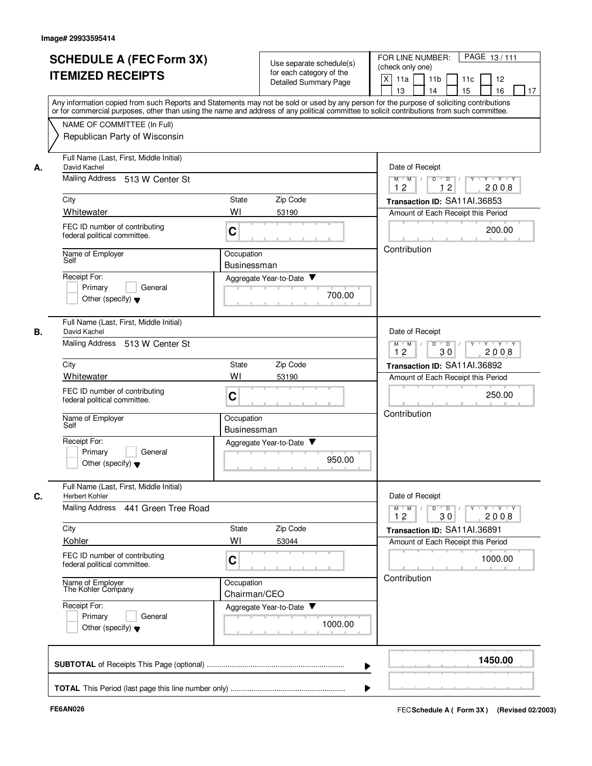Image# 29933595414

# SCHEDULE A (FEC Form 3X) ITEMIZED RECEIPTS

Use separate schedule(s) for each category of the Detailed Summary Page

FOR LINE NUMBER: (check only one)
[X] 11a [ ] 11b [ ] 11c [ ] 12 [ ] 13 [ ] 14 [ ] 15 [ ] 16 [ ] 17

Any information copied from such Reports and Statements may not be sold or used by any person for the purpose of soliciting contributions or for commercial purposes, other than using the name and address of any political committee to solicit contributions from such committee.

NAME OF COMMITTEE (In Full)
Republican Party of Wisconsin

---

**A.**

Full Name (Last, First, Middle Initial): David Kachel
Mailing Address: 513 W Center St
City: Whitewater | State: WI | Zip Code: 53190
FEC ID number of contributing federal political committee: C
Name of Employer: Self
Occupation: Businessman
Receipt For: [ ] Primary [ ] General [ ] Other (specify)
Aggregate Year-to-Date: 700.00

Date of Receipt: 12 / 12 / 2008
Transaction ID: SA11AI.36853
Amount of Each Receipt this Period: 200.00
Contribution

---

**B.**

Full Name (Last, First, Middle Initial): David Kachel
Mailing Address: 513 W Center St
City: Whitewater | State: WI | Zip Code: 53190
FEC ID number of contributing federal political committee: C
Name of Employer: Self
Occupation: Businessman
Receipt For: [ ] Primary [ ] General [ ] Other (specify)
Aggregate Year-to-Date: 950.00

Date of Receipt: 12 / 30 / 2008
Transaction ID: SA11AI.36892
Amount of Each Receipt this Period: 250.00
Contribution

---

**C.**

Full Name (Last, First, Middle Initial): Herbert Kohler
Mailing Address: 441 Green Tree Road
City: Kohler | State: WI | Zip Code: 53044
FEC ID number of contributing federal political committee: C
Name of Employer: The Kohler Company
Occupation: Chairman/CEO
Receipt For: [ ] Primary [ ] General [ ] Other (specify)
Aggregate Year-to-Date: 1000.00

Date of Receipt: 12 / 30 / 2008
Transaction ID: SA11AI.36891
Amount of Each Receipt this Period: 1000.00
Contribution

---

**SUBTOTAL** of Receipts This Page (optional): **1450.00**

**TOTAL** This Period (last page this line number only):

FE6AN026 FEC Schedule A ( Form 3X ) (Revised 02/2003)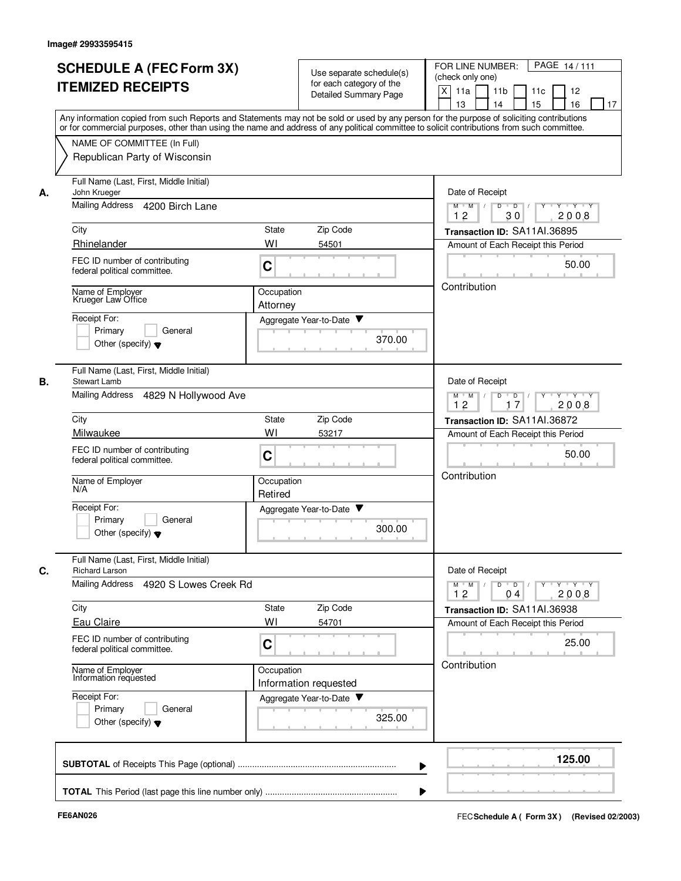Image# 29933595415

# SCHEDULE A (FEC Form 3X) ITEMIZED RECEIPTS

Use separate schedule(s) for each category of the Detailed Summary Page

FOR LINE NUMBER: (check only one)

[X] 11a [ ] 11b [ ] 11c [ ] 12 [ ] 13 [ ] 14 [ ] 15 [ ] 16 [ ] 17

Any information copied from such Reports and Statements may not be sold or used by any person for the purpose of soliciting contributions or for commercial purposes, other than using the name and address of any political committee to solicit contributions from such committee.

NAME OF COMMITTEE (In Full)
Republican Party of Wisconsin

**A.**

| Field | Value |
|---|---|
| Full Name (Last, First, Middle Initial) | John Krueger |
| Mailing Address | 4200 Birch Lane |
| City | Rhinelander |
| State | WI |
| Zip Code | 54501 |
| FEC ID number of contributing federal political committee. | C |
| Name of Employer | Krueger Law Office |
| Occupation | Attorney |
| Receipt For: | [ ] Primary [ ] General [ ] Other (specify) |
| Aggregate Year-to-Date | 370.00 |
| Date of Receipt | 12 30 2008 |
| Transaction ID | SA11AI.36895 |
| Amount of Each Receipt this Period | 50.00 |
| | Contribution |

**B.**

| Field | Value |
|---|---|
| Full Name (Last, First, Middle Initial) | Stewart Lamb |
| Mailing Address | 4829 N Hollywood Ave |
| City | Milwaukee |
| State | WI |
| Zip Code | 53217 |
| FEC ID number of contributing federal political committee. | C |
| Name of Employer | N/A |
| Occupation | Retired |
| Receipt For: | [ ] Primary [ ] General [ ] Other (specify) |
| Aggregate Year-to-Date | 300.00 |
| Date of Receipt | 12 17 2008 |
| Transaction ID | SA11AI.36872 |
| Amount of Each Receipt this Period | 50.00 |
| | Contribution |

**C.**

| Field | Value |
|---|---|
| Full Name (Last, First, Middle Initial) | Richard Larson |
| Mailing Address | 4920 S Lowes Creek Rd |
| City | Eau Claire |
| State | WI |
| Zip Code | 54701 |
| FEC ID number of contributing federal political committee. | C |
| Name of Employer | Information requested |
| Occupation | Information requested |
| Receipt For: | [ ] Primary [ ] General [ ] Other (specify) |
| Aggregate Year-to-Date | 325.00 |
| Date of Receipt | 12 04 2008 |
| Transaction ID | SA11AI.36938 |
| Amount of Each Receipt this Period | 25.00 |
| | Contribution |

**SUBTOTAL** of Receipts This Page (optional) ........ **125.00**

**TOTAL** This Period (last page this line number only) ........

FE6AN026 FEC **Schedule A ( Form 3X)** (Revised 02/2003)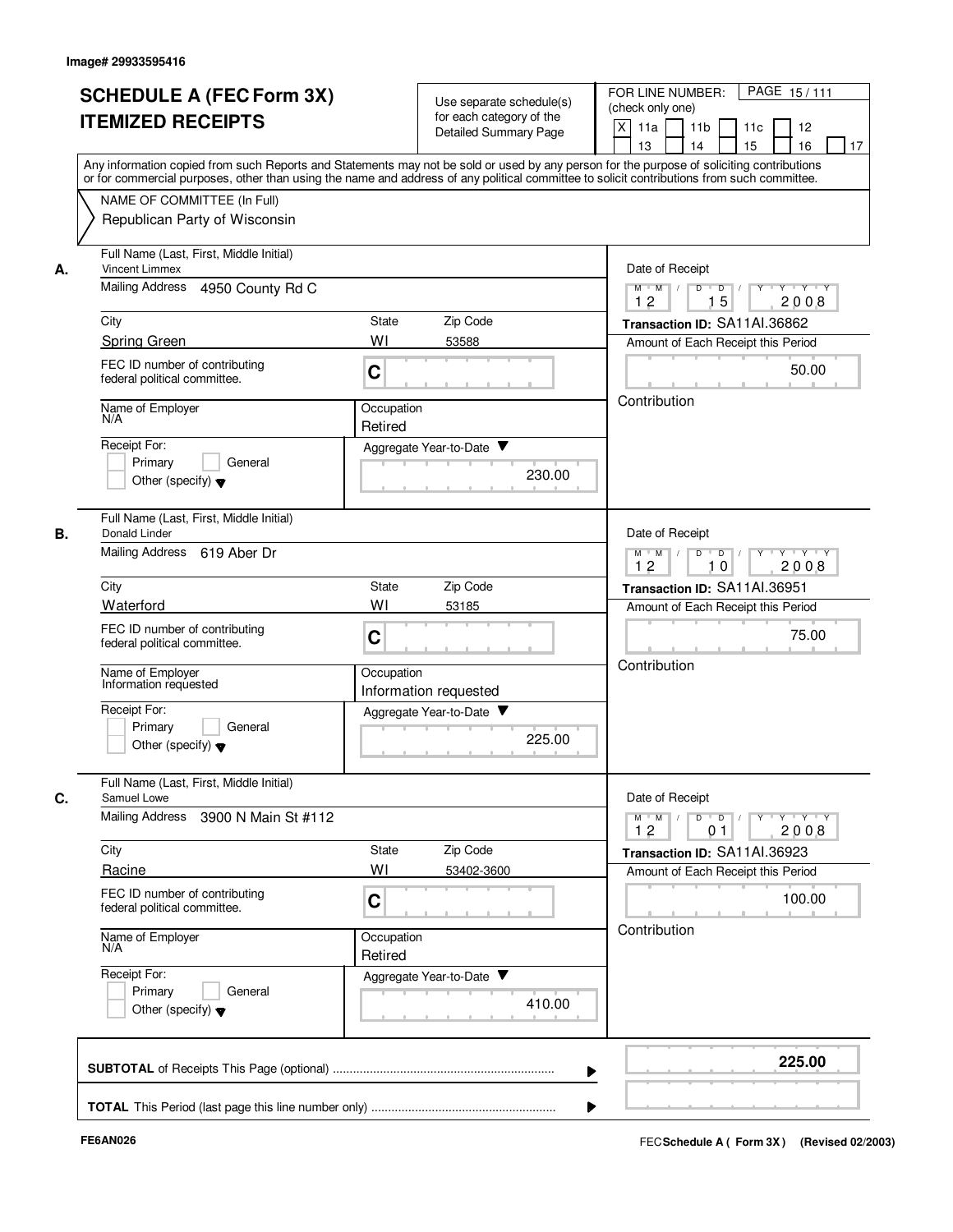Image# 29933595416

# SCHEDULE A (FEC Form 3X)
# ITEMIZED RECEIPTS

Use separate schedule(s) for each category of the Detailed Summary Page

FOR LINE NUMBER: (check only one)

[X] 11a [ ] 11b [ ] 11c [ ] 12 [ ] 13 [ ] 14 [ ] 15 [ ] 16 [ ] 17

PAGE 15 / 111

Any information copied from such Reports and Statements may not be sold or used by any person for the purpose of soliciting contributions or for commercial purposes, other than using the name and address of any political committee to solicit contributions from such committee.

NAME OF COMMITTEE (In Full)
Republican Party of Wisconsin

---

**A.** Full Name (Last, First, Middle Initial): Vincent Limmex

Mailing Address: 4950 County Rd C

City: Spring Green | State: WI | Zip Code: 53588

FEC ID number of contributing federal political committee: C

Name of Employer: N/A

Occupation: Retired

Receipt For: [ ] Primary [ ] General [ ] Other (specify)

Aggregate Year-to-Date: 230.00

Date of Receipt: 12 / 15 / 2008

Transaction ID: SA11AI.36862

Amount of Each Receipt this Period: 50.00

Contribution

---

**B.** Full Name (Last, First, Middle Initial): Donald Linder

Mailing Address: 619 Aber Dr

City: Waterford | State: WI | Zip Code: 53185

FEC ID number of contributing federal political committee: C

Name of Employer: Information requested

Occupation: Information requested

Receipt For: [ ] Primary [ ] General [ ] Other (specify)

Aggregate Year-to-Date: 225.00

Date of Receipt: 12 / 10 / 2008

Transaction ID: SA11AI.36951

Amount of Each Receipt this Period: 75.00

Contribution

---

**C.** Full Name (Last, First, Middle Initial): Samuel Lowe

Mailing Address: 3900 N Main St #112

City: Racine | State: WI | Zip Code: 53402-3600

FEC ID number of contributing federal political committee: C

Name of Employer: N/A

Occupation: Retired

Receipt For: [ ] Primary [ ] General [ ] Other (specify)

Aggregate Year-to-Date: 410.00

Date of Receipt: 12 / 01 / 2008

Transaction ID: SA11AI.36923

Amount of Each Receipt this Period: 100.00

Contribution

---

**SUBTOTAL** of Receipts This Page (optional): **225.00**

**TOTAL** This Period (last page this line number only):

FE6AN026

FEC Schedule A ( Form 3X ) (Revised 02/2003)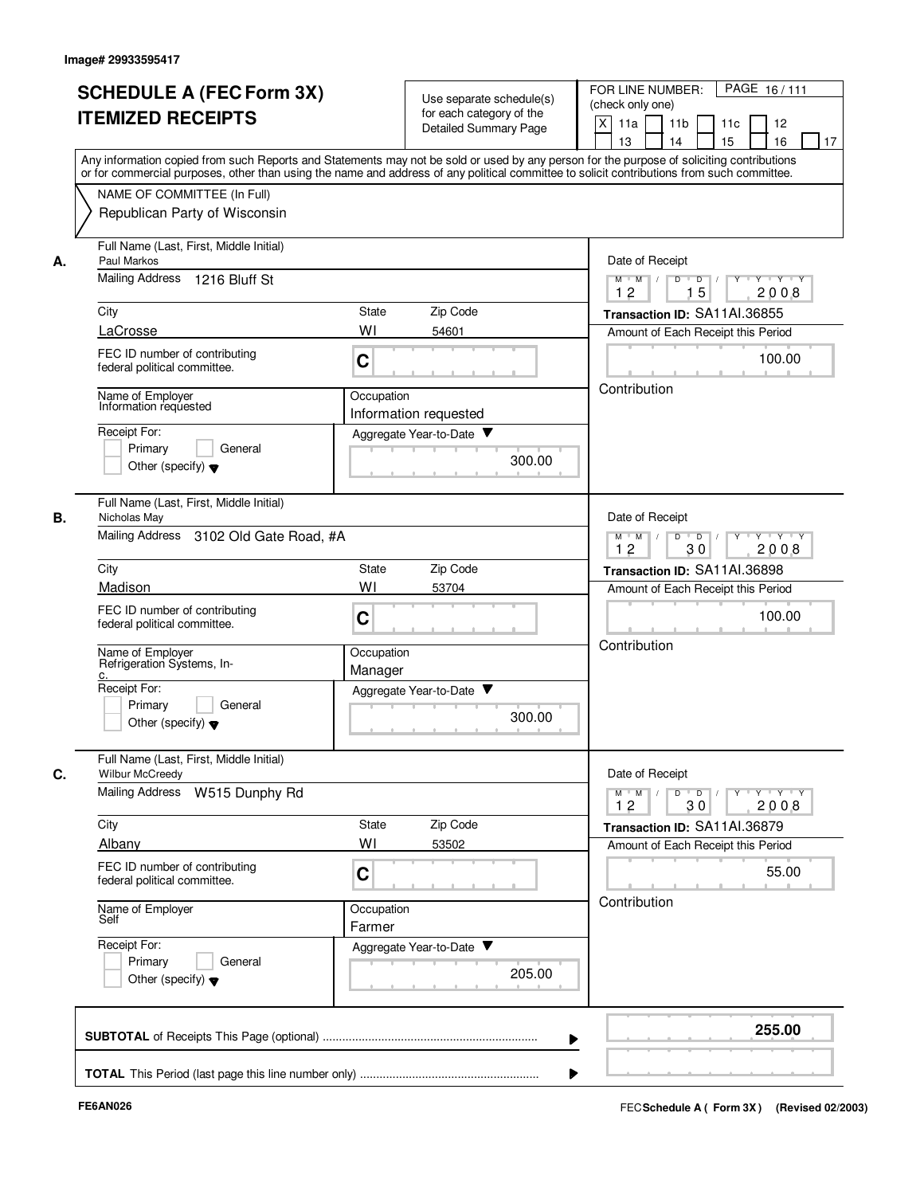Image# 29933595417

# SCHEDULE A (FEC Form 3X) ITEMIZED RECEIPTS

Use separate schedule(s) for each category of the Detailed Summary Page

FOR LINE NUMBER: (check only one)

[X] 11a [ ] 11b [ ] 11c [ ] 12 [ ] 13 [ ] 14 [ ] 15 [ ] 16 [ ] 17

Any information copied from such Reports and Statements may not be sold or used by any person for the purpose of soliciting contributions or for commercial purposes, other than using the name and address of any political committee to solicit contributions from such committee.

NAME OF COMMITTEE (In Full)
Republican Party of Wisconsin

**A.**

Full Name (Last, First, Middle Initial): Paul Markos
Mailing Address: 1216 Bluff St
City: LaCrosse | State: WI | Zip Code: 54601
FEC ID number of contributing federal political committee: C
Name of Employer: Information requested
Occupation: Information requested
Receipt For: [ ] Primary [ ] General [ ] Other (specify)
Aggregate Year-to-Date: 300.00
Date of Receipt: 12/15/2008
Transaction ID: SA11AI.36855
Amount of Each Receipt this Period: 100.00
Contribution

**B.**

Full Name (Last, First, Middle Initial): Nicholas May
Mailing Address: 3102 Old Gate Road, #A
City: Madison | State: WI | Zip Code: 53704
FEC ID number of contributing federal political committee: C
Name of Employer: Refrigeration Systems, Inc.
Occupation: Manager
Receipt For: [ ] Primary [ ] General [ ] Other (specify)
Aggregate Year-to-Date: 300.00
Date of Receipt: 12/30/2008
Transaction ID: SA11AI.36898
Amount of Each Receipt this Period: 100.00
Contribution

**C.**

Full Name (Last, First, Middle Initial): Wilbur McCreedy
Mailing Address: W515 Dunphy Rd
City: Albany | State: WI | Zip Code: 53502
FEC ID number of contributing federal political committee: C
Name of Employer: Self
Occupation: Farmer
Receipt For: [ ] Primary [ ] General [ ] Other (specify)
Aggregate Year-to-Date: 205.00
Date of Receipt: 12/30/2008
Transaction ID: SA11AI.36879
Amount of Each Receipt this Period: 55.00
Contribution

**SUBTOTAL** of Receipts This Page (optional): **255.00**

**TOTAL** This Period (last page this line number only):

FE6AN026

FEC Schedule A (Form 3X) (Revised 02/2003)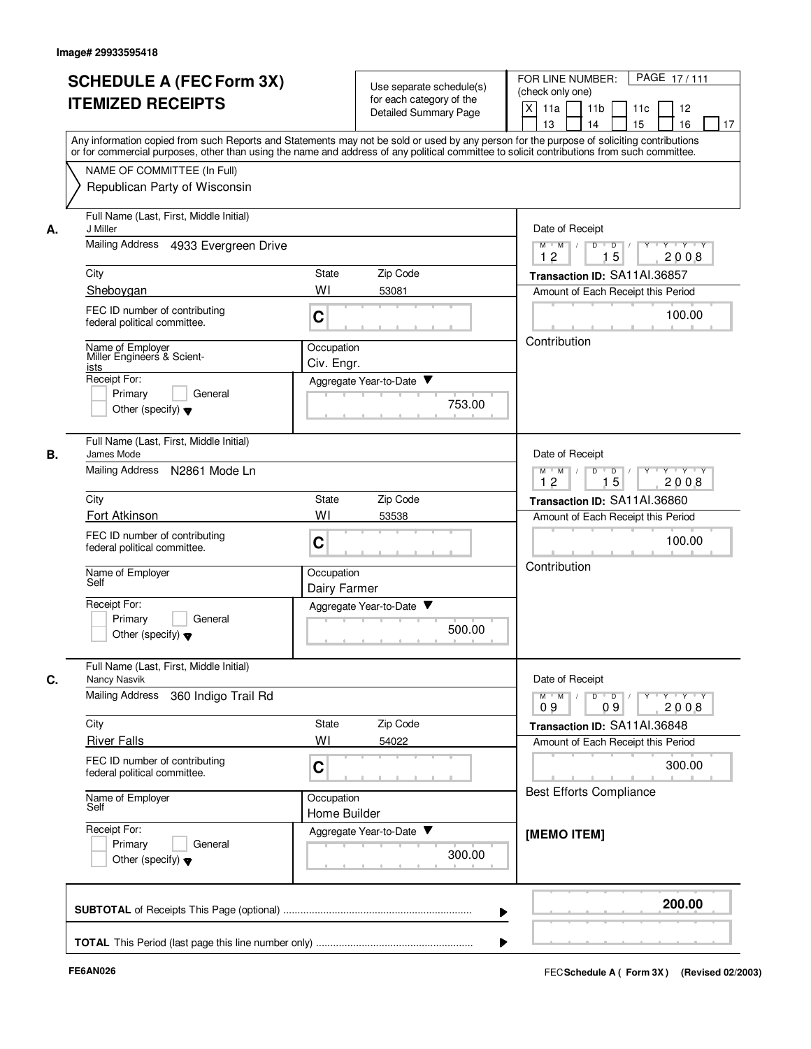Image# 29933595418

# SCHEDULE A (FEC Form 3X) ITEMIZED RECEIPTS

Use separate schedule(s) for each category of the Detailed Summary Page

FOR LINE NUMBER: (check only one)

- [X] 11a
- [ ] 11b
- [ ] 11c
- [ ] 12
- [ ] 13
- [ ] 14
- [ ] 15
- [ ] 16
- [ ] 17

Any information copied from such Reports and Statements may not be sold or used by any person for the purpose of soliciting contributions or for commercial purposes, other than using the name and address of any political committee to solicit contributions from such committee.

NAME OF COMMITTEE (In Full)
Republican Party of Wisconsin

---

**A.**

Full Name (Last, First, Middle Initial): J Miller

Mailing Address: 4933 Evergreen Drive

City: Sheboygan | State: WI | Zip Code: 53081

FEC ID number of contributing federal political committee: C

Name of Employer: Miller Engineers & Scientists

Occupation: Civ. Engr.

Receipt For: [ ] Primary [ ] General [ ] Other (specify)

Aggregate Year-to-Date: 753.00

Date of Receipt: 12/15/2008

Transaction ID: SA11AI.36857

Amount of Each Receipt this Period: 100.00

Contribution

---

**B.**

Full Name (Last, First, Middle Initial): James Mode

Mailing Address: N2861 Mode Ln

City: Fort Atkinson | State: WI | Zip Code: 53538

FEC ID number of contributing federal political committee: C

Name of Employer: Self

Occupation: Dairy Farmer

Receipt For: [ ] Primary [ ] General [ ] Other (specify)

Aggregate Year-to-Date: 500.00

Date of Receipt: 12/15/2008

Transaction ID: SA11AI.36860

Amount of Each Receipt this Period: 100.00

Contribution

---

**C.**

Full Name (Last, First, Middle Initial): Nancy Nasvik

Mailing Address: 360 Indigo Trail Rd

City: River Falls | State: WI | Zip Code: 54022

FEC ID number of contributing federal political committee: C

Name of Employer: Self

Occupation: Home Builder

Receipt For: [ ] Primary [ ] General [ ] Other (specify)

Aggregate Year-to-Date: 300.00

Date of Receipt: 09/09/2008

Transaction ID: SA11AI.36848

Amount of Each Receipt this Period: 300.00

Best Efforts Compliance

[MEMO ITEM]

---

**SUBTOTAL** of Receipts This Page (optional) ........ **200.00**

**TOTAL** This Period (last page this line number only) ........

FE6AN026

FEC Schedule A ( Form 3X ) (Revised 02/2003)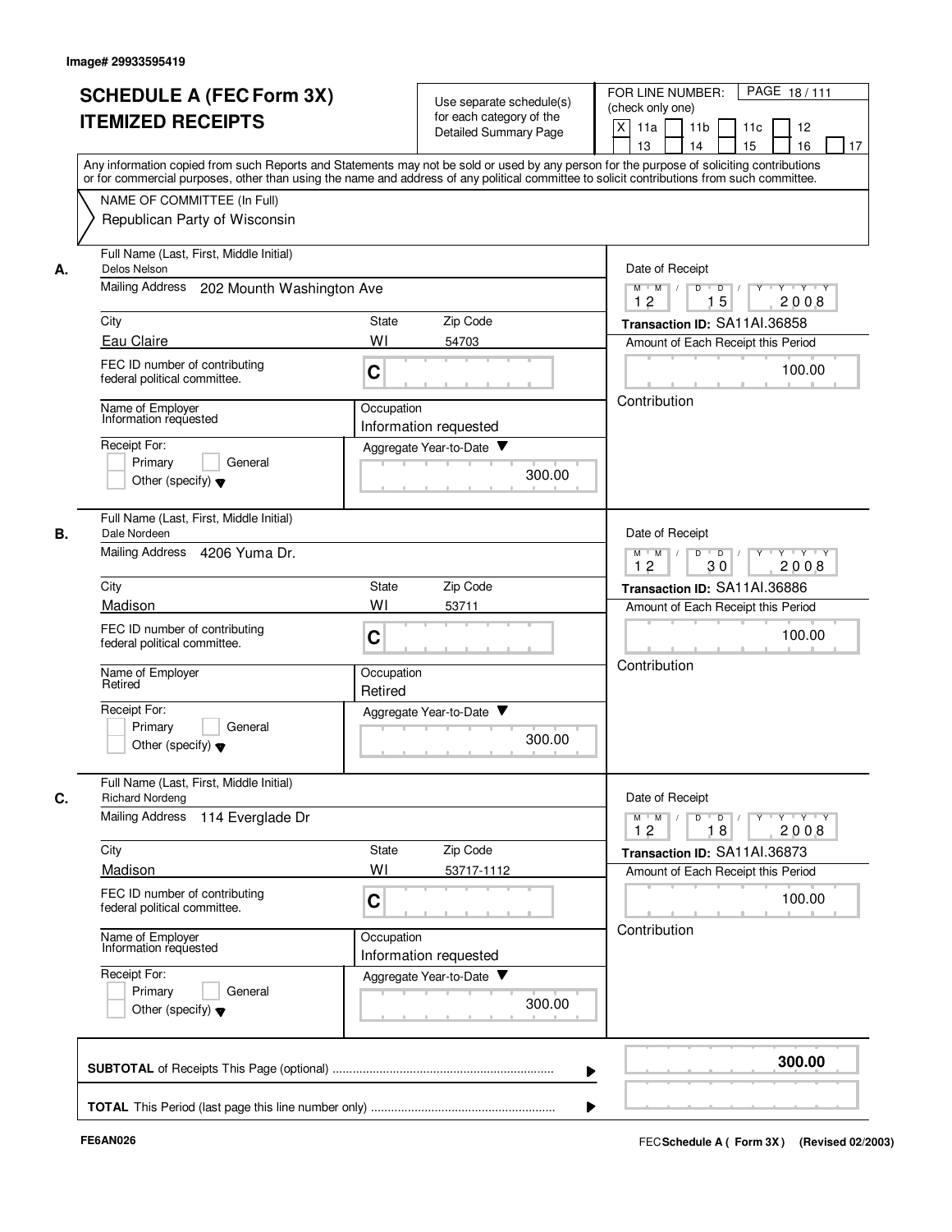Image# 29933595419

# SCHEDULE A (FEC Form 3X) ITEMIZED RECEIPTS

Use separate schedule(s) for each category of the Detailed Summary Page

FOR LINE NUMBER: (check only one)

[X] 11a [ ] 11b [ ] 11c [ ] 12 [ ] 13 [ ] 14 [ ] 15 [ ] 16 [ ] 17

Any information copied from such Reports and Statements may not be sold or used by any person for the purpose of soliciting contributions or for commercial purposes, other than using the name and address of any political committee to solicit contributions from such committee.

NAME OF COMMITTEE (In Full)
Republican Party of Wisconsin

---

**A.** Full Name (Last, First, Middle Initial): Delos Nelson

Mailing Address: 202 Mounth Washington Ave

City: Eau Claire | State: WI | Zip Code: 54703

FEC ID number of contributing federal political committee: C

Name of Employer: Information requested

Occupation: Information requested

Receipt For: [ ] Primary [ ] General [ ] Other (specify)

Aggregate Year-to-Date: 300.00

Date of Receipt: 12 15 2008

Transaction ID: SA11AI.36858

Amount of Each Receipt this Period: 100.00

Contribution

---

**B.** Full Name (Last, First, Middle Initial): Dale Nordeen

Mailing Address: 4206 Yuma Dr.

City: Madison | State: WI | Zip Code: 53711

FEC ID number of contributing federal political committee: C

Name of Employer: Retired

Occupation: Retired

Receipt For: [ ] Primary [ ] General [ ] Other (specify)

Aggregate Year-to-Date: 300.00

Date of Receipt: 12 30 2008

Transaction ID: SA11AI.36886

Amount of Each Receipt this Period: 100.00

Contribution

---

**C.** Full Name (Last, First, Middle Initial): Richard Nordeng

Mailing Address: 114 Everglade Dr

City: Madison | State: WI | Zip Code: 53717-1112

FEC ID number of contributing federal political committee: C

Name of Employer: Information requested

Occupation: Information requested

Receipt For: [ ] Primary [ ] General [ ] Other (specify)

Aggregate Year-to-Date: 300.00

Date of Receipt: 12 18 2008

Transaction ID: SA11AI.36873

Amount of Each Receipt this Period: 100.00

Contribution

---

**SUBTOTAL** of Receipts This Page (optional): **300.00**

**TOTAL** This Period (last page this line number only):

FE6AN026

FEC **Schedule A ( Form 3X)** (Revised 02/2003)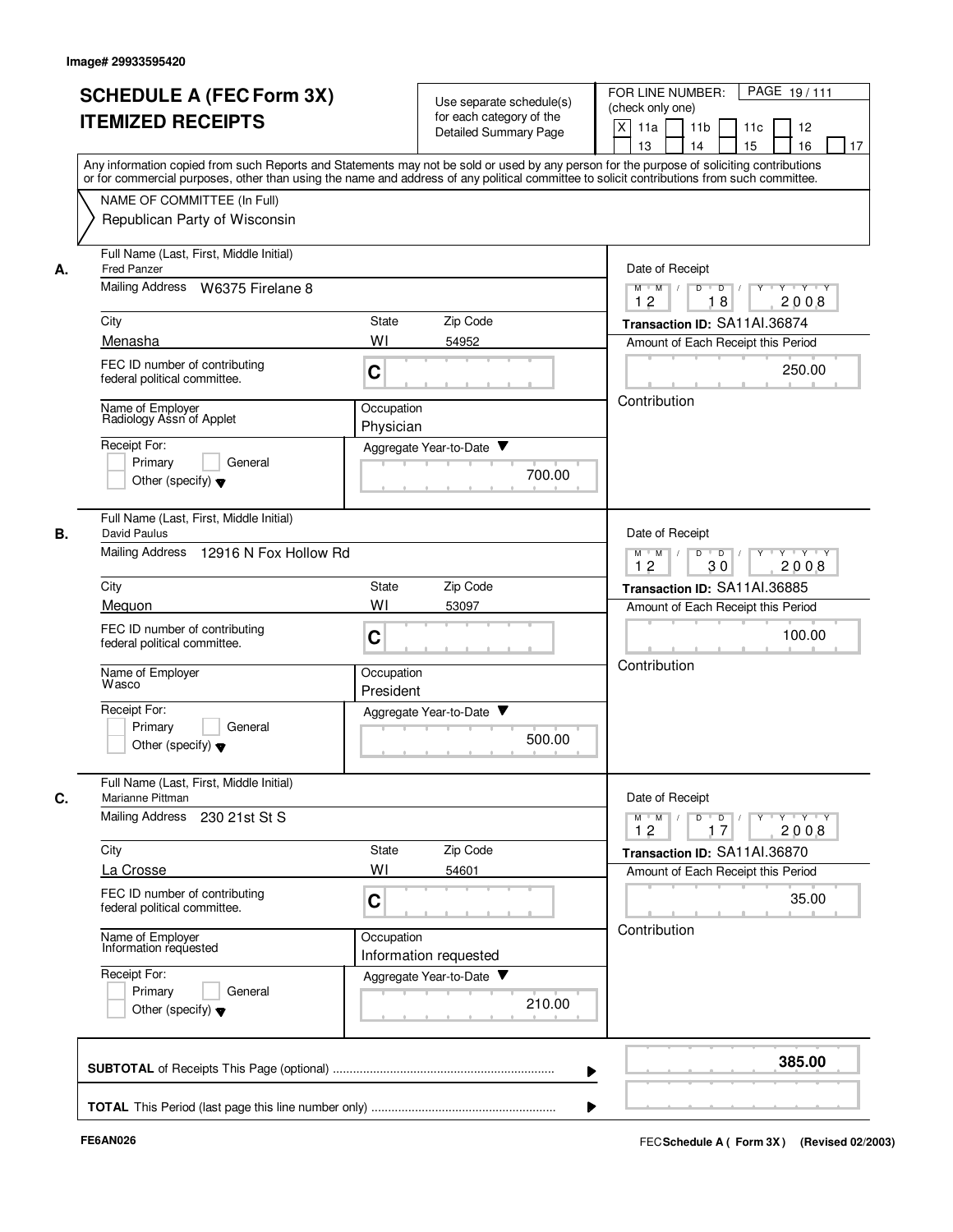Image# 29933595420

# SCHEDULE A (FEC Form 3X) ITEMIZED RECEIPTS

Use separate schedule(s) for each category of the Detailed Summary Page

FOR LINE NUMBER: (check only one)
[X] 11a [ ] 11b [ ] 11c [ ] 12 [ ] 13 [ ] 14 [ ] 15 [ ] 16 [ ] 17

PAGE 19 / 111

Any information copied from such Reports and Statements may not be sold or used by any person for the purpose of soliciting contributions or for commercial purposes, other than using the name and address of any political committee to solicit contributions from such committee.

NAME OF COMMITTEE (In Full)
Republican Party of Wisconsin

---

**A.** Full Name (Last, First, Middle Initial): Fred Panzer

Mailing Address: W6375 Firelane 8

City: Menasha | State: WI | Zip Code: 54952

FEC ID number of contributing federal political committee: C

Name of Employer: Radiology Assn of Applet

Occupation: Physician

Receipt For: [ ] Primary [ ] General [ ] Other (specify)

Aggregate Year-to-Date: 700.00

Date of Receipt: 12 / 18 / 2008

Transaction ID: SA11AI.36874

Amount of Each Receipt this Period: 250.00

Contribution

---

**B.** Full Name (Last, First, Middle Initial): David Paulus

Mailing Address: 12916 N Fox Hollow Rd

City: Mequon | State: WI | Zip Code: 53097

FEC ID number of contributing federal political committee: C

Name of Employer: Wasco

Occupation: President

Receipt For: [ ] Primary [ ] General [ ] Other (specify)

Aggregate Year-to-Date: 500.00

Date of Receipt: 12 / 30 / 2008

Transaction ID: SA11AI.36885

Amount of Each Receipt this Period: 100.00

Contribution

---

**C.** Full Name (Last, First, Middle Initial): Marianne Pittman

Mailing Address: 230 21st St S

City: La Crosse | State: WI | Zip Code: 54601

FEC ID number of contributing federal political committee: C

Name of Employer: Information requested

Occupation: Information requested

Receipt For: [ ] Primary [ ] General [ ] Other (specify)

Aggregate Year-to-Date: 210.00

Date of Receipt: 12 / 17 / 2008

Transaction ID: SA11AI.36870

Amount of Each Receipt this Period: 35.00

Contribution

---

**SUBTOTAL** of Receipts This Page (optional): **385.00**

**TOTAL** This Period (last page this line number only):

FE6AN026

FEC **Schedule A ( Form 3X )** (Revised 02/2003)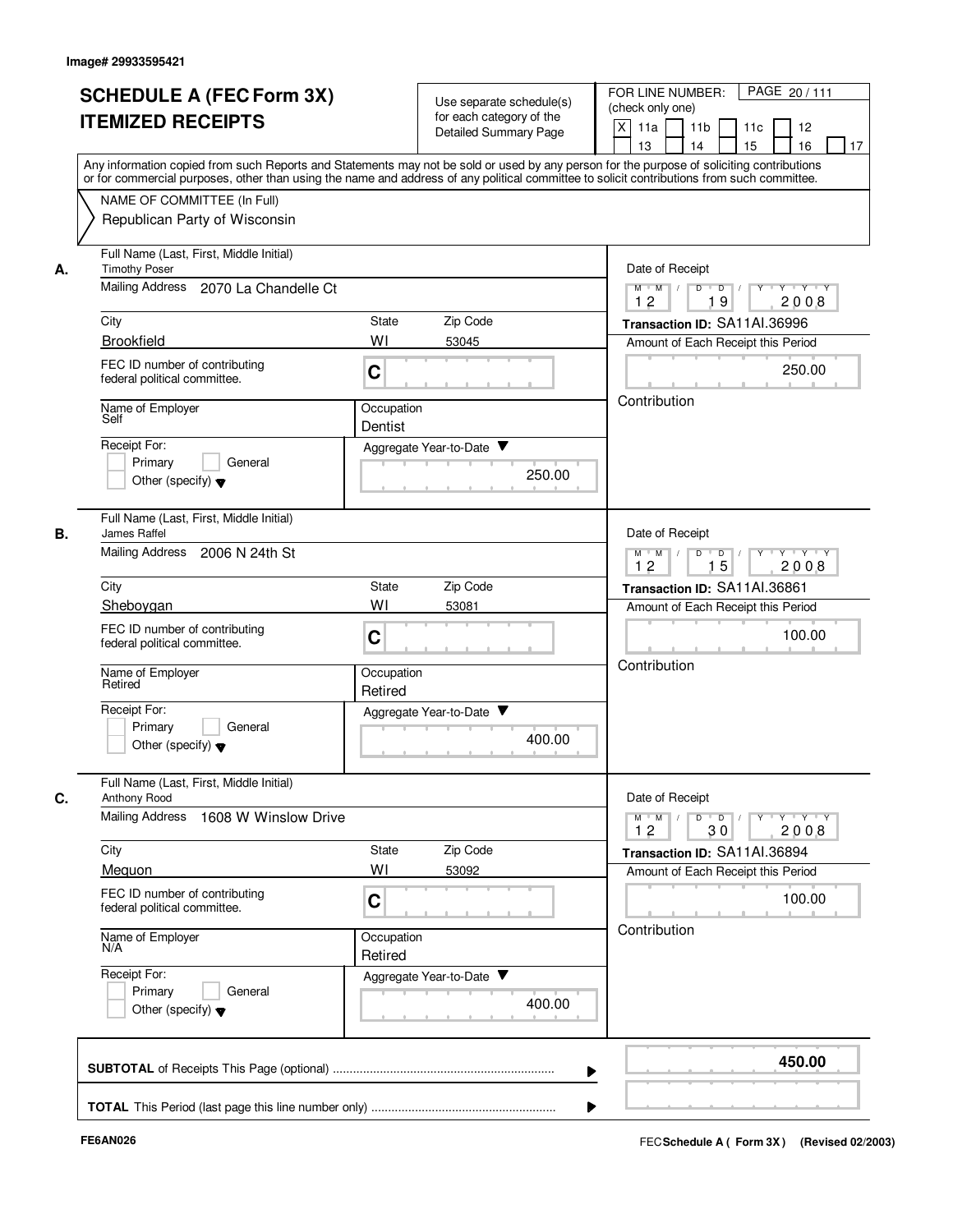Image# 29933595421

# SCHEDULE A (FEC Form 3X) ITEMIZED RECEIPTS

Use separate schedule(s) for each category of the Detailed Summary Page

FOR LINE NUMBER: (check only one)

[X] 11a [ ] 11b [ ] 11c [ ] 12 [ ] 13 [ ] 14 [ ] 15 [ ] 16 [ ] 17

Any information copied from such Reports and Statements may not be sold or used by any person for the purpose of soliciting contributions or for commercial purposes, other than using the name and address of any political committee to solicit contributions from such committee.

NAME OF COMMITTEE (In Full)
Republican Party of Wisconsin

**A.**

Full Name (Last, First, Middle Initial): Timothy Poser
Mailing Address: 2070 La Chandelle Ct
City: Brookfield
State: WI
Zip Code: 53045
FEC ID number of contributing federal political committee: C
Name of Employer: Self
Occupation: Dentist
Receipt For: [ ] Primary [ ] General [ ] Other (specify)
Aggregate Year-to-Date: 250.00
Date of Receipt: 12 / 19 / 2008
Transaction ID: SA11AI.36996
Amount of Each Receipt this Period: 250.00
Contribution

**B.**

Full Name (Last, First, Middle Initial): James Raffel
Mailing Address: 2006 N 24th St
City: Sheboygan
State: WI
Zip Code: 53081
FEC ID number of contributing federal political committee: C
Name of Employer: Retired
Occupation: Retired
Receipt For: [ ] Primary [ ] General [ ] Other (specify)
Aggregate Year-to-Date: 400.00
Date of Receipt: 12 / 15 / 2008
Transaction ID: SA11AI.36861
Amount of Each Receipt this Period: 100.00
Contribution

**C.**

Full Name (Last, First, Middle Initial): Anthony Rood
Mailing Address: 1608 W Winslow Drive
City: Mequon
State: WI
Zip Code: 53092
FEC ID number of contributing federal political committee: C
Name of Employer: N/A
Occupation: Retired
Receipt For: [ ] Primary [ ] General [ ] Other (specify)
Aggregate Year-to-Date: 400.00
Date of Receipt: 12 / 30 / 2008
Transaction ID: SA11AI.36894
Amount of Each Receipt this Period: 100.00
Contribution

**SUBTOTAL** of Receipts This Page (optional): **450.00**

**TOTAL** This Period (last page this line number only):

FE6AN026

FEC Schedule A ( Form 3X ) (Revised 02/2003)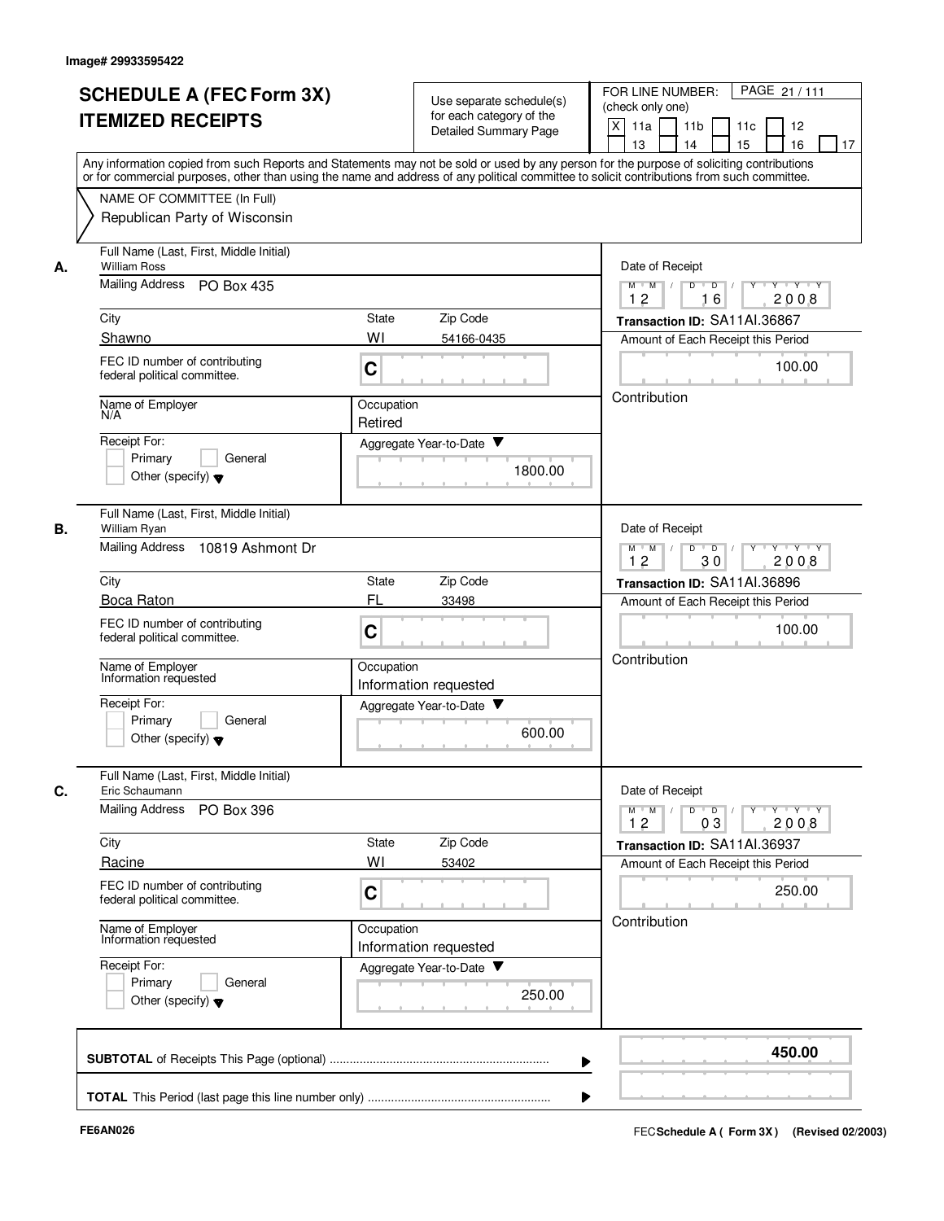Image# 29933595422

# SCHEDULE A (FEC Form 3X) ITEMIZED RECEIPTS

Use separate schedule(s) for each category of the Detailed Summary Page

FOR LINE NUMBER: (check only one)

[X] 11a [ ] 11b [ ] 11c [ ] 12 [ ] 13 [ ] 14 [ ] 15 [ ] 16 [ ] 17

PAGE 21 / 111

Any information copied from such Reports and Statements may not be sold or used by any person for the purpose of soliciting contributions or for commercial purposes, other than using the name and address of any political committee to solicit contributions from such committee.

NAME OF COMMITTEE (In Full)

Republican Party of Wisconsin

---

**A.** Full Name (Last, First, Middle Initial): William Ross

Mailing Address: PO Box 435

City: Shawno | State: WI | Zip Code: 54166-0435

FEC ID number of contributing federal political committee: C

Name of Employer: N/A

Occupation: Retired

Receipt For: [ ] Primary [ ] General [ ] Other (specify)

Aggregate Year-to-Date: 1800.00

Date of Receipt: 12 / 16 / 2008

Transaction ID: SA11AI.36867

Amount of Each Receipt this Period: 100.00

Contribution

---

**B.** Full Name (Last, First, Middle Initial): William Ryan

Mailing Address: 10819 Ashmont Dr

City: Boca Raton | State: FL | Zip Code: 33498

FEC ID number of contributing federal political committee: C

Name of Employer: Information requested

Occupation: Information requested

Receipt For: [ ] Primary [ ] General [ ] Other (specify)

Aggregate Year-to-Date: 600.00

Date of Receipt: 12 / 30 / 2008

Transaction ID: SA11AI.36896

Amount of Each Receipt this Period: 100.00

Contribution

---

**C.** Full Name (Last, First, Middle Initial): Eric Schaumann

Mailing Address: PO Box 396

City: Racine | State: WI | Zip Code: 53402

FEC ID number of contributing federal political committee: C

Name of Employer: Information requested

Occupation: Information requested

Receipt For: [ ] Primary [ ] General [ ] Other (specify)

Aggregate Year-to-Date: 250.00

Date of Receipt: 12 / 03 / 2008

Transaction ID: SA11AI.36937

Amount of Each Receipt this Period: 250.00

Contribution

---

**SUBTOTAL** of Receipts This Page (optional): **450.00**

**TOTAL** This Period (last page this line number only):

FE6AN026

FEC **Schedule A ( Form 3X)** (Revised 02/2003)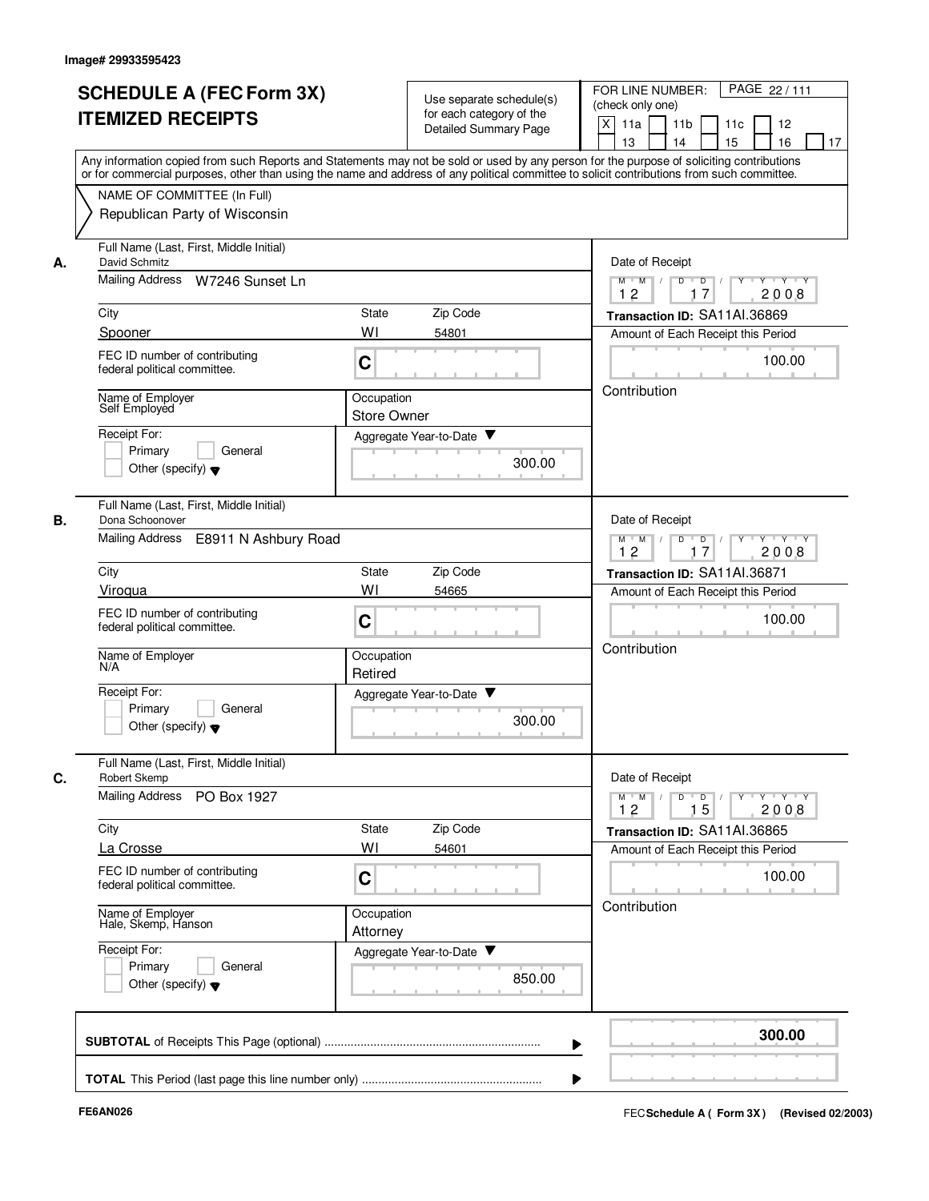Image# 29933595423

# SCHEDULE A (FEC Form 3X) ITEMIZED RECEIPTS

Use separate schedule(s) for each category of the Detailed Summary Page

FOR LINE NUMBER: (check only one)

[X] 11a [ ] 11b [ ] 11c [ ] 12 [ ] 13 [ ] 14 [ ] 15 [ ] 16 [ ] 17

PAGE 22 / 111

Any information copied from such Reports and Statements may not be sold or used by any person for the purpose of soliciting contributions or for commercial purposes, other than using the name and address of any political committee to solicit contributions from such committee.

NAME OF COMMITTEE (In Full)
Republican Party of Wisconsin

---

**A.** Full Name (Last, First, Middle Initial): David Schmitz

Mailing Address: W7246 Sunset Ln

City: Spooner | State: WI | Zip Code: 54801

FEC ID number of contributing federal political committee: C

Name of Employer: Self Employed

Occupation: Store Owner

Receipt For: [ ] Primary [ ] General [ ] Other (specify)

Aggregate Year-to-Date: 300.00

Date of Receipt: 12 / 17 / 2008

Transaction ID: SA11AI.36869

Amount of Each Receipt this Period: 100.00

Contribution

---

**B.** Full Name (Last, First, Middle Initial): Dona Schoonover

Mailing Address: E8911 N Ashbury Road

City: Viroqua | State: WI | Zip Code: 54665

FEC ID number of contributing federal political committee: C

Name of Employer: N/A

Occupation: Retired

Receipt For: [ ] Primary [ ] General [ ] Other (specify)

Aggregate Year-to-Date: 300.00

Date of Receipt: 12 / 17 / 2008

Transaction ID: SA11AI.36871

Amount of Each Receipt this Period: 100.00

Contribution

---

**C.** Full Name (Last, First, Middle Initial): Robert Skemp

Mailing Address: PO Box 1927

City: La Crosse | State: WI | Zip Code: 54601

FEC ID number of contributing federal political committee: C

Name of Employer: Hale, Skemp, Hanson

Occupation: Attorney

Receipt For: [ ] Primary [ ] General [ ] Other (specify)

Aggregate Year-to-Date: 850.00

Date of Receipt: 12 / 15 / 2008

Transaction ID: SA11AI.36865

Amount of Each Receipt this Period: 100.00

Contribution

---

**SUBTOTAL** of Receipts This Page (optional): **300.00**

**TOTAL** This Period (last page this line number only):

FE6AN026

FEC **Schedule A ( Form 3X)** (Revised 02/2003)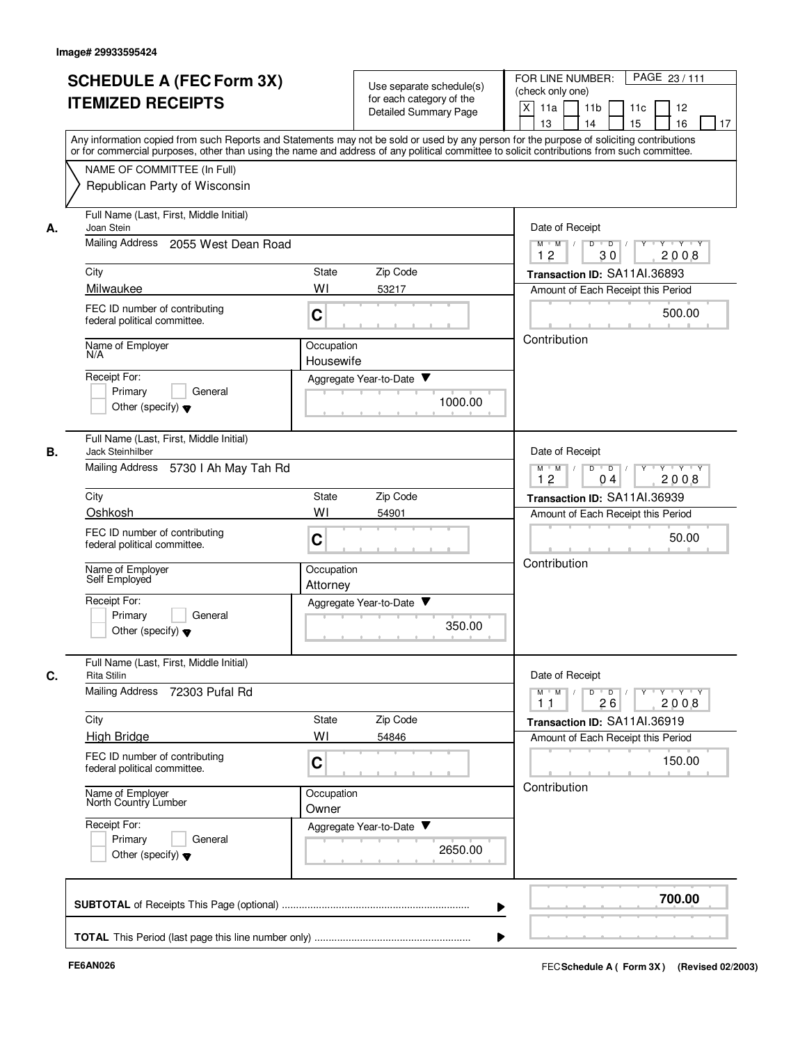Image# 29933595424

# SCHEDULE A (FEC Form 3X)
# ITEMIZED RECEIPTS

Use separate schedule(s) for each category of the Detailed Summary Page

FOR LINE NUMBER: (check only one)

[X] 11a [ ] 11b [ ] 11c [ ] 12 [ ] 13 [ ] 14 [ ] 15 [ ] 16 [ ] 17

Any information copied from such Reports and Statements may not be sold or used by any person for the purpose of soliciting contributions or for commercial purposes, other than using the name and address of any political committee to solicit contributions from such committee.

NAME OF COMMITTEE (In Full)
Republican Party of Wisconsin

---

**A.** Full Name (Last, First, Middle Initial): Joan Stein

Mailing Address: 2055 West Dean Road

City: Milwaukee | State: WI | Zip Code: 53217

FEC ID number of contributing federal political committee: C

Name of Employer: N/A

Occupation: Housewife

Receipt For: [ ] Primary [ ] General [ ] Other (specify)

Aggregate Year-to-Date: 1000.00

Date of Receipt: 12 / 30 / 2008

Transaction ID: SA11AI.36893

Amount of Each Receipt this Period: 500.00

Contribution

---

**B.** Full Name (Last, First, Middle Initial): Jack Steinhilber

Mailing Address: 5730 I Ah May Tah Rd

City: Oshkosh | State: WI | Zip Code: 54901

FEC ID number of contributing federal political committee: C

Name of Employer: Self Employed

Occupation: Attorney

Receipt For: [ ] Primary [ ] General [ ] Other (specify)

Aggregate Year-to-Date: 350.00

Date of Receipt: 12 / 04 / 2008

Transaction ID: SA11AI.36939

Amount of Each Receipt this Period: 50.00

Contribution

---

**C.** Full Name (Last, First, Middle Initial): Rita Stilin

Mailing Address: 72303 Pufal Rd

City: High Bridge | State: WI | Zip Code: 54846

FEC ID number of contributing federal political committee: C

Name of Employer: North Country Lumber

Occupation: Owner

Receipt For: [ ] Primary [ ] General [ ] Other (specify)

Aggregate Year-to-Date: 2650.00

Date of Receipt: 11 / 26 / 2008

Transaction ID: SA11AI.36919

Amount of Each Receipt this Period: 150.00

Contribution

---

**SUBTOTAL** of Receipts This Page (optional): **700.00**

**TOTAL** This Period (last page this line number only):

FE6AN026

FEC **Schedule A ( Form 3X )** (Revised 02/2003)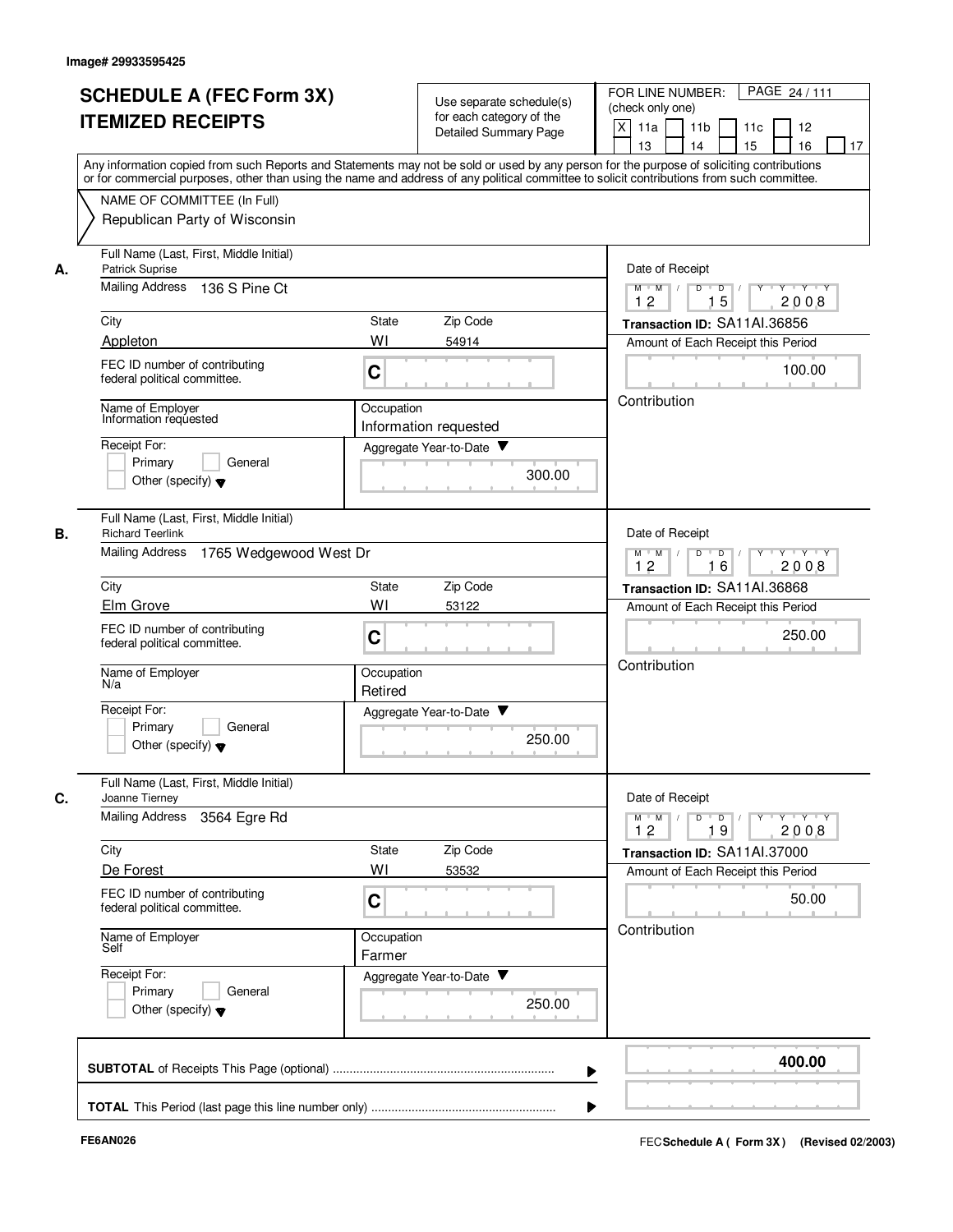Image# 29933595425

# SCHEDULE A (FEC Form 3X) ITEMIZED RECEIPTS

Use separate schedule(s) for each category of the Detailed Summary Page

FOR LINE NUMBER: (check only one)

[X] 11a [ ] 11b [ ] 11c [ ] 12 [ ] 13 [ ] 14 [ ] 15 [ ] 16 [ ] 17

PAGE 24 / 111

Any information copied from such Reports and Statements may not be sold or used by any person for the purpose of soliciting contributions or for commercial purposes, other than using the name and address of any political committee to solicit contributions from such committee.

NAME OF COMMITTEE (In Full)
Republican Party of Wisconsin

---

**A.**

Full Name (Last, First, Middle Initial): Patrick Suprise

Mailing Address: 136 S Pine Ct

City: Appleton | State: WI | Zip Code: 54914

FEC ID number of contributing federal political committee: C

Name of Employer: Information requested

Occupation: Information requested

Receipt For: [ ] Primary [ ] General [ ] Other (specify)

Aggregate Year-to-Date: 300.00

Date of Receipt: 12 / 15 / 2008

Transaction ID: SA11AI.36856

Amount of Each Receipt this Period: 100.00

Contribution

---

**B.**

Full Name (Last, First, Middle Initial): Richard Teerlink

Mailing Address: 1765 Wedgewood West Dr

City: Elm Grove | State: WI | Zip Code: 53122

FEC ID number of contributing federal political committee: C

Name of Employer: N/a

Occupation: Retired

Receipt For: [ ] Primary [ ] General [ ] Other (specify)

Aggregate Year-to-Date: 250.00

Date of Receipt: 12 / 16 / 2008

Transaction ID: SA11AI.36868

Amount of Each Receipt this Period: 250.00

Contribution

---

**C.**

Full Name (Last, First, Middle Initial): Joanne Tierney

Mailing Address: 3564 Egre Rd

City: De Forest | State: WI | Zip Code: 53532

FEC ID number of contributing federal political committee: C

Name of Employer: Self

Occupation: Farmer

Receipt For: [ ] Primary [ ] General [ ] Other (specify)

Aggregate Year-to-Date: 250.00

Date of Receipt: 12 / 19 / 2008

Transaction ID: SA11AI.37000

Amount of Each Receipt this Period: 50.00

Contribution

---

**SUBTOTAL** of Receipts This Page (optional) ........................ 400.00

**TOTAL** This Period (last page this line number only) ........................

FE6AN026

FEC Schedule A ( Form 3X ) (Revised 02/2003)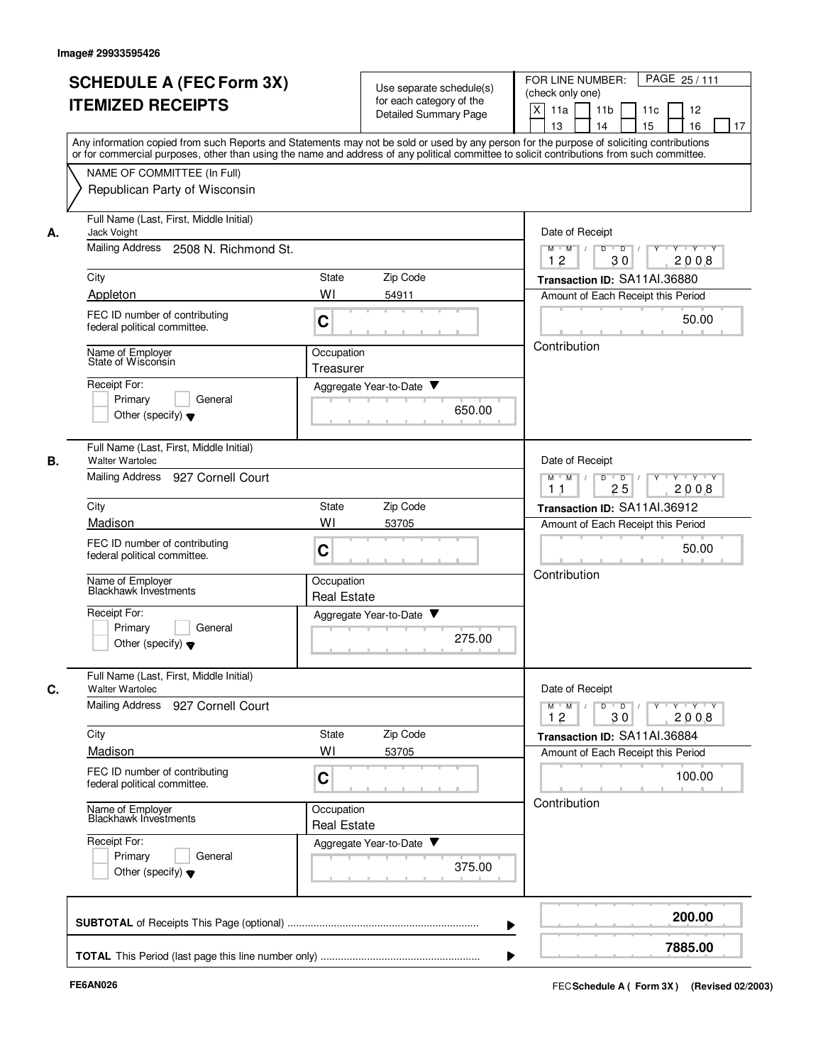Image# 29933595426

# SCHEDULE A (FEC Form 3X) ITEMIZED RECEIPTS

Use separate schedule(s) for each category of the Detailed Summary Page

FOR LINE NUMBER: (check only one)

[X] 11a [ ] 11b [ ] 11c [ ] 12 [ ] 13 [ ] 14 [ ] 15 [ ] 16 [ ] 17

Any information copied from such Reports and Statements may not be sold or used by any person for the purpose of soliciting contributions or for commercial purposes, other than using the name and address of any political committee to solicit contributions from such committee.

NAME OF COMMITTEE (In Full)
Republican Party of Wisconsin

**A.**

Full Name (Last, First, Middle Initial): Jack Voight
Mailing Address: 2508 N. Richmond St.
City: Appleton | State: WI | Zip Code: 54911
FEC ID number of contributing federal political committee: C
Name of Employer: State of Wisconsin
Occupation: Treasurer
Receipt For: Primary / General / Other (specify)
Aggregate Year-to-Date: 650.00
Date of Receipt: 12 / 30 / 2008
Transaction ID: SA11AI.36880
Amount of Each Receipt this Period: 50.00
Contribution

**B.**

Full Name (Last, First, Middle Initial): Walter Wartolec
Mailing Address: 927 Cornell Court
City: Madison | State: WI | Zip Code: 53705
FEC ID number of contributing federal political committee: C
Name of Employer: Blackhawk Investments
Occupation: Real Estate
Receipt For: Primary / General / Other (specify)
Aggregate Year-to-Date: 275.00
Date of Receipt: 11 / 25 / 2008
Transaction ID: SA11AI.36912
Amount of Each Receipt this Period: 50.00
Contribution

**C.**

Full Name (Last, First, Middle Initial): Walter Wartolec
Mailing Address: 927 Cornell Court
City: Madison | State: WI | Zip Code: 53705
FEC ID number of contributing federal political committee: C
Name of Employer: Blackhawk Investments
Occupation: Real Estate
Receipt For: Primary / General / Other (specify)
Aggregate Year-to-Date: 375.00
Date of Receipt: 12 / 30 / 2008
Transaction ID: SA11AI.36884
Amount of Each Receipt this Period: 100.00
Contribution

**SUBTOTAL** of Receipts This Page (optional): **200.00**

**TOTAL** This Period (last page this line number only): **7885.00**

FE6AN026

FEC **Schedule A ( Form 3X )** (Revised 02/2003)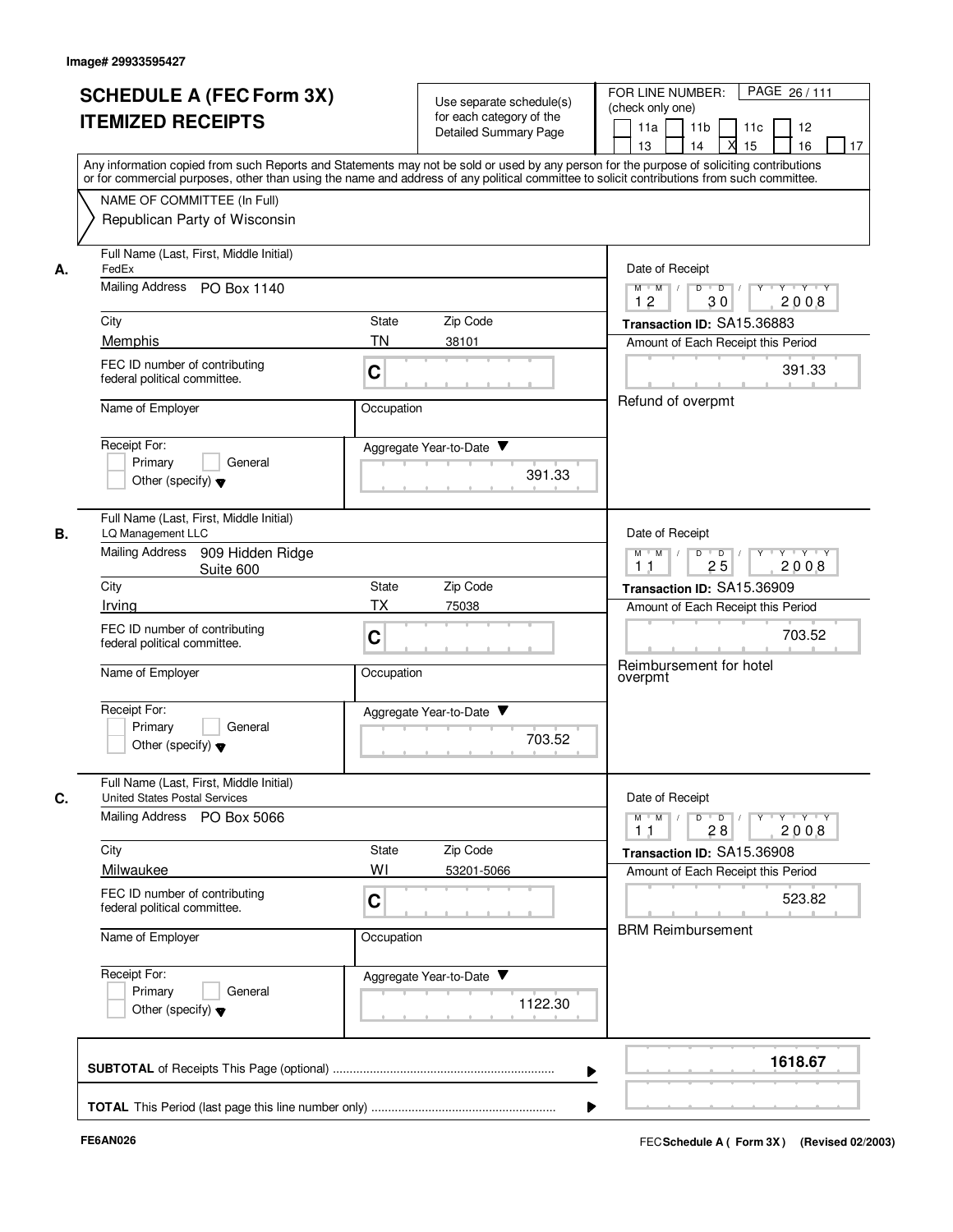Image# 29933595427

# SCHEDULE A (FEC Form 3X) ITEMIZED RECEIPTS

Use separate schedule(s) for each category of the Detailed Summary Page

FOR LINE NUMBER: (check only one)
11a | 11b | 11c | 12 | 13 | 14 | X 15 | 16 | 17

PAGE 26 / 111

Any information copied from such Reports and Statements may not be sold or used by any person for the purpose of soliciting contributions or for commercial purposes, other than using the name and address of any political committee to solicit contributions from such committee.

NAME OF COMMITTEE (In Full)
Republican Party of Wisconsin

## A.

Full Name (Last, First, Middle Initial): FedEx
Mailing Address: PO Box 1140
City: Memphis | State: TN | Zip Code: 38101
FEC ID number of contributing federal political committee: C
Name of Employer:
Occupation:
Receipt For: Primary / General / Other (specify)
Aggregate Year-to-Date: 391.33

Date of Receipt: 12/30/2008
Transaction ID: SA15.36883
Amount of Each Receipt this Period: 391.33
Refund of overpmt

## B.

Full Name (Last, First, Middle Initial): LQ Management LLC
Mailing Address: 909 Hidden Ridge Suite 600
City: Irving | State: TX | Zip Code: 75038
FEC ID number of contributing federal political committee: C
Name of Employer:
Occupation:
Receipt For: Primary / General / Other (specify)
Aggregate Year-to-Date: 703.52

Date of Receipt: 11/25/2008
Transaction ID: SA15.36909
Amount of Each Receipt this Period: 703.52
Reimbursement for hotel overpmt

## C.

Full Name (Last, First, Middle Initial): United States Postal Services
Mailing Address: PO Box 5066
City: Milwaukee | State: WI | Zip Code: 53201-5066
FEC ID number of contributing federal political committee: C
Name of Employer:
Occupation:
Receipt For: Primary / General / Other (specify)
Aggregate Year-to-Date: 1122.30

Date of Receipt: 11/28/2008
Transaction ID: SA15.36908
Amount of Each Receipt this Period: 523.82
BRM Reimbursement

**SUBTOTAL** of Receipts This Page (optional): **1618.67**

**TOTAL** This Period (last page this line number only):

FE6AN026

FEC **Schedule A ( Form 3X)** (Revised 02/2003)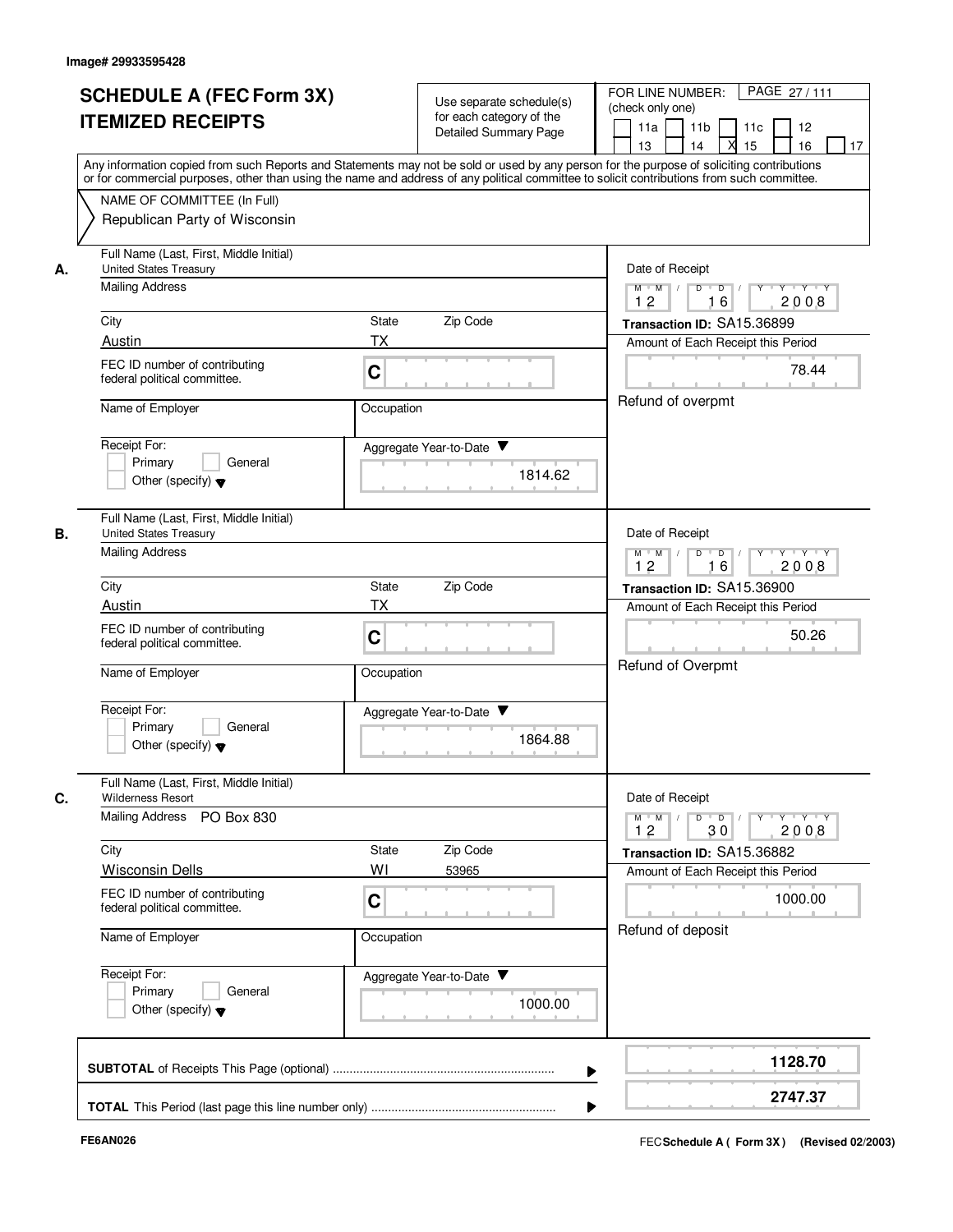Image# 29933595428

# SCHEDULE A (FEC Form 3X) ITEMIZED RECEIPTS

Use separate schedule(s) for each category of the Detailed Summary Page

FOR LINE NUMBER: (check only one)

11a | 11b | 11c | 12 | 13 | 14 | X 15 | 16 | 17

Any information copied from such Reports and Statements may not be sold or used by any person for the purpose of soliciting contributions or for commercial purposes, other than using the name and address of any political committee to solicit contributions from such committee.

NAME OF COMMITTEE (In Full)

Republican Party of Wisconsin

---

**A.** Full Name (Last, First, Middle Initial): United States Treasury

Mailing Address:

City: Austin | State: TX | Zip Code:

FEC ID number of contributing federal political committee: C

Name of Employer: | Occupation:

Receipt For: Primary / General / Other (specify)

Aggregate Year-to-Date: 1814.62

Date of Receipt: 12 16 2008

Transaction ID: SA15.36899

Amount of Each Receipt this Period: 78.44

Refund of overpmt

---

**B.** Full Name (Last, First, Middle Initial): United States Treasury

Mailing Address:

City: Austin | State: TX | Zip Code:

FEC ID number of contributing federal political committee: C

Name of Employer: | Occupation:

Receipt For: Primary / General / Other (specify)

Aggregate Year-to-Date: 1864.88

Date of Receipt: 12 16 2008

Transaction ID: SA15.36900

Amount of Each Receipt this Period: 50.26

Refund of Overpmt

---

**C.** Full Name (Last, First, Middle Initial): Wilderness Resort

Mailing Address: PO Box 830

City: Wisconsin Dells | State: WI | Zip Code: 53965

FEC ID number of contributing federal political committee: C

Name of Employer: | Occupation:

Receipt For: Primary / General / Other (specify)

Aggregate Year-to-Date: 1000.00

Date of Receipt: 12 30 2008

Transaction ID: SA15.36882

Amount of Each Receipt this Period: 1000.00

Refund of deposit

---

**SUBTOTAL** of Receipts This Page (optional) ........ 1128.70

**TOTAL** This Period (last page this line number only) ........ 2747.37

FE6AN026

FEC **Schedule A ( Form 3X )** (Revised 02/2003)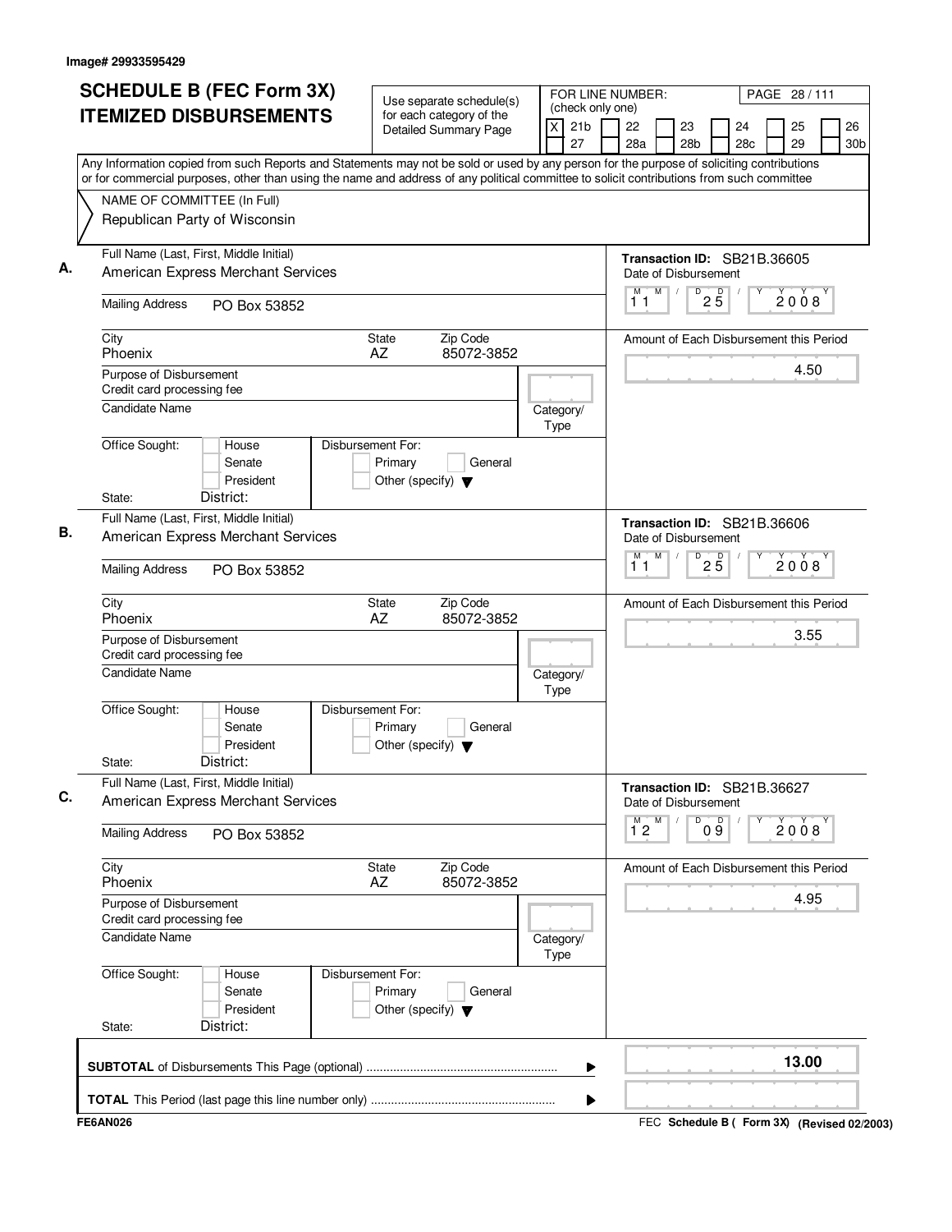Image# 29933595429

# SCHEDULE B (FEC Form 3X) ITEMIZED DISBURSEMENTS

Use separate schedule(s) for each category of the Detailed Summary Page

FOR LINE NUMBER: (check only one)

- [X] 21b
- [ ] 22
- [ ] 23
- [ ] 24
- [ ] 25
- [ ] 26
- [ ] 27
- [ ] 28a
- [ ] 28b
- [ ] 28c
- [ ] 29
- [ ] 30b

PAGE 28 / 111

Any Information copied from such Reports and Statements may not be sold or used by any person for the purpose of soliciting contributions or for commercial purposes, other than using the name and address of any political committee to solicit contributions from such committee

NAME OF COMMITTEE (In Full)
Republican Party of Wisconsin

---

**A.** Full Name (Last, First, Middle Initial): American Express Merchant Services

Mailing Address: PO Box 53852

City: Phoenix | State: AZ | Zip Code: 85072-3852

Purpose of Disbursement: Credit card processing fee

Candidate Name:

Category/Type:

Office Sought: House / Senate / President

State: District:

Disbursement For: Primary / General / Other (specify)

Transaction ID: SB21B.36605

Date of Disbursement: 11/25/2008

Amount of Each Disbursement this Period: 4.50

---

**B.** Full Name (Last, First, Middle Initial): American Express Merchant Services

Mailing Address: PO Box 53852

City: Phoenix | State: AZ | Zip Code: 85072-3852

Purpose of Disbursement: Credit card processing fee

Candidate Name:

Category/Type:

Office Sought: House / Senate / President

State: District:

Disbursement For: Primary / General / Other (specify)

Transaction ID: SB21B.36606

Date of Disbursement: 11/25/2008

Amount of Each Disbursement this Period: 3.55

---

**C.** Full Name (Last, First, Middle Initial): American Express Merchant Services

Mailing Address: PO Box 53852

City: Phoenix | State: AZ | Zip Code: 85072-3852

Purpose of Disbursement: Credit card processing fee

Candidate Name:

Category/Type:

Office Sought: House / Senate / President

State: District:

Disbursement For: Primary / General / Other (specify)

Transaction ID: SB21B.36627

Date of Disbursement: 12/09/2008

Amount of Each Disbursement this Period: 4.95

---

**SUBTOTAL** of Disbursements This Page (optional): 13.00

**TOTAL** This Period (last page this line number only):

FE6AN026

FEC Schedule B ( Form 3X) (Revised 02/2003)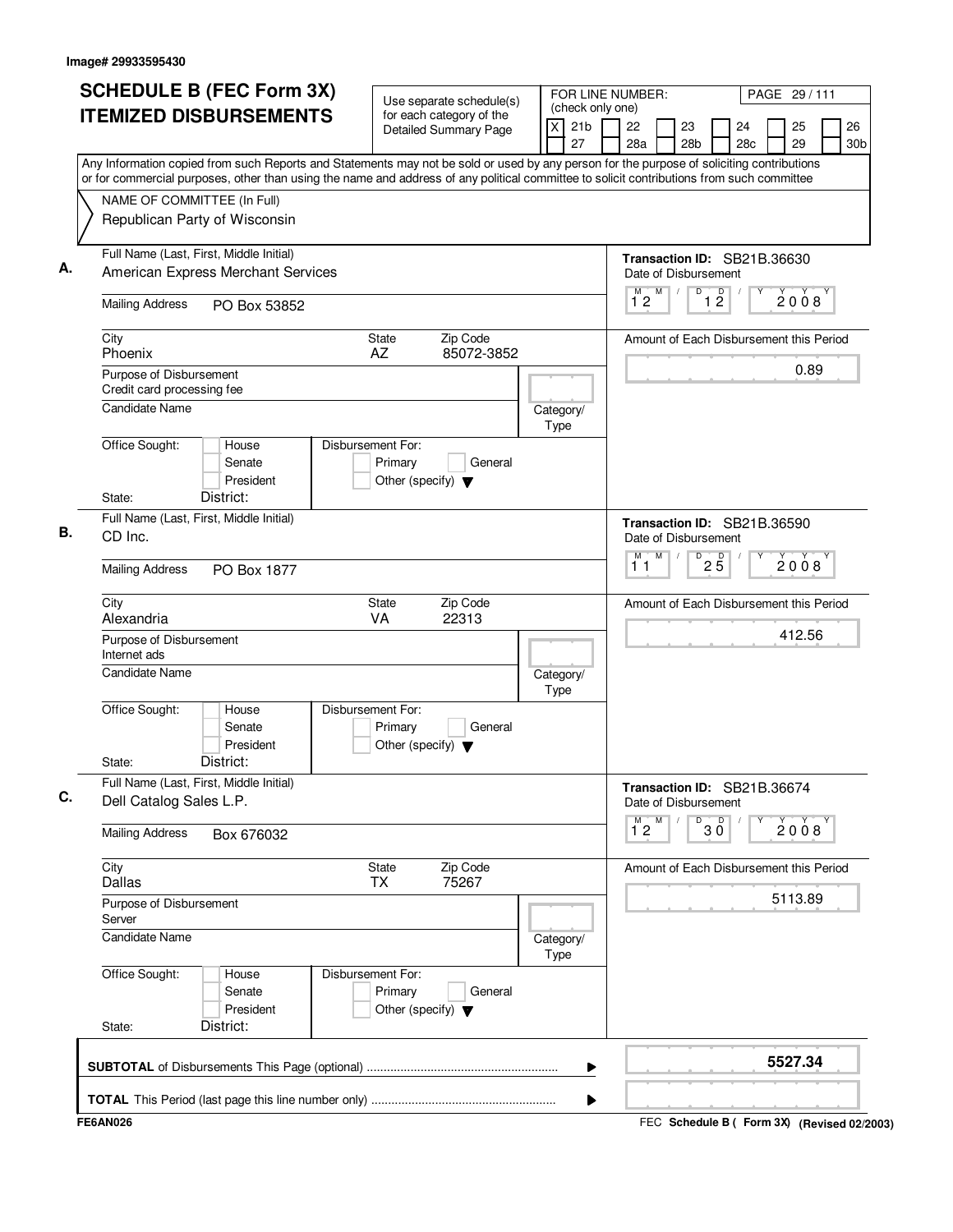Image# 29933595430

# SCHEDULE B (FEC Form 3X) ITEMIZED DISBURSEMENTS

Use separate schedule(s) for each category of the Detailed Summary Page

FOR LINE NUMBER: (check only one)

- [X] 21b
- [ ] 22
- [ ] 23
- [ ] 24
- [ ] 25
- [ ] 26
- [ ] 27
- [ ] 28a
- [ ] 28b
- [ ] 28c
- [ ] 29
- [ ] 30b

PAGE 29 / 111

Any Information copied from such Reports and Statements may not be sold or used by any person for the purpose of soliciting contributions or for commercial purposes, other than using the name and address of any political committee to solicit contributions from such committee

NAME OF COMMITTEE (In Full)
Republican Party of Wisconsin

---

**A.** Full Name (Last, First, Middle Initial): American Express Merchant Services

Mailing Address: PO Box 53852

City: Phoenix | State: AZ | Zip Code: 85072-3852

Purpose of Disbursement: Credit card processing fee

Candidate Name:

Category/Type:

Office Sought: House / Senate / President

Disbursement For: Primary / General / Other (specify)

State: District:

Transaction ID: SB21B.36630

Date of Disbursement: 12/12/2008

Amount of Each Disbursement this Period: 0.89

---

**B.** Full Name (Last, First, Middle Initial): CD Inc.

Mailing Address: PO Box 1877

City: Alexandria | State: VA | Zip Code: 22313

Purpose of Disbursement: Internet ads

Candidate Name:

Category/Type:

Office Sought: House / Senate / President

Disbursement For: Primary / General / Other (specify)

State: District:

Transaction ID: SB21B.36590

Date of Disbursement: 11/25/2008

Amount of Each Disbursement this Period: 412.56

---

**C.** Full Name (Last, First, Middle Initial): Dell Catalog Sales L.P.

Mailing Address: Box 676032

City: Dallas | State: TX | Zip Code: 75267

Purpose of Disbursement: Server

Candidate Name:

Category/Type:

Office Sought: House / Senate / President

Disbursement For: Primary / General / Other (specify)

State: District:

Transaction ID: SB21B.36674

Date of Disbursement: 12/30/2008

Amount of Each Disbursement this Period: 5113.89

---

**SUBTOTAL** of Disbursements This Page (optional) ........ **5527.34**

**TOTAL** This Period (last page this line number only) ........

FE6AN026 — FEC Schedule B ( Form 3X) (Revised 02/2003)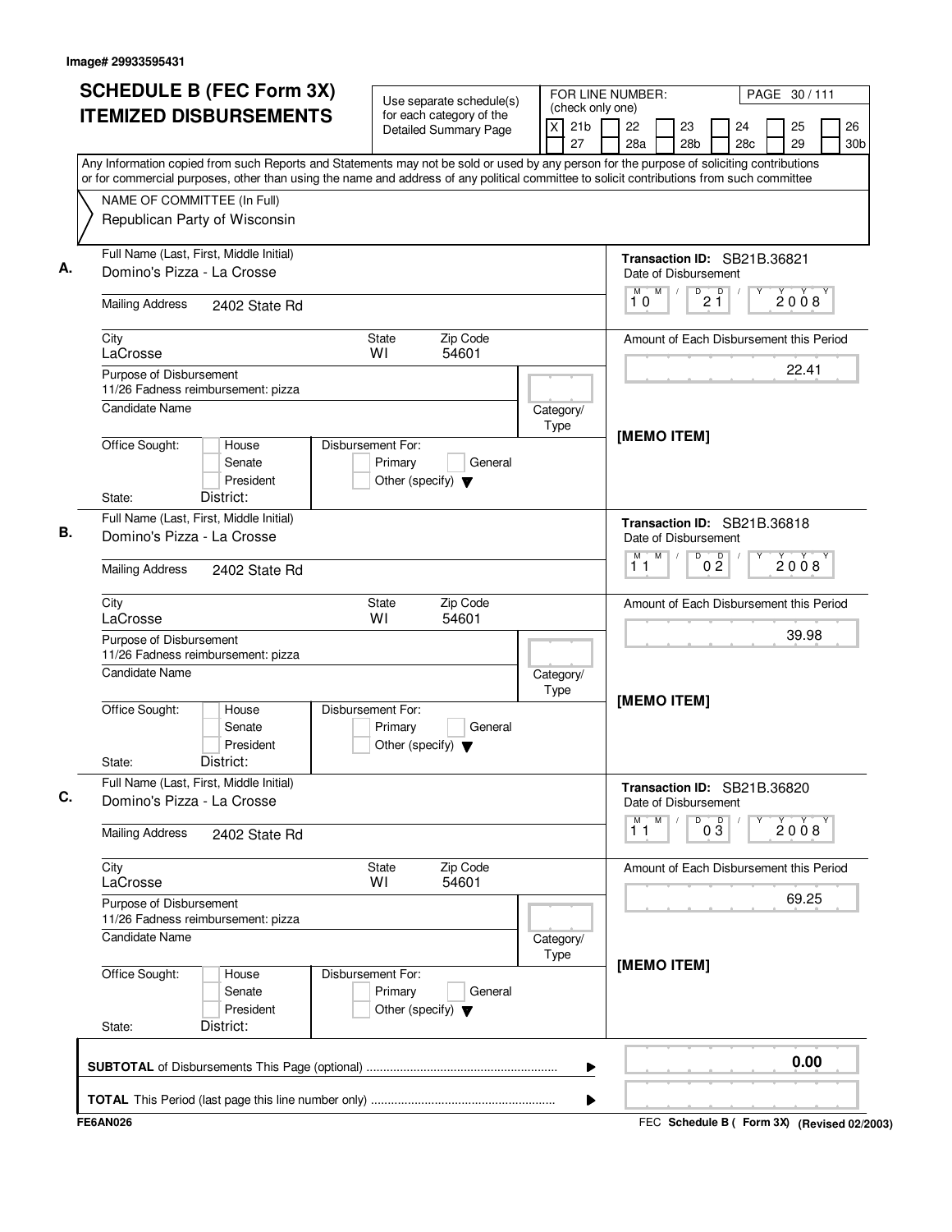Image# 29933595431

# SCHEDULE B (FEC Form 3X)
## ITEMIZED DISBURSEMENTS

Use separate schedule(s) for each category of the Detailed Summary Page

FOR LINE NUMBER: (check only one)
[X] 21b [ ] 22 [ ] 23 [ ] 24 [ ] 25 [ ] 26 [ ] 27 [ ] 28a [ ] 28b [ ] 28c [ ] 29 [ ] 30b

PAGE 30 / 111

Any Information copied from such Reports and Statements may not be sold or used by any person for the purpose of soliciting contributions or for commercial purposes, other than using the name and address of any political committee to solicit contributions from such committee

NAME OF COMMITTEE (In Full)
Republican Party of Wisconsin

---

**A.** Full Name (Last, First, Middle Initial): Domino's Pizza - La Crosse

Mailing Address: 2402 State Rd

City: LaCrosse | State: WI | Zip Code: 54601

Purpose of Disbursement: 11/26 Fadness reimbursement: pizza

Candidate Name:

Category/Type:

Office Sought: [ ] House [ ] Senate [ ] President

State: District:

Disbursement For: [ ] Primary [ ] General [ ] Other (specify)

Transaction ID: SB21B.36821

Date of Disbursement: 10 / 21 / 2008

Amount of Each Disbursement this Period: 22.41

[MEMO ITEM]

---

**B.** Full Name (Last, First, Middle Initial): Domino's Pizza - La Crosse

Mailing Address: 2402 State Rd

City: LaCrosse | State: WI | Zip Code: 54601

Purpose of Disbursement: 11/26 Fadness reimbursement: pizza

Candidate Name:

Category/Type:

Office Sought: [ ] House [ ] Senate [ ] President

State: District:

Disbursement For: [ ] Primary [ ] General [ ] Other (specify)

Transaction ID: SB21B.36818

Date of Disbursement: 11 / 02 / 2008

Amount of Each Disbursement this Period: 39.98

[MEMO ITEM]

---

**C.** Full Name (Last, First, Middle Initial): Domino's Pizza - La Crosse

Mailing Address: 2402 State Rd

City: LaCrosse | State: WI | Zip Code: 54601

Purpose of Disbursement: 11/26 Fadness reimbursement: pizza

Candidate Name:

Category/Type:

Office Sought: [ ] House [ ] Senate [ ] President

State: District:

Disbursement For: [ ] Primary [ ] General [ ] Other (specify)

Transaction ID: SB21B.36820

Date of Disbursement: 11 / 03 / 2008

Amount of Each Disbursement this Period: 69.25

[MEMO ITEM]

---

**SUBTOTAL** of Disbursements This Page (optional) ........ 0.00

**TOTAL** This Period (last page this line number only) ........

FE6AN026 — FEC Schedule B ( Form 3X) (Revised 02/2003)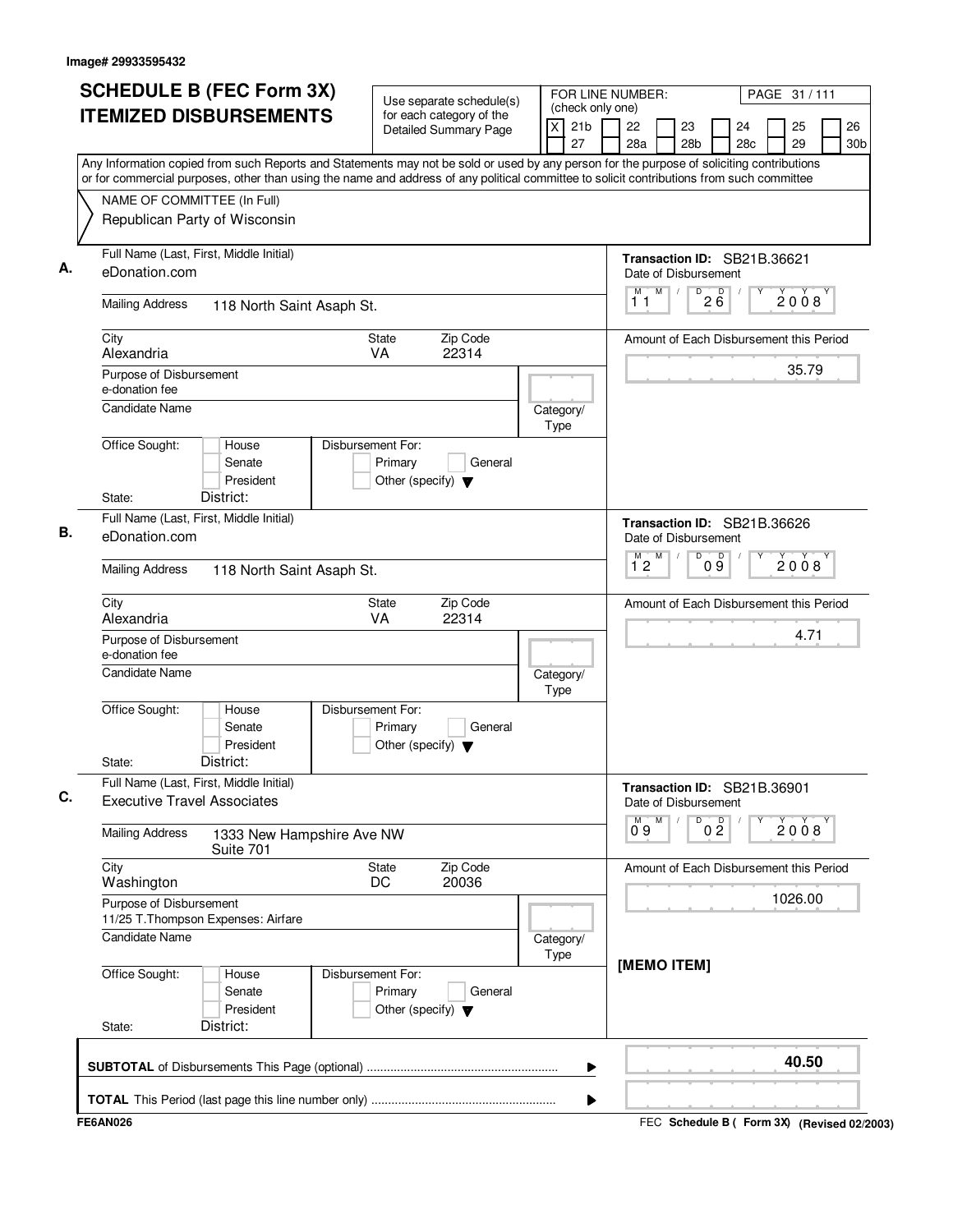Image# 29933595432

# SCHEDULE B (FEC Form 3X) ITEMIZED DISBURSEMENTS

Use separate schedule(s) for each category of the Detailed Summary Page

FOR LINE NUMBER: (check only one)

[X] 21b [ ] 22 [ ] 23 [ ] 24 [ ] 25 [ ] 26 [ ] 27 [ ] 28a [ ] 28b [ ] 28c [ ] 29 [ ] 30b

PAGE 31 / 111

Any Information copied from such Reports and Statements may not be sold or used by any person for the purpose of soliciting contributions or for commercial purposes, other than using the name and address of any political committee to solicit contributions from such committee

NAME OF COMMITTEE (In Full)
Republican Party of Wisconsin

---

**A.** Full Name (Last, First, Middle Initial): eDonation.com

Mailing Address: 118 North Saint Asaph St.

City: Alexandria | State: VA | Zip Code: 22314

Purpose of Disbursement: e-donation fee

Candidate Name:

Category/Type:

Office Sought: [ ] House [ ] Senate [ ] President

State: District:

Disbursement For: [ ] Primary [ ] General [ ] Other (specify)

Transaction ID: SB21B.36621

Date of Disbursement: 11/26/2008

Amount of Each Disbursement this Period: 35.79

---

**B.** Full Name (Last, First, Middle Initial): eDonation.com

Mailing Address: 118 North Saint Asaph St.

City: Alexandria | State: VA | Zip Code: 22314

Purpose of Disbursement: e-donation fee

Candidate Name:

Category/Type:

Office Sought: [ ] House [ ] Senate [ ] President

State: District:

Disbursement For: [ ] Primary [ ] General [ ] Other (specify)

Transaction ID: SB21B.36626

Date of Disbursement: 12/09/2008

Amount of Each Disbursement this Period: 4.71

---

**C.** Full Name (Last, First, Middle Initial): Executive Travel Associates

Mailing Address: 1333 New Hampshire Ave NW, Suite 701

City: Washington | State: DC | Zip Code: 20036

Purpose of Disbursement: 11/25 T.Thompson Expenses: Airfare

Candidate Name:

Category/Type:

Office Sought: [ ] House [ ] Senate [ ] President

State: District:

Disbursement For: [ ] Primary [ ] General [ ] Other (specify)

Transaction ID: SB21B.36901

Date of Disbursement: 09/02/2008

Amount of Each Disbursement this Period: 1026.00

[MEMO ITEM]

---

**SUBTOTAL** of Disbursements This Page (optional): **40.50**

**TOTAL** This Period (last page this line number only):

FE6AN026

FEC Schedule B ( Form 3X) (Revised 02/2003)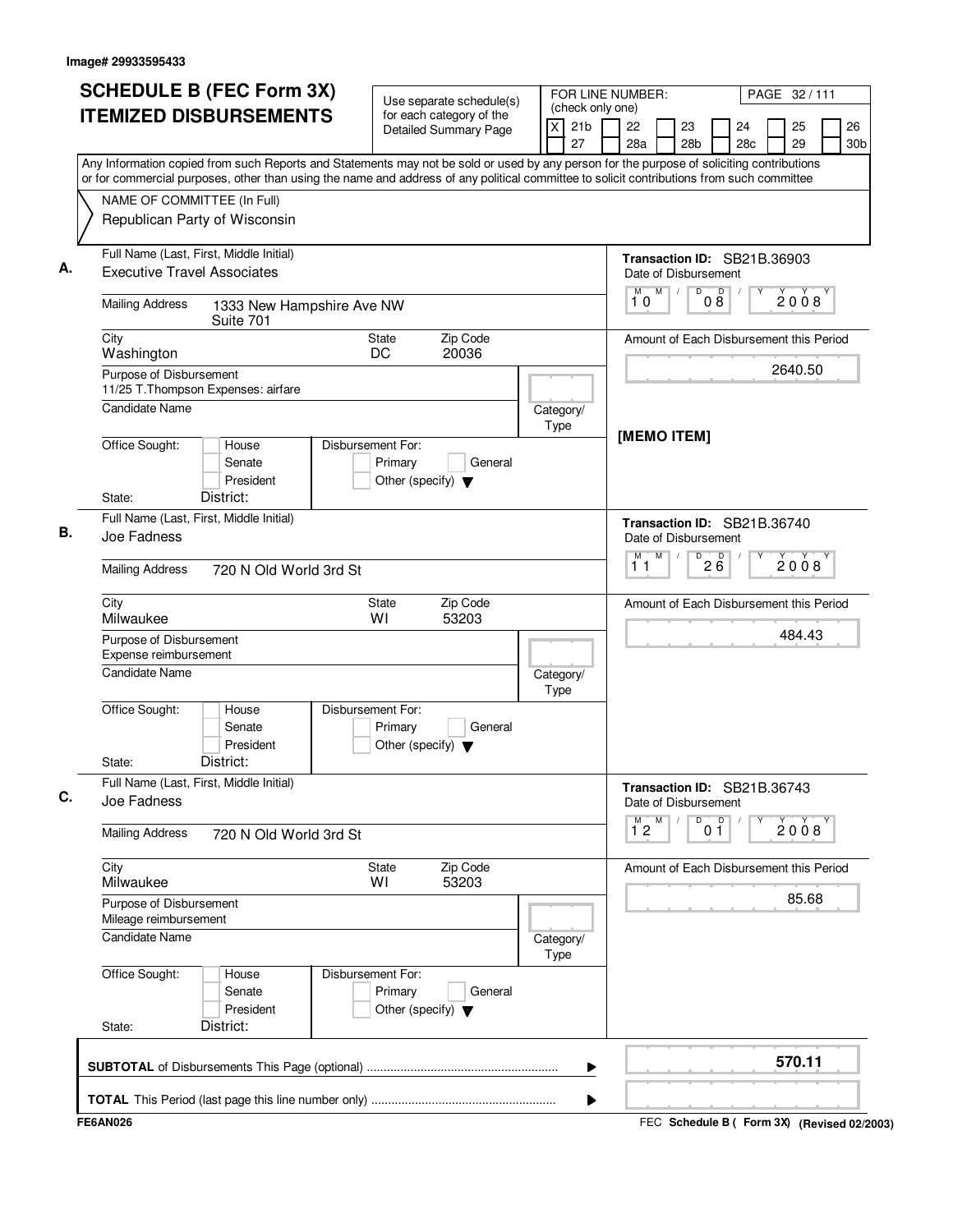Image# 29933595433

# SCHEDULE B (FEC Form 3X) ITEMIZED DISBURSEMENTS

Use separate schedule(s) for each category of the Detailed Summary Page

FOR LINE NUMBER: (check only one)

[X] 21b [ ] 22 [ ] 23 [ ] 24 [ ] 25 [ ] 26 [ ] 27 [ ] 28a [ ] 28b [ ] 28c [ ] 29 [ ] 30b

Any Information copied from such Reports and Statements may not be sold or used by any person for the purpose of soliciting contributions or for commercial purposes, other than using the name and address of any political committee to solicit contributions from such committee

NAME OF COMMITTEE (In Full)
Republican Party of Wisconsin

---

**A.** Full Name (Last, First, Middle Initial): Executive Travel Associates

Mailing Address: 1333 New Hampshire Ave NW, Suite 701

City: Washington | State: DC | Zip Code: 20036

Purpose of Disbursement: 11/25 T.Thompson Expenses: airfare

Candidate Name:

Category/Type:

Office Sought: [ ] House [ ] Senate [ ] President

State: District:

Disbursement For: [ ] Primary [ ] General [ ] Other (specify)

Transaction ID: SB21B.36903

Date of Disbursement: 10/08/2008

Amount of Each Disbursement this Period: 2640.50

[MEMO ITEM]

---

**B.** Full Name (Last, First, Middle Initial): Joe Fadness

Mailing Address: 720 N Old World 3rd St

City: Milwaukee | State: WI | Zip Code: 53203

Purpose of Disbursement: Expense reimbursement

Candidate Name:

Category/Type:

Office Sought: [ ] House [ ] Senate [ ] President

State: District:

Disbursement For: [ ] Primary [ ] General [ ] Other (specify)

Transaction ID: SB21B.36740

Date of Disbursement: 11/26/2008

Amount of Each Disbursement this Period: 484.43

---

**C.** Full Name (Last, First, Middle Initial): Joe Fadness

Mailing Address: 720 N Old World 3rd St

City: Milwaukee | State: WI | Zip Code: 53203

Purpose of Disbursement: Mileage reimbursement

Candidate Name:

Category/Type:

Office Sought: [ ] House [ ] Senate [ ] President

State: District:

Disbursement For: [ ] Primary [ ] General [ ] Other (specify)

Transaction ID: SB21B.36743

Date of Disbursement: 12/01/2008

Amount of Each Disbursement this Period: 85.68

---

**SUBTOTAL** of Disbursements This Page (optional): **570.11**

**TOTAL** This Period (last page this line number only):

FE6AN026

FEC Schedule B ( Form 3X) (Revised 02/2003)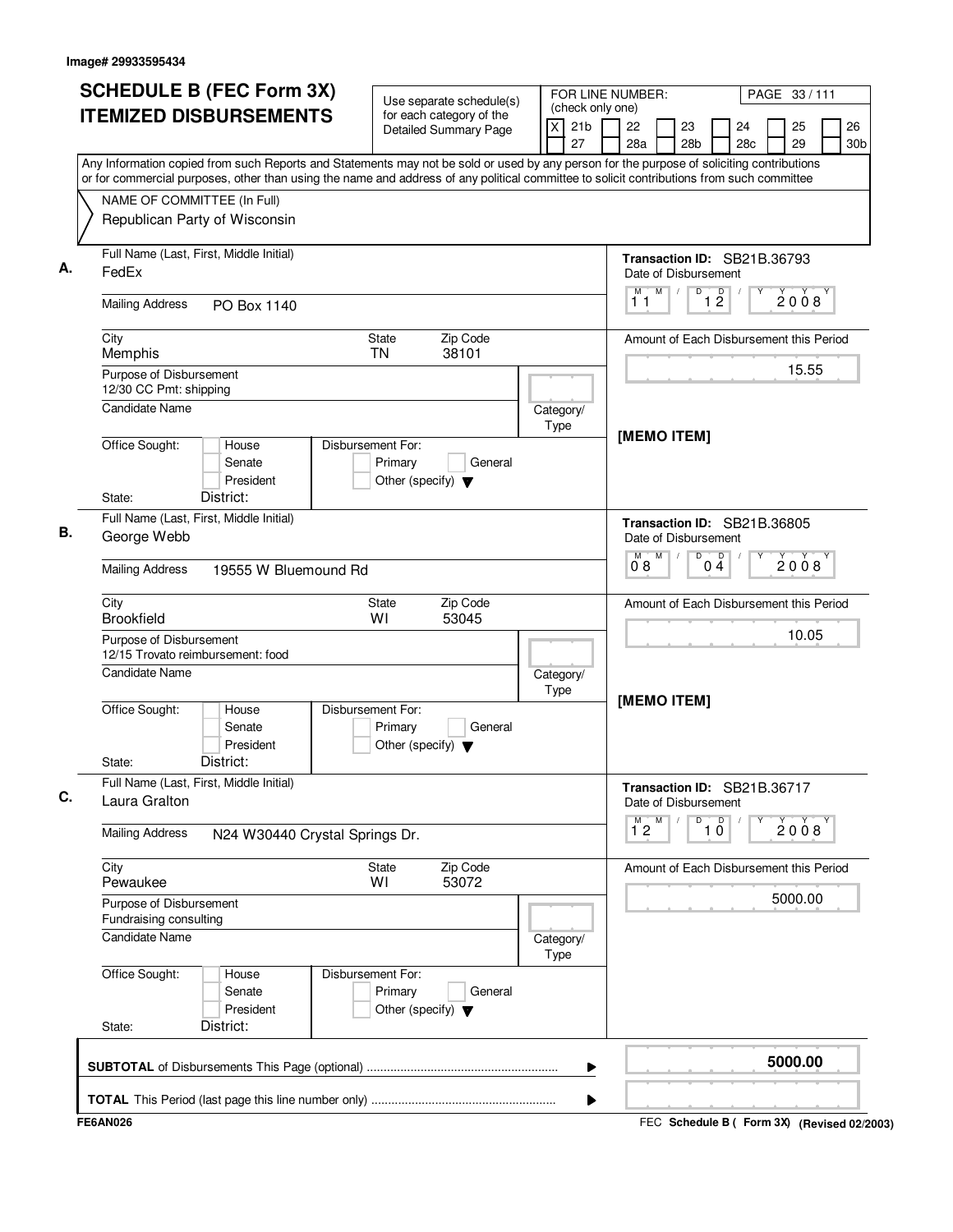Image# 29933595434

# SCHEDULE B (FEC Form 3X) ITEMIZED DISBURSEMENTS

Use separate schedule(s) for each category of the Detailed Summary Page

FOR LINE NUMBER: (check only one)

[X] 21b [ ] 22 [ ] 23 [ ] 24 [ ] 25 [ ] 26 [ ] 27 [ ] 28a [ ] 28b [ ] 28c [ ] 29 [ ] 30b

PAGE 33 / 111

Any Information copied from such Reports and Statements may not be sold or used by any person for the purpose of soliciting contributions or for commercial purposes, other than using the name and address of any political committee to solicit contributions from such committee

NAME OF COMMITTEE (In Full)
Republican Party of Wisconsin

---

**A.** Full Name (Last, First, Middle Initial): FedEx

Transaction ID: SB21B.36793

Date of Disbursement: 11 / 12 / 2008

Mailing Address: PO Box 1140

City: Memphis | State: TN | Zip Code: 38101

Amount of Each Disbursement this Period: 15.55

Purpose of Disbursement: 12/30 CC Pmt: shipping

Candidate Name | Category/Type

[MEMO ITEM]

Office Sought: [ ] House [ ] Senate [ ] President
State: District:

Disbursement For: [ ] Primary [ ] General [ ] Other (specify)

---

**B.** Full Name (Last, First, Middle Initial): George Webb

Transaction ID: SB21B.36805

Date of Disbursement: 08 / 04 / 2008

Mailing Address: 19555 W Bluemound Rd

City: Brookfield | State: WI | Zip Code: 53045

Amount of Each Disbursement this Period: 10.05

Purpose of Disbursement: 12/15 Trovato reimbursement: food

Candidate Name | Category/Type

[MEMO ITEM]

Office Sought: [ ] House [ ] Senate [ ] President
State: District:

Disbursement For: [ ] Primary [ ] General [ ] Other (specify)

---

**C.** Full Name (Last, First, Middle Initial): Laura Gralton

Transaction ID: SB21B.36717

Date of Disbursement: 12 / 10 / 2008

Mailing Address: N24 W30440 Crystal Springs Dr.

City: Pewaukee | State: WI | Zip Code: 53072

Amount of Each Disbursement this Period: 5000.00

Purpose of Disbursement: Fundraising consulting

Candidate Name | Category/Type

Office Sought: [ ] House [ ] Senate [ ] President
State: District:

Disbursement For: [ ] Primary [ ] General [ ] Other (specify)

---

**SUBTOTAL** of Disbursements This Page (optional) ........ **5000.00**

**TOTAL** This Period (last page this line number only) ........

FE6AN026 | FEC Schedule B ( Form 3X) (Revised 02/2003)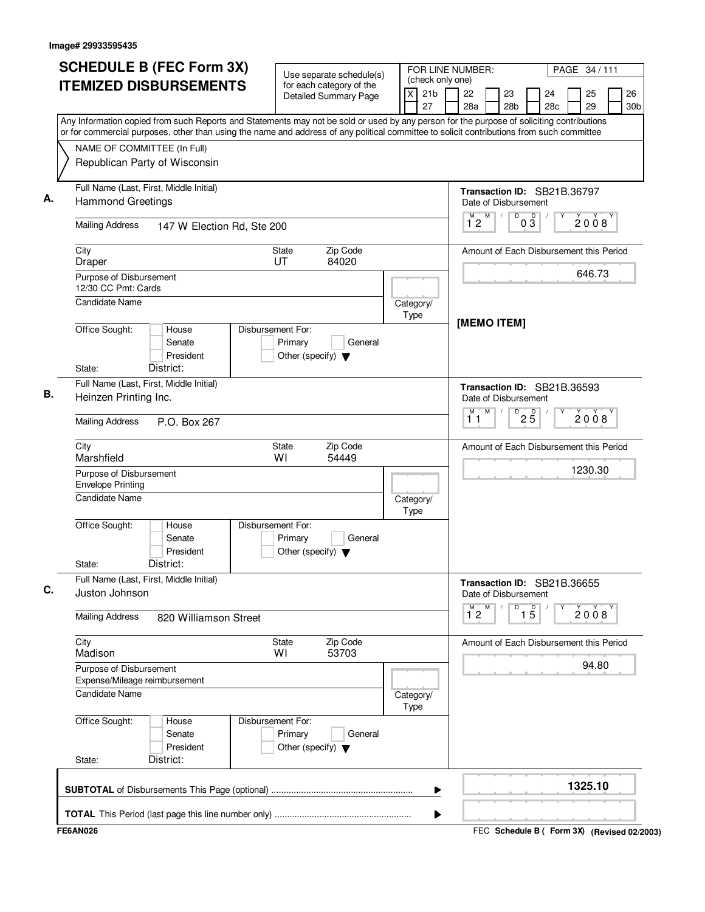Image# 29933595435

# SCHEDULE B (FEC Form 3X) ITEMIZED DISBURSEMENTS

Use separate schedule(s) for each category of the Detailed Summary Page

FOR LINE NUMBER: (check only one)

[X] 21b  [ ] 22  [ ] 23  [ ] 24  [ ] 25  [ ] 26  [ ] 27  [ ] 28a  [ ] 28b  [ ] 28c  [ ] 29  [ ] 30b

PAGE 34 / 111

Any Information copied from such Reports and Statements may not be sold or used by any person for the purpose of soliciting contributions or for commercial purposes, other than using the name and address of any political committee to solicit contributions from such committee

NAME OF COMMITTEE (In Full)
Republican Party of Wisconsin

---

**A.** Full Name (Last, First, Middle Initial): Hammond Greetings

Transaction ID: SB21B.36797

Mailing Address: 147 W Election Rd, Ste 200

Date of Disbursement: 12/03/2008

City: Draper  State: UT  Zip Code: 84020

Amount of Each Disbursement this Period: 646.73

Purpose of Disbursement: 12/30 CC Pmt: Cards

Candidate Name:

Category/Type:

[MEMO ITEM]

Office Sought: [ ] House [ ] Senate [ ] President

Disbursement For: [ ] Primary [ ] General [ ] Other (specify)

State:  District:

---

**B.** Full Name (Last, First, Middle Initial): Heinzen Printing Inc.

Transaction ID: SB21B.36593

Mailing Address: P.O. Box 267

Date of Disbursement: 11/25/2008

City: Marshfield  State: WI  Zip Code: 54449

Amount of Each Disbursement this Period: 1230.30

Purpose of Disbursement: Envelope Printing

Candidate Name:

Category/Type:

Office Sought: [ ] House [ ] Senate [ ] President

Disbursement For: [ ] Primary [ ] General [ ] Other (specify)

State:  District:

---

**C.** Full Name (Last, First, Middle Initial): Juston Johnson

Transaction ID: SB21B.36655

Mailing Address: 820 Williamson Street

Date of Disbursement: 12/15/2008

City: Madison  State: WI  Zip Code: 53703

Amount of Each Disbursement this Period: 94.80

Purpose of Disbursement: Expense/Mileage reimbursement

Candidate Name:

Category/Type:

Office Sought: [ ] House [ ] Senate [ ] President

Disbursement For: [ ] Primary [ ] General [ ] Other (specify)

State:  District:

---

**SUBTOTAL** of Disbursements This Page (optional): **1325.10**

**TOTAL** This Period (last page this line number only):

FE6AN026

FEC Schedule B ( Form 3X) (Revised 02/2003)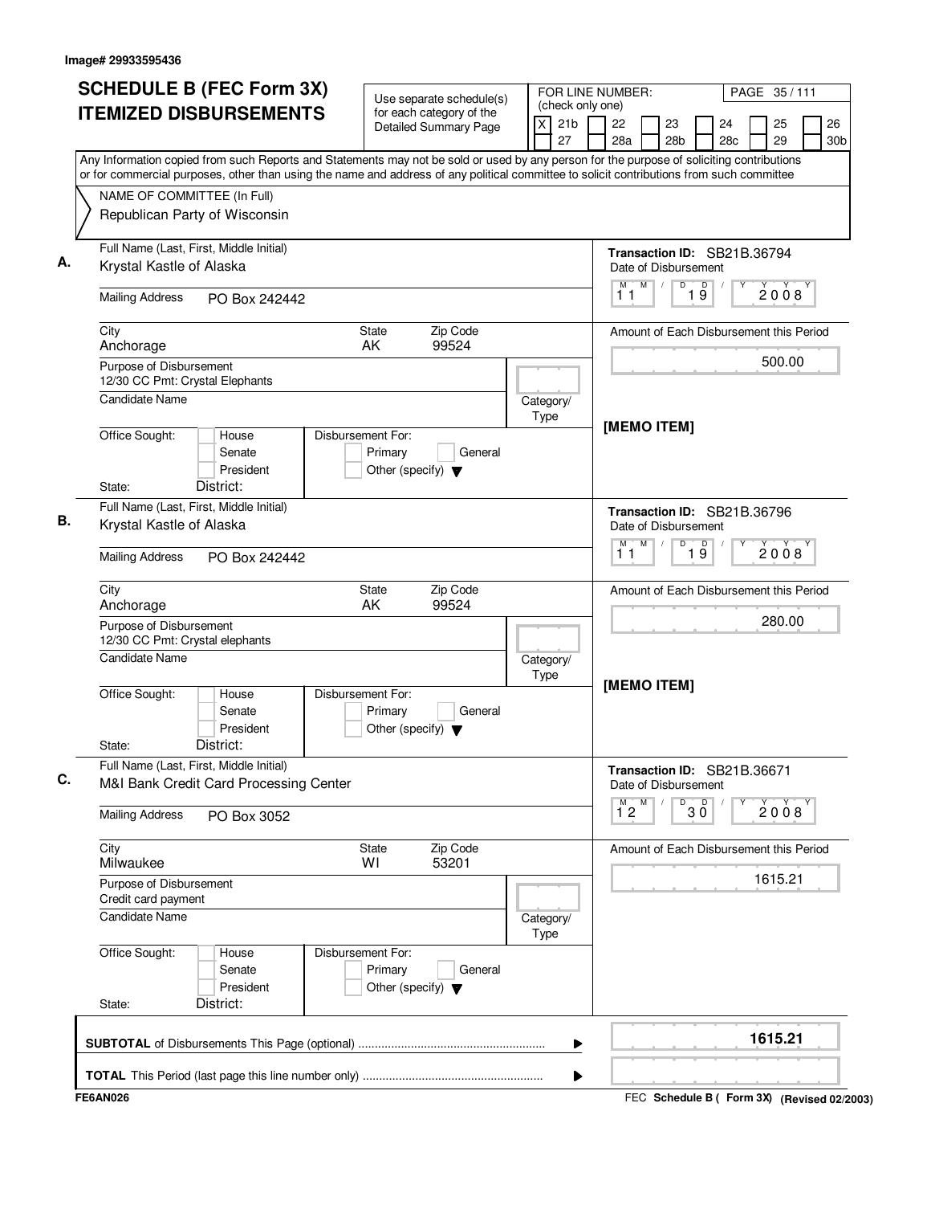Image# 29933595436

# SCHEDULE B (FEC Form 3X) ITEMIZED DISBURSEMENTS

Use separate schedule(s) for each category of the Detailed Summary Page

FOR LINE NUMBER: (check only one)

[X] 21b [ ] 22 [ ] 23 [ ] 24 [ ] 25 [ ] 26 [ ] 27 [ ] 28a [ ] 28b [ ] 28c [ ] 29 [ ] 30b

PAGE 35 / 111

Any Information copied from such Reports and Statements may not be sold or used by any person for the purpose of soliciting contributions or for commercial purposes, other than using the name and address of any political committee to solicit contributions from such committee

NAME OF COMMITTEE (In Full)
Republican Party of Wisconsin

---

**A.** Full Name (Last, First, Middle Initial): Krystal Kastle of Alaska

Mailing Address: PO Box 242442

City: Anchorage | State: AK | Zip Code: 99524

Purpose of Disbursement: 12/30 CC Pmt: Crystal Elephants

Candidate Name:

Category/Type:

Office Sought: [ ] House [ ] Senate [ ] President

State: District:

Disbursement For: [ ] Primary [ ] General [ ] Other (specify)

Transaction ID: SB21B.36794

Date of Disbursement: 11 / 19 / 2008

Amount of Each Disbursement this Period: 500.00

[MEMO ITEM]

---

**B.** Full Name (Last, First, Middle Initial): Krystal Kastle of Alaska

Mailing Address: PO Box 242442

City: Anchorage | State: AK | Zip Code: 99524

Purpose of Disbursement: 12/30 CC Pmt: Crystal elephants

Candidate Name:

Category/Type:

Office Sought: [ ] House [ ] Senate [ ] President

State: District:

Disbursement For: [ ] Primary [ ] General [ ] Other (specify)

Transaction ID: SB21B.36796

Date of Disbursement: 11 / 19 / 2008

Amount of Each Disbursement this Period: 280.00

[MEMO ITEM]

---

**C.** Full Name (Last, First, Middle Initial): M&I Bank Credit Card Processing Center

Mailing Address: PO Box 3052

City: Milwaukee | State: WI | Zip Code: 53201

Purpose of Disbursement: Credit card payment

Candidate Name:

Category/Type:

Office Sought: [ ] House [ ] Senate [ ] President

State: District:

Disbursement For: [ ] Primary [ ] General [ ] Other (specify)

Transaction ID: SB21B.36671

Date of Disbursement: 12 / 30 / 2008

Amount of Each Disbursement this Period: 1615.21

---

**SUBTOTAL** of Disbursements This Page (optional): **1615.21**

**TOTAL** This Period (last page this line number only):

FE6AN026

FEC **Schedule B ( Form 3X) (Revised 02/2003)**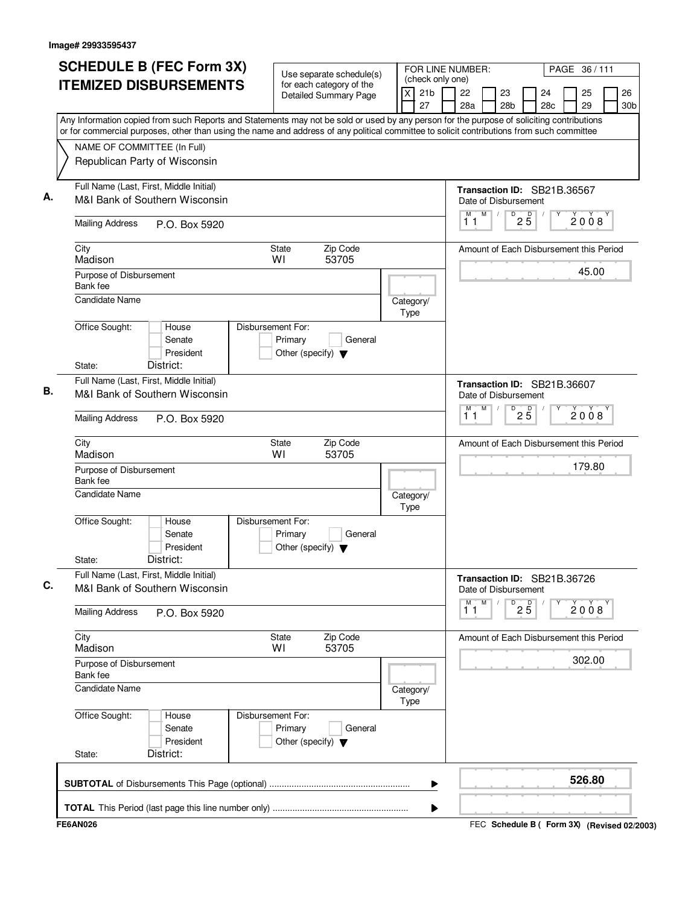Image# 29933595437

# SCHEDULE B (FEC Form 3X) ITEMIZED DISBURSEMENTS

Use separate schedule(s) for each category of the Detailed Summary Page

FOR LINE NUMBER: (check only one)

[X] 21b [ ] 22 [ ] 23 [ ] 24 [ ] 25 [ ] 26 [ ] 27 [ ] 28a [ ] 28b [ ] 28c [ ] 29 [ ] 30b

Any Information copied from such Reports and Statements may not be sold or used by any person for the purpose of soliciting contributions or for commercial purposes, other than using the name and address of any political committee to solicit contributions from such committee

NAME OF COMMITTEE (In Full)
Republican Party of Wisconsin

---

**A.** Full Name (Last, First, Middle Initial): M&I Bank of Southern Wisconsin

Mailing Address: P.O. Box 5920

City: Madison | State: WI | Zip Code: 53705

Purpose of Disbursement: Bank fee

Candidate Name:

Category/Type:

Office Sought: [ ] House [ ] Senate [ ] President

State: District:

Disbursement For: [ ] Primary [ ] General [ ] Other (specify)

Transaction ID: SB21B.36567

Date of Disbursement: 11/25/2008

Amount of Each Disbursement this Period: 45.00

---

**B.** Full Name (Last, First, Middle Initial): M&I Bank of Southern Wisconsin

Mailing Address: P.O. Box 5920

City: Madison | State: WI | Zip Code: 53705

Purpose of Disbursement: Bank fee

Candidate Name:

Category/Type:

Office Sought: [ ] House [ ] Senate [ ] President

State: District:

Disbursement For: [ ] Primary [ ] General [ ] Other (specify)

Transaction ID: SB21B.36607

Date of Disbursement: 11/25/2008

Amount of Each Disbursement this Period: 179.80

---

**C.** Full Name (Last, First, Middle Initial): M&I Bank of Southern Wisconsin

Mailing Address: P.O. Box 5920

City: Madison | State: WI | Zip Code: 53705

Purpose of Disbursement: Bank fee

Candidate Name:

Category/Type:

Office Sought: [ ] House [ ] Senate [ ] President

State: District:

Disbursement For: [ ] Primary [ ] General [ ] Other (specify)

Transaction ID: SB21B.36726

Date of Disbursement: 11/25/2008

Amount of Each Disbursement this Period: 302.00

---

**SUBTOTAL** of Disbursements This Page (optional): **526.80**

**TOTAL** This Period (last page this line number only):

FE6AN026

FEC Schedule B ( Form 3X) (Revised 02/2003)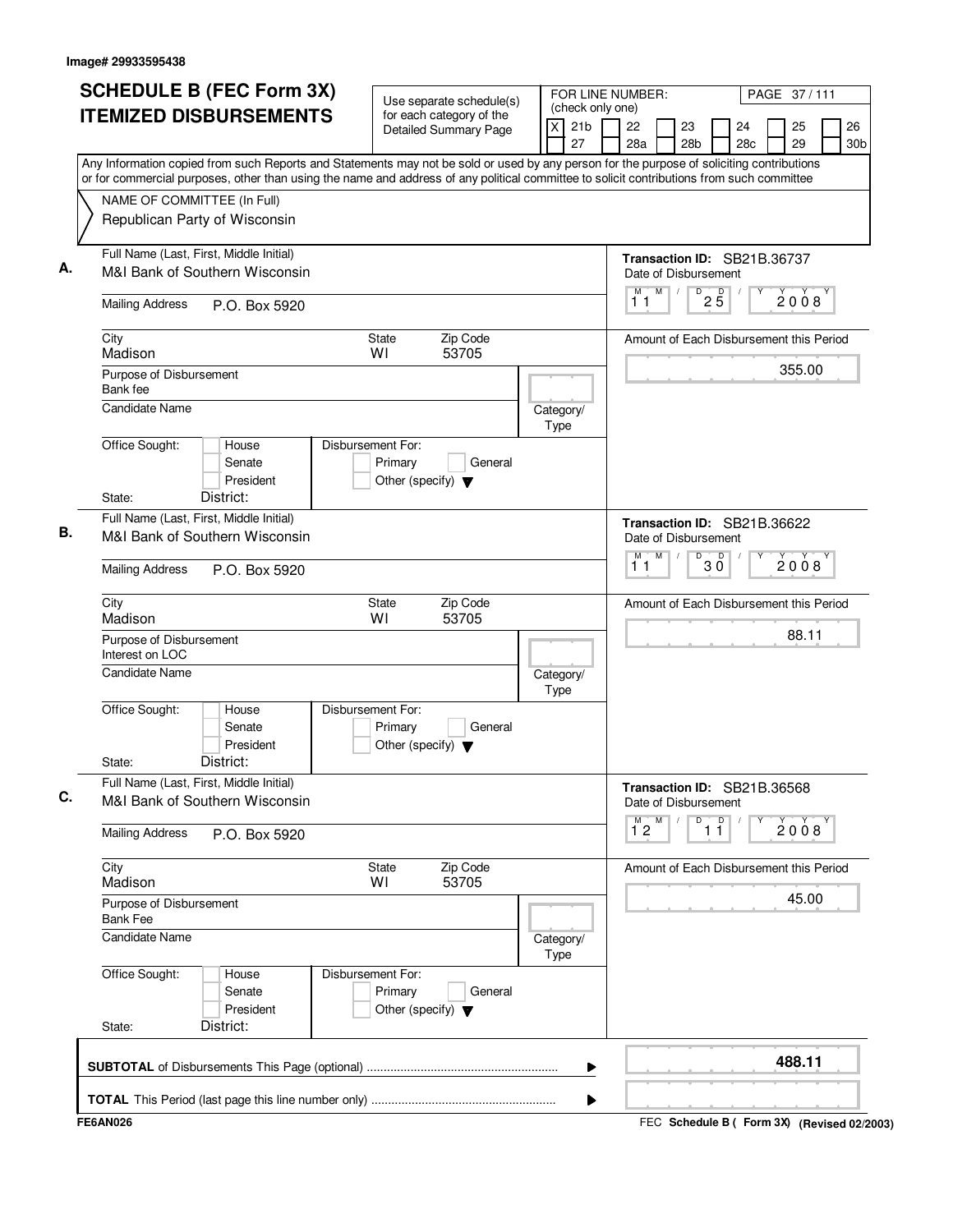Image# 29933595438

# SCHEDULE B (FEC Form 3X) ITEMIZED DISBURSEMENTS

Use separate schedule(s) for each category of the Detailed Summary Page

FOR LINE NUMBER: (check only one)

[X] 21b [ ] 22 [ ] 23 [ ] 24 [ ] 25 [ ] 26 [ ] 27 [ ] 28a [ ] 28b [ ] 28c [ ] 29 [ ] 30b

Any Information copied from such Reports and Statements may not be sold or used by any person for the purpose of soliciting contributions or for commercial purposes, other than using the name and address of any political committee to solicit contributions from such committee

NAME OF COMMITTEE (In Full)
Republican Party of Wisconsin

**A.**
Full Name (Last, First, Middle Initial): M&I Bank of Southern Wisconsin
Mailing Address: P.O. Box 5920
City: Madison | State: WI | Zip Code: 53705
Purpose of Disbursement: Bank fee
Candidate Name:
Category/Type:
Office Sought: House / Senate / President
State: District:
Disbursement For: Primary / General / Other (specify)

Transaction ID: SB21B.36737
Date of Disbursement: 11/25/2008
Amount of Each Disbursement this Period: 355.00

**B.**
Full Name (Last, First, Middle Initial): M&I Bank of Southern Wisconsin
Mailing Address: P.O. Box 5920
City: Madison | State: WI | Zip Code: 53705
Purpose of Disbursement: Interest on LOC
Candidate Name:
Category/Type:
Office Sought: House / Senate / President
State: District:
Disbursement For: Primary / General / Other (specify)

Transaction ID: SB21B.36622
Date of Disbursement: 11/30/2008
Amount of Each Disbursement this Period: 88.11

**C.**
Full Name (Last, First, Middle Initial): M&I Bank of Southern Wisconsin
Mailing Address: P.O. Box 5920
City: Madison | State: WI | Zip Code: 53705
Purpose of Disbursement: Bank Fee
Candidate Name:
Category/Type:
Office Sought: House / Senate / President
State: District:
Disbursement For: Primary / General / Other (specify)

Transaction ID: SB21B.36568
Date of Disbursement: 12/11/2008
Amount of Each Disbursement this Period: 45.00

**SUBTOTAL** of Disbursements This Page (optional): **488.11**

**TOTAL** This Period (last page this line number only):

FE6AN026 — FEC Schedule B ( Form 3X) (Revised 02/2003)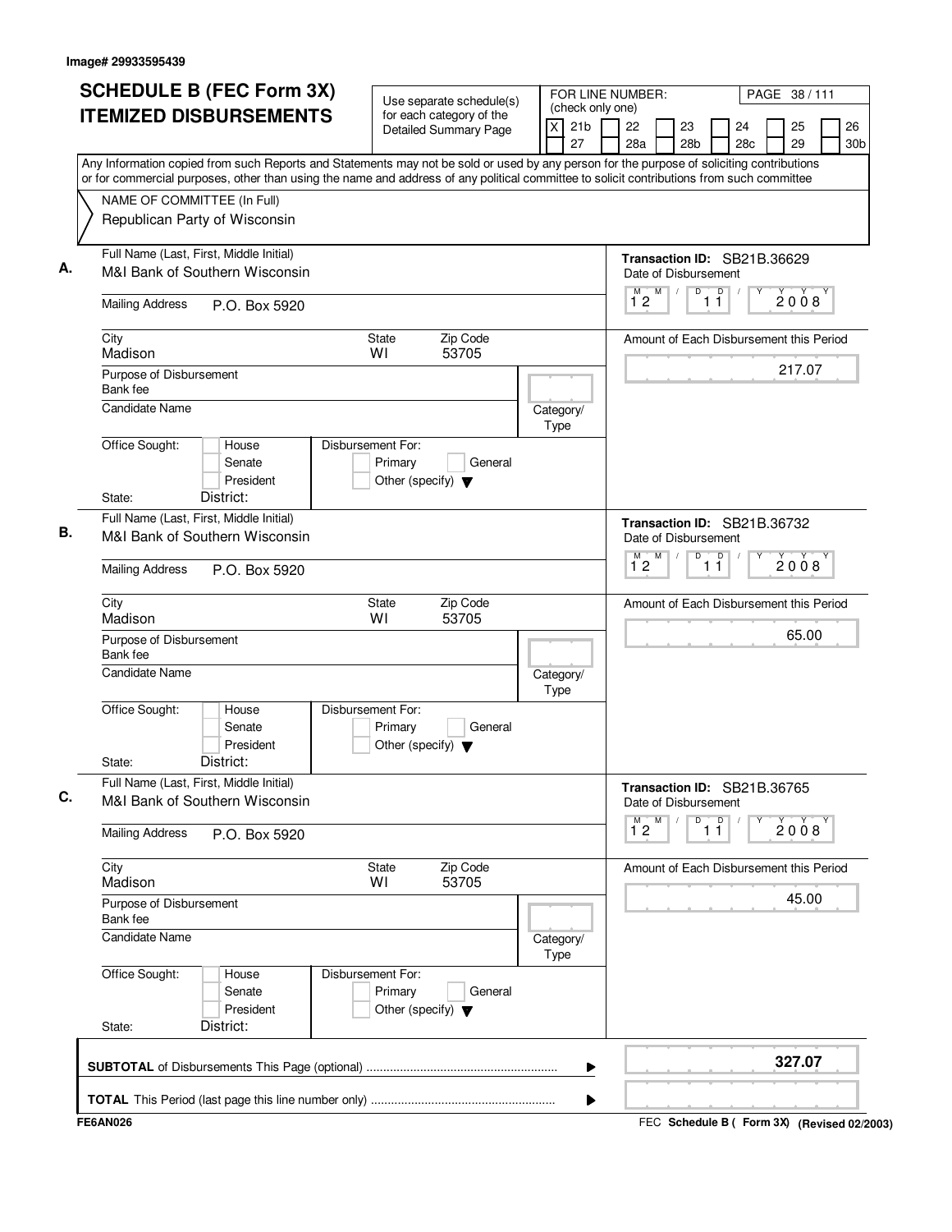Image# 29933595439

# SCHEDULE B (FEC Form 3X) ITEMIZED DISBURSEMENTS

Use separate schedule(s) for each category of the Detailed Summary Page

FOR LINE NUMBER: (check only one)

[X] 21b [ ] 22 [ ] 23 [ ] 24 [ ] 25 [ ] 26 [ ] 27 [ ] 28a [ ] 28b [ ] 28c [ ] 29 [ ] 30b

Any Information copied from such Reports and Statements may not be sold or used by any person for the purpose of soliciting contributions or for commercial purposes, other than using the name and address of any political committee to solicit contributions from such committee

NAME OF COMMITTEE (In Full)
Republican Party of Wisconsin

---

**A.** Full Name (Last, First, Middle Initial): M&I Bank of Southern Wisconsin

Mailing Address: P.O. Box 5920

City: Madison | State: WI | Zip Code: 53705

Purpose of Disbursement: Bank fee

Candidate Name:

Category/Type:

Office Sought: [ ] House [ ] Senate [ ] President

State: District:

Disbursement For: [ ] Primary [ ] General [ ] Other (specify)

Transaction ID: SB21B.36629

Date of Disbursement: 12/11/2008

Amount of Each Disbursement this Period: 217.07

---

**B.** Full Name (Last, First, Middle Initial): M&I Bank of Southern Wisconsin

Mailing Address: P.O. Box 5920

City: Madison | State: WI | Zip Code: 53705

Purpose of Disbursement: Bank fee

Candidate Name:

Category/Type:

Office Sought: [ ] House [ ] Senate [ ] President

State: District:

Disbursement For: [ ] Primary [ ] General [ ] Other (specify)

Transaction ID: SB21B.36732

Date of Disbursement: 12/11/2008

Amount of Each Disbursement this Period: 65.00

---

**C.** Full Name (Last, First, Middle Initial): M&I Bank of Southern Wisconsin

Mailing Address: P.O. Box 5920

City: Madison | State: WI | Zip Code: 53705

Purpose of Disbursement: Bank fee

Candidate Name:

Category/Type:

Office Sought: [ ] House [ ] Senate [ ] President

State: District:

Disbursement For: [ ] Primary [ ] General [ ] Other (specify)

Transaction ID: SB21B.36765

Date of Disbursement: 12/11/2008

Amount of Each Disbursement this Period: 45.00

---

**SUBTOTAL** of Disbursements This Page (optional): **327.07**

**TOTAL** This Period (last page this line number only):

FE6AN026

FEC Schedule B ( Form 3X) (Revised 02/2003)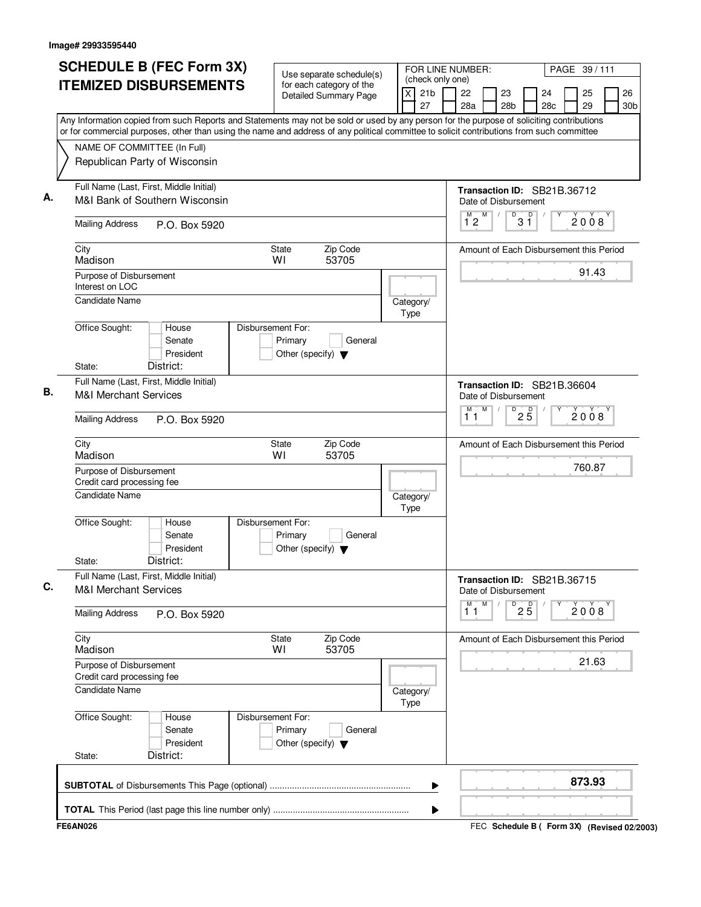Image# 29933595440

# SCHEDULE B (FEC Form 3X) ITEMIZED DISBURSEMENTS

Use separate schedule(s) for each category of the Detailed Summary Page

FOR LINE NUMBER: (check only one)
[X] 21b [ ] 22 [ ] 23 [ ] 24 [ ] 25 [ ] 26
[ ] 27 [ ] 28a [ ] 28b [ ] 28c [ ] 29 [ ] 30b

PAGE 39 / 111

Any Information copied from such Reports and Statements may not be sold or used by any person for the purpose of soliciting contributions or for commercial purposes, other than using the name and address of any political committee to solicit contributions from such committee

NAME OF COMMITTEE (In Full)
Republican Party of Wisconsin

**A.**
Full Name (Last, First, Middle Initial): M&I Bank of Southern Wisconsin
Mailing Address: P.O. Box 5920
City: Madison | State: WI | Zip Code: 53705
Purpose of Disbursement: Interest on LOC
Candidate Name:
Category/Type:
Office Sought: [ ] House [ ] Senate [ ] President
State: District:
Disbursement For: [ ] Primary [ ] General [ ] Other (specify)
Transaction ID: SB21B.36712
Date of Disbursement: 12/31/2008
Amount of Each Disbursement this Period: 91.43

**B.**
Full Name (Last, First, Middle Initial): M&I Merchant Services
Mailing Address: P.O. Box 5920
City: Madison | State: WI | Zip Code: 53705
Purpose of Disbursement: Credit card processing fee
Candidate Name:
Category/Type:
Office Sought: [ ] House [ ] Senate [ ] President
State: District:
Disbursement For: [ ] Primary [ ] General [ ] Other (specify)
Transaction ID: SB21B.36604
Date of Disbursement: 11/25/2008
Amount of Each Disbursement this Period: 760.87

**C.**
Full Name (Last, First, Middle Initial): M&I Merchant Services
Mailing Address: P.O. Box 5920
City: Madison | State: WI | Zip Code: 53705
Purpose of Disbursement: Credit card processing fee
Candidate Name:
Category/Type:
Office Sought: [ ] House [ ] Senate [ ] President
State: District:
Disbursement For: [ ] Primary [ ] General [ ] Other (specify)
Transaction ID: SB21B.36715
Date of Disbursement: 11/25/2008
Amount of Each Disbursement this Period: 21.63

**SUBTOTAL** of Disbursements This Page (optional): **873.93**

**TOTAL** This Period (last page this line number only):

FE6AN026 — FEC Schedule B ( Form 3X) (Revised 02/2003)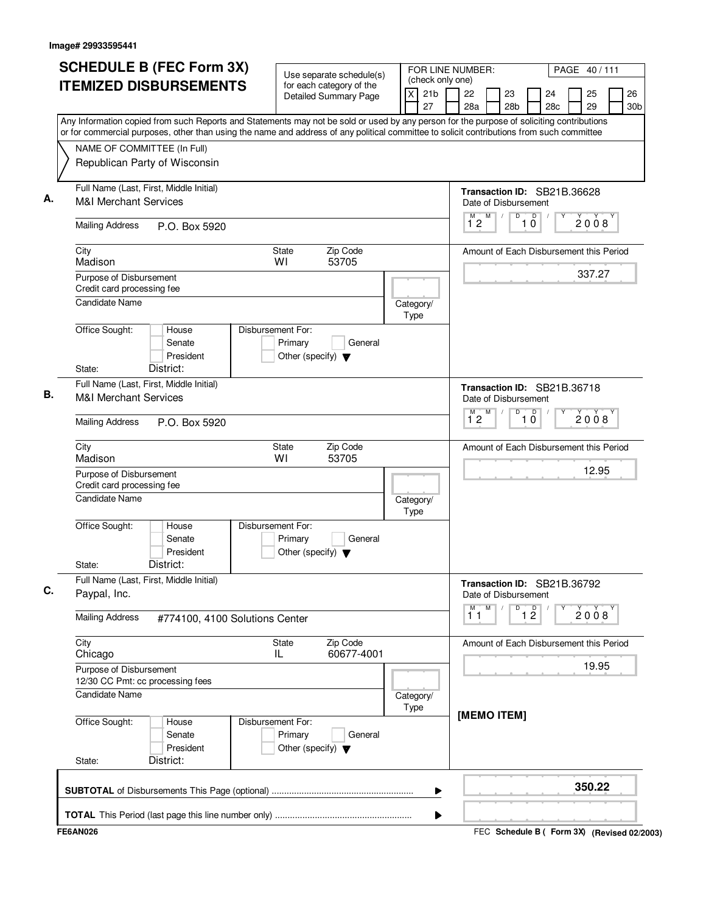Image# 29933595441

# SCHEDULE B (FEC Form 3X) ITEMIZED DISBURSEMENTS

Use separate schedule(s) for each category of the Detailed Summary Page

FOR LINE NUMBER: (check only one)

[X] 21b [ ] 22 [ ] 23 [ ] 24 [ ] 25 [ ] 26 [ ] 27 [ ] 28a [ ] 28b [ ] 28c [ ] 29 [ ] 30b

PAGE 40 / 111

Any Information copied from such Reports and Statements may not be sold or used by any person for the purpose of soliciting contributions or for commercial purposes, other than using the name and address of any political committee to solicit contributions from such committee

NAME OF COMMITTEE (In Full)
Republican Party of Wisconsin

---

**A.** Full Name (Last, First, Middle Initial): M&I Merchant Services

Mailing Address: P.O. Box 5920

City: Madison | State: WI | Zip Code: 53705

Purpose of Disbursement: Credit card processing fee

Candidate Name:

Category/Type:

Office Sought: [ ] House [ ] Senate [ ] President

State: District:

Disbursement For: [ ] Primary [ ] General [ ] Other (specify)

Transaction ID: SB21B.36628

Date of Disbursement: 12 / 10 / 2008

Amount of Each Disbursement this Period: 337.27

---

**B.** Full Name (Last, First, Middle Initial): M&I Merchant Services

Mailing Address: P.O. Box 5920

City: Madison | State: WI | Zip Code: 53705

Purpose of Disbursement: Credit card processing fee

Candidate Name:

Category/Type:

Office Sought: [ ] House [ ] Senate [ ] President

State: District:

Disbursement For: [ ] Primary [ ] General [ ] Other (specify)

Transaction ID: SB21B.36718

Date of Disbursement: 12 / 10 / 2008

Amount of Each Disbursement this Period: 12.95

---

**C.** Full Name (Last, First, Middle Initial): Paypal, Inc.

Mailing Address: #774100, 4100 Solutions Center

City: Chicago | State: IL | Zip Code: 60677-4001

Purpose of Disbursement: 12/30 CC Pmt: cc processing fees

Candidate Name:

Category/Type:

Office Sought: [ ] House [ ] Senate [ ] President

State: District:

Disbursement For: [ ] Primary [ ] General [ ] Other (specify)

Transaction ID: SB21B.36792

Date of Disbursement: 11 / 12 / 2008

Amount of Each Disbursement this Period: 19.95

[MEMO ITEM]

---

**SUBTOTAL** of Disbursements This Page (optional): **350.22**

**TOTAL** This Period (last page this line number only):

FE6AN026

FEC **Schedule B ( Form 3X)** (Revised 02/2003)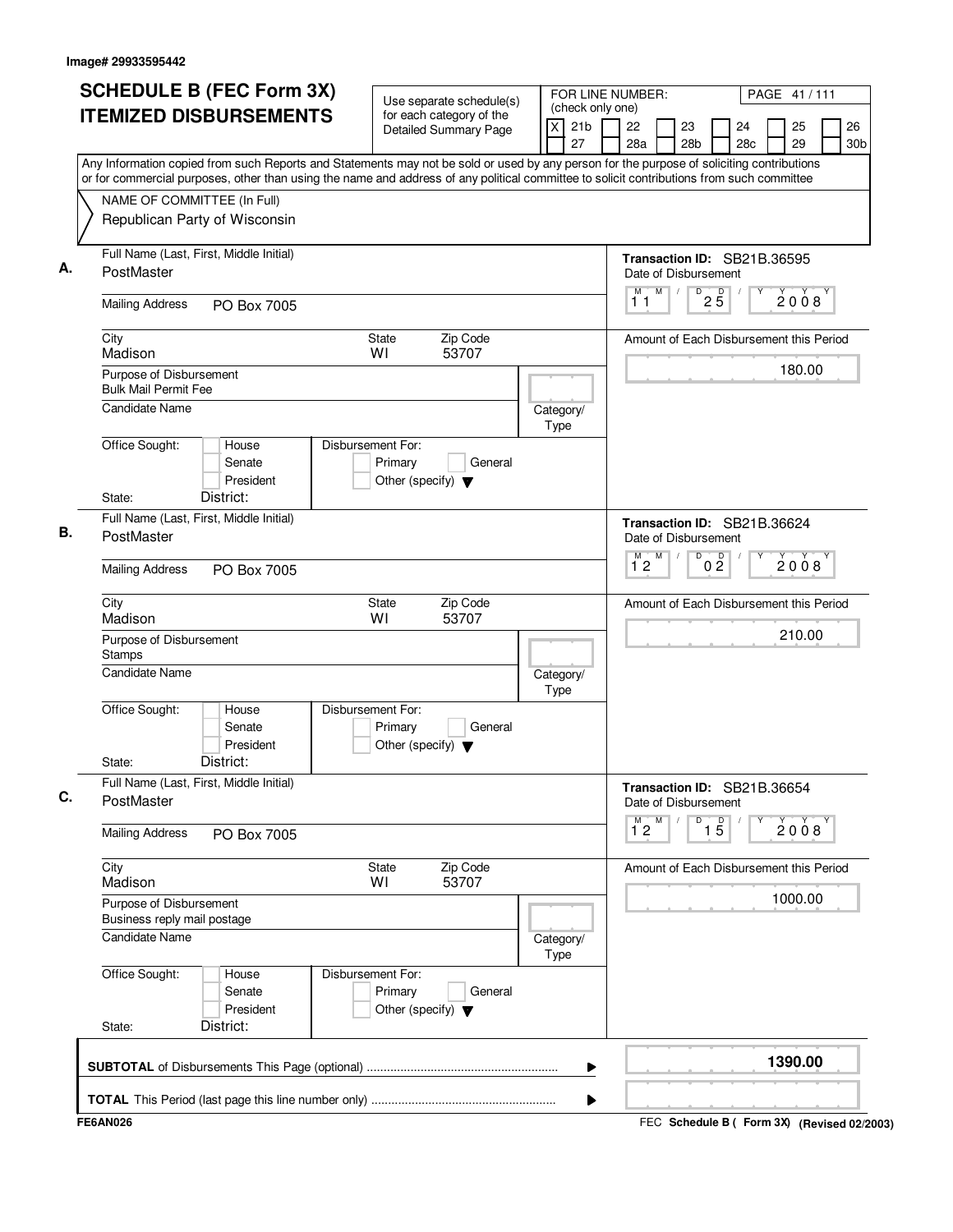Image# 29933595442

# SCHEDULE B (FEC Form 3X) ITEMIZED DISBURSEMENTS

Use separate schedule(s) for each category of the Detailed Summary Page

FOR LINE NUMBER: (check only one)
[X] 21b [ ] 22 [ ] 23 [ ] 24 [ ] 25 [ ] 26 [ ] 27 [ ] 28a [ ] 28b [ ] 28c [ ] 29 [ ] 30b

PAGE 41 / 111

Any Information copied from such Reports and Statements may not be sold or used by any person for the purpose of soliciting contributions or for commercial purposes, other than using the name and address of any political committee to solicit contributions from such committee

NAME OF COMMITTEE (In Full)
Republican Party of Wisconsin

---

**A.** Full Name (Last, First, Middle Initial): PostMaster

Mailing Address: PO Box 7005

City: Madison | State: WI | Zip Code: 53707

Purpose of Disbursement: Bulk Mail Permit Fee

Candidate Name:

Category/Type:

Office Sought: [ ] House [ ] Senate [ ] President
State: District:

Disbursement For: [ ] Primary [ ] General [ ] Other (specify)

Transaction ID: SB21B.36595

Date of Disbursement: 11 / 25 / 2008

Amount of Each Disbursement this Period: 180.00

---

**B.** Full Name (Last, First, Middle Initial): PostMaster

Mailing Address: PO Box 7005

City: Madison | State: WI | Zip Code: 53707

Purpose of Disbursement: Stamps

Candidate Name:

Category/Type:

Office Sought: [ ] House [ ] Senate [ ] President
State: District:

Disbursement For: [ ] Primary [ ] General [ ] Other (specify)

Transaction ID: SB21B.36624

Date of Disbursement: 12 / 02 / 2008

Amount of Each Disbursement this Period: 210.00

---

**C.** Full Name (Last, First, Middle Initial): PostMaster

Mailing Address: PO Box 7005

City: Madison | State: WI | Zip Code: 53707

Purpose of Disbursement: Business reply mail postage

Candidate Name:

Category/Type:

Office Sought: [ ] House [ ] Senate [ ] President
State: District:

Disbursement For: [ ] Primary [ ] General [ ] Other (specify)

Transaction ID: SB21B.36654

Date of Disbursement: 12 / 15 / 2008

Amount of Each Disbursement this Period: 1000.00

---

**SUBTOTAL** of Disbursements This Page (optional): **1390.00**

**TOTAL** This Period (last page this line number only):

FE6AN026

FEC **Schedule B ( Form 3X)** **(Revised 02/2003)**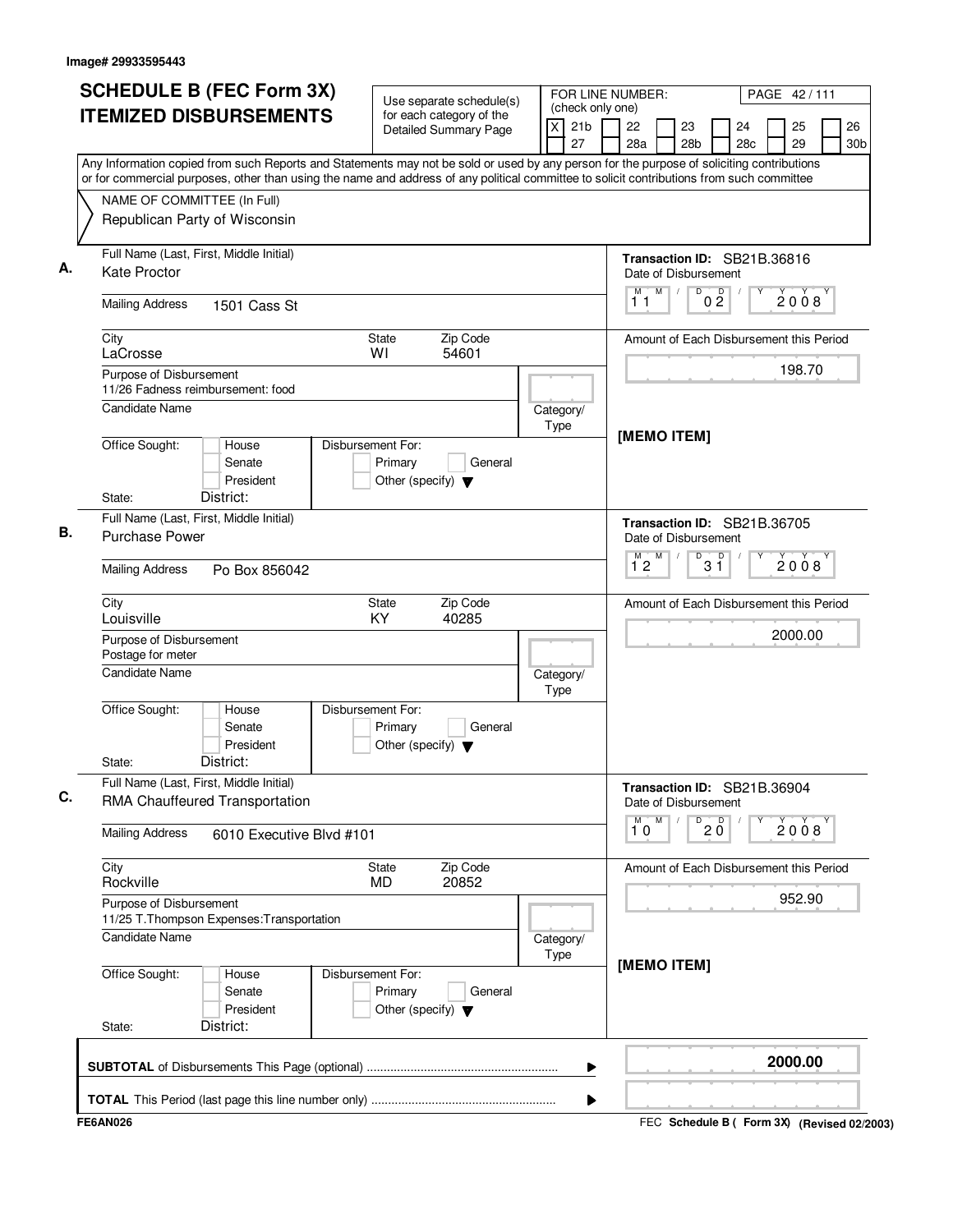Image# 29933595443

# SCHEDULE B (FEC Form 3X) ITEMIZED DISBURSEMENTS

Use separate schedule(s) for each category of the Detailed Summary Page

FOR LINE NUMBER: (check only one)

- [X] 21b
- [ ] 22
- [ ] 23
- [ ] 24
- [ ] 25
- [ ] 26
- [ ] 27
- [ ] 28a
- [ ] 28b
- [ ] 28c
- [ ] 29
- [ ] 30b

PAGE 42 / 111

Any Information copied from such Reports and Statements may not be sold or used by any person for the purpose of soliciting contributions or for commercial purposes, other than using the name and address of any political committee to solicit contributions from such committee

NAME OF COMMITTEE (In Full)
Republican Party of Wisconsin

---

**A.** Full Name (Last, First, Middle Initial): Kate Proctor

Mailing Address: 1501 Cass St

City: LaCrosse | State: WI | Zip Code: 54601

Purpose of Disbursement: 11/26 Fadness reimbursement: food

Candidate Name:

Category/Type:

Office Sought: House / Senate / President

State: | District:

Disbursement For: Primary / General / Other (specify)

Transaction ID: SB21B.36816

Date of Disbursement: 11/02/2008

Amount of Each Disbursement this Period: 198.70

[MEMO ITEM]

---

**B.** Full Name (Last, First, Middle Initial): Purchase Power

Mailing Address: Po Box 856042

City: Louisville | State: KY | Zip Code: 40285

Purpose of Disbursement: Postage for meter

Candidate Name:

Category/Type:

Office Sought: House / Senate / President

State: | District:

Disbursement For: Primary / General / Other (specify)

Transaction ID: SB21B.36705

Date of Disbursement: 12/31/2008

Amount of Each Disbursement this Period: 2000.00

---

**C.** Full Name (Last, First, Middle Initial): RMA Chauffeured Transportation

Mailing Address: 6010 Executive Blvd #101

City: Rockville | State: MD | Zip Code: 20852

Purpose of Disbursement: 11/25 T.Thompson Expenses:Transportation

Candidate Name:

Category/Type:

Office Sought: House / Senate / President

State: | District:

Disbursement For: Primary / General / Other (specify)

Transaction ID: SB21B.36904

Date of Disbursement: 10/20/2008

Amount of Each Disbursement this Period: 952.90

[MEMO ITEM]

---

**SUBTOTAL** of Disbursements This Page (optional): **2000.00**

**TOTAL** This Period (last page this line number only):

FE6AN026 — FEC Schedule B ( Form 3X) (Revised 02/2003)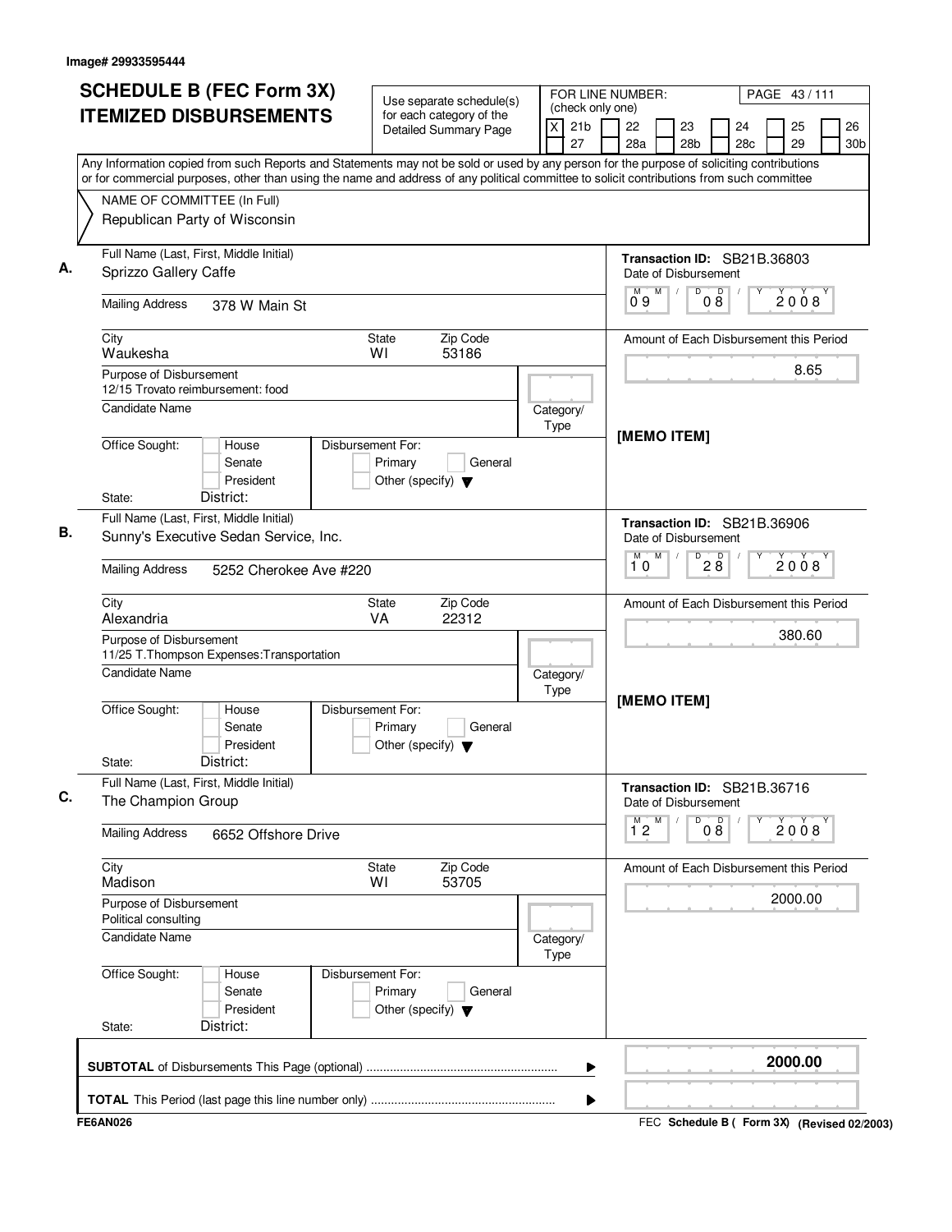Image# 29933595444

# SCHEDULE B (FEC Form 3X) ITEMIZED DISBURSEMENTS

Use separate schedule(s) for each category of the Detailed Summary Page

FOR LINE NUMBER: (check only one)
[X] 21b [ ] 22 [ ] 23 [ ] 24 [ ] 25 [ ] 26 [ ] 27 [ ] 28a [ ] 28b [ ] 28c [ ] 29 [ ] 30b

Any Information copied from such Reports and Statements may not be sold or used by any person for the purpose of soliciting contributions or for commercial purposes, other than using the name and address of any political committee to solicit contributions from such committee

NAME OF COMMITTEE (In Full)
Republican Party of Wisconsin

**A.** Full Name (Last, First, Middle Initial): Sprizzo Gallery Caffe
Mailing Address: 378 W Main St
City: Waukesha | State: WI | Zip Code: 53186
Purpose of Disbursement: 12/15 Trovato reimbursement: food
Candidate Name:
Category/Type:
Office Sought: House / Senate / President
State: District:
Disbursement For: Primary / General / Other (specify)

Transaction ID: SB21B.36803
Date of Disbursement: 09/08/2008
Amount of Each Disbursement this Period: 8.65
[MEMO ITEM]

**B.** Full Name (Last, First, Middle Initial): Sunny's Executive Sedan Service, Inc.
Mailing Address: 5252 Cherokee Ave #220
City: Alexandria | State: VA | Zip Code: 22312
Purpose of Disbursement: 11/25 T.Thompson Expenses:Transportation
Candidate Name:
Category/Type:
Office Sought: House / Senate / President
State: District:
Disbursement For: Primary / General / Other (specify)

Transaction ID: SB21B.36906
Date of Disbursement: 10/28/2008
Amount of Each Disbursement this Period: 380.60
[MEMO ITEM]

**C.** Full Name (Last, First, Middle Initial): The Champion Group
Mailing Address: 6652 Offshore Drive
City: Madison | State: WI | Zip Code: 53705
Purpose of Disbursement: Political consulting
Candidate Name:
Category/Type:
Office Sought: House / Senate / President
State: District:
Disbursement For: Primary / General / Other (specify)

Transaction ID: SB21B.36716
Date of Disbursement: 12/08/2008
Amount of Each Disbursement this Period: 2000.00

**SUBTOTAL** of Disbursements This Page (optional): **2000.00**

**TOTAL** This Period (last page this line number only):

FE6AN026 — FEC **Schedule B ( Form 3X)** (Revised 02/2003)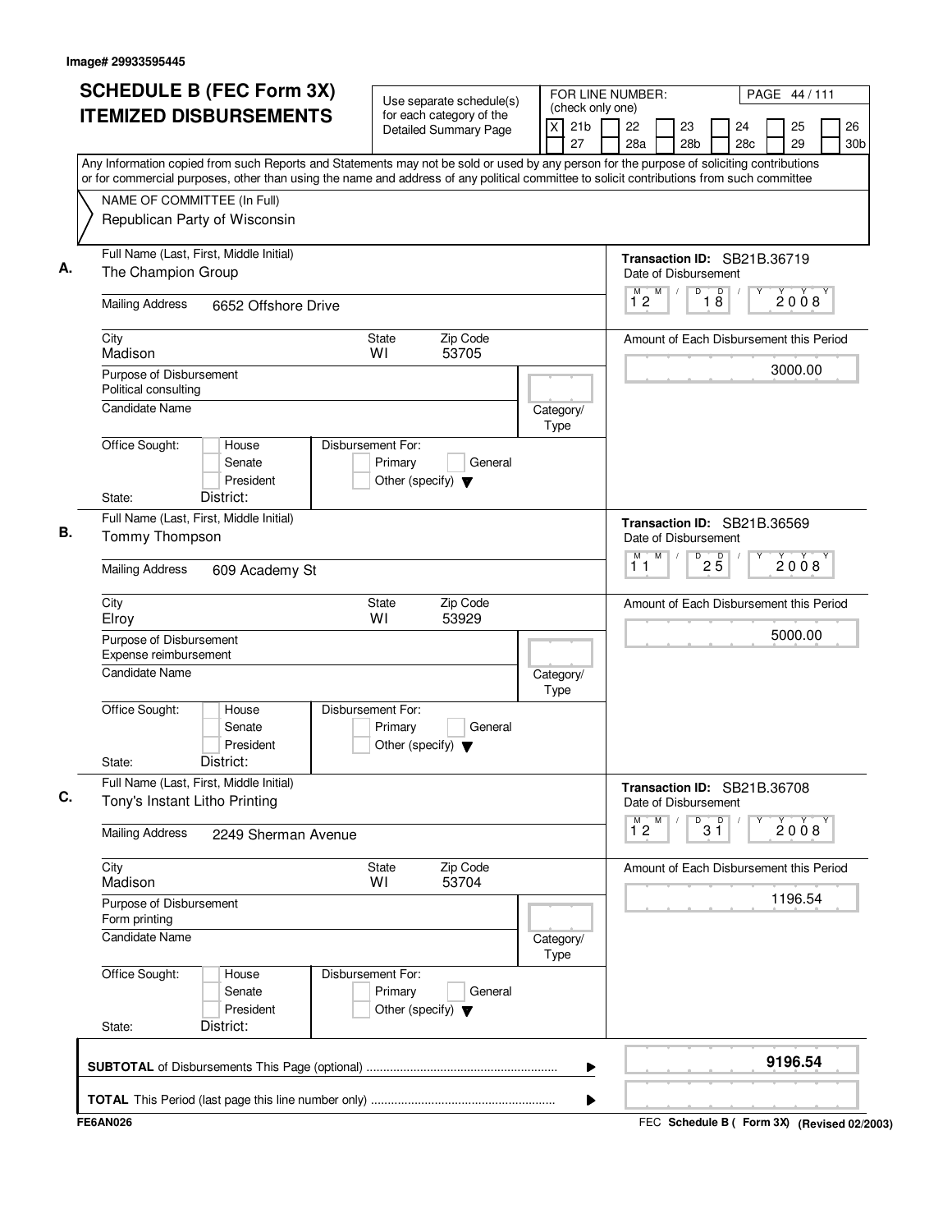Image# 29933595445

# SCHEDULE B (FEC Form 3X) ITEMIZED DISBURSEMENTS

Use separate schedule(s) for each category of the Detailed Summary Page

FOR LINE NUMBER: (check only one)

[X] 21b [ ] 22 [ ] 23 [ ] 24 [ ] 25 [ ] 26 [ ] 27 [ ] 28a [ ] 28b [ ] 28c [ ] 29 [ ] 30b

PAGE 44 / 111

Any Information copied from such Reports and Statements may not be sold or used by any person for the purpose of soliciting contributions or for commercial purposes, other than using the name and address of any political committee to solicit contributions from such committee

NAME OF COMMITTEE (In Full)
Republican Party of Wisconsin

---

**A.** Full Name (Last, First, Middle Initial): The Champion Group

Mailing Address: 6652 Offshore Drive

City: Madison State: WI Zip Code: 53705

Purpose of Disbursement: Political consulting

Candidate Name:

Category/Type:

Office Sought: [ ] House [ ] Senate [ ] President

State: District:

Disbursement For: [ ] Primary [ ] General [ ] Other (specify)

Transaction ID: SB21B.36719

Date of Disbursement: 12/18/2008

Amount of Each Disbursement this Period: 3000.00

---

**B.** Full Name (Last, First, Middle Initial): Tommy Thompson

Mailing Address: 609 Academy St

City: Elroy State: WI Zip Code: 53929

Purpose of Disbursement: Expense reimbursement

Candidate Name:

Category/Type:

Office Sought: [ ] House [ ] Senate [ ] President

State: District:

Disbursement For: [ ] Primary [ ] General [ ] Other (specify)

Transaction ID: SB21B.36569

Date of Disbursement: 11/25/2008

Amount of Each Disbursement this Period: 5000.00

---

**C.** Full Name (Last, First, Middle Initial): Tony's Instant Litho Printing

Mailing Address: 2249 Sherman Avenue

City: Madison State: WI Zip Code: 53704

Purpose of Disbursement: Form printing

Candidate Name:

Category/Type:

Office Sought: [ ] House [ ] Senate [ ] President

State: District:

Disbursement For: [ ] Primary [ ] General [ ] Other (specify)

Transaction ID: SB21B.36708

Date of Disbursement: 12/31/2008

Amount of Each Disbursement this Period: 1196.54

---

**SUBTOTAL** of Disbursements This Page (optional): **9196.54**

**TOTAL** This Period (last page this line number only):

FE6AN026 FEC Schedule B ( Form 3X) (Revised 02/2003)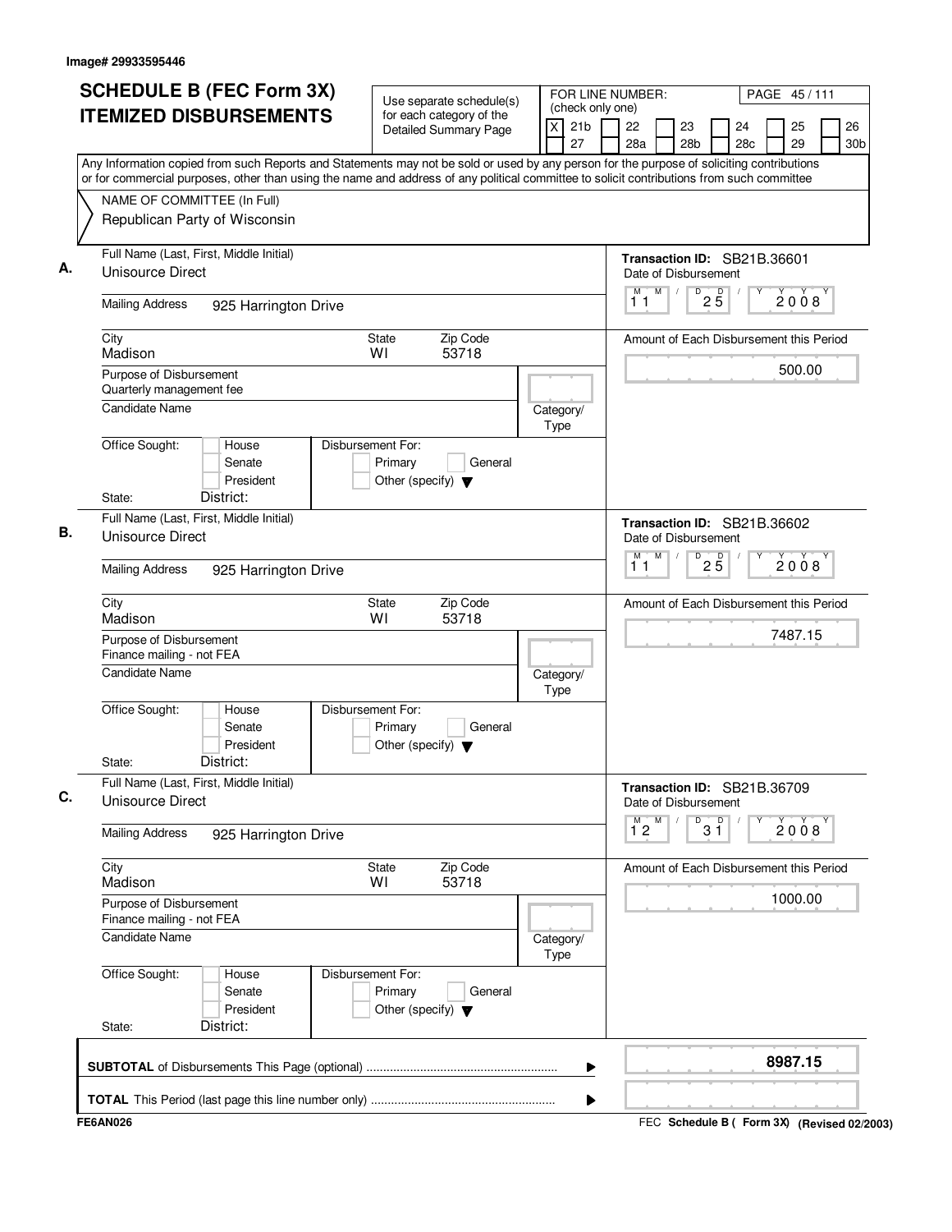Image# 29933595446

# SCHEDULE B (FEC Form 3X) ITEMIZED DISBURSEMENTS

Use separate schedule(s) for each category of the Detailed Summary Page

FOR LINE NUMBER: (check only one)

[X] 21b [ ] 22 [ ] 23 [ ] 24 [ ] 25 [ ] 26 [ ] 27 [ ] 28a [ ] 28b [ ] 28c [ ] 29 [ ] 30b

Any Information copied from such Reports and Statements may not be sold or used by any person for the purpose of soliciting contributions or for commercial purposes, other than using the name and address of any political committee to solicit contributions from such committee

NAME OF COMMITTEE (In Full)
Republican Party of Wisconsin

**A.**

Full Name (Last, First, Middle Initial): Unisource Direct
Mailing Address: 925 Harrington Drive
City: Madison | State: WI | Zip Code: 53718
Purpose of Disbursement: Quarterly management fee
Candidate Name:
Category/Type:
Office Sought: House / Senate / President
Disbursement For: Primary / General / Other (specify)
State: District:

Transaction ID: SB21B.36601
Date of Disbursement: 11/25/2008
Amount of Each Disbursement this Period: 500.00

**B.**

Full Name (Last, First, Middle Initial): Unisource Direct
Mailing Address: 925 Harrington Drive
City: Madison | State: WI | Zip Code: 53718
Purpose of Disbursement: Finance mailing - not FEA
Candidate Name:
Category/Type:
Office Sought: House / Senate / President
Disbursement For: Primary / General / Other (specify)
State: District:

Transaction ID: SB21B.36602
Date of Disbursement: 11/25/2008
Amount of Each Disbursement this Period: 7487.15

**C.**

Full Name (Last, First, Middle Initial): Unisource Direct
Mailing Address: 925 Harrington Drive
City: Madison | State: WI | Zip Code: 53718
Purpose of Disbursement: Finance mailing - not FEA
Candidate Name:
Category/Type:
Office Sought: House / Senate / President
Disbursement For: Primary / General / Other (specify)
State: District:

Transaction ID: SB21B.36709
Date of Disbursement: 12/31/2008
Amount of Each Disbursement this Period: 1000.00

**SUBTOTAL** of Disbursements This Page (optional): **8987.15**

**TOTAL** This Period (last page this line number only):

FE6AN026 | FEC **Schedule B ( Form 3X)** (Revised 02/2003)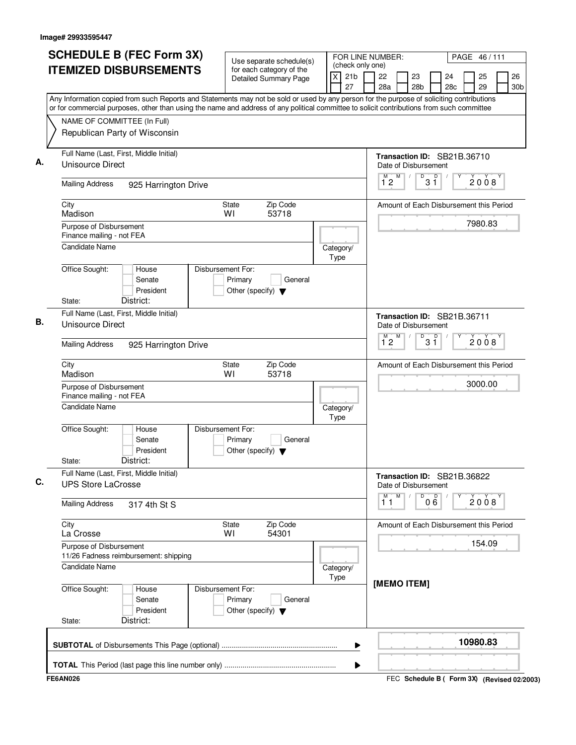Image# 29933595447

# SCHEDULE B (FEC Form 3X) ITEMIZED DISBURSEMENTS

Use separate schedule(s) for each category of the Detailed Summary Page

FOR LINE NUMBER: (check only one)

[X] 21b [ ] 22 [ ] 23 [ ] 24 [ ] 25 [ ] 26 [ ] 27 [ ] 28a [ ] 28b [ ] 28c [ ] 29 [ ] 30b

PAGE 46 / 111

Any Information copied from such Reports and Statements may not be sold or used by any person for the purpose of soliciting contributions or for commercial purposes, other than using the name and address of any political committee to solicit contributions from such committee

NAME OF COMMITTEE (In Full)
Republican Party of Wisconsin

---

**A.** Full Name (Last, First, Middle Initial): Unisource Direct

Mailing Address: 925 Harrington Drive

City: Madison | State: WI | Zip Code: 53718

Purpose of Disbursement: Finance mailing - not FEA

Candidate Name:

Category/Type:

Office Sought: [ ] House [ ] Senate [ ] President

State: District:

Disbursement For: [ ] Primary [ ] General [ ] Other (specify)

Transaction ID: SB21B.36710

Date of Disbursement: 12 / 31 / 2008

Amount of Each Disbursement this Period: 7980.83

---

**B.** Full Name (Last, First, Middle Initial): Unisource Direct

Mailing Address: 925 Harrington Drive

City: Madison | State: WI | Zip Code: 53718

Purpose of Disbursement: Finance mailing - not FEA

Candidate Name:

Category/Type:

Office Sought: [ ] House [ ] Senate [ ] President

State: District:

Disbursement For: [ ] Primary [ ] General [ ] Other (specify)

Transaction ID: SB21B.36711

Date of Disbursement: 12 / 31 / 2008

Amount of Each Disbursement this Period: 3000.00

---

**C.** Full Name (Last, First, Middle Initial): UPS Store LaCrosse

Mailing Address: 317 4th St S

City: La Crosse | State: WI | Zip Code: 54301

Purpose of Disbursement: 11/26 Fadness reimbursement: shipping

Candidate Name:

Category/Type:

Office Sought: [ ] House [ ] Senate [ ] President

State: District:

Disbursement For: [ ] Primary [ ] General [ ] Other (specify)

Transaction ID: SB21B.36822

Date of Disbursement: 11 / 06 / 2008

Amount of Each Disbursement this Period: 154.09

[MEMO ITEM]

---

**SUBTOTAL** of Disbursements This Page (optional): 10980.83

**TOTAL** This Period (last page this line number only):

FE6AN026

FEC Schedule B ( Form 3X) (Revised 02/2003)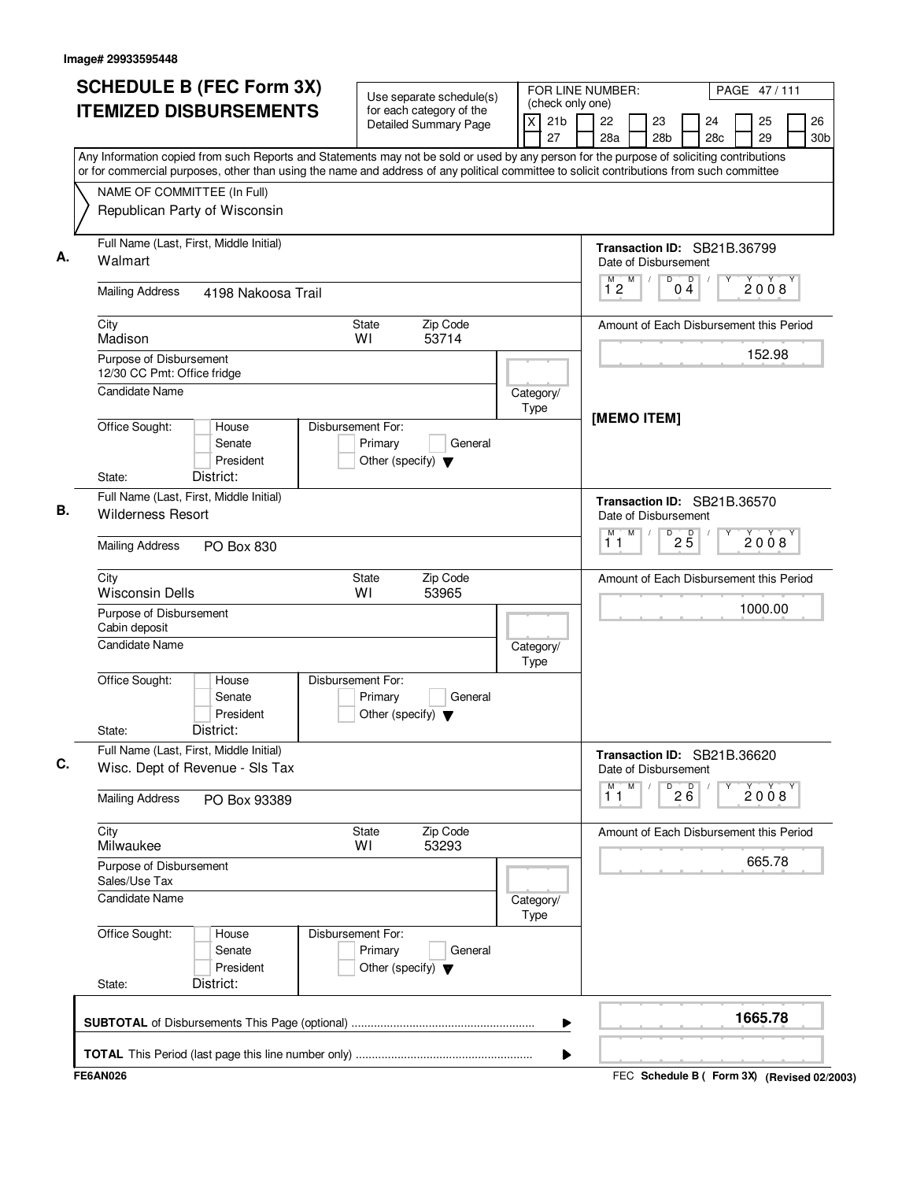Image# 29933595448

# SCHEDULE B (FEC Form 3X) ITEMIZED DISBURSEMENTS

Use separate schedule(s) for each category of the Detailed Summary Page

FOR LINE NUMBER: (check only one)

[X] 21b [ ] 22 [ ] 23 [ ] 24 [ ] 25 [ ] 26 [ ] 27 [ ] 28a [ ] 28b [ ] 28c [ ] 29 [ ] 30b

Any Information copied from such Reports and Statements may not be sold or used by any person for the purpose of soliciting contributions or for commercial purposes, other than using the name and address of any political committee to solicit contributions from such committee

NAME OF COMMITTEE (In Full)
Republican Party of Wisconsin

---

**A.** Full Name (Last, First, Middle Initial): Walmart

Mailing Address: 4198 Nakoosa Trail

City: Madison | State: WI | Zip Code: 53714

Purpose of Disbursement: 12/30 CC Pmt: Office fridge

Candidate Name:

Category/Type:

Office Sought: [ ] House [ ] Senate [ ] President

State: District:

Disbursement For: [ ] Primary [ ] General [ ] Other (specify)

Transaction ID: SB21B.36799

Date of Disbursement: 12/04/2008

Amount of Each Disbursement this Period: 152.98

[MEMO ITEM]

---

**B.** Full Name (Last, First, Middle Initial): Wilderness Resort

Mailing Address: PO Box 830

City: Wisconsin Dells | State: WI | Zip Code: 53965

Purpose of Disbursement: Cabin deposit

Candidate Name:

Category/Type:

Office Sought: [ ] House [ ] Senate [ ] President

State: District:

Disbursement For: [ ] Primary [ ] General [ ] Other (specify)

Transaction ID: SB21B.36570

Date of Disbursement: 11/25/2008

Amount of Each Disbursement this Period: 1000.00

---

**C.** Full Name (Last, First, Middle Initial): Wisc. Dept of Revenue - Sls Tax

Mailing Address: PO Box 93389

City: Milwaukee | State: WI | Zip Code: 53293

Purpose of Disbursement: Sales/Use Tax

Candidate Name:

Category/Type:

Office Sought: [ ] House [ ] Senate [ ] President

State: District:

Disbursement For: [ ] Primary [ ] General [ ] Other (specify)

Transaction ID: SB21B.36620

Date of Disbursement: 11/26/2008

Amount of Each Disbursement this Period: 665.78

---

**SUBTOTAL** of Disbursements This Page (optional): **1665.78**

**TOTAL** This Period (last page this line number only):

FE6AN026 — FEC Schedule B ( Form 3X) (Revised 02/2003)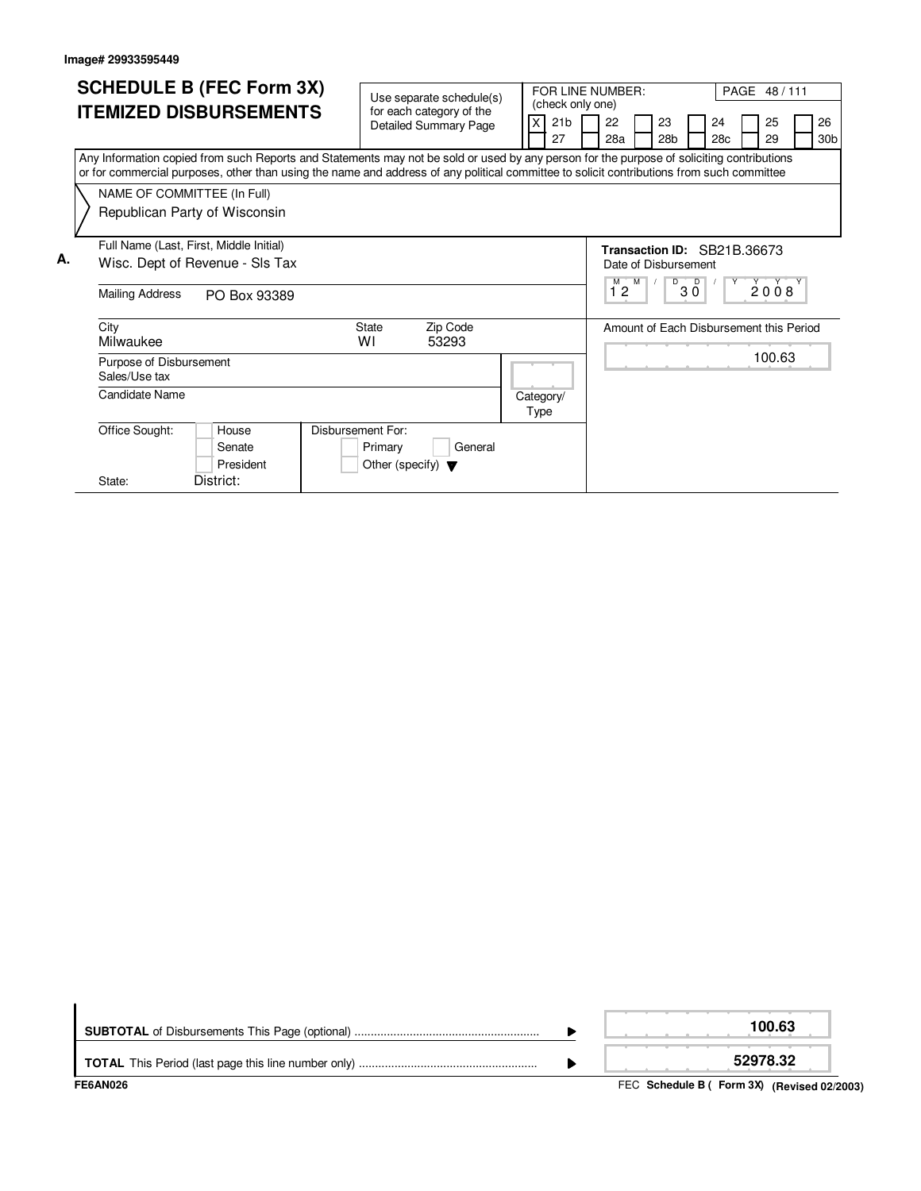Image# 29933595449

# SCHEDULE B (FEC Form 3X) ITEMIZED DISBURSEMENTS

Use separate schedule(s) for each category of the Detailed Summary Page

FOR LINE NUMBER: (check only one)

| | | | | | |
|---|---|---|---|---|---|
| X 21b | 22 | 23 | 24 | 25 | 26 |
| 27 | 28a | 28b | 28c | 29 | 30b |

PAGE 48 / 111

Any Information copied from such Reports and Statements may not be sold or used by any person for the purpose of soliciting contributions or for commercial purposes, other than using the name and address of any political committee to solicit contributions from such committee

NAME OF COMMITTEE (In Full)
Republican Party of Wisconsin

**A.**

Full Name (Last, First, Middle Initial): Wisc. Dept of Revenue - Sls Tax

Transaction ID: SB21B.36673

Date of Disbursement: 12 / 30 / 2008

Mailing Address: PO Box 93389

City: Milwaukee | State: WI | Zip Code: 53293

Amount of Each Disbursement this Period: 100.63

Purpose of Disbursement: Sales/Use tax

Candidate Name:

Category/Type:

Office Sought: House / Senate / President

Disbursement For: Primary / General / Other (specify)

State: District:

| | |
|---|---|
| **SUBTOTAL** of Disbursements This Page (optional) | **100.63** |
| **TOTAL** This Period (last page this line number only) | **52978.32** |

FE6AN026

FEC **Schedule B ( Form 3X) (Revised 02/2003)**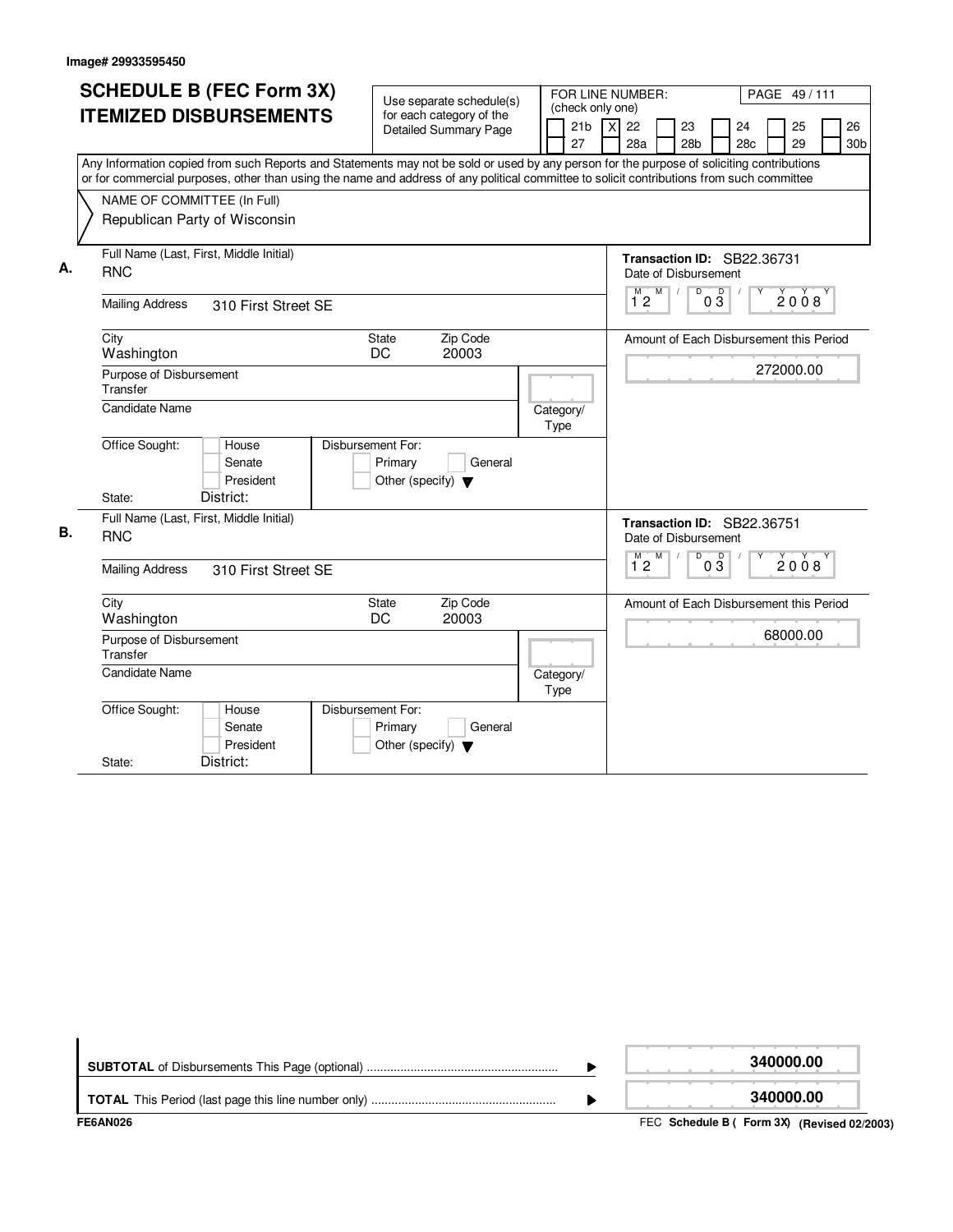Image# 29933595450

# SCHEDULE B (FEC Form 3X) ITEMIZED DISBURSEMENTS

Use separate schedule(s) for each category of the Detailed Summary Page

FOR LINE NUMBER: (check only one)

21b | [X] 22 | 23 | 24 | 25 | 26 | 27 | 28a | 28b | 28c | 29 | 30b

Any Information copied from such Reports and Statements may not be sold or used by any person for the purpose of soliciting contributions or for commercial purposes, other than using the name and address of any political committee to solicit contributions from such committee

NAME OF COMMITTEE (In Full)
Republican Party of Wisconsin

**A.**

Full Name (Last, First, Middle Initial): RNC

Mailing Address: 310 First Street SE

City: Washington | State: DC | Zip Code: 20003

Purpose of Disbursement: Transfer

Candidate Name:

Category/Type:

Office Sought: House / Senate / President

State: District:

Disbursement For: Primary / General / Other (specify)

Transaction ID: SB22.36731

Date of Disbursement: 12 / 03 / 2008

Amount of Each Disbursement this Period: 272000.00

**B.**

Full Name (Last, First, Middle Initial): RNC

Mailing Address: 310 First Street SE

City: Washington | State: DC | Zip Code: 20003

Purpose of Disbursement: Transfer

Candidate Name:

Category/Type:

Office Sought: House / Senate / President

State: District:

Disbursement For: Primary / General / Other (specify)

Transaction ID: SB22.36751

Date of Disbursement: 12 / 03 / 2008

Amount of Each Disbursement this Period: 68000.00

**SUBTOTAL** of Disbursements This Page (optional): **340000.00**

**TOTAL** This Period (last page this line number only): **340000.00**

FE6AN026

FEC **Schedule B ( Form 3X)** **(Revised 02/2003)**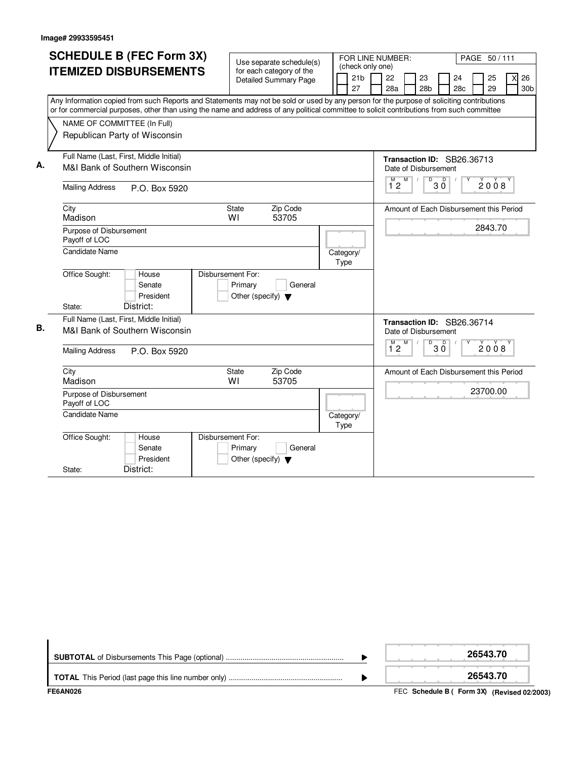Image# 29933595451

# SCHEDULE B (FEC Form 3X) ITEMIZED DISBURSEMENTS

Use separate schedule(s) for each category of the Detailed Summary Page

FOR LINE NUMBER: (check only one)

21b | 22 | 23 | 24 | 25 | [X] 26
27 | 28a | 28b | 28c | 29 | 30b

Any Information copied from such Reports and Statements may not be sold or used by any person for the purpose of soliciting contributions or for commercial purposes, other than using the name and address of any political committee to solicit contributions from such committee

NAME OF COMMITTEE (In Full)
Republican Party of Wisconsin

## A.

Full Name (Last, First, Middle Initial): M&I Bank of Southern Wisconsin

Mailing Address: P.O. Box 5920

City: Madison | State: WI | Zip Code: 53705

Purpose of Disbursement: Payoff of LOC

Candidate Name:

Category/Type:

Office Sought: House / Senate / President

State: | District:

Disbursement For: Primary / General / Other (specify)

Transaction ID: SB26.36713

Date of Disbursement: 12 / 30 / 2008

Amount of Each Disbursement this Period: 2843.70

## B.

Full Name (Last, First, Middle Initial): M&I Bank of Southern Wisconsin

Mailing Address: P.O. Box 5920

City: Madison | State: WI | Zip Code: 53705

Purpose of Disbursement: Payoff of LOC

Candidate Name:

Category/Type:

Office Sought: House / Senate / President

State: | District:

Disbursement For: Primary / General / Other (specify)

Transaction ID: SB26.36714

Date of Disbursement: 12 / 30 / 2008

Amount of Each Disbursement this Period: 23700.00

---

**SUBTOTAL** of Disbursements This Page (optional) ........................................ **26543.70**

**TOTAL** This Period (last page this line number only) ........................................ **26543.70**

FE6AN026

FEC **Schedule B ( Form 3X) (Revised 02/2003)**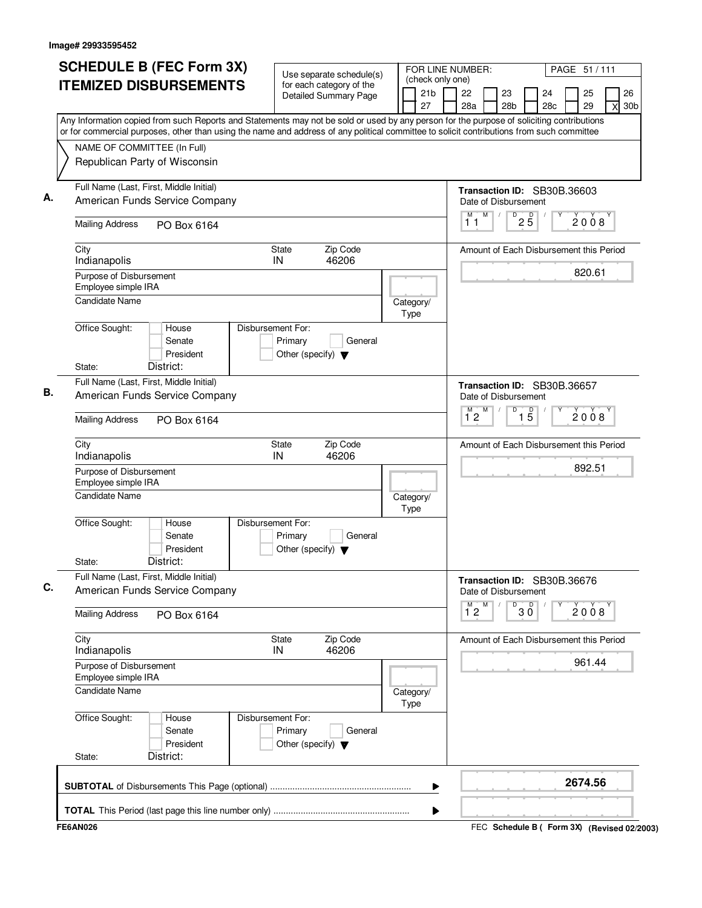Image# 29933595452

# SCHEDULE B (FEC Form 3X) ITEMIZED DISBURSEMENTS

Use separate schedule(s) for each category of the Detailed Summary Page

FOR LINE NUMBER: (check only one)
21b / 22 / 23 / 24 / 25 / 26 / 27 / 28a / 28b / 28c / 29 / X 30b

Any Information copied from such Reports and Statements may not be sold or used by any person for the purpose of soliciting contributions or for commercial purposes, other than using the name and address of any political committee to solicit contributions from such committee

NAME OF COMMITTEE (In Full)
Republican Party of Wisconsin

**A.**
Full Name (Last, First, Middle Initial): American Funds Service Company
Mailing Address: PO Box 6164
City: Indianapolis | State: IN | Zip Code: 46206
Purpose of Disbursement: Employee simple IRA
Candidate Name:
Category/Type:
Office Sought: House / Senate / President
State: District:
Disbursement For: Primary / General / Other (specify)

Transaction ID: SB30B.36603
Date of Disbursement: 11/25/2008
Amount of Each Disbursement this Period: 820.61

**B.**
Full Name (Last, First, Middle Initial): American Funds Service Company
Mailing Address: PO Box 6164
City: Indianapolis | State: IN | Zip Code: 46206
Purpose of Disbursement: Employee simple IRA
Candidate Name:
Category/Type:
Office Sought: House / Senate / President
State: District:
Disbursement For: Primary / General / Other (specify)

Transaction ID: SB30B.36657
Date of Disbursement: 12/15/2008
Amount of Each Disbursement this Period: 892.51

**C.**
Full Name (Last, First, Middle Initial): American Funds Service Company
Mailing Address: PO Box 6164
City: Indianapolis | State: IN | Zip Code: 46206
Purpose of Disbursement: Employee simple IRA
Candidate Name:
Category/Type:
Office Sought: House / Senate / President
State: District:
Disbursement For: Primary / General / Other (specify)

Transaction ID: SB30B.36676
Date of Disbursement: 12/30/2008
Amount of Each Disbursement this Period: 961.44

**SUBTOTAL** of Disbursements This Page (optional): **2674.56**

**TOTAL** This Period (last page this line number only):

FE6AN026 — FEC Schedule B ( Form 3X) (Revised 02/2003)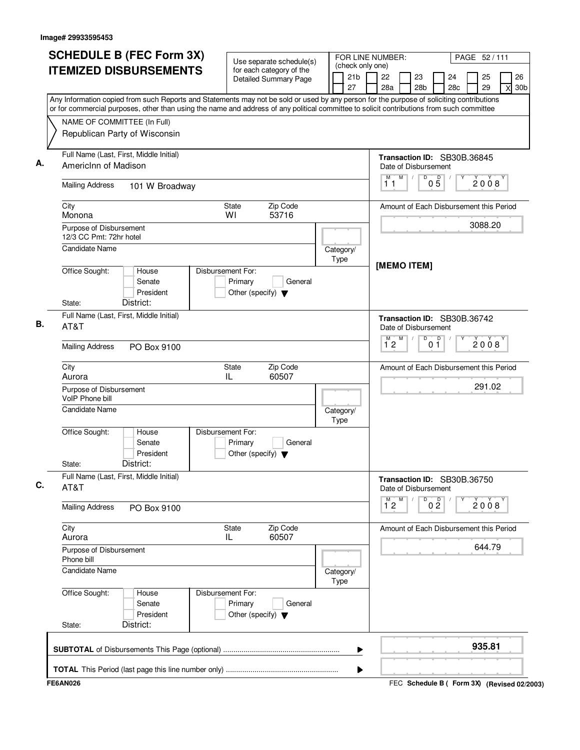Image# 29933595453

# SCHEDULE B (FEC Form 3X)
## ITEMIZED DISBURSEMENTS

Use separate schedule(s) for each category of the Detailed Summary Page

FOR LINE NUMBER: (check only one)

21b | 22 | 23 | 24 | 25 | 26
27 | 28a | 28b | 28c | 29 | X 30b

Any Information copied from such Reports and Statements may not be sold or used by any person for the purpose of soliciting contributions or for commercial purposes, other than using the name and address of any political committee to solicit contributions from such committee

NAME OF COMMITTEE (In Full)
Republican Party of Wisconsin

**A.** Full Name (Last, First, Middle Initial): AmericInn of Madison
Mailing Address: 101 W Broadway
City: Monona | State: WI | Zip Code: 53716
Purpose of Disbursement: 12/3 CC Pmt: 72hr hotel
Candidate Name:
Category/Type:
Office Sought: House / Senate / President
State: District:
Disbursement For: Primary / General / Other (specify)
Transaction ID: SB30B.36845
Date of Disbursement: 11/05/2008
Amount of Each Disbursement this Period: 3088.20
[MEMO ITEM]

**B.** Full Name (Last, First, Middle Initial): AT&T
Mailing Address: PO Box 9100
City: Aurora | State: IL | Zip Code: 60507
Purpose of Disbursement: VoIP Phone bill
Candidate Name:
Category/Type:
Office Sought: House / Senate / President
State: District:
Disbursement For: Primary / General / Other (specify)
Transaction ID: SB30B.36742
Date of Disbursement: 12/01/2008
Amount of Each Disbursement this Period: 291.02

**C.** Full Name (Last, First, Middle Initial): AT&T
Mailing Address: PO Box 9100
City: Aurora | State: IL | Zip Code: 60507
Purpose of Disbursement: Phone bill
Candidate Name:
Category/Type:
Office Sought: House / Senate / President
State: District:
Disbursement For: Primary / General / Other (specify)
Transaction ID: SB30B.36750
Date of Disbursement: 12/02/2008
Amount of Each Disbursement this Period: 644.79

**SUBTOTAL** of Disbursements This Page (optional): **935.81**

**TOTAL** This Period (last page this line number only):

FE6AN026 — FEC **Schedule B ( Form 3X) (Revised 02/2003)**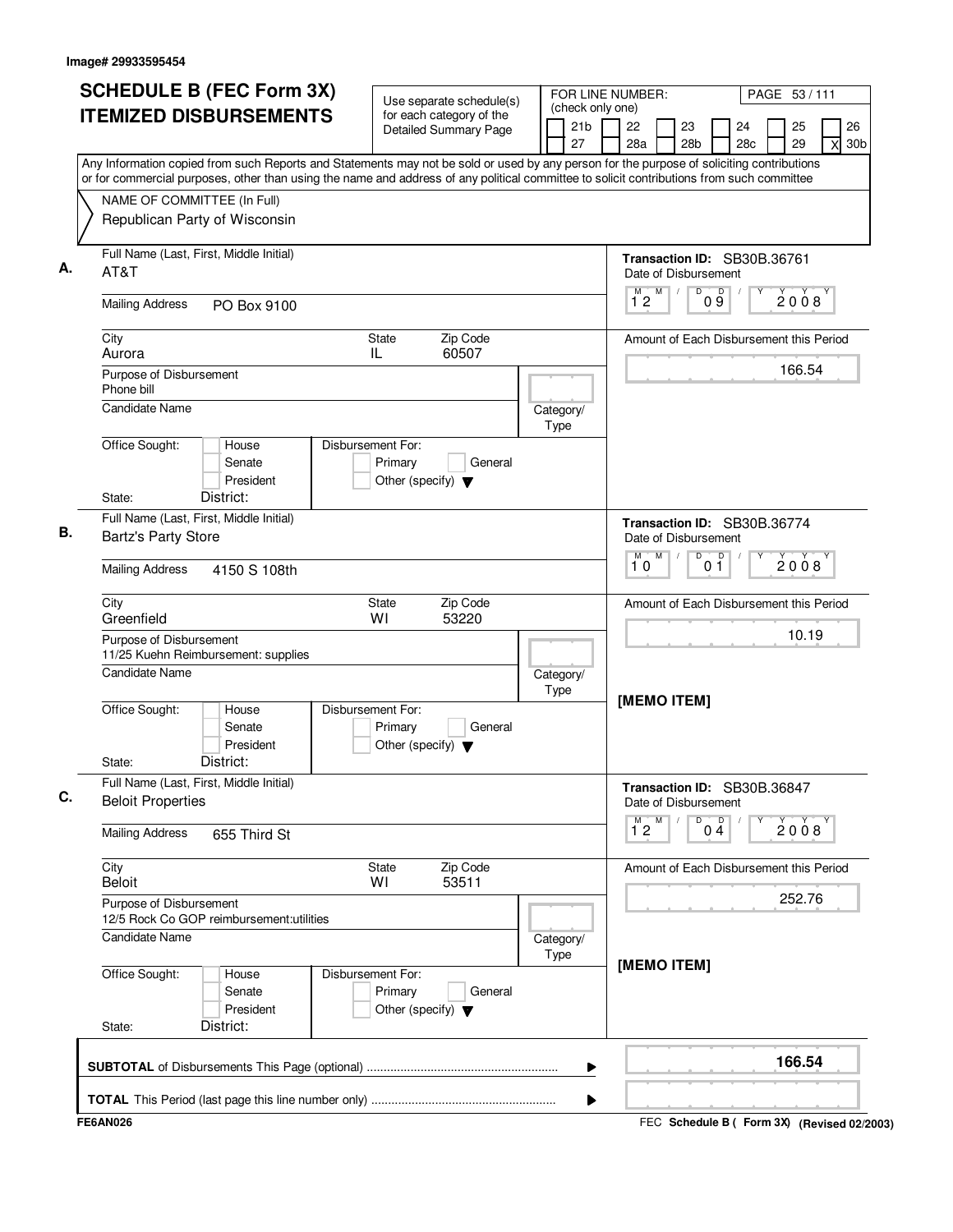Image# 29933595454

# SCHEDULE B (FEC Form 3X) ITEMIZED DISBURSEMENTS

Use separate schedule(s) for each category of the Detailed Summary Page

FOR LINE NUMBER: (check only one)

21b | 22 | 23 | 24 | 25 | 26
27 | 28a | 28b | 28c | 29 | X 30b

PAGE 53 / 111

Any Information copied from such Reports and Statements may not be sold or used by any person for the purpose of soliciting contributions or for commercial purposes, other than using the name and address of any political committee to solicit contributions from such committee

NAME OF COMMITTEE (In Full)
Republican Party of Wisconsin

---

**A.** Full Name (Last, First, Middle Initial): AT&T

Transaction ID: SB30B.36761

Date of Disbursement: 12 / 09 / 2008

Mailing Address: PO Box 9100

City: Aurora | State: IL | Zip Code: 60507

Amount of Each Disbursement this Period: 166.54

Purpose of Disbursement: Phone bill

Candidate Name:

Category/Type:

Office Sought: House / Senate / President

Disbursement For: Primary / General / Other (specify)

State: District:

---

**B.** Full Name (Last, First, Middle Initial): Bartz's Party Store

Transaction ID: SB30B.36774

Date of Disbursement: 10 / 01 / 2008

Mailing Address: 4150 S 108th

City: Greenfield | State: WI | Zip Code: 53220

Amount of Each Disbursement this Period: 10.19

Purpose of Disbursement: 11/25 Kuehn Reimbursement: supplies

Candidate Name:

Category/Type:

[MEMO ITEM]

Office Sought: House / Senate / President

Disbursement For: Primary / General / Other (specify)

State: District:

---

**C.** Full Name (Last, First, Middle Initial): Beloit Properties

Transaction ID: SB30B.36847

Date of Disbursement: 12 / 04 / 2008

Mailing Address: 655 Third St

City: Beloit | State: WI | Zip Code: 53511

Amount of Each Disbursement this Period: 252.76

Purpose of Disbursement: 12/5 Rock Co GOP reimbursement:utilities

Candidate Name:

Category/Type:

[MEMO ITEM]

Office Sought: House / Senate / President

Disbursement For: Primary / General / Other (specify)

State: District:

---

**SUBTOTAL** of Disbursements This Page (optional): **166.54**

**TOTAL** This Period (last page this line number only):

FE6AN026 — FEC Schedule B ( Form 3X) (Revised 02/2003)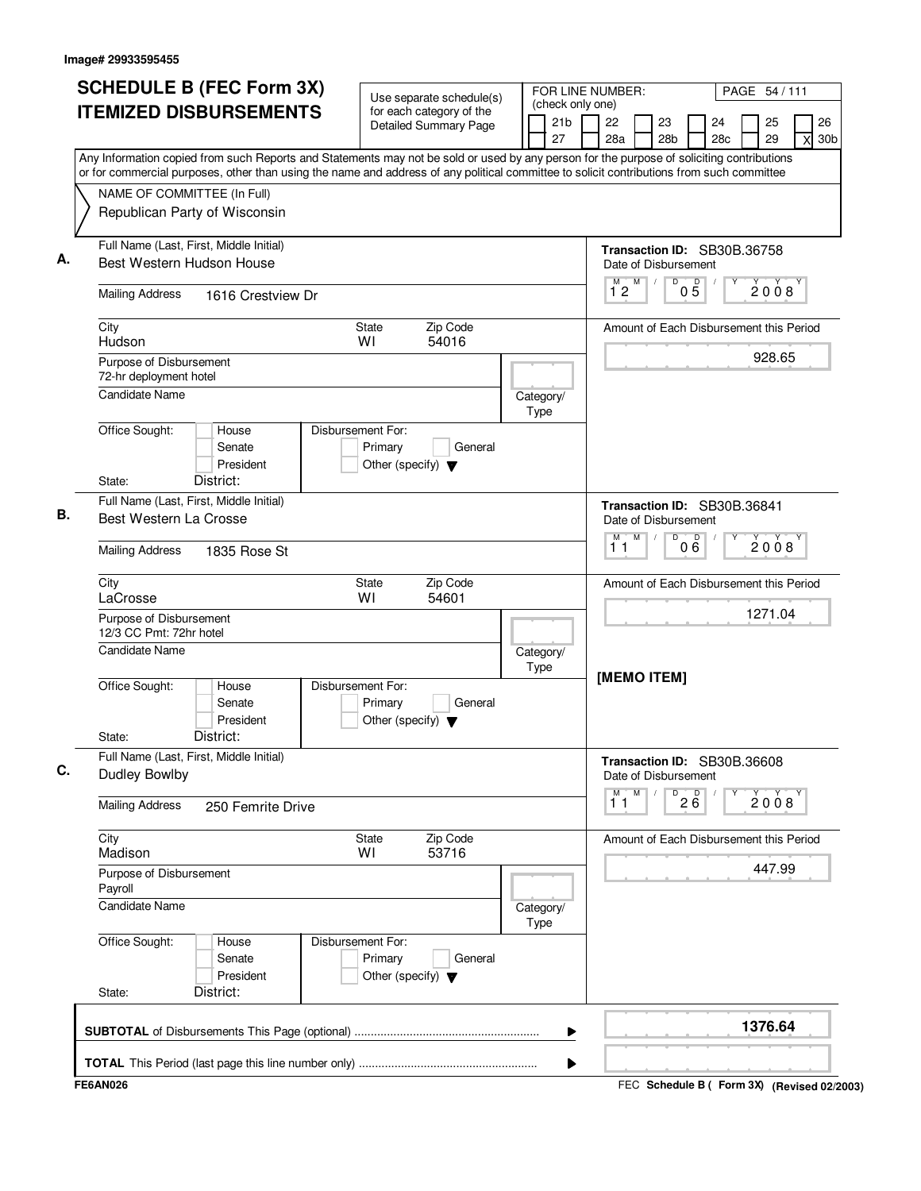Image# 29933595455

# SCHEDULE B (FEC Form 3X) ITEMIZED DISBURSEMENTS

Use separate schedule(s) for each category of the Detailed Summary Page

FOR LINE NUMBER: (check only one)

21b | 22 | 23 | 24 | 25 | 26
27 | 28a | 28b | 28c | 29 | X 30b

PAGE 54 / 111

Any Information copied from such Reports and Statements may not be sold or used by any person for the purpose of soliciting contributions or for commercial purposes, other than using the name and address of any political committee to solicit contributions from such committee

NAME OF COMMITTEE (In Full)
Republican Party of Wisconsin

---

**A.** Full Name (Last, First, Middle Initial): Best Western Hudson House

Mailing Address: 1616 Crestview Dr

City: Hudson | State: WI | Zip Code: 54016

Purpose of Disbursement: 72-hr deployment hotel

Candidate Name:

Category/Type:

Office Sought: House / Senate / President

Disbursement For: Primary / General / Other (specify)

State: District:

Transaction ID: SB30B.36758

Date of Disbursement: 12 / 05 / 2008

Amount of Each Disbursement this Period: 928.65

---

**B.** Full Name (Last, First, Middle Initial): Best Western La Crosse

Mailing Address: 1835 Rose St

City: LaCrosse | State: WI | Zip Code: 54601

Purpose of Disbursement: 12/3 CC Pmt: 72hr hotel

Candidate Name:

Category/Type:

Office Sought: House / Senate / President

Disbursement For: Primary / General / Other (specify)

State: District:

Transaction ID: SB30B.36841

Date of Disbursement: 11 / 06 / 2008

Amount of Each Disbursement this Period: 1271.04

[MEMO ITEM]

---

**C.** Full Name (Last, First, Middle Initial): Dudley Bowlby

Mailing Address: 250 Femrite Drive

City: Madison | State: WI | Zip Code: 53716

Purpose of Disbursement: Payroll

Candidate Name:

Category/Type:

Office Sought: House / Senate / President

Disbursement For: Primary / General / Other (specify)

State: District:

Transaction ID: SB30B.36608

Date of Disbursement: 11 / 26 / 2008

Amount of Each Disbursement this Period: 447.99

---

**SUBTOTAL** of Disbursements This Page (optional): **1376.64**

**TOTAL** This Period (last page this line number only):

FE6AN026

FEC Schedule B ( Form 3X) (Revised 02/2003)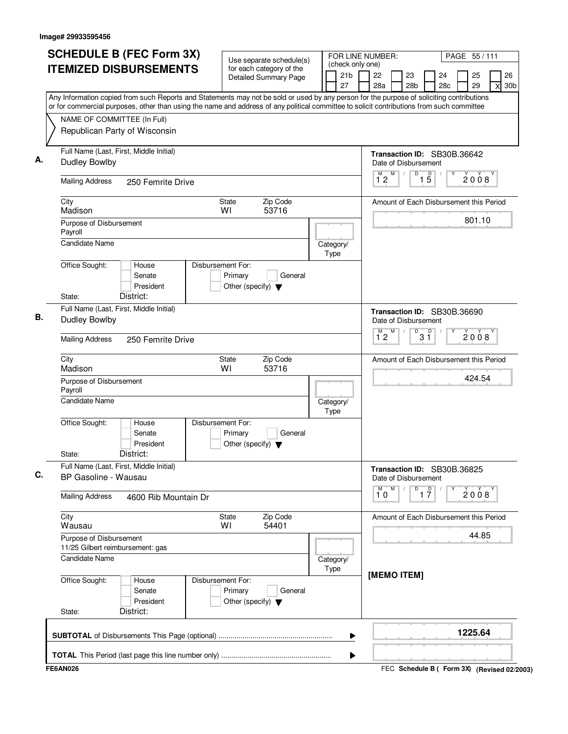Image# 29933595456

# SCHEDULE B (FEC Form 3X) ITEMIZED DISBURSEMENTS

Use separate schedule(s) for each category of the Detailed Summary Page

FOR LINE NUMBER: (check only one)
21b | 22 | 23 | 24 | 25 | 26
27 | 28a | 28b | 28c | 29 | X 30b

PAGE 55 / 111

Any Information copied from such Reports and Statements may not be sold or used by any person for the purpose of soliciting contributions or for commercial purposes, other than using the name and address of any political committee to solicit contributions from such committee

NAME OF COMMITTEE (In Full)
Republican Party of Wisconsin

---

**A.** Full Name (Last, First, Middle Initial): Dudley Bowlby

Mailing Address: 250 Femrite Drive

City: Madison | State: WI | Zip Code: 53716

Purpose of Disbursement: Payroll

Candidate Name:

Category/Type:

Office Sought: House / Senate / President
State: District:

Disbursement For: Primary / General / Other (specify)

Transaction ID: SB30B.36642

Date of Disbursement: 12/15/2008

Amount of Each Disbursement this Period: 801.10

---

**B.** Full Name (Last, First, Middle Initial): Dudley Bowlby

Mailing Address: 250 Femrite Drive

City: Madison | State: WI | Zip Code: 53716

Purpose of Disbursement: Payroll

Candidate Name:

Category/Type:

Office Sought: House / Senate / President
State: District:

Disbursement For: Primary / General / Other (specify)

Transaction ID: SB30B.36690

Date of Disbursement: 12/31/2008

Amount of Each Disbursement this Period: 424.54

---

**C.** Full Name (Last, First, Middle Initial): BP Gasoline - Wausau

Mailing Address: 4600 Rib Mountain Dr

City: Wausau | State: WI | Zip Code: 54401

Purpose of Disbursement: 11/25 Gilbert reimbursement: gas

Candidate Name:

Category/Type:

Office Sought: House / Senate / President
State: District:

Disbursement For: Primary / General / Other (specify)

Transaction ID: SB30B.36825

Date of Disbursement: 10/17/2008

Amount of Each Disbursement this Period: 44.85

[MEMO ITEM]

---

**SUBTOTAL** of Disbursements This Page (optional): 1225.64

**TOTAL** This Period (last page this line number only):

FE6AN026

FEC Schedule B ( Form 3X) (Revised 02/2003)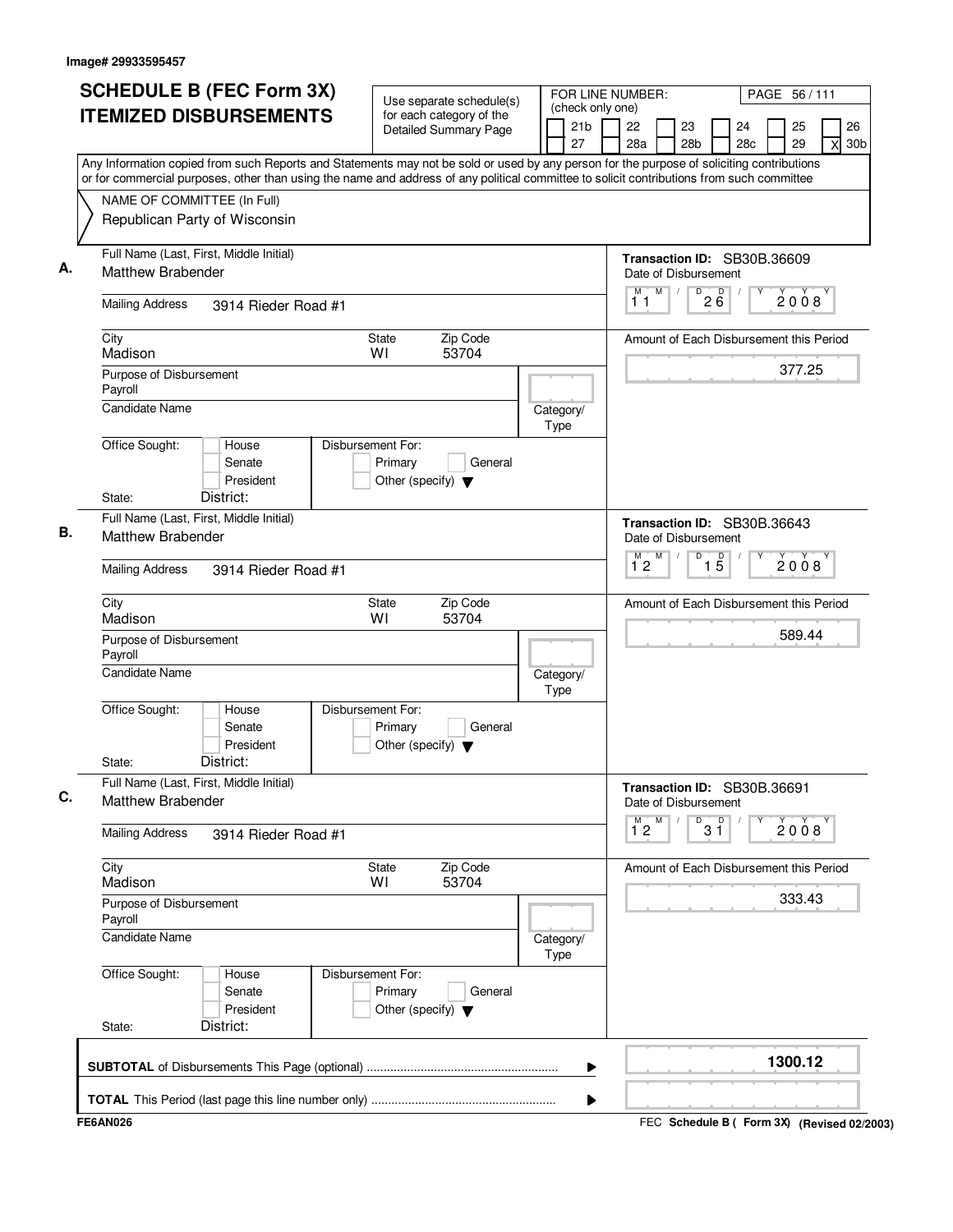Image# 29933595457

# SCHEDULE B (FEC Form 3X) ITEMIZED DISBURSEMENTS

Use separate schedule(s) for each category of the Detailed Summary Page

FOR LINE NUMBER: (check only one)

21b | 22 | 23 | 24 | 25 | 26
27 | 28a | 28b | 28c | 29 | X 30b

PAGE 56 / 111

Any Information copied from such Reports and Statements may not be sold or used by any person for the purpose of soliciting contributions or for commercial purposes, other than using the name and address of any political committee to solicit contributions from such committee

NAME OF COMMITTEE (In Full)
Republican Party of Wisconsin

## A.

Full Name (Last, First, Middle Initial): Matthew Brabender

Mailing Address: 3914 Rieder Road #1

City: Madison | State: WI | Zip Code: 53704

Purpose of Disbursement: Payroll

Candidate Name:

Category/Type:

Office Sought: House / Senate / President

Disbursement For: Primary / General / Other (specify)

State: District:

Transaction ID: SB30B.36609

Date of Disbursement: 11 / 26 / 2008

Amount of Each Disbursement this Period: 377.25

## B.

Full Name (Last, First, Middle Initial): Matthew Brabender

Mailing Address: 3914 Rieder Road #1

City: Madison | State: WI | Zip Code: 53704

Purpose of Disbursement: Payroll

Candidate Name:

Category/Type:

Office Sought: House / Senate / President

Disbursement For: Primary / General / Other (specify)

State: District:

Transaction ID: SB30B.36643

Date of Disbursement: 12 / 15 / 2008

Amount of Each Disbursement this Period: 589.44

## C.

Full Name (Last, First, Middle Initial): Matthew Brabender

Mailing Address: 3914 Rieder Road #1

City: Madison | State: WI | Zip Code: 53704

Purpose of Disbursement: Payroll

Candidate Name:

Category/Type:

Office Sought: House / Senate / President

Disbursement For: Primary / General / Other (specify)

State: District:

Transaction ID: SB30B.36691

Date of Disbursement: 12 / 31 / 2008

Amount of Each Disbursement this Period: 333.43

**SUBTOTAL** of Disbursements This Page (optional): **1300.12**

**TOTAL** This Period (last page this line number only):

FE6AN026

FEC **Schedule B ( Form 3X)** (Revised 02/2003)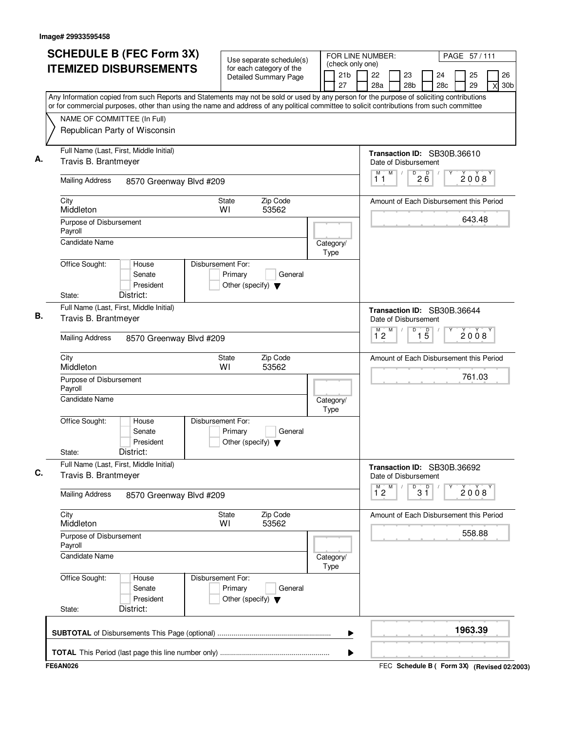Image# 29933595458

# SCHEDULE B (FEC Form 3X) ITEMIZED DISBURSEMENTS

Use separate schedule(s) for each category of the Detailed Summary Page

FOR LINE NUMBER: (check only one)

21b | 22 | 23 | 24 | 25 | 26
27 | 28a | 28b | 28c | 29 | X 30b

PAGE 57 / 111

Any Information copied from such Reports and Statements may not be sold or used by any person for the purpose of soliciting contributions or for commercial purposes, other than using the name and address of any political committee to solicit contributions from such committee

NAME OF COMMITTEE (In Full)
Republican Party of Wisconsin

## A.

Full Name (Last, First, Middle Initial): Travis B. Brantmeyer

Mailing Address: 8570 Greenway Blvd #209

City: Middleton | State: WI | Zip Code: 53562

Purpose of Disbursement: Payroll

Candidate Name:

Category/Type:

Office Sought: House / Senate / President

State: District:

Disbursement For: Primary / General / Other (specify)

Transaction ID: SB30B.36610

Date of Disbursement: 11/26/2008

Amount of Each Disbursement this Period: 643.48

## B.

Full Name (Last, First, Middle Initial): Travis B. Brantmeyer

Mailing Address: 8570 Greenway Blvd #209

City: Middleton | State: WI | Zip Code: 53562

Purpose of Disbursement: Payroll

Candidate Name:

Category/Type:

Office Sought: House / Senate / President

State: District:

Disbursement For: Primary / General / Other (specify)

Transaction ID: SB30B.36644

Date of Disbursement: 12/15/2008

Amount of Each Disbursement this Period: 761.03

## C.

Full Name (Last, First, Middle Initial): Travis B. Brantmeyer

Mailing Address: 8570 Greenway Blvd #209

City: Middleton | State: WI | Zip Code: 53562

Purpose of Disbursement: Payroll

Candidate Name:

Category/Type:

Office Sought: House / Senate / President

State: District:

Disbursement For: Primary / General / Other (specify)

Transaction ID: SB30B.36692

Date of Disbursement: 12/31/2008

Amount of Each Disbursement this Period: 558.88

**SUBTOTAL** of Disbursements This Page (optional) ........ 1963.39

**TOTAL** This Period (last page this line number only) ........

FE6AN026

FEC Schedule B ( Form 3X) (Revised 02/2003)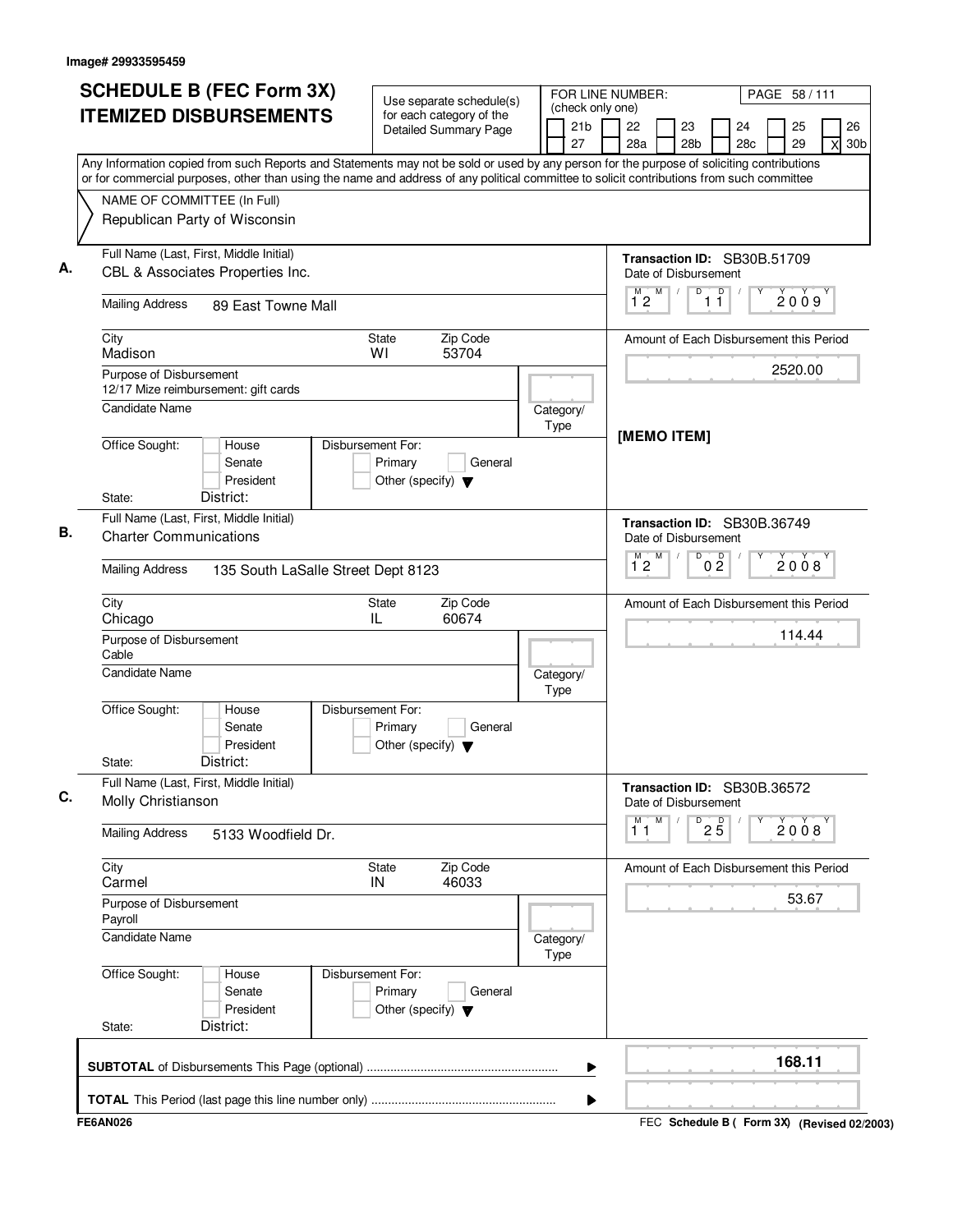Image# 29933595459

# SCHEDULE B (FEC Form 3X) ITEMIZED DISBURSEMENTS

Use separate schedule(s) for each category of the Detailed Summary Page

FOR LINE NUMBER: (check only one)

21b | 22 | 23 | 24 | 25 | 26 | 27 | 28a | 28b | 28c | 29 | X 30b

Any Information copied from such Reports and Statements may not be sold or used by any person for the purpose of soliciting contributions or for commercial purposes, other than using the name and address of any political committee to solicit contributions from such committee

NAME OF COMMITTEE (In Full)
Republican Party of Wisconsin

## A.

Full Name (Last, First, Middle Initial): CBL & Associates Properties Inc.

Mailing Address: 89 East Towne Mall

City: Madison | State: WI | Zip Code: 53704

Purpose of Disbursement: 12/17 Mize reimbursement: gift cards

Candidate Name:

Category/Type:

Office Sought: House / Senate / President

Disbursement For: Primary / General / Other (specify)

State: District:

Transaction ID: SB30B.51709

Date of Disbursement: 12/11/2009

Amount of Each Disbursement this Period: 2520.00

[MEMO ITEM]

## B.

Full Name (Last, First, Middle Initial): Charter Communications

Mailing Address: 135 South LaSalle Street Dept 8123

City: Chicago | State: IL | Zip Code: 60674

Purpose of Disbursement: Cable

Candidate Name:

Category/Type:

Office Sought: House / Senate / President

Disbursement For: Primary / General / Other (specify)

State: District:

Transaction ID: SB30B.36749

Date of Disbursement: 12/02/2008

Amount of Each Disbursement this Period: 114.44

## C.

Full Name (Last, First, Middle Initial): Molly Christianson

Mailing Address: 5133 Woodfield Dr.

City: Carmel | State: IN | Zip Code: 46033

Purpose of Disbursement: Payroll

Candidate Name:

Category/Type:

Office Sought: House / Senate / President

Disbursement For: Primary / General / Other (specify)

State: District:

Transaction ID: SB30B.36572

Date of Disbursement: 11/25/2008

Amount of Each Disbursement this Period: 53.67

**SUBTOTAL** of Disbursements This Page (optional): **168.11**

**TOTAL** This Period (last page this line number only):

FE6AN026

FEC **Schedule B ( Form 3X)** (Revised 02/2003)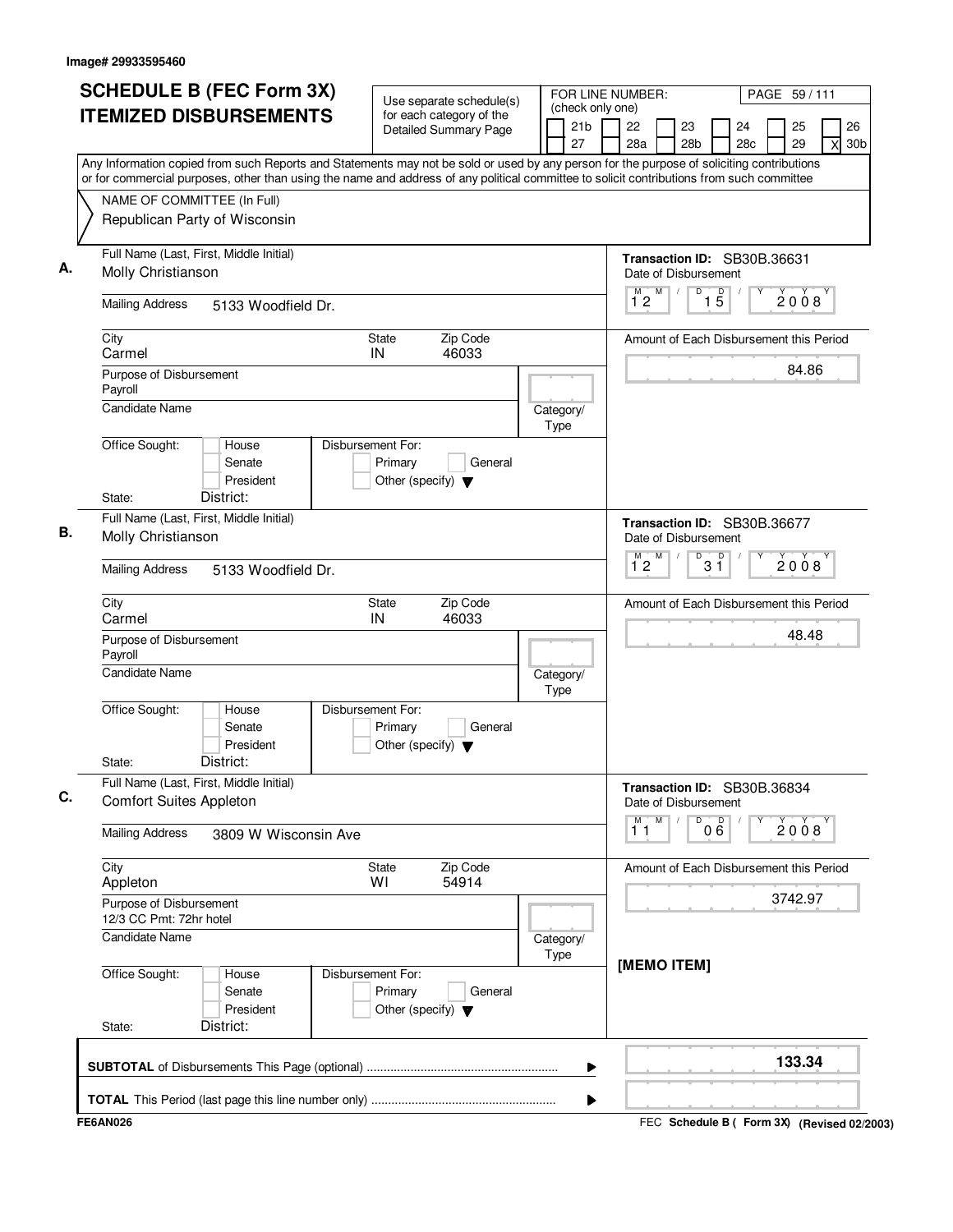Image# 29933595460

# SCHEDULE B (FEC Form 3X) ITEMIZED DISBURSEMENTS

Use separate schedule(s) for each category of the Detailed Summary Page

FOR LINE NUMBER: (check only one)

21b, 22, 23, 24, 25, 26, 27, 28a, 28b, 28c, 29, [X] 30b

Any Information copied from such Reports and Statements may not be sold or used by any person for the purpose of soliciting contributions or for commercial purposes, other than using the name and address of any political committee to solicit contributions from such committee

NAME OF COMMITTEE (In Full)
Republican Party of Wisconsin

---

**A.** Full Name (Last, First, Middle Initial): Molly Christianson

Mailing Address: 5133 Woodfield Dr.

City: Carmel | State: IN | Zip Code: 46033

Purpose of Disbursement: Payroll

Candidate Name:

Category/Type:

Office Sought: House / Senate / President

State: District:

Disbursement For: Primary / General / Other (specify)

Transaction ID: SB30B.36631

Date of Disbursement: 12/15/2008

Amount of Each Disbursement this Period: 84.86

---

**B.** Full Name (Last, First, Middle Initial): Molly Christianson

Mailing Address: 5133 Woodfield Dr.

City: Carmel | State: IN | Zip Code: 46033

Purpose of Disbursement: Payroll

Candidate Name:

Category/Type:

Office Sought: House / Senate / President

State: District:

Disbursement For: Primary / General / Other (specify)

Transaction ID: SB30B.36677

Date of Disbursement: 12/31/2008

Amount of Each Disbursement this Period: 48.48

---

**C.** Full Name (Last, First, Middle Initial): Comfort Suites Appleton

Mailing Address: 3809 W Wisconsin Ave

City: Appleton | State: WI | Zip Code: 54914

Purpose of Disbursement: 12/3 CC Pmt: 72hr hotel

Candidate Name:

Category/Type:

Office Sought: House / Senate / President

State: District:

Disbursement For: Primary / General / Other (specify)

Transaction ID: SB30B.36834

Date of Disbursement: 11/06/2008

Amount of Each Disbursement this Period: 3742.97

[MEMO ITEM]

---

**SUBTOTAL** of Disbursements This Page (optional): **133.34**

**TOTAL** This Period (last page this line number only):

FE6AN026

FEC Schedule B ( Form 3X) (Revised 02/2003)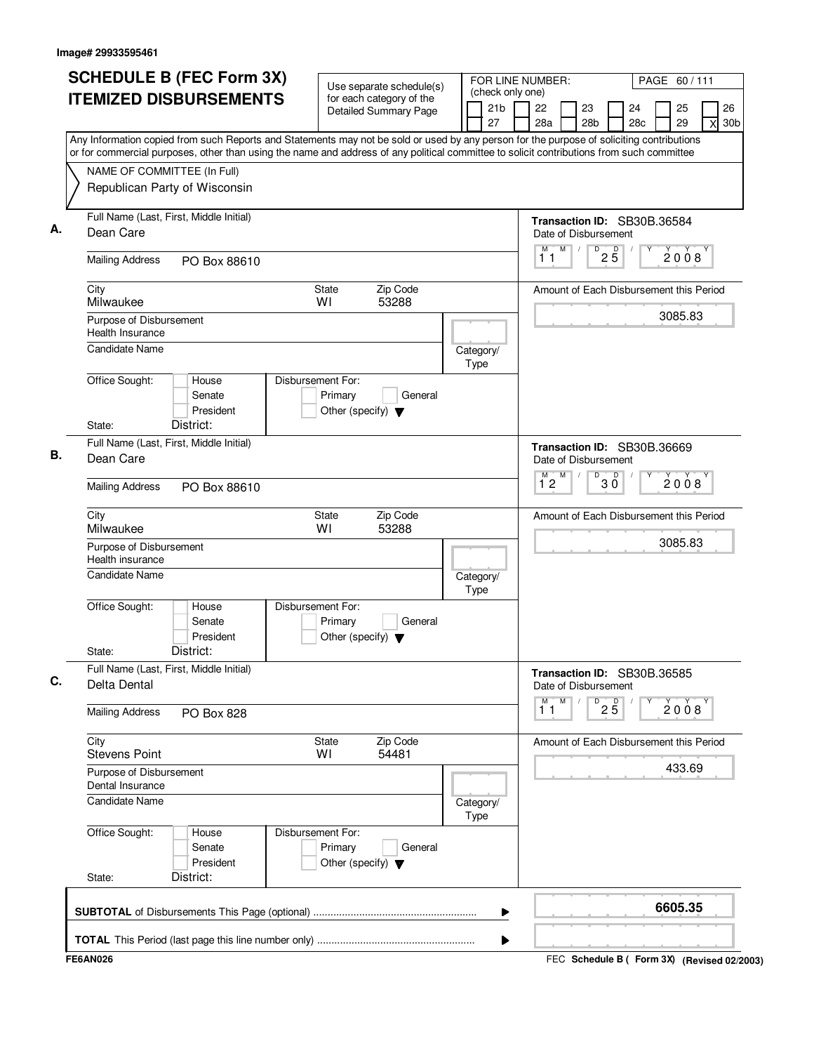Image# 29933595461

# SCHEDULE B (FEC Form 3X) ITEMIZED DISBURSEMENTS

Use separate schedule(s) for each category of the Detailed Summary Page

FOR LINE NUMBER: (check only one)
21b | 22 | 23 | 24 | 25 | 26 | 27 | 28a | 28b | 28c | 29 | X 30b

Any Information copied from such Reports and Statements may not be sold or used by any person for the purpose of soliciting contributions or for commercial purposes, other than using the name and address of any political committee to solicit contributions from such committee

NAME OF COMMITTEE (In Full)
Republican Party of Wisconsin

## A.

Full Name (Last, First, Middle Initial): Dean Care
Mailing Address: PO Box 88610
City: Milwaukee | State: WI | Zip Code: 53288
Purpose of Disbursement: Health Insurance
Candidate Name:
Category/Type:
Office Sought: House / Senate / President
State: District:
Disbursement For: Primary / General / Other (specify)

Transaction ID: SB30B.36584
Date of Disbursement: 11/25/2008
Amount of Each Disbursement this Period: 3085.83

## B.

Full Name (Last, First, Middle Initial): Dean Care
Mailing Address: PO Box 88610
City: Milwaukee | State: WI | Zip Code: 53288
Purpose of Disbursement: Health insurance
Candidate Name:
Category/Type:
Office Sought: House / Senate / President
State: District:
Disbursement For: Primary / General / Other (specify)

Transaction ID: SB30B.36669
Date of Disbursement: 12/30/2008
Amount of Each Disbursement this Period: 3085.83

## C.

Full Name (Last, First, Middle Initial): Delta Dental
Mailing Address: PO Box 828
City: Stevens Point | State: WI | Zip Code: 54481
Purpose of Disbursement: Dental Insurance
Candidate Name:
Category/Type:
Office Sought: House / Senate / President
State: District:
Disbursement For: Primary / General / Other (specify)

Transaction ID: SB30B.36585
Date of Disbursement: 11/25/2008
Amount of Each Disbursement this Period: 433.69

**SUBTOTAL** of Disbursements This Page (optional): **6605.35**

**TOTAL** This Period (last page this line number only):

FE6AN026 — FEC **Schedule B ( Form 3X)** (Revised 02/2003)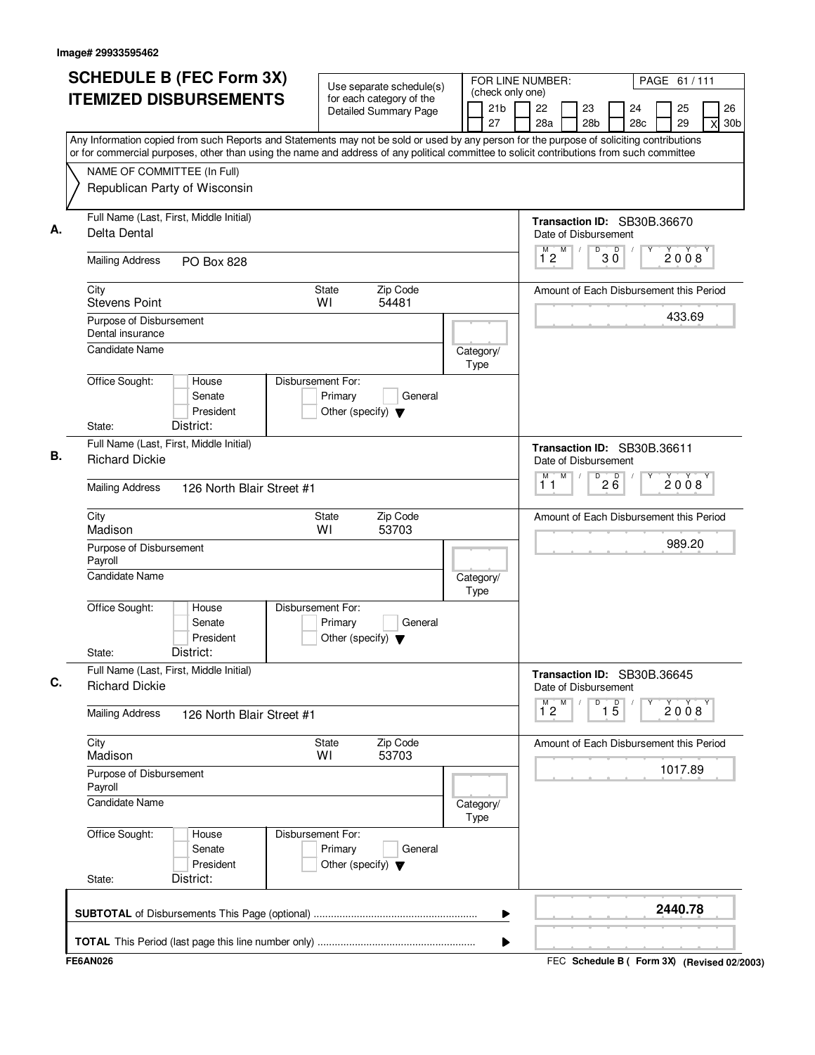Image# 29933595462

# SCHEDULE B (FEC Form 3X)
## ITEMIZED DISBURSEMENTS

Use separate schedule(s) for each category of the Detailed Summary Page

FOR LINE NUMBER: (check only one)

21b | 22 | 23 | 24 | 25 | 26 | 27 | 28a | 28b | 28c | 29 | X 30b

Any Information copied from such Reports and Statements may not be sold or used by any person for the purpose of soliciting contributions or for commercial purposes, other than using the name and address of any political committee to solicit contributions from such committee

NAME OF COMMITTEE (In Full)
Republican Party of Wisconsin

**A.**
Full Name (Last, First, Middle Initial): Delta Dental
Mailing Address: PO Box 828
City: Stevens Point | State: WI | Zip Code: 54481
Purpose of Disbursement: Dental insurance
Candidate Name:
Category/Type:
Office Sought: House / Senate / President
State: District:
Disbursement For: Primary / General / Other (specify)
Transaction ID: SB30B.36670
Date of Disbursement: 12/30/2008
Amount of Each Disbursement this Period: 433.69

**B.**
Full Name (Last, First, Middle Initial): Richard Dickie
Mailing Address: 126 North Blair Street #1
City: Madison | State: WI | Zip Code: 53703
Purpose of Disbursement: Payroll
Candidate Name:
Category/Type:
Office Sought: House / Senate / President
State: District:
Disbursement For: Primary / General / Other (specify)
Transaction ID: SB30B.36611
Date of Disbursement: 11/26/2008
Amount of Each Disbursement this Period: 989.20

**C.**
Full Name (Last, First, Middle Initial): Richard Dickie
Mailing Address: 126 North Blair Street #1
City: Madison | State: WI | Zip Code: 53703
Purpose of Disbursement: Payroll
Candidate Name:
Category/Type:
Office Sought: House / Senate / President
State: District:
Disbursement For: Primary / General / Other (specify)
Transaction ID: SB30B.36645
Date of Disbursement: 12/15/2008
Amount of Each Disbursement this Period: 1017.89

**SUBTOTAL** of Disbursements This Page (optional): **2440.78**

**TOTAL** This Period (last page this line number only):

FE6AN026 | FEC Schedule B ( Form 3X) (Revised 02/2003)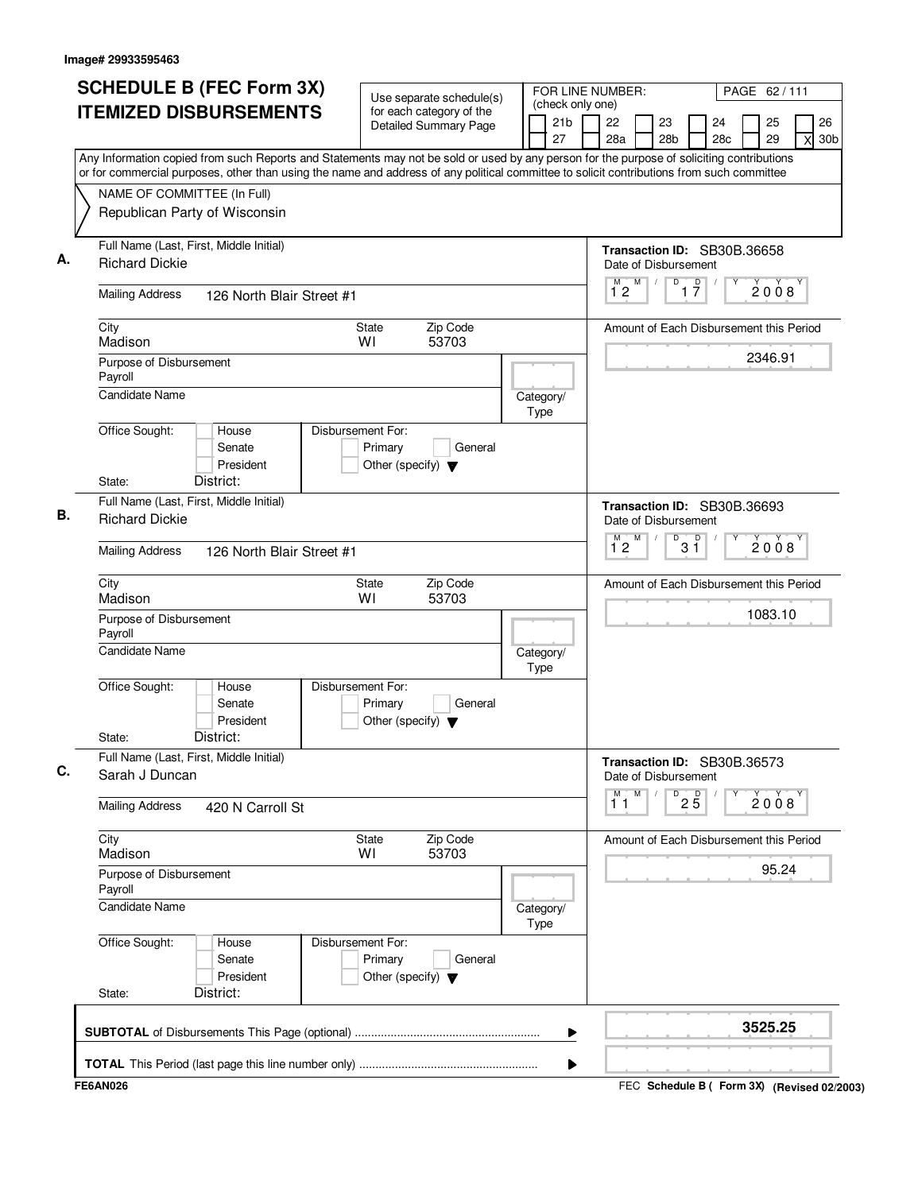Image# 29933595463

# SCHEDULE B (FEC Form 3X) ITEMIZED DISBURSEMENTS

Use separate schedule(s) for each category of the Detailed Summary Page

FOR LINE NUMBER: (check only one)

21b, 22, 23, 24, 25, 26, 27, 28a, 28b, 28c, 29, [X] 30b

PAGE 62 / 111

Any Information copied from such Reports and Statements may not be sold or used by any person for the purpose of soliciting contributions or for commercial purposes, other than using the name and address of any political committee to solicit contributions from such committee

NAME OF COMMITTEE (In Full)
Republican Party of Wisconsin

---

**A.** Full Name (Last, First, Middle Initial): Richard Dickie

Mailing Address: 126 North Blair Street #1

City: Madison | State: WI | Zip Code: 53703

Purpose of Disbursement: Payroll

Candidate Name:

Category/Type:

Office Sought: House / Senate / President — State: — District:

Disbursement For: Primary / General / Other (specify)

Transaction ID: SB30B.36658

Date of Disbursement: 12 / 17 / 2008

Amount of Each Disbursement this Period: 2346.91

---

**B.** Full Name (Last, First, Middle Initial): Richard Dickie

Mailing Address: 126 North Blair Street #1

City: Madison | State: WI | Zip Code: 53703

Purpose of Disbursement: Payroll

Candidate Name:

Category/Type:

Office Sought: House / Senate / President — State: — District:

Disbursement For: Primary / General / Other (specify)

Transaction ID: SB30B.36693

Date of Disbursement: 12 / 31 / 2008

Amount of Each Disbursement this Period: 1083.10

---

**C.** Full Name (Last, First, Middle Initial): Sarah J Duncan

Mailing Address: 420 N Carroll St

City: Madison | State: WI | Zip Code: 53703

Purpose of Disbursement: Payroll

Candidate Name:

Category/Type:

Office Sought: House / Senate / President — State: — District:

Disbursement For: Primary / General / Other (specify)

Transaction ID: SB30B.36573

Date of Disbursement: 11 / 25 / 2008

Amount of Each Disbursement this Period: 95.24

---

**SUBTOTAL** of Disbursements This Page (optional): **3525.25**

**TOTAL** This Period (last page this line number only):

FE6AN026

FEC Schedule B ( Form 3X) (Revised 02/2003)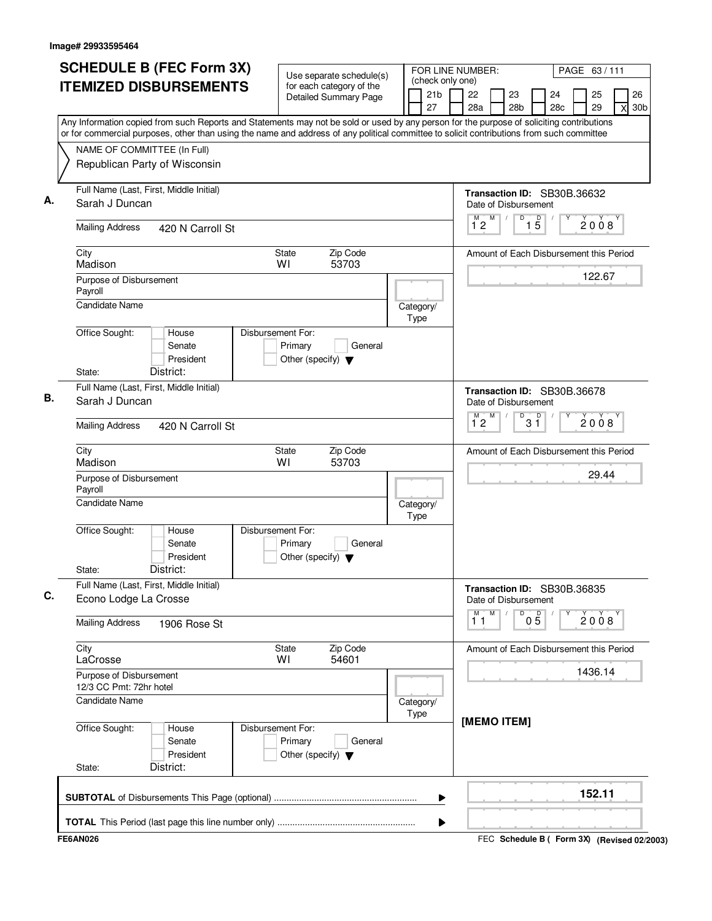Image# 29933595464

# SCHEDULE B (FEC Form 3X) ITEMIZED DISBURSEMENTS

Use separate schedule(s) for each category of the Detailed Summary Page

FOR LINE NUMBER: (check only one)

21b | 22 | 23 | 24 | 25 | 26
27 | 28a | 28b | 28c | 29 | X 30b

Any Information copied from such Reports and Statements may not be sold or used by any person for the purpose of soliciting contributions or for commercial purposes, other than using the name and address of any political committee to solicit contributions from such committee

NAME OF COMMITTEE (In Full)
Republican Party of Wisconsin

**A.**
Full Name (Last, First, Middle Initial): Sarah J Duncan
Mailing Address: 420 N Carroll St
City: Madison | State: WI | Zip Code: 53703
Purpose of Disbursement: Payroll
Candidate Name:
Category/Type:
Office Sought: House / Senate / President
State: | District:
Disbursement For: Primary / General / Other (specify)

Transaction ID: SB30B.36632
Date of Disbursement: 12/15/2008
Amount of Each Disbursement this Period: 122.67

**B.**
Full Name (Last, First, Middle Initial): Sarah J Duncan
Mailing Address: 420 N Carroll St
City: Madison | State: WI | Zip Code: 53703
Purpose of Disbursement: Payroll
Candidate Name:
Category/Type:
Office Sought: House / Senate / President
State: | District:
Disbursement For: Primary / General / Other (specify)

Transaction ID: SB30B.36678
Date of Disbursement: 12/31/2008
Amount of Each Disbursement this Period: 29.44

**C.**
Full Name (Last, First, Middle Initial): Econo Lodge La Crosse
Mailing Address: 1906 Rose St
City: LaCrosse | State: WI | Zip Code: 54601
Purpose of Disbursement: 12/3 CC Pmt: 72hr hotel
Candidate Name:
Category/Type:
Office Sought: House / Senate / President
State: | District:
Disbursement For: Primary / General / Other (specify)

Transaction ID: SB30B.36835
Date of Disbursement: 11/05/2008
Amount of Each Disbursement this Period: 1436.14
[MEMO ITEM]

**SUBTOTAL** of Disbursements This Page (optional): **152.11**

**TOTAL** This Period (last page this line number only):

FE6AN026

FEC Schedule B ( Form 3X) (Revised 02/2003)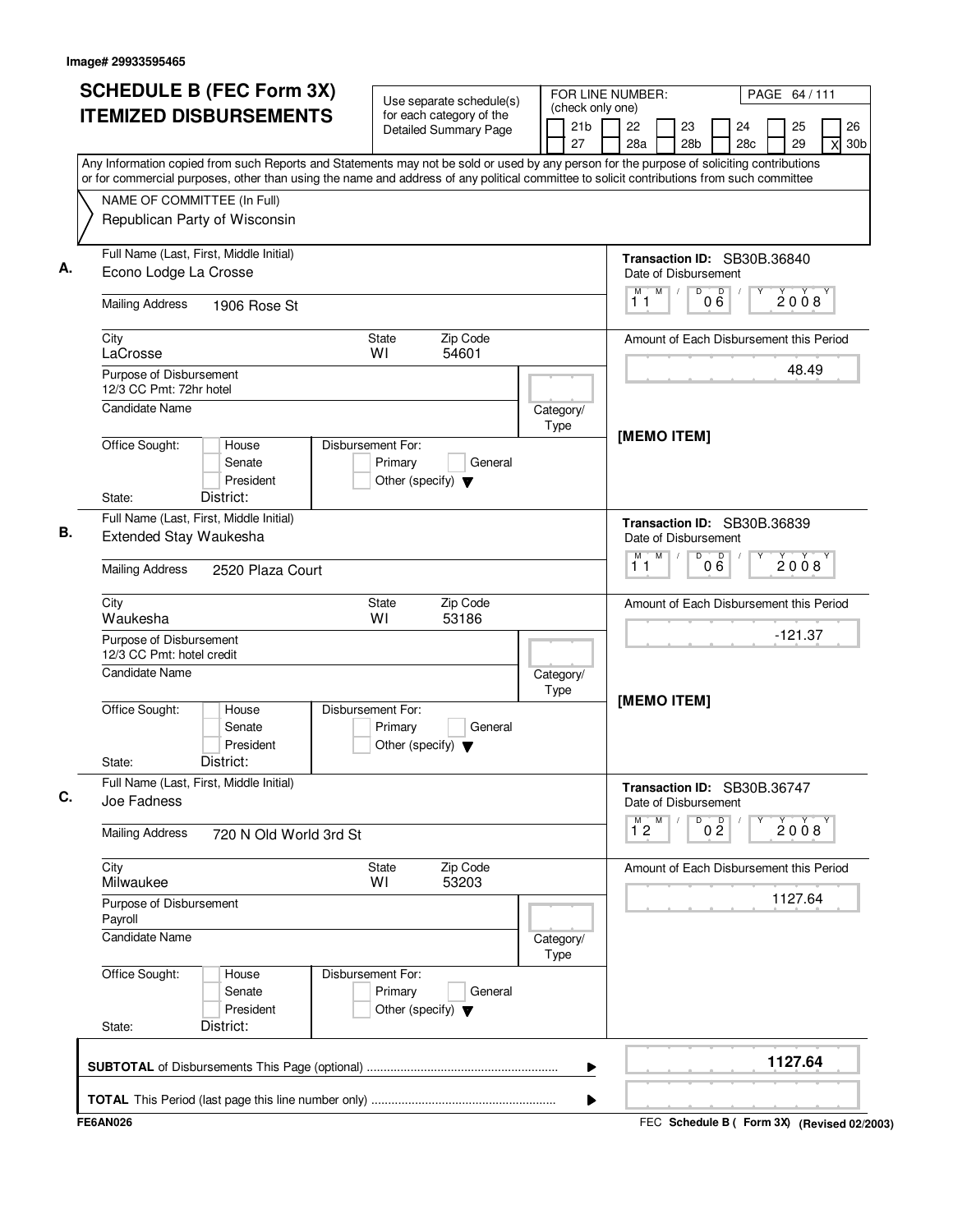Image# 29933595465

# SCHEDULE B (FEC Form 3X) ITEMIZED DISBURSEMENTS

Use separate schedule(s) for each category of the Detailed Summary Page

FOR LINE NUMBER: (check only one)

21b | 22 | 23 | 24 | 25 | 26
27 | 28a | 28b | 28c | 29 | X 30b

PAGE 64 / 111

Any Information copied from such Reports and Statements may not be sold or used by any person for the purpose of soliciting contributions or for commercial purposes, other than using the name and address of any political committee to solicit contributions from such committee

NAME OF COMMITTEE (In Full)
Republican Party of Wisconsin

---

**A.** Full Name (Last, First, Middle Initial): Econo Lodge La Crosse

Mailing Address: 1906 Rose St

City: LaCrosse | State: WI | Zip Code: 54601

Purpose of Disbursement: 12/3 CC Pmt: 72hr hotel

Candidate Name:

Category/Type:

Office Sought: House / Senate / President

Disbursement For: Primary / General / Other (specify)

State: | District:

Transaction ID: SB30B.36840

Date of Disbursement: 11 / 06 / 2008

Amount of Each Disbursement this Period: 48.49

[MEMO ITEM]

---

**B.** Full Name (Last, First, Middle Initial): Extended Stay Waukesha

Mailing Address: 2520 Plaza Court

City: Waukesha | State: WI | Zip Code: 53186

Purpose of Disbursement: 12/3 CC Pmt: hotel credit

Candidate Name:

Category/Type:

Office Sought: House / Senate / President

Disbursement For: Primary / General / Other (specify)

State: | District:

Transaction ID: SB30B.36839

Date of Disbursement: 11 / 06 / 2008

Amount of Each Disbursement this Period: -121.37

[MEMO ITEM]

---

**C.** Full Name (Last, First, Middle Initial): Joe Fadness

Mailing Address: 720 N Old World 3rd St

City: Milwaukee | State: WI | Zip Code: 53203

Purpose of Disbursement: Payroll

Candidate Name:

Category/Type:

Office Sought: House / Senate / President

Disbursement For: Primary / General / Other (specify)

State: | District:

Transaction ID: SB30B.36747

Date of Disbursement: 12 / 02 / 2008

Amount of Each Disbursement this Period: 1127.64

---

**SUBTOTAL** of Disbursements This Page (optional) ..... **1127.64**

**TOTAL** This Period (last page this line number only) .....

FE6AN026 | FEC **Schedule B ( Form 3X)** (Revised 02/2003)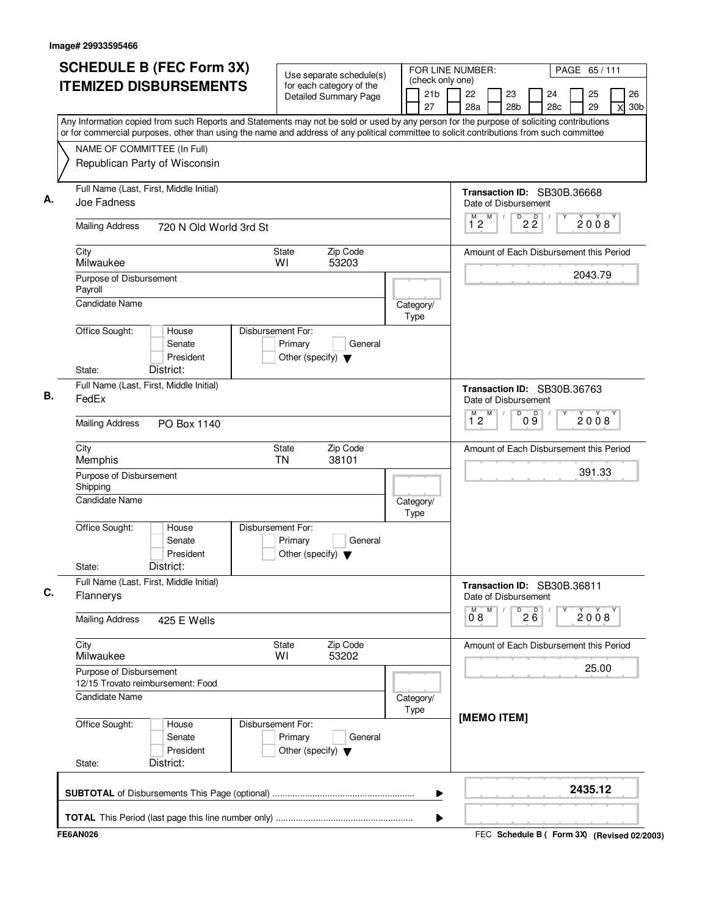Image# 29933595466

# SCHEDULE B (FEC Form 3X) ITEMIZED DISBURSEMENTS

Use separate schedule(s) for each category of the Detailed Summary Page

FOR LINE NUMBER: (check only one)

21b | 22 | 23 | 24 | 25 | 26
27 | 28a | 28b | 28c | 29 | [X] 30b

PAGE 65 / 111

Any Information copied from such Reports and Statements may not be sold or used by any person for the purpose of soliciting contributions or for commercial purposes, other than using the name and address of any political committee to solicit contributions from such committee

NAME OF COMMITTEE (In Full)
Republican Party of Wisconsin

**A.** Full Name (Last, First, Middle Initial): Joe Fadness

Mailing Address: 720 N Old World 3rd St

City: Milwaukee | State: WI | Zip Code: 53203

Purpose of Disbursement: Payroll

Candidate Name:

Category/Type:

Office Sought: House / Senate / President

State: District:

Disbursement For: Primary / General / Other (specify)

Transaction ID: SB30B.36668

Date of Disbursement: 12 / 22 / 2008

Amount of Each Disbursement this Period: 2043.79

**B.** Full Name (Last, First, Middle Initial): FedEx

Mailing Address: PO Box 1140

City: Memphis | State: TN | Zip Code: 38101

Purpose of Disbursement: Shipping

Candidate Name:

Category/Type:

Office Sought: House / Senate / President

State: District:

Disbursement For: Primary / General / Other (specify)

Transaction ID: SB30B.36763

Date of Disbursement: 12 / 09 / 2008

Amount of Each Disbursement this Period: 391.33

**C.** Full Name (Last, First, Middle Initial): Flannerys

Mailing Address: 425 E Wells

City: Milwaukee | State: WI | Zip Code: 53202

Purpose of Disbursement: 12/15 Trovato reimbursement: Food

Candidate Name:

Category/Type:

Office Sought: House / Senate / President

State: District:

Disbursement For: Primary / General / Other (specify)

Transaction ID: SB30B.36811

Date of Disbursement: 08 / 26 / 2008

Amount of Each Disbursement this Period: 25.00

[MEMO ITEM]

**SUBTOTAL** of Disbursements This Page (optional): 2435.12

**TOTAL** This Period (last page this line number only):

FE6AN026

FEC Schedule B ( Form 3X) (Revised 02/2003)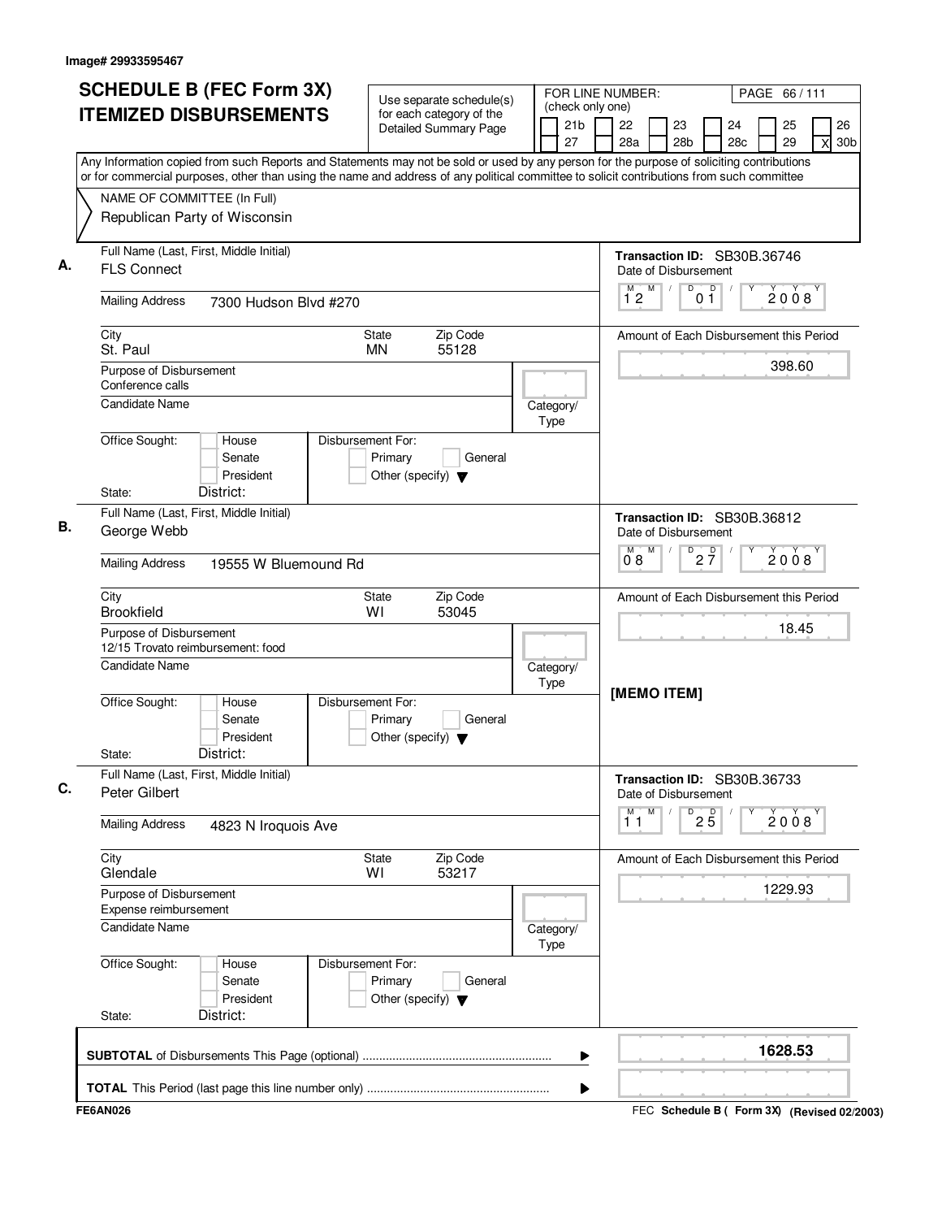Image# 29933595467

# SCHEDULE B (FEC Form 3X) ITEMIZED DISBURSEMENTS

Use separate schedule(s) for each category of the Detailed Summary Page

FOR LINE NUMBER: (check only one)

21b | 22 | 23 | 24 | 25 | 26
27 | 28a | 28b | 28c | 29 | X 30b

PAGE 66 / 111

Any Information copied from such Reports and Statements may not be sold or used by any person for the purpose of soliciting contributions or for commercial purposes, other than using the name and address of any political committee to solicit contributions from such committee

NAME OF COMMITTEE (In Full)
Republican Party of Wisconsin

---

**A.** Full Name (Last, First, Middle Initial): FLS Connect

Transaction ID: SB30B.36746

Mailing Address: 7300 Hudson Blvd #270

Date of Disbursement: 12 / 01 / 2008

City: St. Paul | State: MN | Zip Code: 55128

Amount of Each Disbursement this Period: 398.60

Purpose of Disbursement: Conference calls

Candidate Name:

Category/Type:

Office Sought: House / Senate / President

Disbursement For: Primary / General / Other (specify)

State: District:

---

**B.** Full Name (Last, First, Middle Initial): George Webb

Transaction ID: SB30B.36812

Mailing Address: 19555 W Bluemound Rd

Date of Disbursement: 08 / 27 / 2008

City: Brookfield | State: WI | Zip Code: 53045

Amount of Each Disbursement this Period: 18.45

Purpose of Disbursement: 12/15 Trovato reimbursement: food

Candidate Name:

Category/Type:

[MEMO ITEM]

Office Sought: House / Senate / President

Disbursement For: Primary / General / Other (specify)

State: District:

---

**C.** Full Name (Last, First, Middle Initial): Peter Gilbert

Transaction ID: SB30B.36733

Mailing Address: 4823 N Iroquois Ave

Date of Disbursement: 11 / 25 / 2008

City: Glendale | State: WI | Zip Code: 53217

Amount of Each Disbursement this Period: 1229.93

Purpose of Disbursement: Expense reimbursement

Candidate Name:

Category/Type:

Office Sought: House / Senate / President

Disbursement For: Primary / General / Other (specify)

State: District:

---

**SUBTOTAL** of Disbursements This Page (optional) ........ **1628.53**

**TOTAL** This Period (last page this line number only) ........

FE6AN026 | FEC **Schedule B ( Form 3X) (Revised 02/2003)**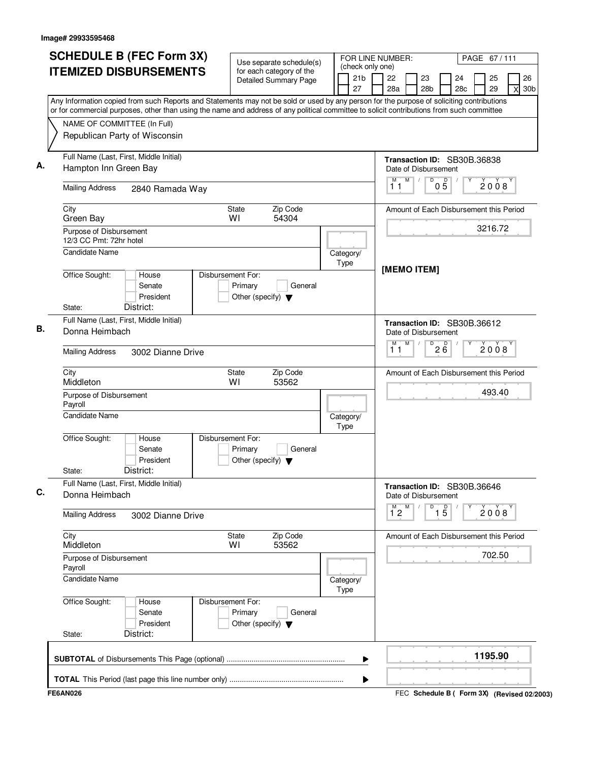Image# 29933595468

# SCHEDULE B (FEC Form 3X) ITEMIZED DISBURSEMENTS

Use separate schedule(s) for each category of the Detailed Summary Page

FOR LINE NUMBER: (check only one)

21b | 22 | 23 | 24 | 25 | 26
27 | 28a | 28b | 28c | 29 | X 30b

Any Information copied from such Reports and Statements may not be sold or used by any person for the purpose of soliciting contributions or for commercial purposes, other than using the name and address of any political committee to solicit contributions from such committee

NAME OF COMMITTEE (In Full)
Republican Party of Wisconsin

---

**A.**

Full Name (Last, First, Middle Initial): Hampton Inn Green Bay

Mailing Address: 2840 Ramada Way

City: Green Bay | State: WI | Zip Code: 54304

Purpose of Disbursement: 12/3 CC Pmt: 72hr hotel

Candidate Name:

Category/Type:

Office Sought: House / Senate / President

State: District:

Disbursement For: Primary / General / Other (specify)

Transaction ID: SB30B.36838

Date of Disbursement: 11/05/2008

Amount of Each Disbursement this Period: 3216.72

[MEMO ITEM]

---

**B.**

Full Name (Last, First, Middle Initial): Donna Heimbach

Mailing Address: 3002 Dianne Drive

City: Middleton | State: WI | Zip Code: 53562

Purpose of Disbursement: Payroll

Candidate Name:

Category/Type:

Office Sought: House / Senate / President

State: District:

Disbursement For: Primary / General / Other (specify)

Transaction ID: SB30B.36612

Date of Disbursement: 11/26/2008

Amount of Each Disbursement this Period: 493.40

---

**C.**

Full Name (Last, First, Middle Initial): Donna Heimbach

Mailing Address: 3002 Dianne Drive

City: Middleton | State: WI | Zip Code: 53562

Purpose of Disbursement: Payroll

Candidate Name:

Category/Type:

Office Sought: House / Senate / President

State: District:

Disbursement For: Primary / General / Other (specify)

Transaction ID: SB30B.36646

Date of Disbursement: 12/15/2008

Amount of Each Disbursement this Period: 702.50

---

**SUBTOTAL** of Disbursements This Page (optional): 1195.90

**TOTAL** This Period (last page this line number only):

FE6AN026

FEC Schedule B ( Form 3X) (Revised 02/2003)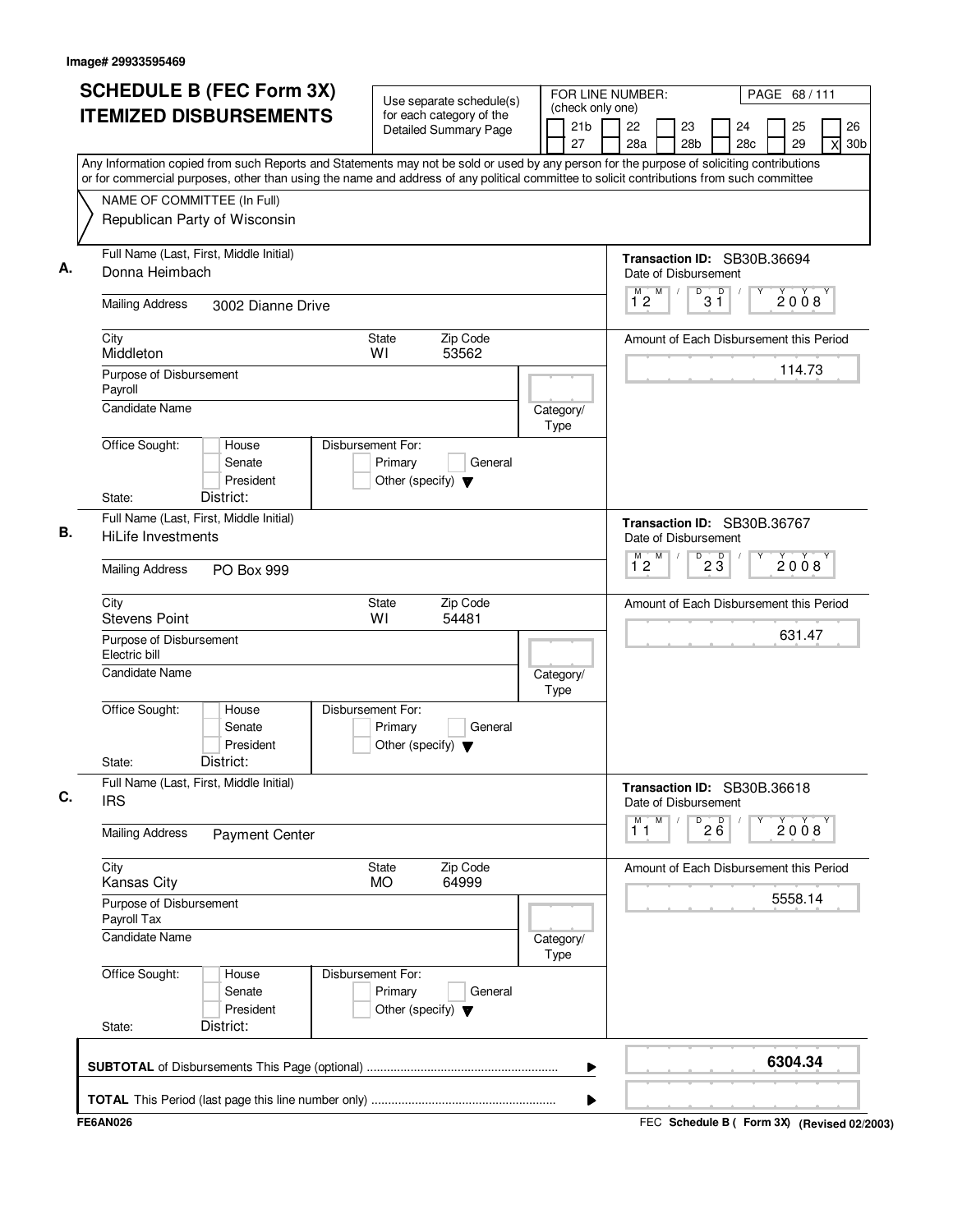Image# 29933595469

# SCHEDULE B (FEC Form 3X)
# ITEMIZED DISBURSEMENTS

Use separate schedule(s) for each category of the Detailed Summary Page

FOR LINE NUMBER: (check only one)

21b | 22 | 23 | 24 | 25 | 26 | 27 | 28a | 28b | 28c | 29 | X 30b

Any Information copied from such Reports and Statements may not be sold or used by any person for the purpose of soliciting contributions or for commercial purposes, other than using the name and address of any political committee to solicit contributions from such committee

NAME OF COMMITTEE (In Full)
Republican Party of Wisconsin

**A.**
Full Name (Last, First, Middle Initial): Donna Heimbach
Mailing Address: 3002 Dianne Drive
City: Middleton | State: WI | Zip Code: 53562
Purpose of Disbursement: Payroll
Candidate Name:
Category/Type:
Office Sought: House / Senate / President
State: District:
Disbursement For: Primary / General / Other (specify)

Transaction ID: SB30B.36694
Date of Disbursement: 12/31/2008
Amount of Each Disbursement this Period: 114.73

**B.**
Full Name (Last, First, Middle Initial): HiLife Investments
Mailing Address: PO Box 999
City: Stevens Point | State: WI | Zip Code: 54481
Purpose of Disbursement: Electric bill
Candidate Name:
Category/Type:
Office Sought: House / Senate / President
State: District:
Disbursement For: Primary / General / Other (specify)

Transaction ID: SB30B.36767
Date of Disbursement: 12/23/2008
Amount of Each Disbursement this Period: 631.47

**C.**
Full Name (Last, First, Middle Initial): IRS
Mailing Address: Payment Center
City: Kansas City | State: MO | Zip Code: 64999
Purpose of Disbursement: Payroll Tax
Candidate Name:
Category/Type:
Office Sought: House / Senate / President
State: District:
Disbursement For: Primary / General / Other (specify)

Transaction ID: SB30B.36618
Date of Disbursement: 11/26/2008
Amount of Each Disbursement this Period: 5558.14

**SUBTOTAL** of Disbursements This Page (optional): 6304.34

**TOTAL** This Period (last page this line number only):

FE6AN026 — FEC Schedule B ( Form 3X) (Revised 02/2003)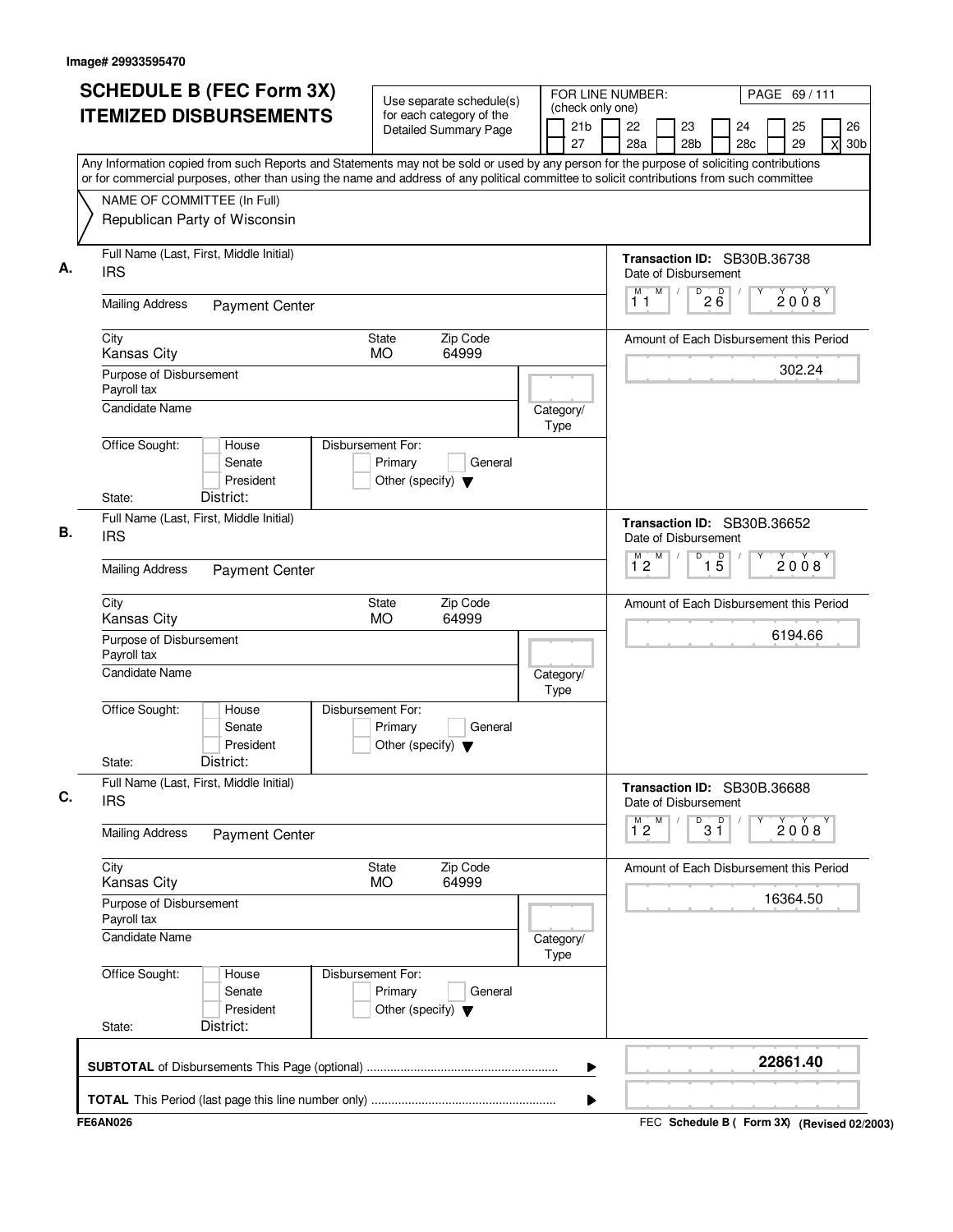Image# 29933595470

# SCHEDULE B (FEC Form 3X) ITEMIZED DISBURSEMENTS

Use separate schedule(s) for each category of the Detailed Summary Page

FOR LINE NUMBER: (check only one)

21b | 22 | 23 | 24 | 25 | 26
27 | 28a | 28b | 28c | 29 | X 30b

Any Information copied from such Reports and Statements may not be sold or used by any person for the purpose of soliciting contributions or for commercial purposes, other than using the name and address of any political committee to solicit contributions from such committee

NAME OF COMMITTEE (In Full)
Republican Party of Wisconsin

**A.** Full Name (Last, First, Middle Initial): IRS

Mailing Address: Payment Center

City: Kansas City | State: MO | Zip Code: 64999

Purpose of Disbursement: Payroll tax

Candidate Name:

Category/Type:

Office Sought: House / Senate / President
State: District:

Disbursement For: Primary / General / Other (specify)

Transaction ID: SB30B.36738

Date of Disbursement: 11/26/2008

Amount of Each Disbursement this Period: 302.24

**B.** Full Name (Last, First, Middle Initial): IRS

Mailing Address: Payment Center

City: Kansas City | State: MO | Zip Code: 64999

Purpose of Disbursement: Payroll tax

Candidate Name:

Category/Type:

Office Sought: House / Senate / President
State: District:

Disbursement For: Primary / General / Other (specify)

Transaction ID: SB30B.36652

Date of Disbursement: 12/15/2008

Amount of Each Disbursement this Period: 6194.66

**C.** Full Name (Last, First, Middle Initial): IRS

Mailing Address: Payment Center

City: Kansas City | State: MO | Zip Code: 64999

Purpose of Disbursement: Payroll tax

Candidate Name:

Category/Type:

Office Sought: House / Senate / President
State: District:

Disbursement For: Primary / General / Other (specify)

Transaction ID: SB30B.36688

Date of Disbursement: 12/31/2008

Amount of Each Disbursement this Period: 16364.50

**SUBTOTAL** of Disbursements This Page (optional): **22861.40**

**TOTAL** This Period (last page this line number only):

FE6AN026

FEC **Schedule B ( Form 3X)** (Revised 02/2003)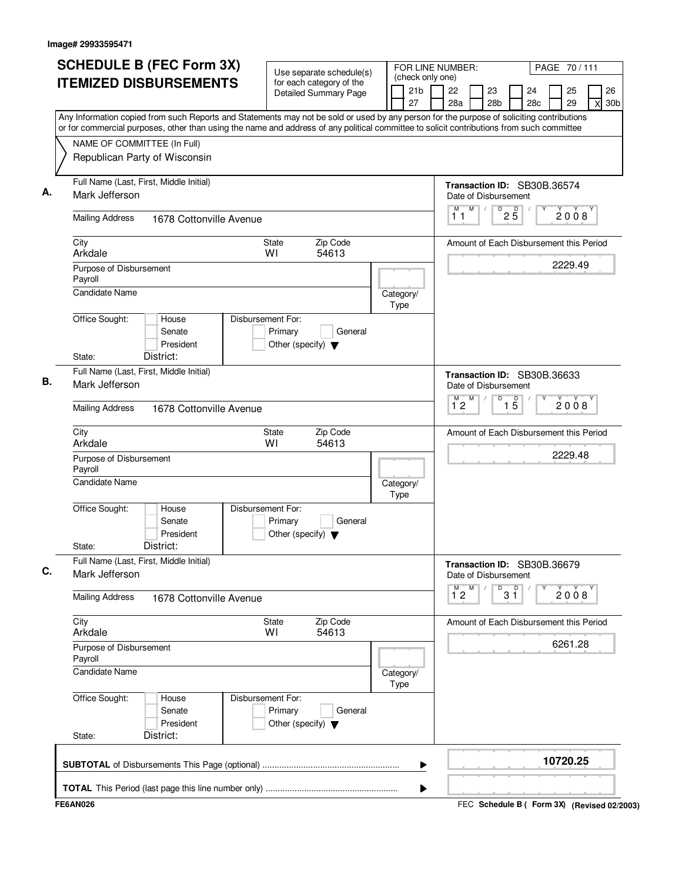Image# 29933595471

# SCHEDULE B (FEC Form 3X) ITEMIZED DISBURSEMENTS

Use separate schedule(s) for each category of the Detailed Summary Page

FOR LINE NUMBER: (check only one)

21b | 22 | 23 | 24 | 25 | 26 | 27 | 28a | 28b | 28c | 29 | X 30b

Any Information copied from such Reports and Statements may not be sold or used by any person for the purpose of soliciting contributions or for commercial purposes, other than using the name and address of any political committee to solicit contributions from such committee

NAME OF COMMITTEE (In Full)
Republican Party of Wisconsin

## A.

Full Name (Last, First, Middle Initial): Mark Jefferson

Mailing Address: 1678 Cottonville Avenue

City: Arkdale | State: WI | Zip Code: 54613

Purpose of Disbursement: Payroll

Candidate Name:

Category/Type:

Office Sought: House / Senate / President

State: District:

Disbursement For: Primary / General / Other (specify)

Transaction ID: SB30B.36574

Date of Disbursement: 11 / 25 / 2008

Amount of Each Disbursement this Period: 2229.49

## B.

Full Name (Last, First, Middle Initial): Mark Jefferson

Mailing Address: 1678 Cottonville Avenue

City: Arkdale | State: WI | Zip Code: 54613

Purpose of Disbursement: Payroll

Candidate Name:

Category/Type:

Office Sought: House / Senate / President

State: District:

Disbursement For: Primary / General / Other (specify)

Transaction ID: SB30B.36633

Date of Disbursement: 12 / 15 / 2008

Amount of Each Disbursement this Period: 2229.48

## C.

Full Name (Last, First, Middle Initial): Mark Jefferson

Mailing Address: 1678 Cottonville Avenue

City: Arkdale | State: WI | Zip Code: 54613

Purpose of Disbursement: Payroll

Candidate Name:

Category/Type:

Office Sought: House / Senate / President

State: District:

Disbursement For: Primary / General / Other (specify)

Transaction ID: SB30B.36679

Date of Disbursement: 12 / 31 / 2008

Amount of Each Disbursement this Period: 6261.28

**SUBTOTAL** of Disbursements This Page (optional): 10720.25

**TOTAL** This Period (last page this line number only):

FE6AN026

FEC **Schedule B ( Form 3X)** (Revised 02/2003)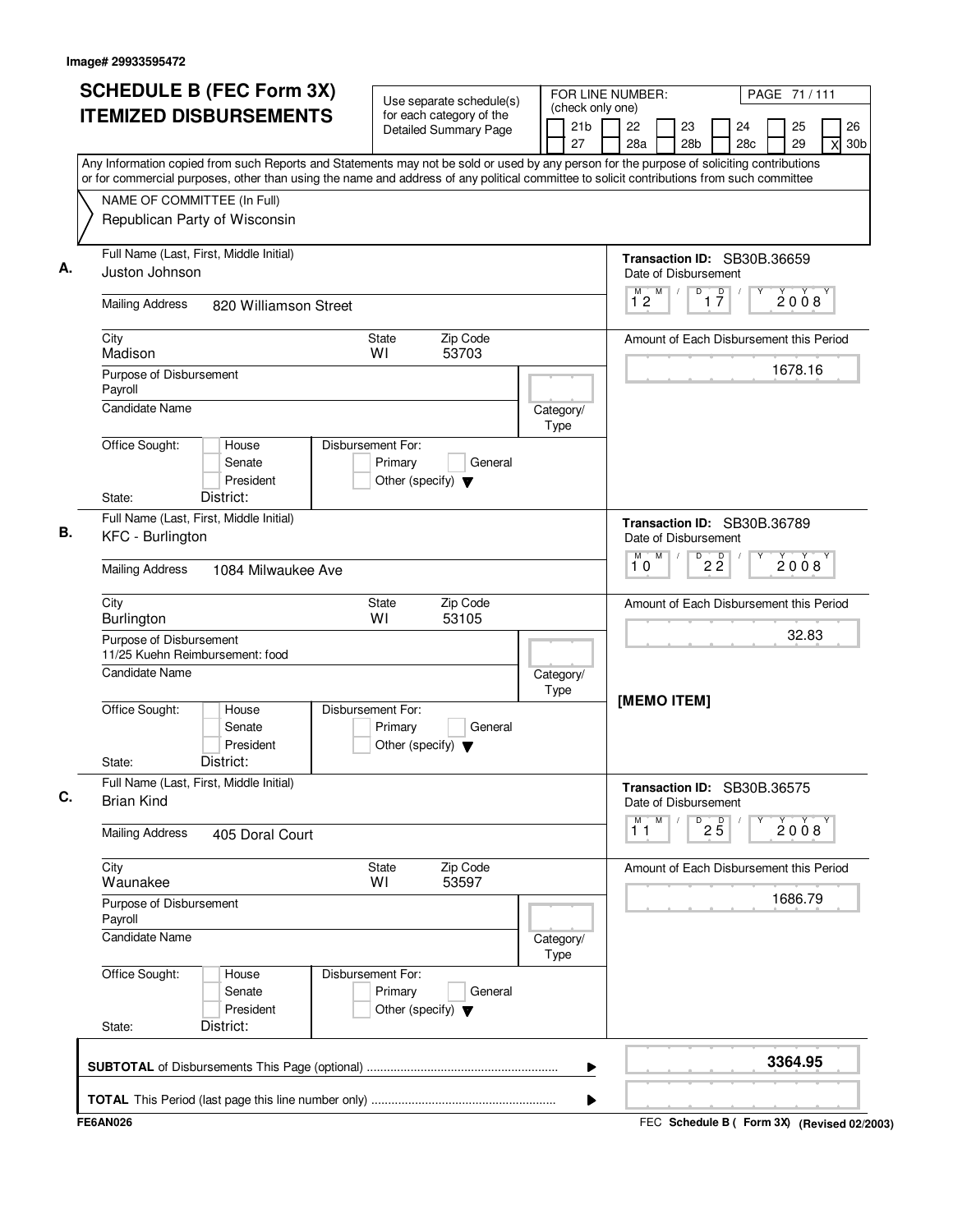Image# 29933595472

# SCHEDULE B (FEC Form 3X) ITEMIZED DISBURSEMENTS

Use separate schedule(s) for each category of the Detailed Summary Page

FOR LINE NUMBER: (check only one)

21b | 22 | 23 | 24 | 25 | 26
27 | 28a | 28b | 28c | 29 | X 30b

Any Information copied from such Reports and Statements may not be sold or used by any person for the purpose of soliciting contributions or for commercial purposes, other than using the name and address of any political committee to solicit contributions from such committee

NAME OF COMMITTEE (In Full)
Republican Party of Wisconsin

**A.**
Full Name (Last, First, Middle Initial): Juston Johnson
Mailing Address: 820 Williamson Street
City: Madison
State: WI
Zip Code: 53703
Purpose of Disbursement: Payroll
Candidate Name:
Category/Type:
Office Sought: House / Senate / President
Disbursement For: Primary / General / Other (specify)
State: District:
Transaction ID: SB30B.36659
Date of Disbursement: 12/17/2008
Amount of Each Disbursement this Period: 1678.16

**B.**
Full Name (Last, First, Middle Initial): KFC - Burlington
Mailing Address: 1084 Milwaukee Ave
City: Burlington
State: WI
Zip Code: 53105
Purpose of Disbursement: 11/25 Kuehn Reimbursement: food
Candidate Name:
Category/Type:
Office Sought: House / Senate / President
Disbursement For: Primary / General / Other (specify)
State: District:
Transaction ID: SB30B.36789
Date of Disbursement: 10/22/2008
Amount of Each Disbursement this Period: 32.83
[MEMO ITEM]

**C.**
Full Name (Last, First, Middle Initial): Brian Kind
Mailing Address: 405 Doral Court
City: Waunakee
State: WI
Zip Code: 53597
Purpose of Disbursement: Payroll
Candidate Name:
Category/Type:
Office Sought: House / Senate / President
Disbursement For: Primary / General / Other (specify)
State: District:
Transaction ID: SB30B.36575
Date of Disbursement: 11/25/2008
Amount of Each Disbursement this Period: 1686.79

**SUBTOTAL** of Disbursements This Page (optional) ........................................................ 3364.95

**TOTAL** This Period (last page this line number only) ......................................................

FE6AN026 | FEC Schedule B ( Form 3X) (Revised 02/2003)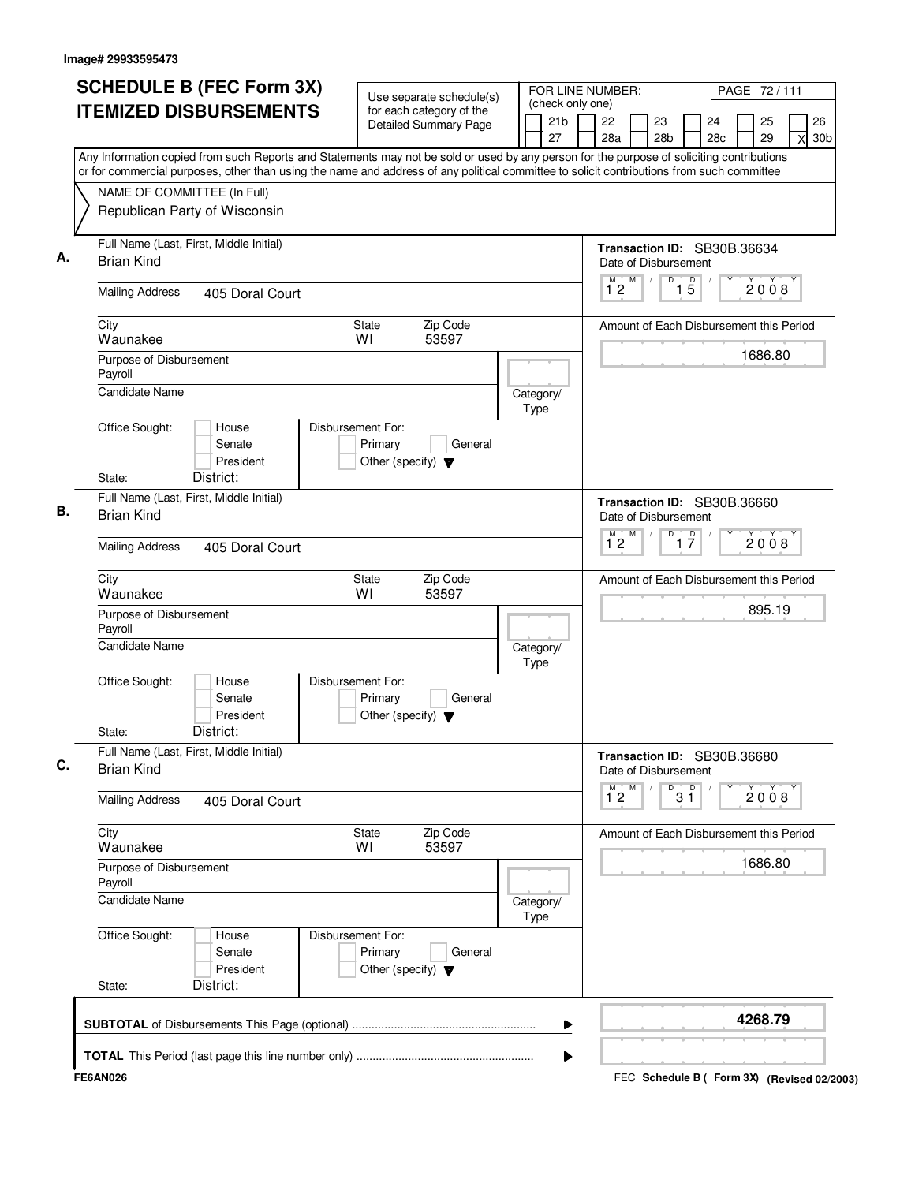Image# 29933595473

# SCHEDULE B (FEC Form 3X) ITEMIZED DISBURSEMENTS

Use separate schedule(s) for each category of the Detailed Summary Page

FOR LINE NUMBER: (check only one)
21b | 22 | 23 | 24 | 25 | 26
27 | 28a | 28b | 28c | 29 | X 30b

PAGE 72 / 111

Any Information copied from such Reports and Statements may not be sold or used by any person for the purpose of soliciting contributions or for commercial purposes, other than using the name and address of any political committee to solicit contributions from such committee

NAME OF COMMITTEE (In Full)
Republican Party of Wisconsin

---

**A.** Full Name (Last, First, Middle Initial): Brian Kind

Transaction ID: SB30B.36634

Mailing Address: 405 Doral Court

Date of Disbursement: 12 / 15 / 2008

City: Waunakee | State: WI | Zip Code: 53597

Amount of Each Disbursement this Period: 1686.80

Purpose of Disbursement: Payroll

Candidate Name:

Category/Type:

Office Sought: House / Senate / President

Disbursement For: Primary / General / Other (specify)

State: | District:

---

**B.** Full Name (Last, First, Middle Initial): Brian Kind

Transaction ID: SB30B.36660

Mailing Address: 405 Doral Court

Date of Disbursement: 12 / 17 / 2008

City: Waunakee | State: WI | Zip Code: 53597

Amount of Each Disbursement this Period: 895.19

Purpose of Disbursement: Payroll

Candidate Name:

Category/Type:

Office Sought: House / Senate / President

Disbursement For: Primary / General / Other (specify)

State: | District:

---

**C.** Full Name (Last, First, Middle Initial): Brian Kind

Transaction ID: SB30B.36680

Mailing Address: 405 Doral Court

Date of Disbursement: 12 / 31 / 2008

City: Waunakee | State: WI | Zip Code: 53597

Amount of Each Disbursement this Period: 1686.80

Purpose of Disbursement: Payroll

Candidate Name:

Category/Type:

Office Sought: House / Senate / President

Disbursement For: Primary / General / Other (specify)

State: | District:

---

**SUBTOTAL** of Disbursements This Page (optional) ........ **4268.79**

**TOTAL** This Period (last page this line number only) ........

FE6AN026 — FEC Schedule B ( Form 3X) (Revised 02/2003)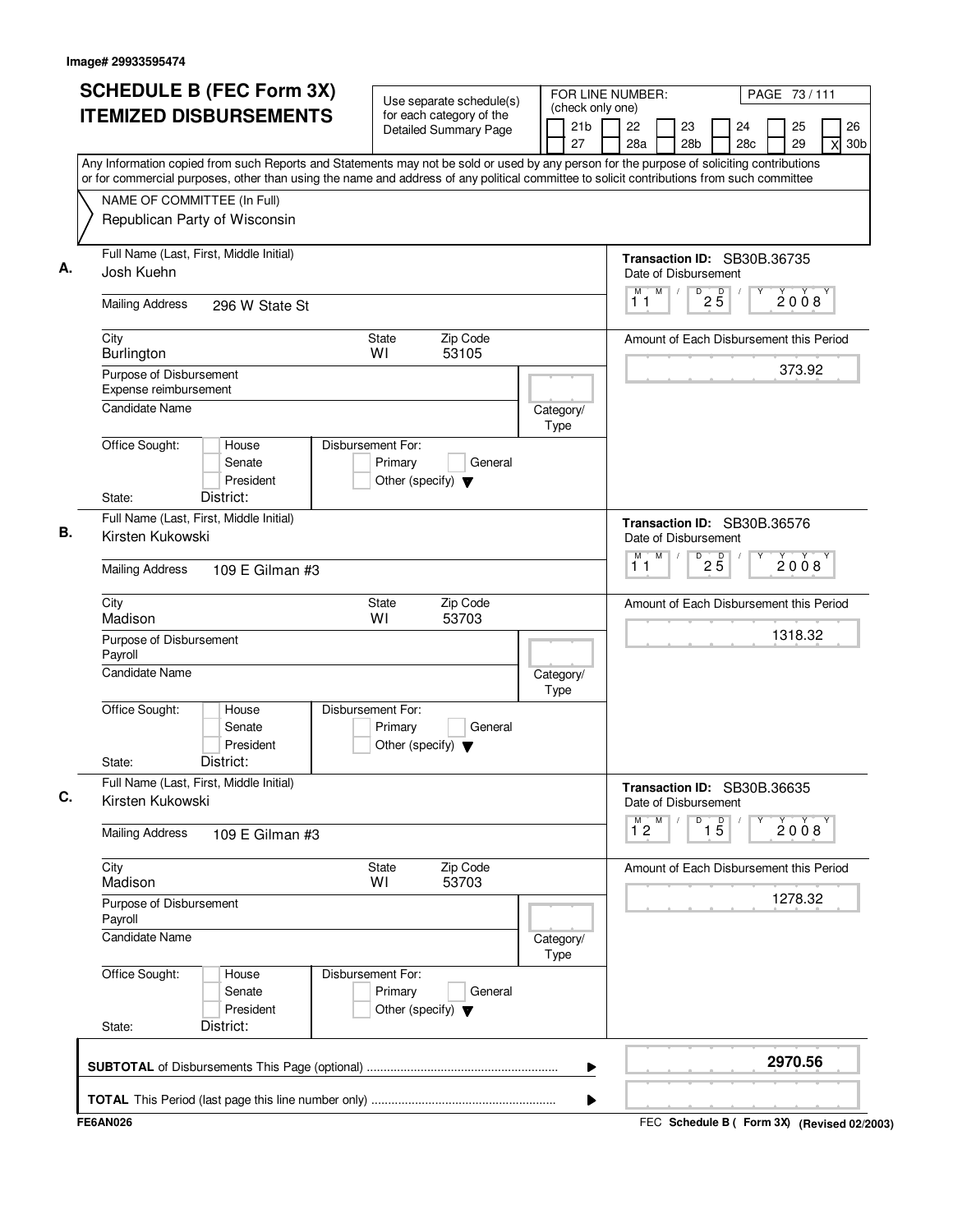Image# 29933595474

# SCHEDULE B (FEC Form 3X)
# ITEMIZED DISBURSEMENTS

Use separate schedule(s) for each category of the Detailed Summary Page

FOR LINE NUMBER: (check only one)

21b | 22 | 23 | 24 | 25 | 26
27 | 28a | 28b | 28c | 29 | X 30b

Any Information copied from such Reports and Statements may not be sold or used by any person for the purpose of soliciting contributions or for commercial purposes, other than using the name and address of any political committee to solicit contributions from such committee

NAME OF COMMITTEE (In Full)
Republican Party of Wisconsin

**A.** Full Name (Last, First, Middle Initial): Josh Kuehn
Mailing Address: 296 W State St
City: Burlington | State: WI | Zip Code: 53105
Purpose of Disbursement: Expense reimbursement
Candidate Name:
Category/Type:
Office Sought: House / Senate / President
State: | District:
Disbursement For: Primary / General / Other (specify)

Transaction ID: SB30B.36735
Date of Disbursement: 11 / 25 / 2008
Amount of Each Disbursement this Period: 373.92

**B.** Full Name (Last, First, Middle Initial): Kirsten Kukowski
Mailing Address: 109 E Gilman #3
City: Madison | State: WI | Zip Code: 53703
Purpose of Disbursement: Payroll
Candidate Name:
Category/Type:
Office Sought: House / Senate / President
State: | District:
Disbursement For: Primary / General / Other (specify)

Transaction ID: SB30B.36576
Date of Disbursement: 11 / 25 / 2008
Amount of Each Disbursement this Period: 1318.32

**C.** Full Name (Last, First, Middle Initial): Kirsten Kukowski
Mailing Address: 109 E Gilman #3
City: Madison | State: WI | Zip Code: 53703
Purpose of Disbursement: Payroll
Candidate Name:
Category/Type:
Office Sought: House / Senate / President
State: | District:
Disbursement For: Primary / General / Other (specify)

Transaction ID: SB30B.36635
Date of Disbursement: 12 / 15 / 2008
Amount of Each Disbursement this Period: 1278.32

**SUBTOTAL** of Disbursements This Page (optional): **2970.56**

**TOTAL** This Period (last page this line number only):

FE6AN026

FEC **Schedule B ( Form 3X)** (Revised 02/2003)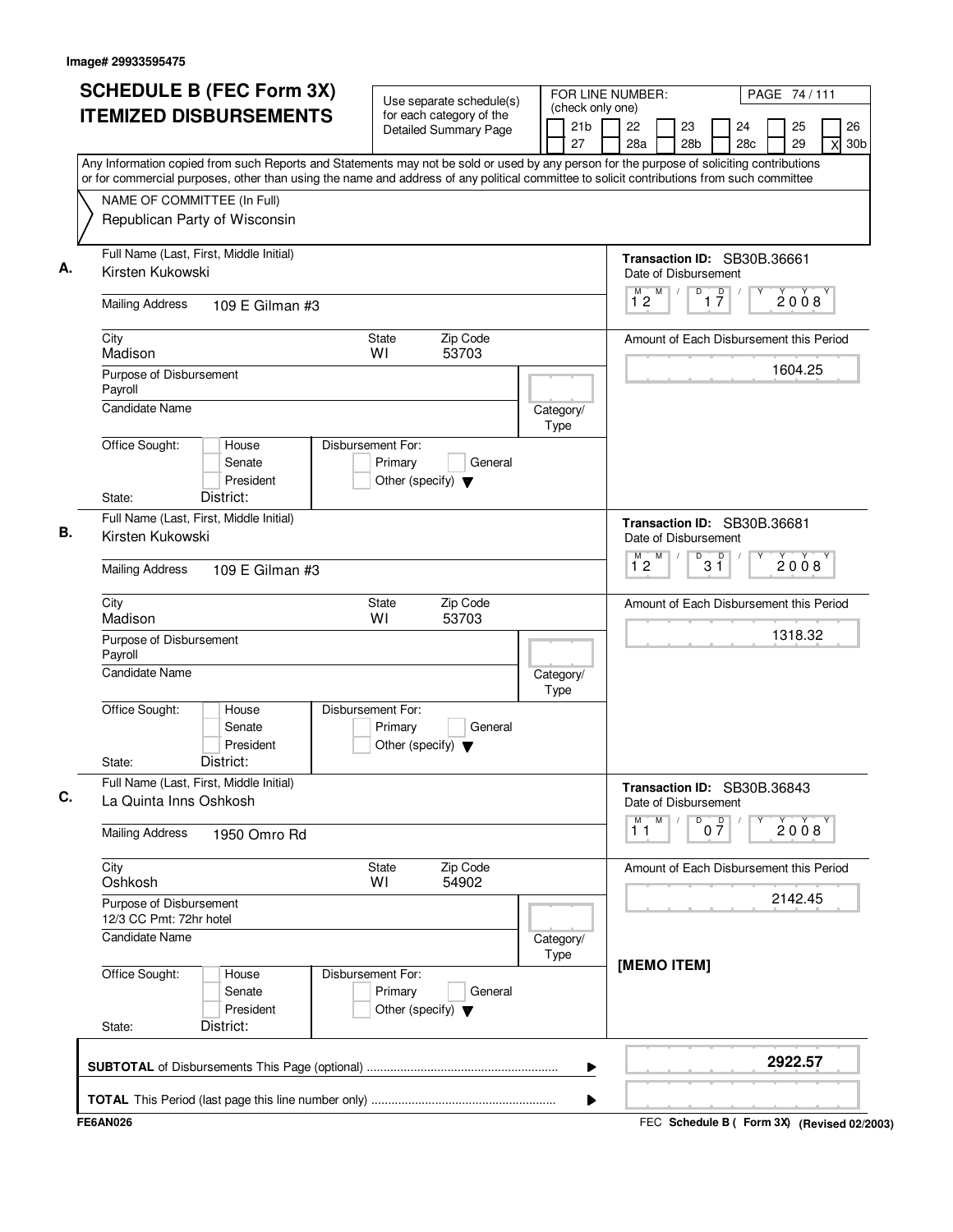Image# 29933595475

# SCHEDULE B (FEC Form 3X) ITEMIZED DISBURSEMENTS

Use separate schedule(s) for each category of the Detailed Summary Page

FOR LINE NUMBER: (check only one)

21b | 22 | 23 | 24 | 25 | 26 | 27 | 28a | 28b | 28c | 29 | X 30b

Any Information copied from such Reports and Statements may not be sold or used by any person for the purpose of soliciting contributions or for commercial purposes, other than using the name and address of any political committee to solicit contributions from such committee

NAME OF COMMITTEE (In Full)
Republican Party of Wisconsin

## A.

Full Name (Last, First, Middle Initial): Kirsten Kukowski

Mailing Address: 109 E Gilman #3

City: Madison | State: WI | Zip Code: 53703

Purpose of Disbursement: Payroll

Candidate Name:

Category/Type:

Office Sought: House / Senate / President

State: | District:

Disbursement For: Primary / General / Other (specify)

Transaction ID: SB30B.36661

Date of Disbursement: 12/17/2008

Amount of Each Disbursement this Period: 1604.25

## B.

Full Name (Last, First, Middle Initial): Kirsten Kukowski

Mailing Address: 109 E Gilman #3

City: Madison | State: WI | Zip Code: 53703

Purpose of Disbursement: Payroll

Candidate Name:

Category/Type:

Office Sought: House / Senate / President

State: | District:

Disbursement For: Primary / General / Other (specify)

Transaction ID: SB30B.36681

Date of Disbursement: 12/31/2008

Amount of Each Disbursement this Period: 1318.32

## C.

Full Name (Last, First, Middle Initial): La Quinta Inns Oshkosh

Mailing Address: 1950 Omro Rd

City: Oshkosh | State: WI | Zip Code: 54902

Purpose of Disbursement: 12/3 CC Pmt: 72hr hotel

Candidate Name:

Category/Type:

Office Sought: House / Senate / President

State: | District:

Disbursement For: Primary / General / Other (specify)

Transaction ID: SB30B.36843

Date of Disbursement: 11/07/2008

Amount of Each Disbursement this Period: 2142.45

[MEMO ITEM]

**SUBTOTAL** of Disbursements This Page (optional): **2922.57**

**TOTAL** This Period (last page this line number only):

FE6AN026

FEC Schedule B ( Form 3X) (Revised 02/2003)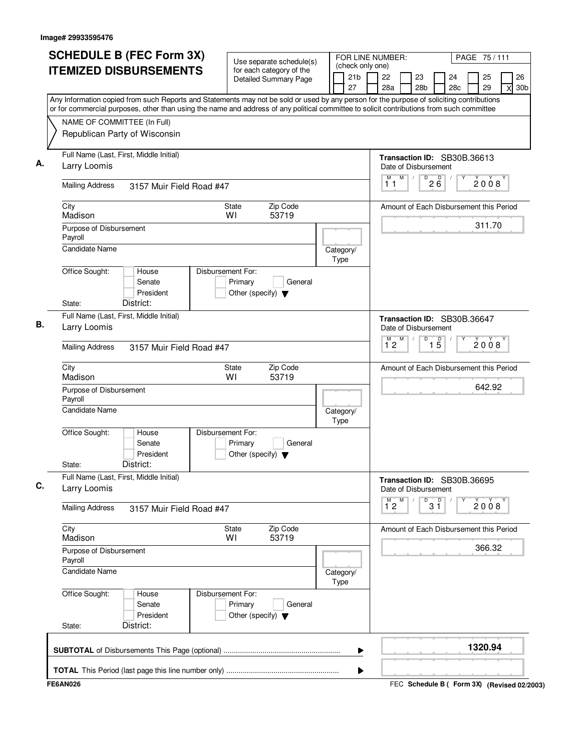Image# 29933595476

# SCHEDULE B (FEC Form 3X) ITEMIZED DISBURSEMENTS

Use separate schedule(s) for each category of the Detailed Summary Page

FOR LINE NUMBER: (check only one)

21b | 22 | 23 | 24 | 25 | 26
27 | 28a | 28b | 28c | 29 | X 30b

Any Information copied from such Reports and Statements may not be sold or used by any person for the purpose of soliciting contributions or for commercial purposes, other than using the name and address of any political committee to solicit contributions from such committee

NAME OF COMMITTEE (In Full)
Republican Party of Wisconsin

**A.** Full Name (Last, First, Middle Initial): Larry Loomis
Mailing Address: 3157 Muir Field Road #47
City: Madison  State: WI  Zip Code: 53719
Purpose of Disbursement: Payroll
Candidate Name:
Category/Type:
Office Sought: House / Senate / President
Disbursement For: Primary / General / Other (specify)
State:  District:
Transaction ID: SB30B.36613
Date of Disbursement: 11/26/2008
Amount of Each Disbursement this Period: 311.70

**B.** Full Name (Last, First, Middle Initial): Larry Loomis
Mailing Address: 3157 Muir Field Road #47
City: Madison  State: WI  Zip Code: 53719
Purpose of Disbursement: Payroll
Candidate Name:
Category/Type:
Office Sought: House / Senate / President
Disbursement For: Primary / General / Other (specify)
State:  District:
Transaction ID: SB30B.36647
Date of Disbursement: 12/15/2008
Amount of Each Disbursement this Period: 642.92

**C.** Full Name (Last, First, Middle Initial): Larry Loomis
Mailing Address: 3157 Muir Field Road #47
City: Madison  State: WI  Zip Code: 53719
Purpose of Disbursement: Payroll
Candidate Name:
Category/Type:
Office Sought: House / Senate / President
Disbursement For: Primary / General / Other (specify)
State:  District:
Transaction ID: SB30B.36695
Date of Disbursement: 12/31/2008
Amount of Each Disbursement this Period: 366.32

**SUBTOTAL** of Disbursements This Page (optional) ........ 1320.94

**TOTAL** This Period (last page this line number only) ........

FE6AN026 — FEC Schedule B ( Form 3X) (Revised 02/2003)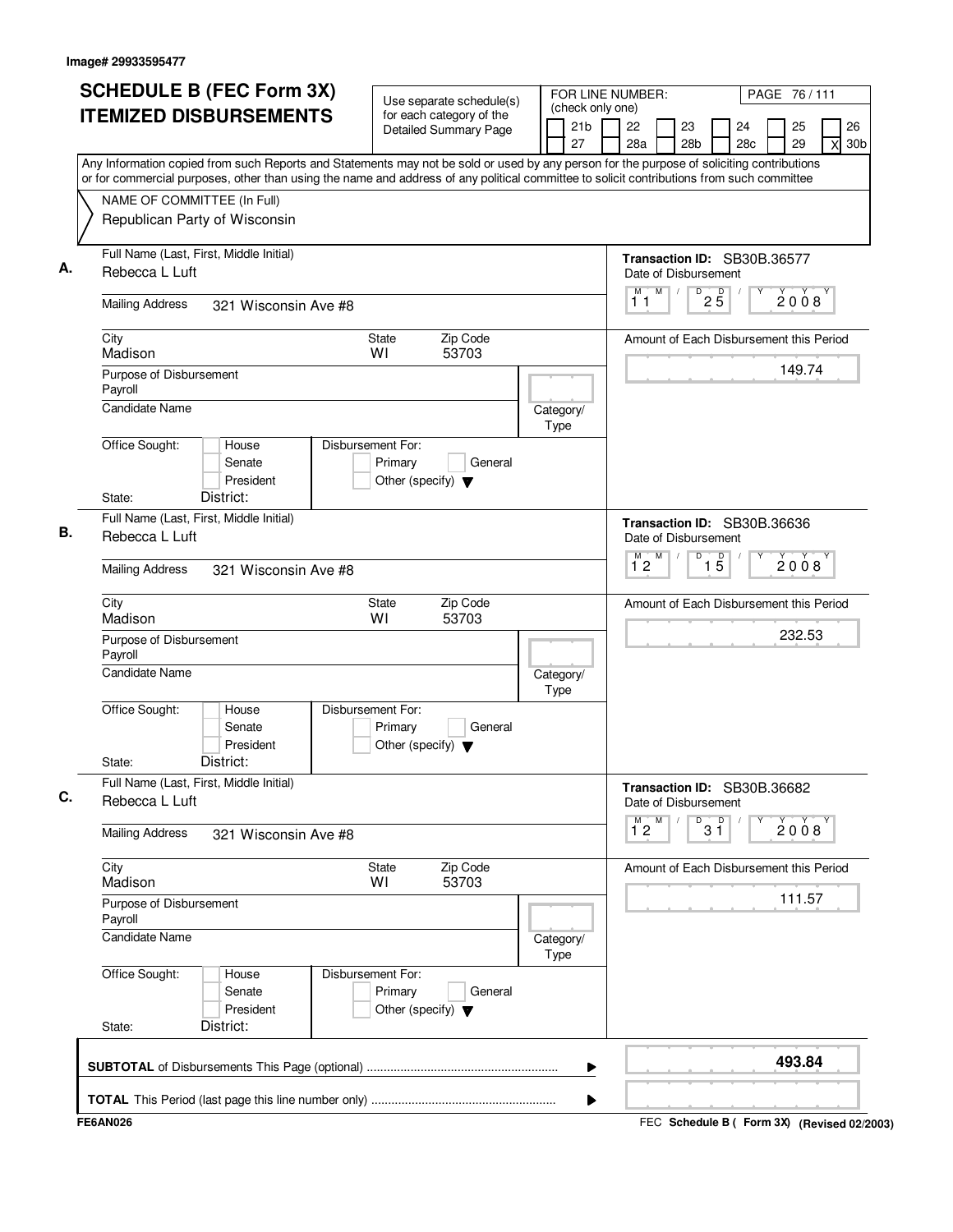Image# 29933595477

# SCHEDULE B (FEC Form 3X)
## ITEMIZED DISBURSEMENTS

Use separate schedule(s) for each category of the Detailed Summary Page

FOR LINE NUMBER: (check only one)
21b | 22 | 23 | 24 | 25 | 26 | 27 | 28a | 28b | 28c | 29 | X 30b

Any Information copied from such Reports and Statements may not be sold or used by any person for the purpose of soliciting contributions or for commercial purposes, other than using the name and address of any political committee to solicit contributions from such committee

NAME OF COMMITTEE (In Full)
Republican Party of Wisconsin

**A.** Full Name (Last, First, Middle Initial): Rebecca L Luft
Mailing Address: 321 Wisconsin Ave #8
City: Madison | State: WI | Zip Code: 53703
Purpose of Disbursement: Payroll
Candidate Name:
Category/Type:
Office Sought: House / Senate / President
State: District:
Disbursement For: Primary / General / Other (specify)

Transaction ID: SB30B.36577
Date of Disbursement: 11/25/2008
Amount of Each Disbursement this Period: 149.74

**B.** Full Name (Last, First, Middle Initial): Rebecca L Luft
Mailing Address: 321 Wisconsin Ave #8
City: Madison | State: WI | Zip Code: 53703
Purpose of Disbursement: Payroll
Candidate Name:
Category/Type:
Office Sought: House / Senate / President
State: District:
Disbursement For: Primary / General / Other (specify)

Transaction ID: SB30B.36636
Date of Disbursement: 12/15/2008
Amount of Each Disbursement this Period: 232.53

**C.** Full Name (Last, First, Middle Initial): Rebecca L Luft
Mailing Address: 321 Wisconsin Ave #8
City: Madison | State: WI | Zip Code: 53703
Purpose of Disbursement: Payroll
Candidate Name:
Category/Type:
Office Sought: House / Senate / President
State: District:
Disbursement For: Primary / General / Other (specify)

Transaction ID: SB30B.36682
Date of Disbursement: 12/31/2008
Amount of Each Disbursement this Period: 111.57

**SUBTOTAL** of Disbursements This Page (optional): **493.84**

**TOTAL** This Period (last page this line number only):

FE6AN026 — FEC Schedule B ( Form 3X) (Revised 02/2003)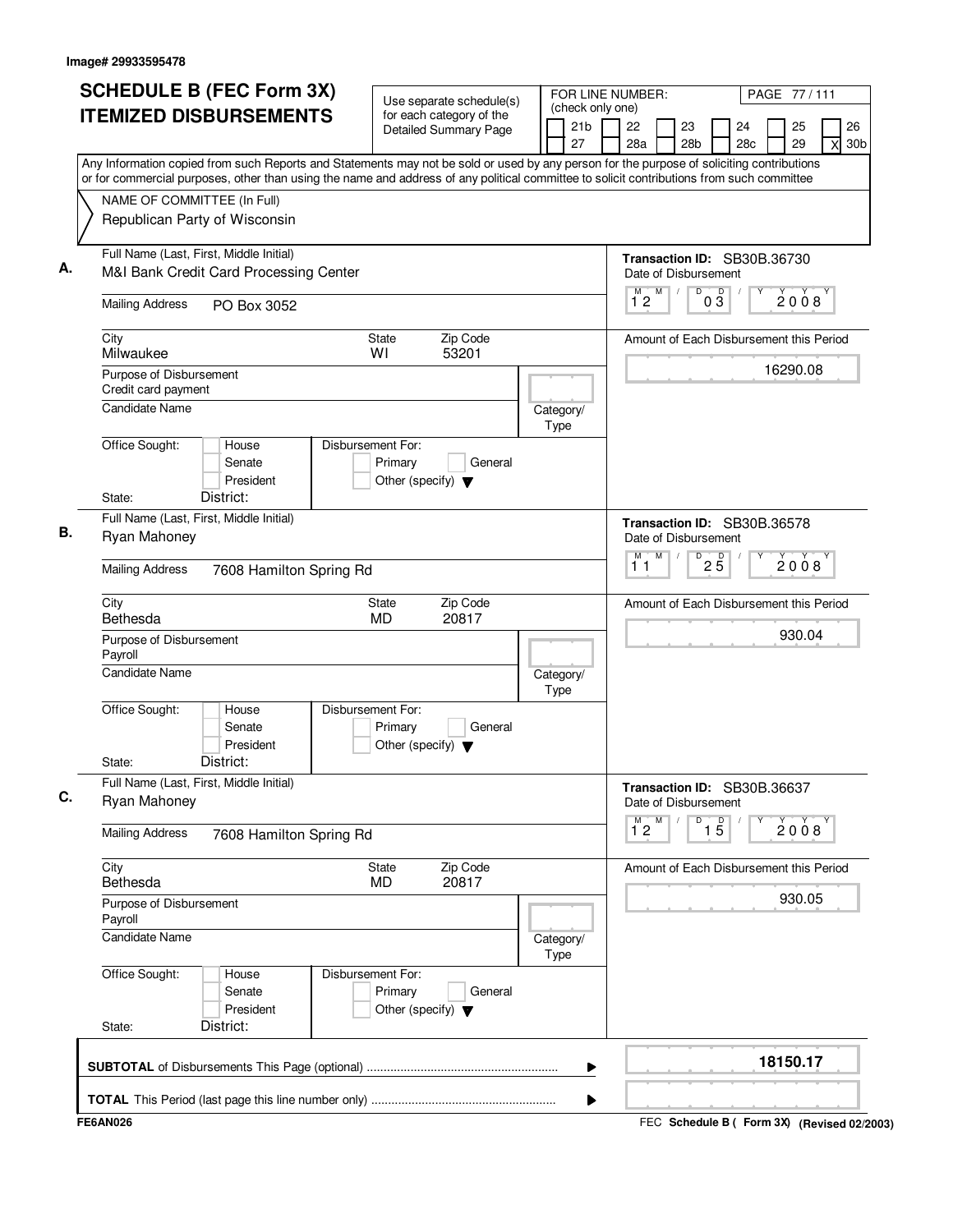Image# 29933595478

# SCHEDULE B (FEC Form 3X) ITEMIZED DISBURSEMENTS

Use separate schedule(s) for each category of the Detailed Summary Page

FOR LINE NUMBER: (check only one)

21b | 22 | 23 | 24 | 25 | 26
27 | 28a | 28b | 28c | 29 | X 30b

PAGE 77 / 111

Any Information copied from such Reports and Statements may not be sold or used by any person for the purpose of soliciting contributions or for commercial purposes, other than using the name and address of any political committee to solicit contributions from such committee

NAME OF COMMITTEE (In Full)
Republican Party of Wisconsin

**A.** Full Name (Last, First, Middle Initial): M&I Bank Credit Card Processing Center

Mailing Address: PO Box 3052

City: Milwaukee | State: WI | Zip Code: 53201

Purpose of Disbursement: Credit card payment

Candidate Name:

Category/Type:

Office Sought: House / Senate / President

Disbursement For: Primary / General / Other (specify)

State: District:

Transaction ID: SB30B.36730

Date of Disbursement: 12/03/2008

Amount of Each Disbursement this Period: 16290.08

**B.** Full Name (Last, First, Middle Initial): Ryan Mahoney

Mailing Address: 7608 Hamilton Spring Rd

City: Bethesda | State: MD | Zip Code: 20817

Purpose of Disbursement: Payroll

Candidate Name:

Category/Type:

Office Sought: House / Senate / President

Disbursement For: Primary / General / Other (specify)

State: District:

Transaction ID: SB30B.36578

Date of Disbursement: 11/25/2008

Amount of Each Disbursement this Period: 930.04

**C.** Full Name (Last, First, Middle Initial): Ryan Mahoney

Mailing Address: 7608 Hamilton Spring Rd

City: Bethesda | State: MD | Zip Code: 20817

Purpose of Disbursement: Payroll

Candidate Name:

Category/Type:

Office Sought: House / Senate / President

Disbursement For: Primary / General / Other (specify)

State: District:

Transaction ID: SB30B.36637

Date of Disbursement: 12/15/2008

Amount of Each Disbursement this Period: 930.05

**SUBTOTAL** of Disbursements This Page (optional): **18150.17**

**TOTAL** This Period (last page this line number only):

FE6AN026

FEC **Schedule B ( Form 3X)** **(Revised 02/2003)**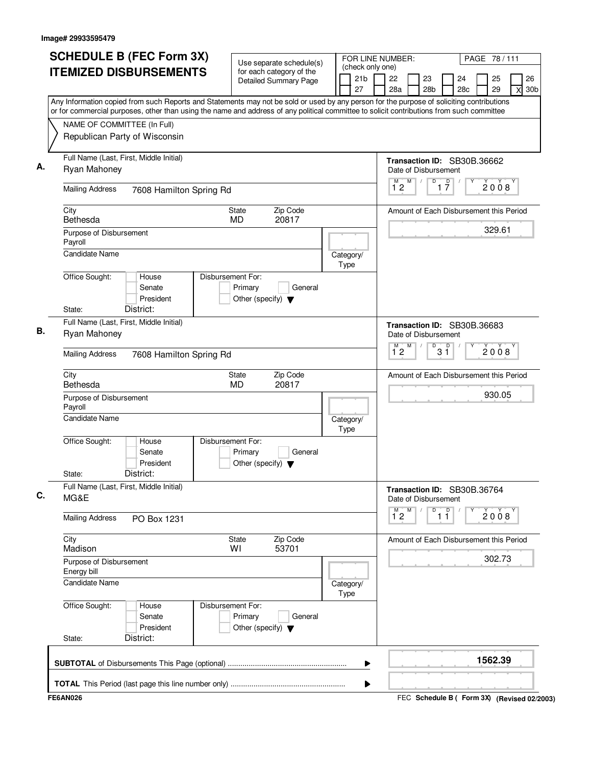Image# 29933595479

# SCHEDULE B (FEC Form 3X) ITEMIZED DISBURSEMENTS

Use separate schedule(s) for each category of the Detailed Summary Page

FOR LINE NUMBER: (check only one)

21b | 22 | 23 | 24 | 25 | 26
27 | 28a | 28b | 28c | 29 | X 30b

Any Information copied from such Reports and Statements may not be sold or used by any person for the purpose of soliciting contributions or for commercial purposes, other than using the name and address of any political committee to solicit contributions from such committee

NAME OF COMMITTEE (In Full)
Republican Party of Wisconsin

**A.**

Full Name (Last, First, Middle Initial): Ryan Mahoney

Mailing Address: 7608 Hamilton Spring Rd

City: Bethesda | State: MD | Zip Code: 20817

Purpose of Disbursement: Payroll

Candidate Name:

Category/Type:

Office Sought: House / Senate / President

State: District:

Disbursement For: Primary / General / Other (specify)

Transaction ID: SB30B.36662

Date of Disbursement: 12/17/2008

Amount of Each Disbursement this Period: 329.61

**B.**

Full Name (Last, First, Middle Initial): Ryan Mahoney

Mailing Address: 7608 Hamilton Spring Rd

City: Bethesda | State: MD | Zip Code: 20817

Purpose of Disbursement: Payroll

Candidate Name:

Category/Type:

Office Sought: House / Senate / President

State: District:

Disbursement For: Primary / General / Other (specify)

Transaction ID: SB30B.36683

Date of Disbursement: 12/31/2008

Amount of Each Disbursement this Period: 930.05

**C.**

Full Name (Last, First, Middle Initial): MG&E

Mailing Address: PO Box 1231

City: Madison | State: WI | Zip Code: 53701

Purpose of Disbursement: Energy bill

Candidate Name:

Category/Type:

Office Sought: House / Senate / President

State: District:

Disbursement For: Primary / General / Other (specify)

Transaction ID: SB30B.36764

Date of Disbursement: 12/11/2008

Amount of Each Disbursement this Period: 302.73

**SUBTOTAL** of Disbursements This Page (optional): 1562.39

**TOTAL** This Period (last page this line number only):

FE6AN026

FEC Schedule B ( Form 3X) (Revised 02/2003)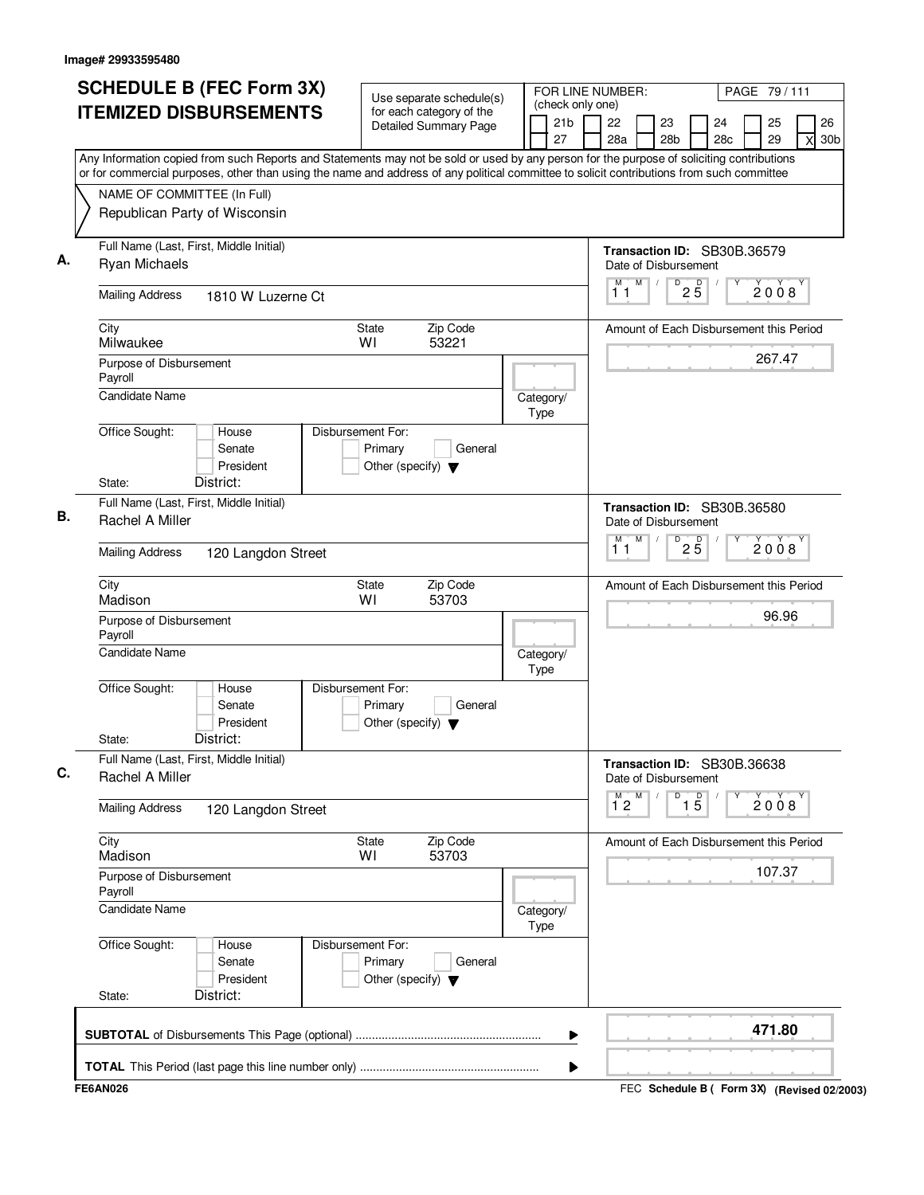Image# 29933595480

# SCHEDULE B (FEC Form 3X) ITEMIZED DISBURSEMENTS

Use separate schedule(s) for each category of the Detailed Summary Page

FOR LINE NUMBER: (check only one)

21b | 22 | 23 | 24 | 25 | 26
27 | 28a | 28b | 28c | 29 | X 30b

PAGE 79 / 111

Any Information copied from such Reports and Statements may not be sold or used by any person for the purpose of soliciting contributions or for commercial purposes, other than using the name and address of any political committee to solicit contributions from such committee

NAME OF COMMITTEE (In Full)
Republican Party of Wisconsin

## A.

Full Name (Last, First, Middle Initial): Ryan Michaels

Transaction ID: SB30B.36579

Date of Disbursement: 11 / 25 / 2008

Mailing Address: 1810 W Luzerne Ct

City: Milwaukee | State: WI | Zip Code: 53221

Amount of Each Disbursement this Period: 267.47

Purpose of Disbursement: Payroll

Candidate Name:

Category/Type:

Office Sought: House / Senate / President

Disbursement For: Primary / General / Other (specify)

State: District:

## B.

Full Name (Last, First, Middle Initial): Rachel A Miller

Transaction ID: SB30B.36580

Date of Disbursement: 11 / 25 / 2008

Mailing Address: 120 Langdon Street

City: Madison | State: WI | Zip Code: 53703

Amount of Each Disbursement this Period: 96.96

Purpose of Disbursement: Payroll

Candidate Name:

Category/Type:

Office Sought: House / Senate / President

Disbursement For: Primary / General / Other (specify)

State: District:

## C.

Full Name (Last, First, Middle Initial): Rachel A Miller

Transaction ID: SB30B.36638

Date of Disbursement: 12 / 15 / 2008

Mailing Address: 120 Langdon Street

City: Madison | State: WI | Zip Code: 53703

Amount of Each Disbursement this Period: 107.37

Purpose of Disbursement: Payroll

Candidate Name:

Category/Type:

Office Sought: House / Senate / President

Disbursement For: Primary / General / Other (specify)

State: District:

**SUBTOTAL** of Disbursements This Page (optional): **471.80**

**TOTAL** This Period (last page this line number only):

FE6AN026

FEC **Schedule B ( Form 3X)** **(Revised 02/2003)**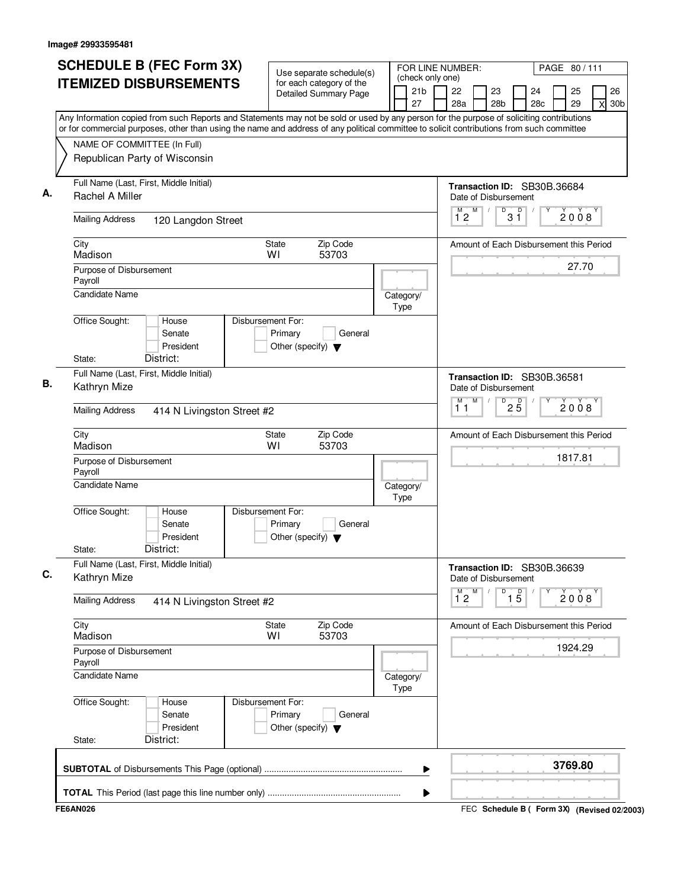Image# 29933595481

# SCHEDULE B (FEC Form 3X) ITEMIZED DISBURSEMENTS

Use separate schedule(s) for each category of the Detailed Summary Page

FOR LINE NUMBER: (check only one)

21b | 22 | 23 | 24 | 25 | 26
27 | 28a | 28b | 28c | 29 | X 30b

Any Information copied from such Reports and Statements may not be sold or used by any person for the purpose of soliciting contributions or for commercial purposes, other than using the name and address of any political committee to solicit contributions from such committee

NAME OF COMMITTEE (In Full)
Republican Party of Wisconsin

**A.**

Full Name (Last, First, Middle Initial): Rachel A Miller

Mailing Address: 120 Langdon Street

City: Madison | State: WI | Zip Code: 53703

Purpose of Disbursement: Payroll

Candidate Name:

Category/Type:

Office Sought: House / Senate / President

Disbursement For: Primary / General / Other (specify)

State: District:

Transaction ID: SB30B.36684

Date of Disbursement: 12/31/2008

Amount of Each Disbursement this Period: 27.70

**B.**

Full Name (Last, First, Middle Initial): Kathryn Mize

Mailing Address: 414 N Livingston Street #2

City: Madison | State: WI | Zip Code: 53703

Purpose of Disbursement: Payroll

Candidate Name:

Category/Type:

Office Sought: House / Senate / President

Disbursement For: Primary / General / Other (specify)

State: District:

Transaction ID: SB30B.36581

Date of Disbursement: 11/25/2008

Amount of Each Disbursement this Period: 1817.81

**C.**

Full Name (Last, First, Middle Initial): Kathryn Mize

Mailing Address: 414 N Livingston Street #2

City: Madison | State: WI | Zip Code: 53703

Purpose of Disbursement: Payroll

Candidate Name:

Category/Type:

Office Sought: House / Senate / President

Disbursement For: Primary / General / Other (specify)

State: District:

Transaction ID: SB30B.36639

Date of Disbursement: 12/15/2008

Amount of Each Disbursement this Period: 1924.29

**SUBTOTAL** of Disbursements This Page (optional): **3769.80**

**TOTAL** This Period (last page this line number only):

FE6AN026

FEC Schedule B ( Form 3X) (Revised 02/2003)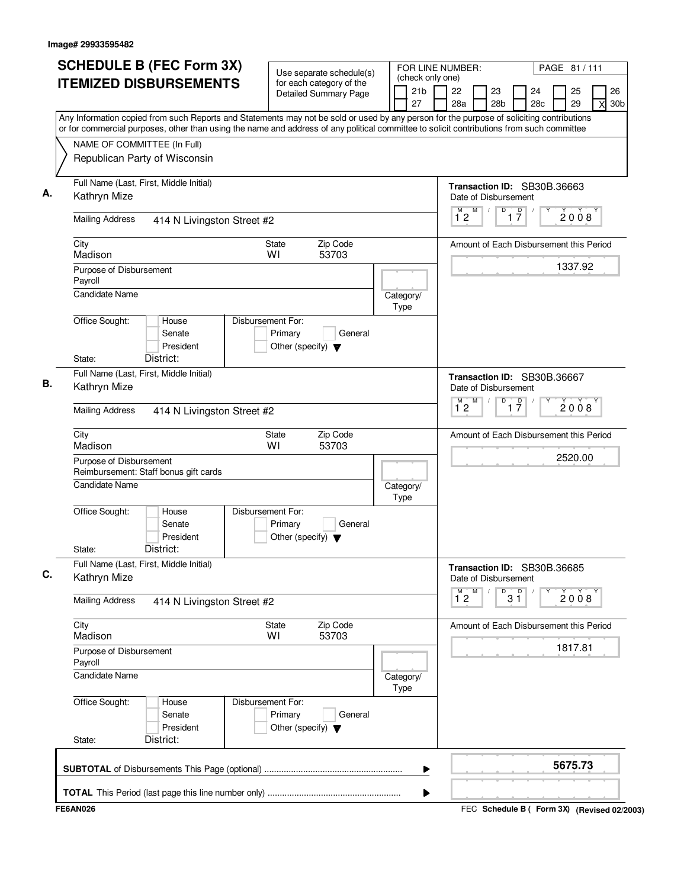Image# 29933595482

# SCHEDULE B (FEC Form 3X) ITEMIZED DISBURSEMENTS

Use separate schedule(s) for each category of the Detailed Summary Page

FOR LINE NUMBER: (check only one)

21b | 22 | 23 | 24 | 25 | 26 | 27 | 28a | 28b | 28c | 29 | X 30b

Any Information copied from such Reports and Statements may not be sold or used by any person for the purpose of soliciting contributions or for commercial purposes, other than using the name and address of any political committee to solicit contributions from such committee

NAME OF COMMITTEE (In Full)
Republican Party of Wisconsin

**A.** Full Name (Last, First, Middle Initial): Kathryn Mize
Transaction ID: SB30B.36663
Date of Disbursement: 12/17/2008
Mailing Address: 414 N Livingston Street #2
City: Madison State: WI Zip Code: 53703
Amount of Each Disbursement this Period: 1337.92
Purpose of Disbursement: Payroll
Candidate Name:
Category/Type:
Office Sought: House / Senate / President
Disbursement For: Primary / General / Other (specify)
State: District:

**B.** Full Name (Last, First, Middle Initial): Kathryn Mize
Transaction ID: SB30B.36667
Date of Disbursement: 12/17/2008
Mailing Address: 414 N Livingston Street #2
City: Madison State: WI Zip Code: 53703
Amount of Each Disbursement this Period: 2520.00
Purpose of Disbursement: Reimbursement: Staff bonus gift cards
Candidate Name:
Category/Type:
Office Sought: House / Senate / President
Disbursement For: Primary / General / Other (specify)
State: District:

**C.** Full Name (Last, First, Middle Initial): Kathryn Mize
Transaction ID: SB30B.36685
Date of Disbursement: 12/31/2008
Mailing Address: 414 N Livingston Street #2
City: Madison State: WI Zip Code: 53703
Amount of Each Disbursement this Period: 1817.81
Purpose of Disbursement: Payroll
Candidate Name:
Category/Type:
Office Sought: House / Senate / President
Disbursement For: Primary / General / Other (specify)
State: District:

**SUBTOTAL** of Disbursements This Page (optional): **5675.73**

**TOTAL** This Period (last page this line number only):

FE6AN026 — FEC Schedule B ( Form 3X) (Revised 02/2003)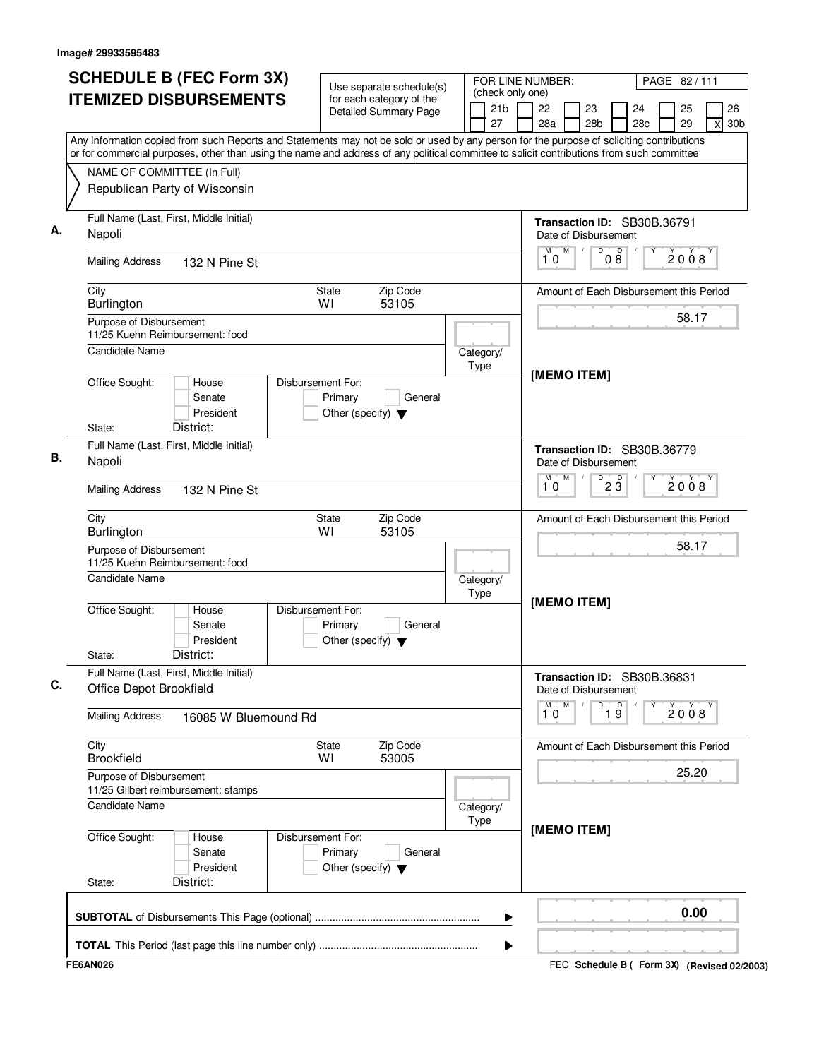Image# 29933595483

# SCHEDULE B (FEC Form 3X) ITEMIZED DISBURSEMENTS

Use separate schedule(s) for each category of the Detailed Summary Page

FOR LINE NUMBER: (check only one)
21b | 22 | 23 | 24 | 25 | 26 | 27 | 28a | 28b | 28c | 29 | X 30b

Any Information copied from such Reports and Statements may not be sold or used by any person for the purpose of soliciting contributions or for commercial purposes, other than using the name and address of any political committee to solicit contributions from such committee

NAME OF COMMITTEE (In Full)
Republican Party of Wisconsin

---

**A.** Full Name (Last, First, Middle Initial): Napoli

Mailing Address: 132 N Pine St

City: Burlington | State: WI | Zip Code: 53105

Purpose of Disbursement: 11/25 Kuehn Reimbursement: food

Candidate Name:

Category/Type:

Office Sought: House / Senate / President

Disbursement For: Primary / General / Other (specify)

State: District:

Transaction ID: SB30B.36791

Date of Disbursement: 10 / 08 / 2008

Amount of Each Disbursement this Period: 58.17

[MEMO ITEM]

---

**B.** Full Name (Last, First, Middle Initial): Napoli

Mailing Address: 132 N Pine St

City: Burlington | State: WI | Zip Code: 53105

Purpose of Disbursement: 11/25 Kuehn Reimbursement: food

Candidate Name:

Category/Type:

Office Sought: House / Senate / President

Disbursement For: Primary / General / Other (specify)

State: District:

Transaction ID: SB30B.36779

Date of Disbursement: 10 / 23 / 2008

Amount of Each Disbursement this Period: 58.17

[MEMO ITEM]

---

**C.** Full Name (Last, First, Middle Initial): Office Depot Brookfield

Mailing Address: 16085 W Bluemound Rd

City: Brookfield | State: WI | Zip Code: 53005

Purpose of Disbursement: 11/25 Gilbert reimbursement: stamps

Candidate Name:

Category/Type:

Office Sought: House / Senate / President

Disbursement For: Primary / General / Other (specify)

State: District:

Transaction ID: SB30B.36831

Date of Disbursement: 10 / 19 / 2008

Amount of Each Disbursement this Period: 25.20

[MEMO ITEM]

---

**SUBTOTAL** of Disbursements This Page (optional): 0.00

**TOTAL** This Period (last page this line number only):

FE6AN026

FEC **Schedule B ( Form 3X)** (Revised 02/2003)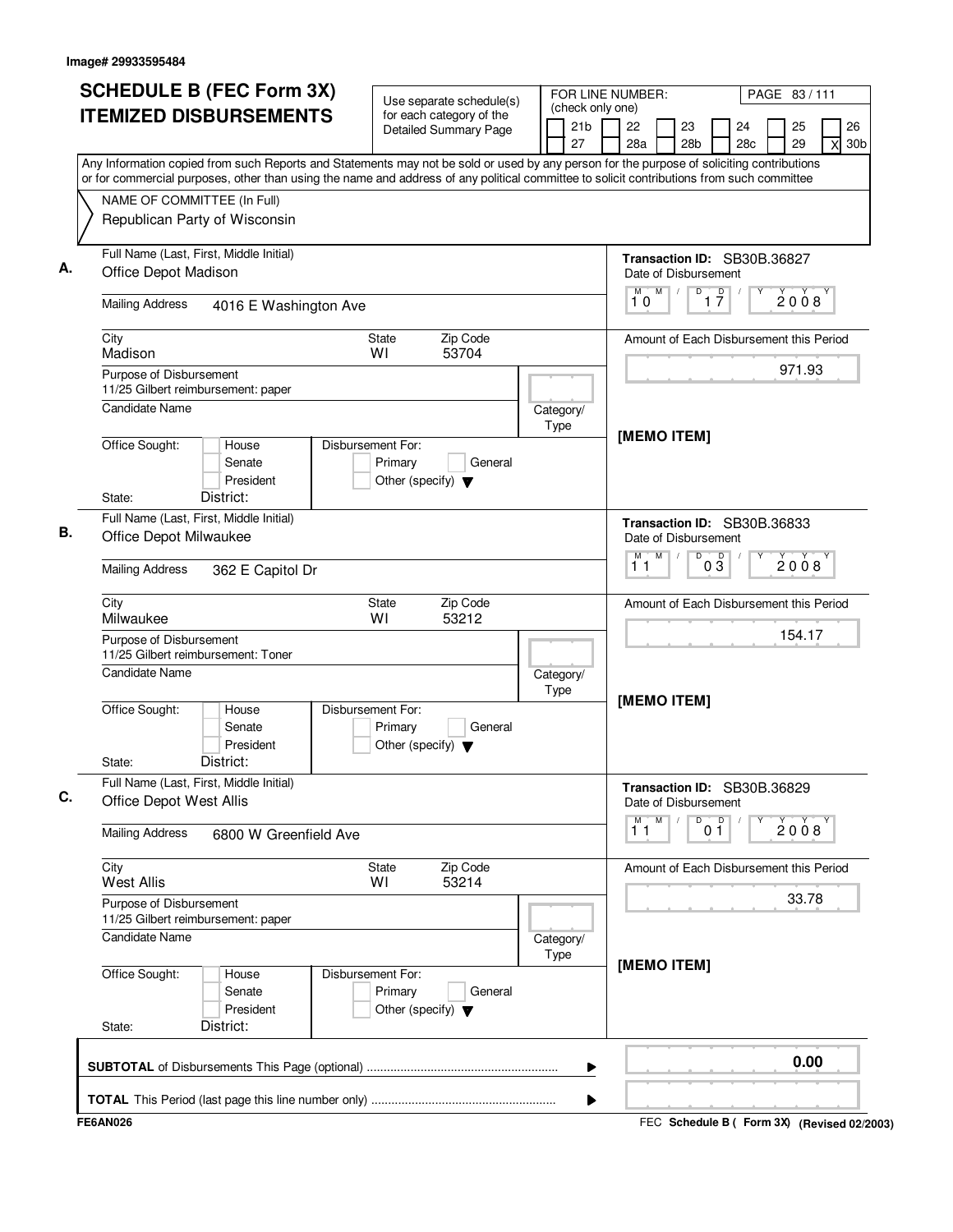Image# 29933595484

# SCHEDULE B (FEC Form 3X) ITEMIZED DISBURSEMENTS

Use separate schedule(s) for each category of the Detailed Summary Page

FOR LINE NUMBER: (check only one)

21b | 22 | 23 | 24 | 25 | 26
27 | 28a | 28b | 28c | 29 | X 30b

Any Information copied from such Reports and Statements may not be sold or used by any person for the purpose of soliciting contributions or for commercial purposes, other than using the name and address of any political committee to solicit contributions from such committee

NAME OF COMMITTEE (In Full)
Republican Party of Wisconsin

---

**A.** Full Name (Last, First, Middle Initial): Office Depot Madison

Transaction ID: SB30B.36827

Mailing Address: 4016 E Washington Ave

Date of Disbursement: 10 / 17 / 2008

City: Madison | State: WI | Zip Code: 53704

Amount of Each Disbursement this Period: 971.93

Purpose of Disbursement: 11/25 Gilbert reimbursement: paper

Candidate Name | Category/Type

[MEMO ITEM]

Office Sought: House / Senate / President
Disbursement For: Primary / General / Other (specify)
State: District:

---

**B.** Full Name (Last, First, Middle Initial): Office Depot Milwaukee

Transaction ID: SB30B.36833

Mailing Address: 362 E Capitol Dr

Date of Disbursement: 11 / 03 / 2008

City: Milwaukee | State: WI | Zip Code: 53212

Amount of Each Disbursement this Period: 154.17

Purpose of Disbursement: 11/25 Gilbert reimbursement: Toner

Candidate Name | Category/Type

[MEMO ITEM]

Office Sought: House / Senate / President
Disbursement For: Primary / General / Other (specify)
State: District:

---

**C.** Full Name (Last, First, Middle Initial): Office Depot West Allis

Transaction ID: SB30B.36829

Mailing Address: 6800 W Greenfield Ave

Date of Disbursement: 11 / 01 / 2008

City: West Allis | State: WI | Zip Code: 53214

Amount of Each Disbursement this Period: 33.78

Purpose of Disbursement: 11/25 Gilbert reimbursement: paper

Candidate Name | Category/Type

[MEMO ITEM]

Office Sought: House / Senate / President
Disbursement For: Primary / General / Other (specify)
State: District:

---

**SUBTOTAL** of Disbursements This Page (optional) ........ 0.00

**TOTAL** This Period (last page this line number only) ........

FE6AN026

FEC **Schedule B ( Form 3X)** (Revised 02/2003)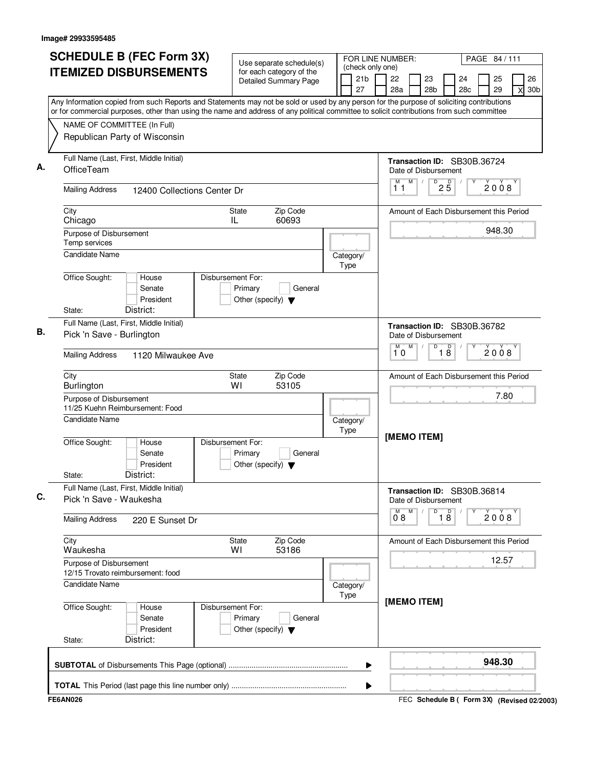Image# 29933595485

# SCHEDULE B (FEC Form 3X) ITEMIZED DISBURSEMENTS

Use separate schedule(s) for each category of the Detailed Summary Page

FOR LINE NUMBER: (check only one)
21b, 22, 23, 24, 25, 26, 27, 28a, 28b, 28c, 29, X 30b

PAGE 84 / 111

Any Information copied from such Reports and Statements may not be sold or used by any person for the purpose of soliciting contributions or for commercial purposes, other than using the name and address of any political committee to solicit contributions from such committee

NAME OF COMMITTEE (In Full)
Republican Party of Wisconsin

**A.** Full Name (Last, First, Middle Initial): OfficeTeam
Mailing Address: 12400 Collections Center Dr
City: Chicago State: IL Zip Code: 60693
Purpose of Disbursement: Temp services
Candidate Name:
Category/Type:
Office Sought: House / Senate / President
Disbursement For: Primary / General / Other (specify)
State: District:

Transaction ID: SB30B.36724
Date of Disbursement: 11/25/2008
Amount of Each Disbursement this Period: 948.30

**B.** Full Name (Last, First, Middle Initial): Pick 'n Save - Burlington
Mailing Address: 1120 Milwaukee Ave
City: Burlington State: WI Zip Code: 53105
Purpose of Disbursement: 11/25 Kuehn Reimbursement: Food
Candidate Name:
Category/Type:
Office Sought: House / Senate / President
Disbursement For: Primary / General / Other (specify)
State: District:

Transaction ID: SB30B.36782
Date of Disbursement: 10/18/2008
Amount of Each Disbursement this Period: 7.80

[MEMO ITEM]

**C.** Full Name (Last, First, Middle Initial): Pick 'n Save - Waukesha
Mailing Address: 220 E Sunset Dr
City: Waukesha State: WI Zip Code: 53186
Purpose of Disbursement: 12/15 Trovato reimbursement: food
Candidate Name:
Category/Type:
Office Sought: House / Senate / President
Disbursement For: Primary / General / Other (specify)
State: District:

Transaction ID: SB30B.36814
Date of Disbursement: 08/18/2008
Amount of Each Disbursement this Period: 12.57

[MEMO ITEM]

**SUBTOTAL** of Disbursements This Page (optional): **948.30**

**TOTAL** This Period (last page this line number only):

FE6AN026 FEC **Schedule B ( Form 3X) (Revised 02/2003)**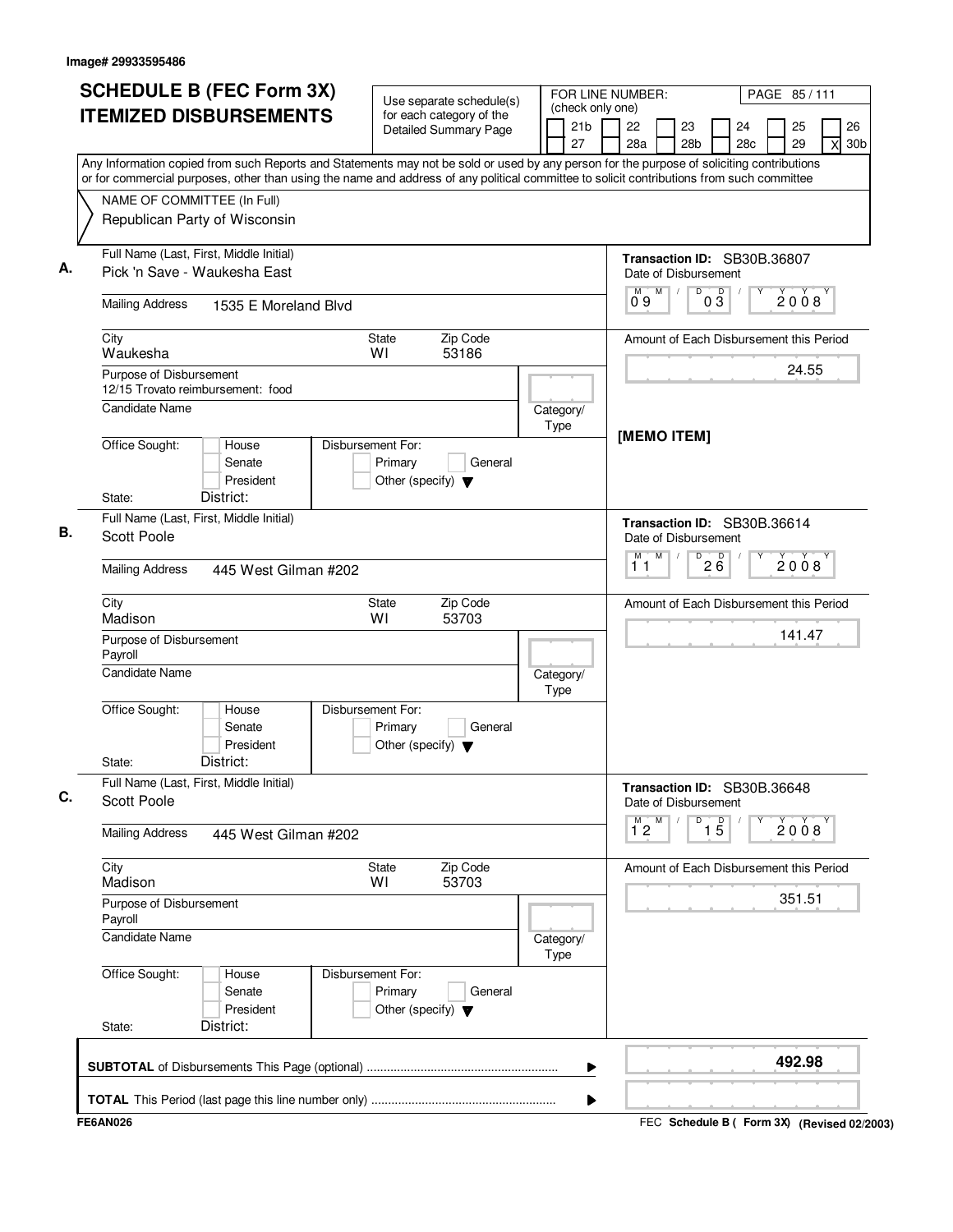Image# 29933595486

# SCHEDULE B (FEC Form 3X) ITEMIZED DISBURSEMENTS

Use separate schedule(s) for each category of the Detailed Summary Page

FOR LINE NUMBER: (check only one)

21b | 22 | 23 | 24 | 25 | 26 | 27 | 28a | 28b | 28c | 29 | [X] 30b

PAGE 85 / 111

Any Information copied from such Reports and Statements may not be sold or used by any person for the purpose of soliciting contributions or for commercial purposes, other than using the name and address of any political committee to solicit contributions from such committee

NAME OF COMMITTEE (In Full)
Republican Party of Wisconsin

---

**A.**

Full Name (Last, First, Middle Initial): Pick 'n Save - Waukesha East

Mailing Address: 1535 E Moreland Blvd

City: Waukesha | State: WI | Zip Code: 53186

Purpose of Disbursement: 12/15 Trovato reimbursement: food

Candidate Name:

Category/Type:

Office Sought: House / Senate / President

State: District:

Disbursement For: Primary / General / Other (specify)

Transaction ID: SB30B.36807

Date of Disbursement: 09 / 03 / 2008

Amount of Each Disbursement this Period: 24.55

[MEMO ITEM]

---

**B.**

Full Name (Last, First, Middle Initial): Scott Poole

Mailing Address: 445 West Gilman #202

City: Madison | State: WI | Zip Code: 53703

Purpose of Disbursement: Payroll

Candidate Name:

Category/Type:

Office Sought: House / Senate / President

State: District:

Disbursement For: Primary / General / Other (specify)

Transaction ID: SB30B.36614

Date of Disbursement: 11 / 26 / 2008

Amount of Each Disbursement this Period: 141.47

---

**C.**

Full Name (Last, First, Middle Initial): Scott Poole

Mailing Address: 445 West Gilman #202

City: Madison | State: WI | Zip Code: 53703

Purpose of Disbursement: Payroll

Candidate Name:

Category/Type:

Office Sought: House / Senate / President

State: District:

Disbursement For: Primary / General / Other (specify)

Transaction ID: SB30B.36648

Date of Disbursement: 12 / 15 / 2008

Amount of Each Disbursement this Period: 351.51

---

**SUBTOTAL** of Disbursements This Page (optional) ........ **492.98**

**TOTAL** This Period (last page this line number only) ........

FE6AN026

FEC **Schedule B ( Form 3X)** (Revised 02/2003)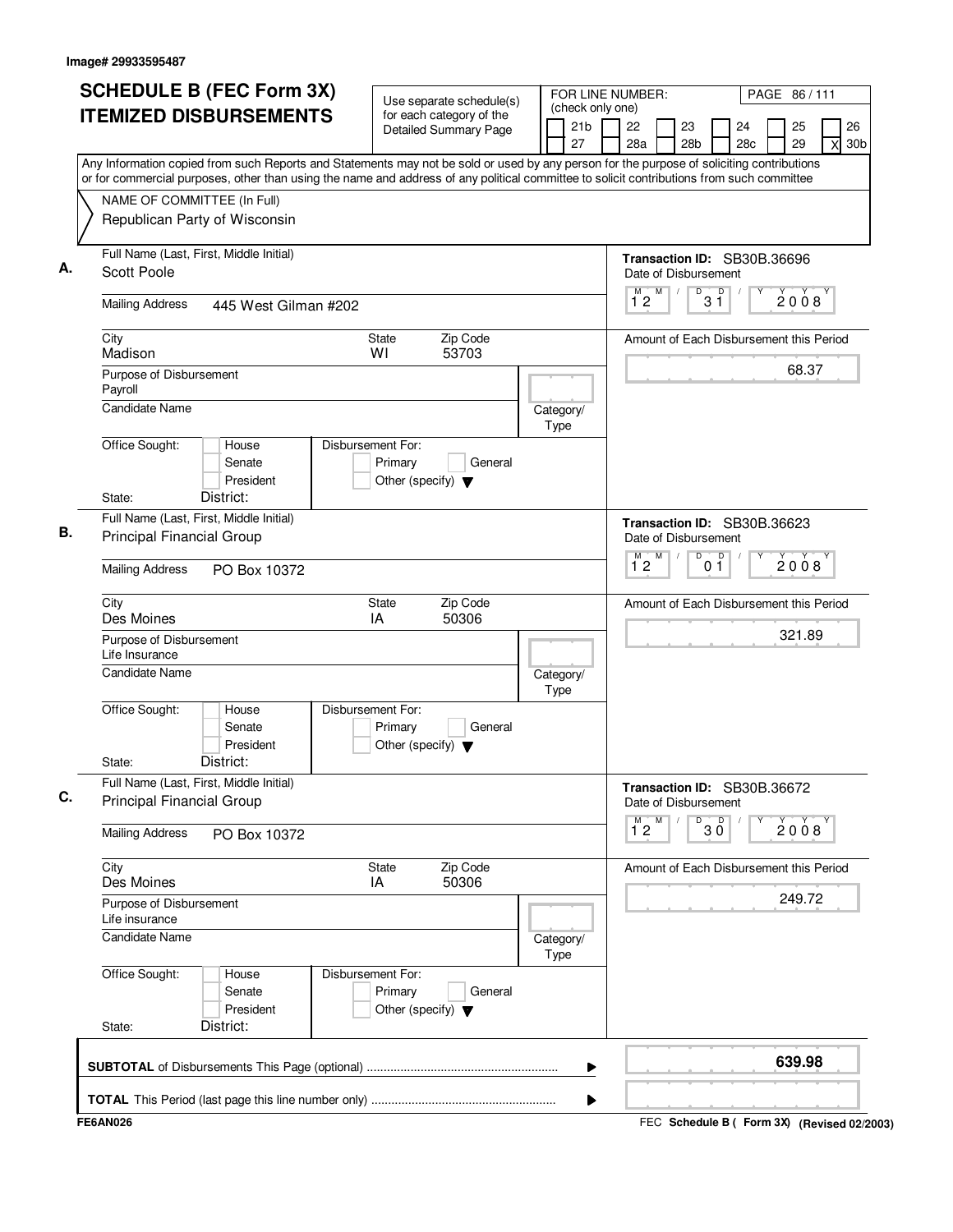Image# 29933595487

# SCHEDULE B (FEC Form 3X) ITEMIZED DISBURSEMENTS

Use separate schedule(s) for each category of the Detailed Summary Page

FOR LINE NUMBER: (check only one)

21b | 22 | 23 | 24 | 25 | 26
27 | 28a | 28b | 28c | 29 | X 30b

Any Information copied from such Reports and Statements may not be sold or used by any person for the purpose of soliciting contributions or for commercial purposes, other than using the name and address of any political committee to solicit contributions from such committee

NAME OF COMMITTEE (In Full)
Republican Party of Wisconsin

**A.**
Full Name (Last, First, Middle Initial): Scott Poole
Mailing Address: 445 West Gilman #202
City: Madison  State: WI  Zip Code: 53703
Purpose of Disbursement: Payroll
Candidate Name:
Category/Type:
Office Sought: House / Senate / President
Disbursement For: Primary / General / Other (specify)
State:  District:
Transaction ID: SB30B.36696
Date of Disbursement: 12/31/2008
Amount of Each Disbursement this Period: 68.37

**B.**
Full Name (Last, First, Middle Initial): Principal Financial Group
Mailing Address: PO Box 10372
City: Des Moines  State: IA  Zip Code: 50306
Purpose of Disbursement: Life Insurance
Candidate Name:
Category/Type:
Office Sought: House / Senate / President
Disbursement For: Primary / General / Other (specify)
State:  District:
Transaction ID: SB30B.36623
Date of Disbursement: 12/01/2008
Amount of Each Disbursement this Period: 321.89

**C.**
Full Name (Last, First, Middle Initial): Principal Financial Group
Mailing Address: PO Box 10372
City: Des Moines  State: IA  Zip Code: 50306
Purpose of Disbursement: Life insurance
Candidate Name:
Category/Type:
Office Sought: House / Senate / President
Disbursement For: Primary / General / Other (specify)
State:  District:
Transaction ID: SB30B.36672
Date of Disbursement: 12/30/2008
Amount of Each Disbursement this Period: 249.72

**SUBTOTAL** of Disbursements This Page (optional): **639.98**

**TOTAL** This Period (last page this line number only):

FE6AN026  FEC **Schedule B ( Form 3X)** **(Revised 02/2003)**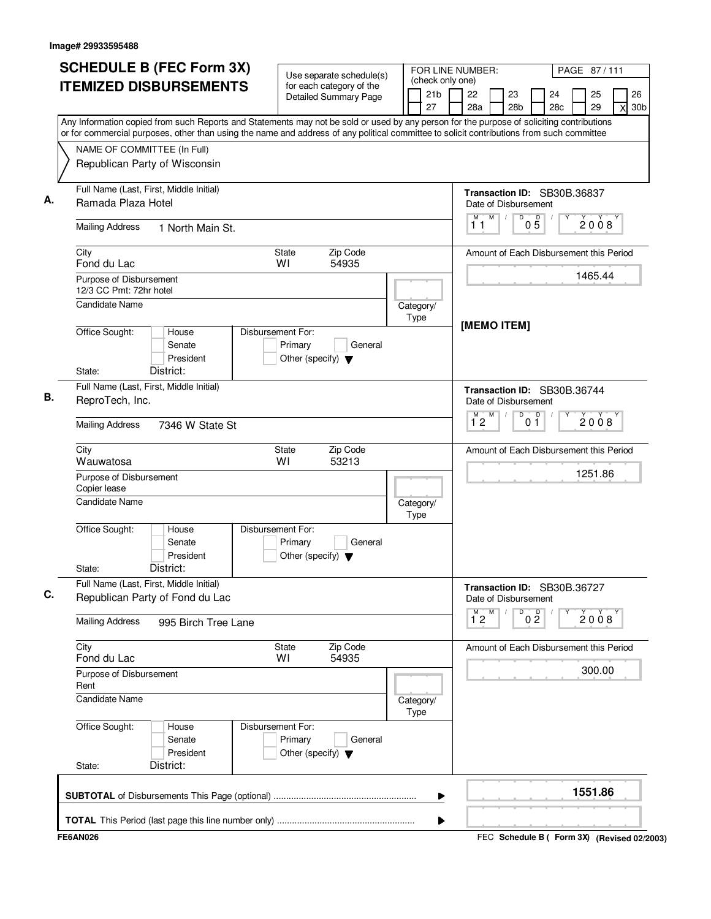Image# 29933595488

# SCHEDULE B (FEC Form 3X)
## ITEMIZED DISBURSEMENTS

Use separate schedule(s) for each category of the Detailed Summary Page

FOR LINE NUMBER: (check only one)

21b | 22 | 23 | 24 | 25 | 26
27 | 28a | 28b | 28c | 29 | X 30b

Any Information copied from such Reports and Statements may not be sold or used by any person for the purpose of soliciting contributions or for commercial purposes, other than using the name and address of any political committee to solicit contributions from such committee

NAME OF COMMITTEE (In Full)
Republican Party of Wisconsin

---

**A.** Full Name (Last, First, Middle Initial): Ramada Plaza Hotel

Mailing Address: 1 North Main St.

City: Fond du Lac | State: WI | Zip Code: 54935

Purpose of Disbursement: 12/3 CC Pmt: 72hr hotel

Candidate Name:

Category/Type:

Office Sought: House / Senate / President

Disbursement For: Primary / General / Other (specify)

State: District:

Transaction ID: SB30B.36837

Date of Disbursement: 11/05/2008

Amount of Each Disbursement this Period: 1465.44

[MEMO ITEM]

---

**B.** Full Name (Last, First, Middle Initial): ReproTech, Inc.

Mailing Address: 7346 W State St

City: Wauwatosa | State: WI | Zip Code: 53213

Purpose of Disbursement: Copier lease

Candidate Name:

Category/Type:

Office Sought: House / Senate / President

Disbursement For: Primary / General / Other (specify)

State: District:

Transaction ID: SB30B.36744

Date of Disbursement: 12/01/2008

Amount of Each Disbursement this Period: 1251.86

---

**C.** Full Name (Last, First, Middle Initial): Republican Party of Fond du Lac

Mailing Address: 995 Birch Tree Lane

City: Fond du Lac | State: WI | Zip Code: 54935

Purpose of Disbursement: Rent

Candidate Name:

Category/Type:

Office Sought: House / Senate / President

Disbursement For: Primary / General / Other (specify)

State: District:

Transaction ID: SB30B.36727

Date of Disbursement: 12/02/2008

Amount of Each Disbursement this Period: 300.00

---

**SUBTOTAL** of Disbursements This Page (optional): **1551.86**

**TOTAL** This Period (last page this line number only):

FE6AN026

FEC **Schedule B ( Form 3X) (Revised 02/2003)**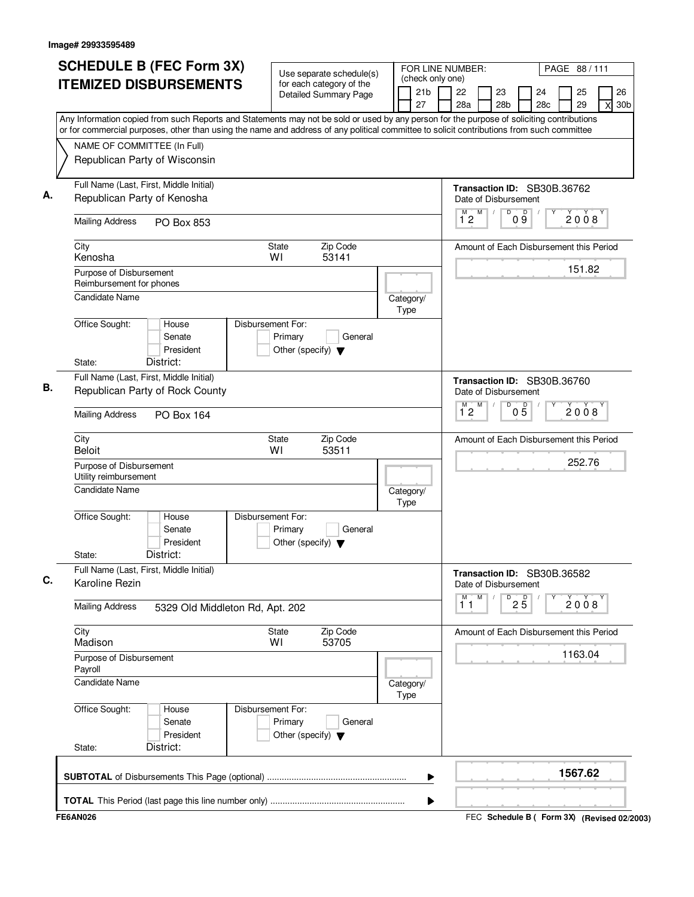Image# 29933595489

# SCHEDULE B (FEC Form 3X) ITEMIZED DISBURSEMENTS

Use separate schedule(s) for each category of the Detailed Summary Page

FOR LINE NUMBER: (check only one)

21b | 22 | 23 | 24 | 25 | 26
27 | 28a | 28b | 28c | 29 | X 30b

Any Information copied from such Reports and Statements may not be sold or used by any person for the purpose of soliciting contributions or for commercial purposes, other than using the name and address of any political committee to solicit contributions from such committee

NAME OF COMMITTEE (In Full)
Republican Party of Wisconsin

---

**A.** Full Name (Last, First, Middle Initial): Republican Party of Kenosha

Transaction ID: SB30B.36762

Mailing Address: PO Box 853

City: Kenosha | State: WI | Zip Code: 53141

Date of Disbursement: 12 / 09 / 2008

Amount of Each Disbursement this Period: 151.82

Purpose of Disbursement: Reimbursement for phones

Candidate Name:

Category/Type:

Office Sought: House / Senate / President

Disbursement For: Primary / General / Other (specify)

State: District:

---

**B.** Full Name (Last, First, Middle Initial): Republican Party of Rock County

Transaction ID: SB30B.36760

Mailing Address: PO Box 164

City: Beloit | State: WI | Zip Code: 53511

Date of Disbursement: 12 / 05 / 2008

Amount of Each Disbursement this Period: 252.76

Purpose of Disbursement: Utility reimbursement

Candidate Name:

Category/Type:

Office Sought: House / Senate / President

Disbursement For: Primary / General / Other (specify)

State: District:

---

**C.** Full Name (Last, First, Middle Initial): Karoline Rezin

Transaction ID: SB30B.36582

Mailing Address: 5329 Old Middleton Rd, Apt. 202

City: Madison | State: WI | Zip Code: 53705

Date of Disbursement: 11 / 25 / 2008

Amount of Each Disbursement this Period: 1163.04

Purpose of Disbursement: Payroll

Candidate Name:

Category/Type:

Office Sought: House / Senate / President

Disbursement For: Primary / General / Other (specify)

State: District:

---

**SUBTOTAL** of Disbursements This Page (optional): 1567.62

**TOTAL** This Period (last page this line number only):

FE6AN026 — FEC Schedule B ( Form 3X) (Revised 02/2003)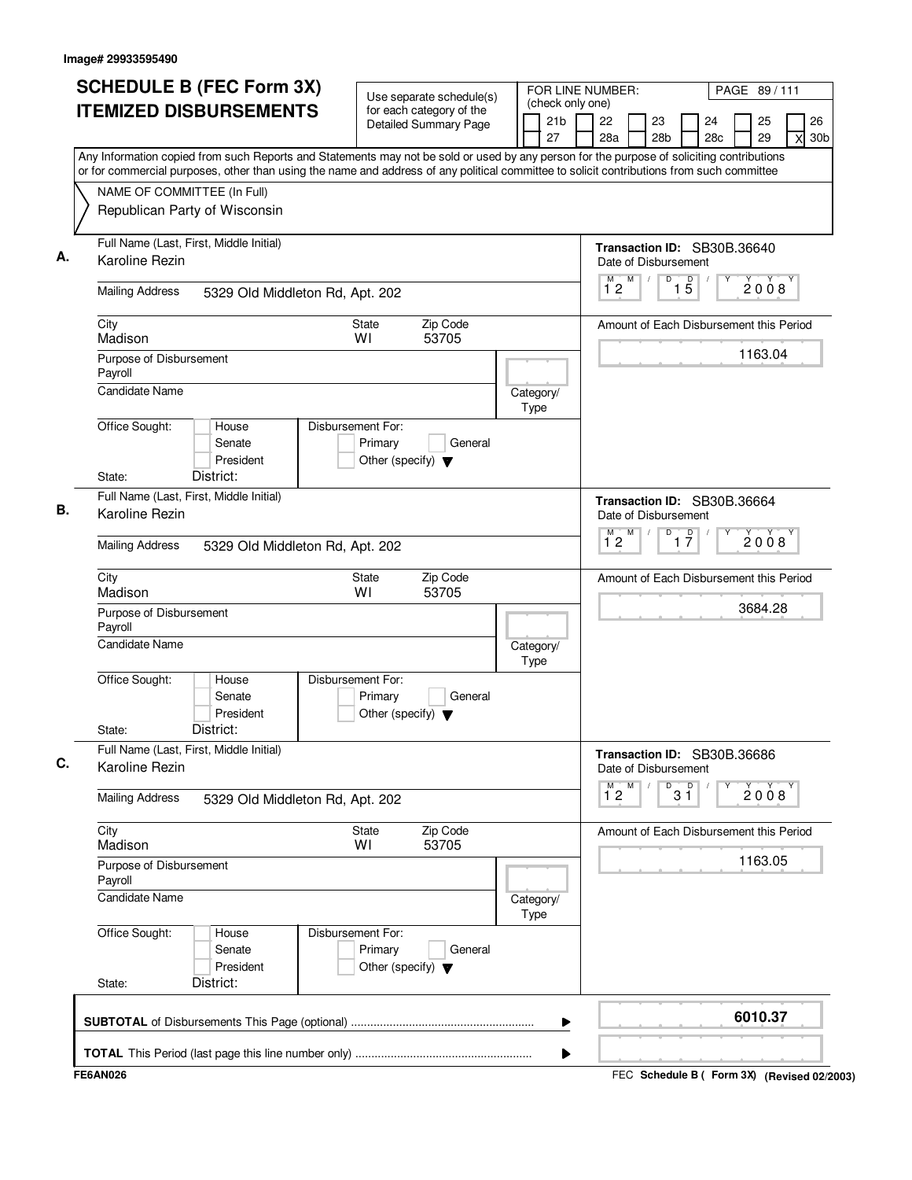Image# 29933595490

# SCHEDULE B (FEC Form 3X) ITEMIZED DISBURSEMENTS

Use separate schedule(s) for each category of the Detailed Summary Page

FOR LINE NUMBER: (check only one)

21b | 22 | 23 | 24 | 25 | 26
27 | 28a | 28b | 28c | 29 | X 30b

PAGE 89 / 111

Any Information copied from such Reports and Statements may not be sold or used by any person for the purpose of soliciting contributions or for commercial purposes, other than using the name and address of any political committee to solicit contributions from such committee

NAME OF COMMITTEE (In Full)
Republican Party of Wisconsin

## A.

Full Name (Last, First, Middle Initial): Karoline Rezin

Mailing Address: 5329 Old Middleton Rd, Apt. 202

City: Madison | State: WI | Zip Code: 53705

Purpose of Disbursement: Payroll

Candidate Name:

Category/Type:

Office Sought: House / Senate / President

State: | District:

Disbursement For: Primary / General / Other (specify)

Transaction ID: SB30B.36640

Date of Disbursement: 12 / 15 / 2008

Amount of Each Disbursement this Period: 1163.04

## B.

Full Name (Last, First, Middle Initial): Karoline Rezin

Mailing Address: 5329 Old Middleton Rd, Apt. 202

City: Madison | State: WI | Zip Code: 53705

Purpose of Disbursement: Payroll

Candidate Name:

Category/Type:

Office Sought: House / Senate / President

State: | District:

Disbursement For: Primary / General / Other (specify)

Transaction ID: SB30B.36664

Date of Disbursement: 12 / 17 / 2008

Amount of Each Disbursement this Period: 3684.28

## C.

Full Name (Last, First, Middle Initial): Karoline Rezin

Mailing Address: 5329 Old Middleton Rd, Apt. 202

City: Madison | State: WI | Zip Code: 53705

Purpose of Disbursement: Payroll

Candidate Name:

Category/Type:

Office Sought: House / Senate / President

State: | District:

Disbursement For: Primary / General / Other (specify)

Transaction ID: SB30B.36686

Date of Disbursement: 12 / 31 / 2008

Amount of Each Disbursement this Period: 1163.05

**SUBTOTAL** of Disbursements This Page (optional) ........ **6010.37**

**TOTAL** This Period (last page this line number only) ........

FE6AN026

FEC **Schedule B ( Form 3X)** **(Revised 02/2003)**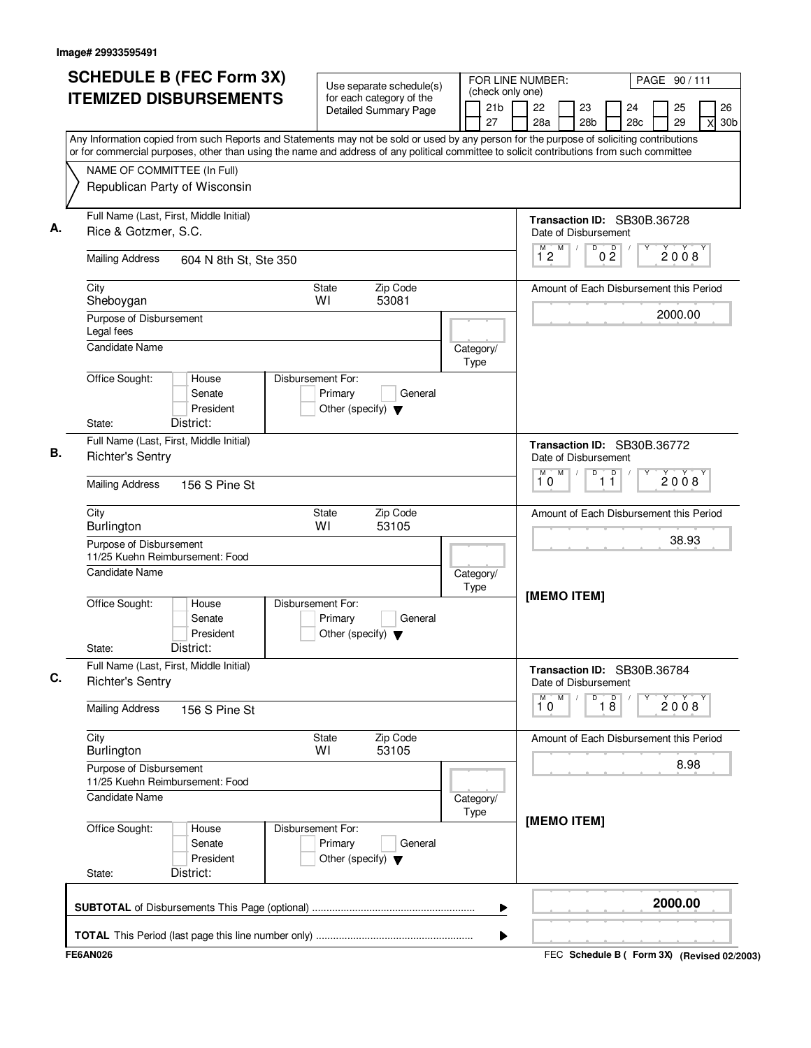Image# 29933595491

# SCHEDULE B (FEC Form 3X)
## ITEMIZED DISBURSEMENTS

Use separate schedule(s) for each category of the Detailed Summary Page

FOR LINE NUMBER: (check only one)

21b, 22, 23, 24, 25, 26, 27, 28a, 28b, 28c, 29, [X] 30b

PAGE 90 / 111

Any Information copied from such Reports and Statements may not be sold or used by any person for the purpose of soliciting contributions or for commercial purposes, other than using the name and address of any political committee to solicit contributions from such committee

NAME OF COMMITTEE (In Full)
Republican Party of Wisconsin

---

**A.**

Full Name (Last, First, Middle Initial): Rice & Gotzmer, S.C.

Mailing Address: 604 N 8th St, Ste 350

City: Sheboygan | State: WI | Zip Code: 53081

Purpose of Disbursement: Legal fees

Candidate Name:

Category/Type:

Office Sought: House / Senate / President

State: District:

Disbursement For: Primary / General / Other (specify)

Transaction ID: SB30B.36728

Date of Disbursement: 12 / 02 / 2008

Amount of Each Disbursement this Period: 2000.00

---

**B.**

Full Name (Last, First, Middle Initial): Richter's Sentry

Mailing Address: 156 S Pine St

City: Burlington | State: WI | Zip Code: 53105

Purpose of Disbursement: 11/25 Kuehn Reimbursement: Food

Candidate Name:

Category/Type:

Office Sought: House / Senate / President

State: District:

Disbursement For: Primary / General / Other (specify)

Transaction ID: SB30B.36772

Date of Disbursement: 10 / 11 / 2008

Amount of Each Disbursement this Period: 38.93

[MEMO ITEM]

---

**C.**

Full Name (Last, First, Middle Initial): Richter's Sentry

Mailing Address: 156 S Pine St

City: Burlington | State: WI | Zip Code: 53105

Purpose of Disbursement: 11/25 Kuehn Reimbursement: Food

Candidate Name:

Category/Type:

Office Sought: House / Senate / President

State: District:

Disbursement For: Primary / General / Other (specify)

Transaction ID: SB30B.36784

Date of Disbursement: 10 / 18 / 2008

Amount of Each Disbursement this Period: 8.98

[MEMO ITEM]

---

**SUBTOTAL** of Disbursements This Page (optional): 2000.00

**TOTAL** This Period (last page this line number only):

FE6AN026

FEC Schedule B ( Form 3X) (Revised 02/2003)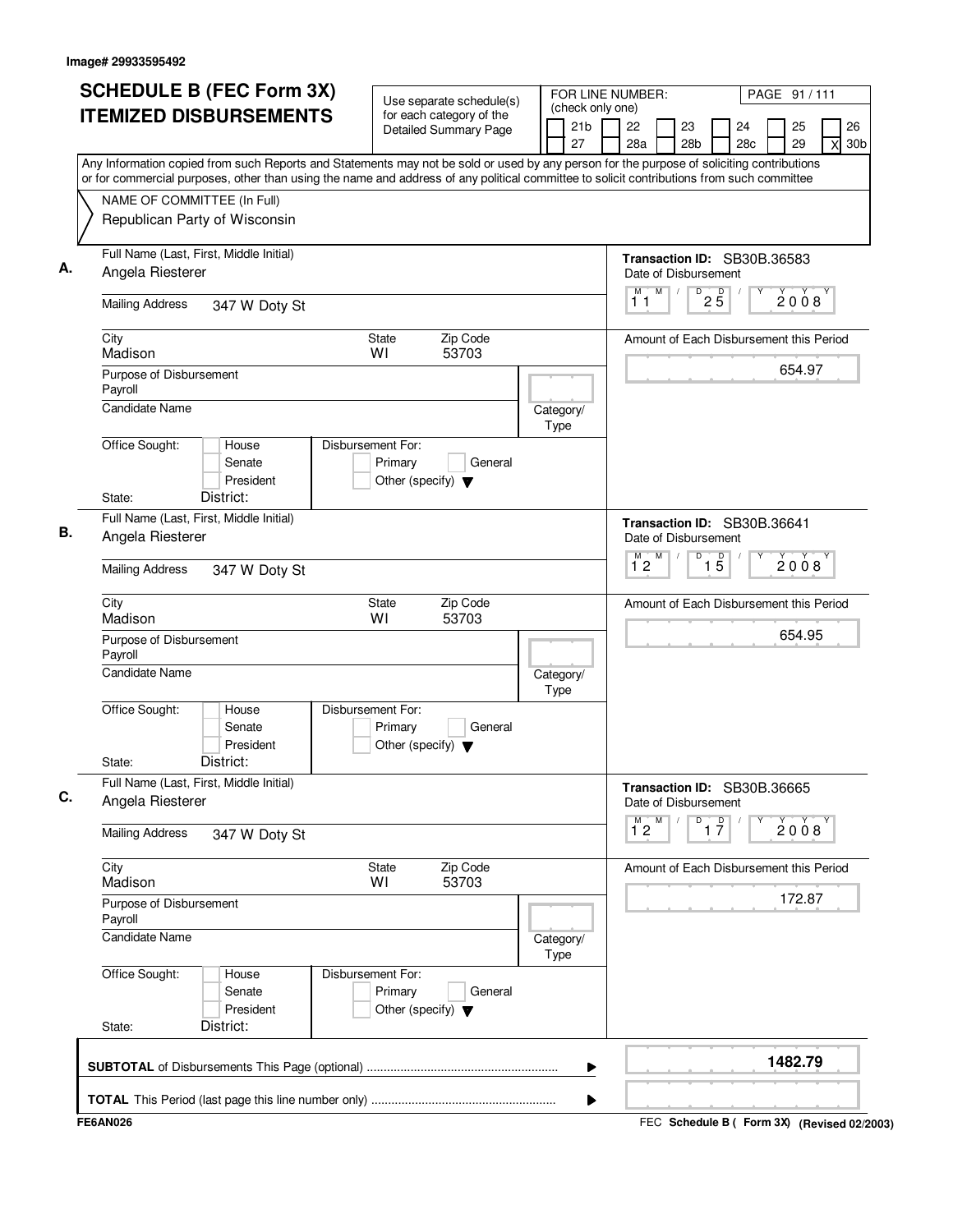Image# 29933595492

# SCHEDULE B (FEC Form 3X) ITEMIZED DISBURSEMENTS

Use separate schedule(s) for each category of the Detailed Summary Page

FOR LINE NUMBER: (check only one)

21b | 22 | 23 | 24 | 25 | 26
27 | 28a | 28b | 28c | 29 | X 30b

PAGE 91 / 111

Any Information copied from such Reports and Statements may not be sold or used by any person for the purpose of soliciting contributions or for commercial purposes, other than using the name and address of any political committee to solicit contributions from such committee

NAME OF COMMITTEE (In Full)
Republican Party of Wisconsin

---

**A.** Full Name (Last, First, Middle Initial)
Angela Riesterer

Mailing Address: 347 W Doty St

City: Madison | State: WI | Zip Code: 53703

Purpose of Disbursement: Payroll

Candidate Name:

Category/Type:

Office Sought: House / Senate / President
State: District:

Disbursement For: Primary / General / Other (specify)

Transaction ID: SB30B.36583
Date of Disbursement: 11/25/2008
Amount of Each Disbursement this Period: 654.97

---

**B.** Full Name (Last, First, Middle Initial)
Angela Riesterer

Mailing Address: 347 W Doty St

City: Madison | State: WI | Zip Code: 53703

Purpose of Disbursement: Payroll

Candidate Name:

Category/Type:

Office Sought: House / Senate / President
State: District:

Disbursement For: Primary / General / Other (specify)

Transaction ID: SB30B.36641
Date of Disbursement: 12/15/2008
Amount of Each Disbursement this Period: 654.95

---

**C.** Full Name (Last, First, Middle Initial)
Angela Riesterer

Mailing Address: 347 W Doty St

City: Madison | State: WI | Zip Code: 53703

Purpose of Disbursement: Payroll

Candidate Name:

Category/Type:

Office Sought: House / Senate / President
State: District:

Disbursement For: Primary / General / Other (specify)

Transaction ID: SB30B.36665
Date of Disbursement: 12/17/2008
Amount of Each Disbursement this Period: 172.87

---

**SUBTOTAL** of Disbursements This Page (optional) ........ 1482.79

**TOTAL** This Period (last page this line number only) ........

FE6AN026

FEC **Schedule B ( Form 3X)** (Revised 02/2003)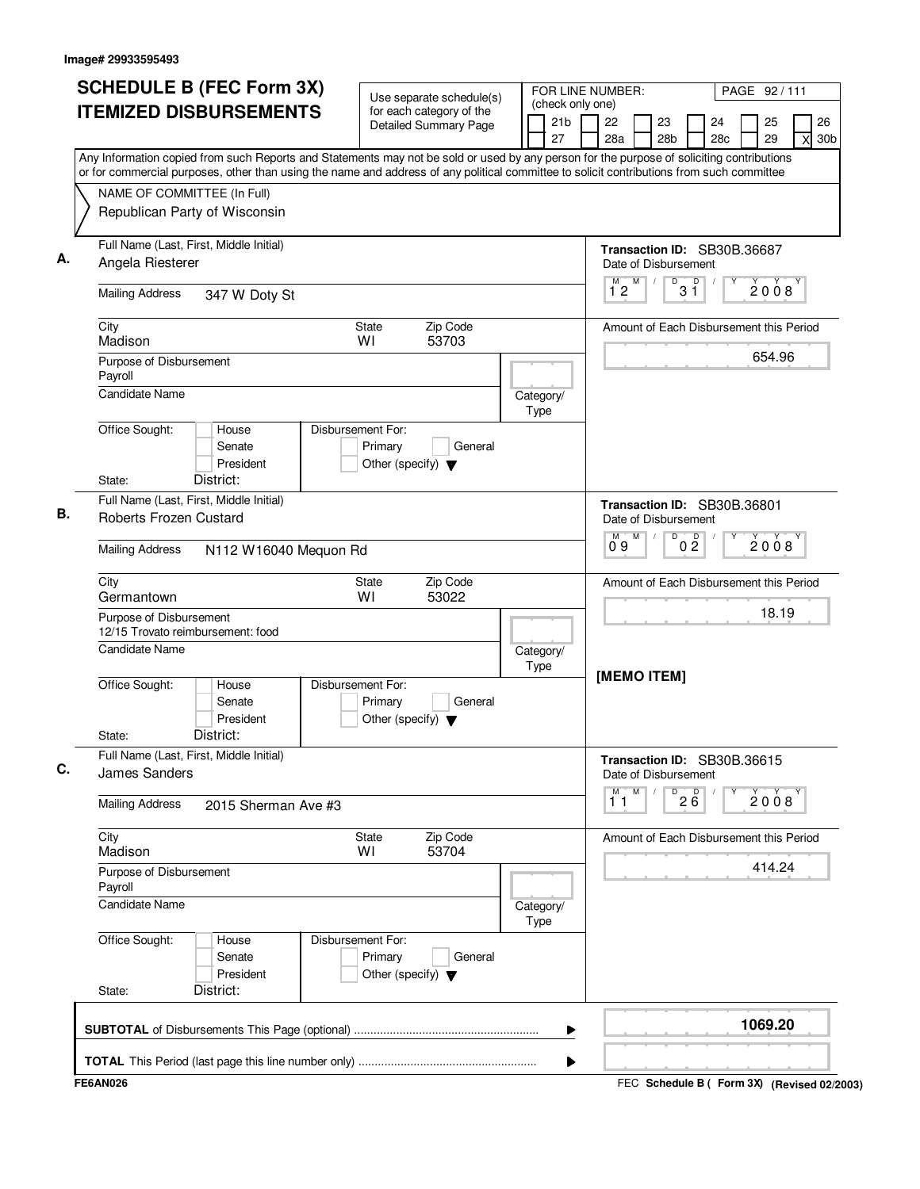Image# 29933595493

# SCHEDULE B (FEC Form 3X) ITEMIZED DISBURSEMENTS

Use separate schedule(s) for each category of the Detailed Summary Page

FOR LINE NUMBER: (check only one)

21b, 22, 23, 24, 25, 26, 27, 28a, 28b, 28c, 29, [X] 30b

PAGE 92 / 111

Any Information copied from such Reports and Statements may not be sold or used by any person for the purpose of soliciting contributions or for commercial purposes, other than using the name and address of any political committee to solicit contributions from such committee

NAME OF COMMITTEE (In Full)
Republican Party of Wisconsin

## A.

Full Name (Last, First, Middle Initial): Angela Riesterer

Mailing Address: 347 W Doty St

City: Madison | State: WI | Zip Code: 53703

Purpose of Disbursement: Payroll

Candidate Name:

Category/Type:

Office Sought: House / Senate / President

Disbursement For: Primary / General / Other (specify)

State: District:

Transaction ID: SB30B.36687

Date of Disbursement: 12/31/2008

Amount of Each Disbursement this Period: 654.96

## B.

Full Name (Last, First, Middle Initial): Roberts Frozen Custard

Mailing Address: N112 W16040 Mequon Rd

City: Germantown | State: WI | Zip Code: 53022

Purpose of Disbursement: 12/15 Trovato reimbursement: food

Candidate Name:

Category/Type:

Office Sought: House / Senate / President

Disbursement For: Primary / General / Other (specify)

State: District:

Transaction ID: SB30B.36801

Date of Disbursement: 09/02/2008

Amount of Each Disbursement this Period: 18.19

[MEMO ITEM]

## C.

Full Name (Last, First, Middle Initial): James Sanders

Mailing Address: 2015 Sherman Ave #3

City: Madison | State: WI | Zip Code: 53704

Purpose of Disbursement: Payroll

Candidate Name:

Category/Type:

Office Sought: House / Senate / President

Disbursement For: Primary / General / Other (specify)

State: District:

Transaction ID: SB30B.36615

Date of Disbursement: 11/26/2008

Amount of Each Disbursement this Period: 414.24

**SUBTOTAL** of Disbursements This Page (optional) ........ 1069.20

**TOTAL** This Period (last page this line number only) ........

FE6AN026

FEC **Schedule B ( Form 3X)** (Revised 02/2003)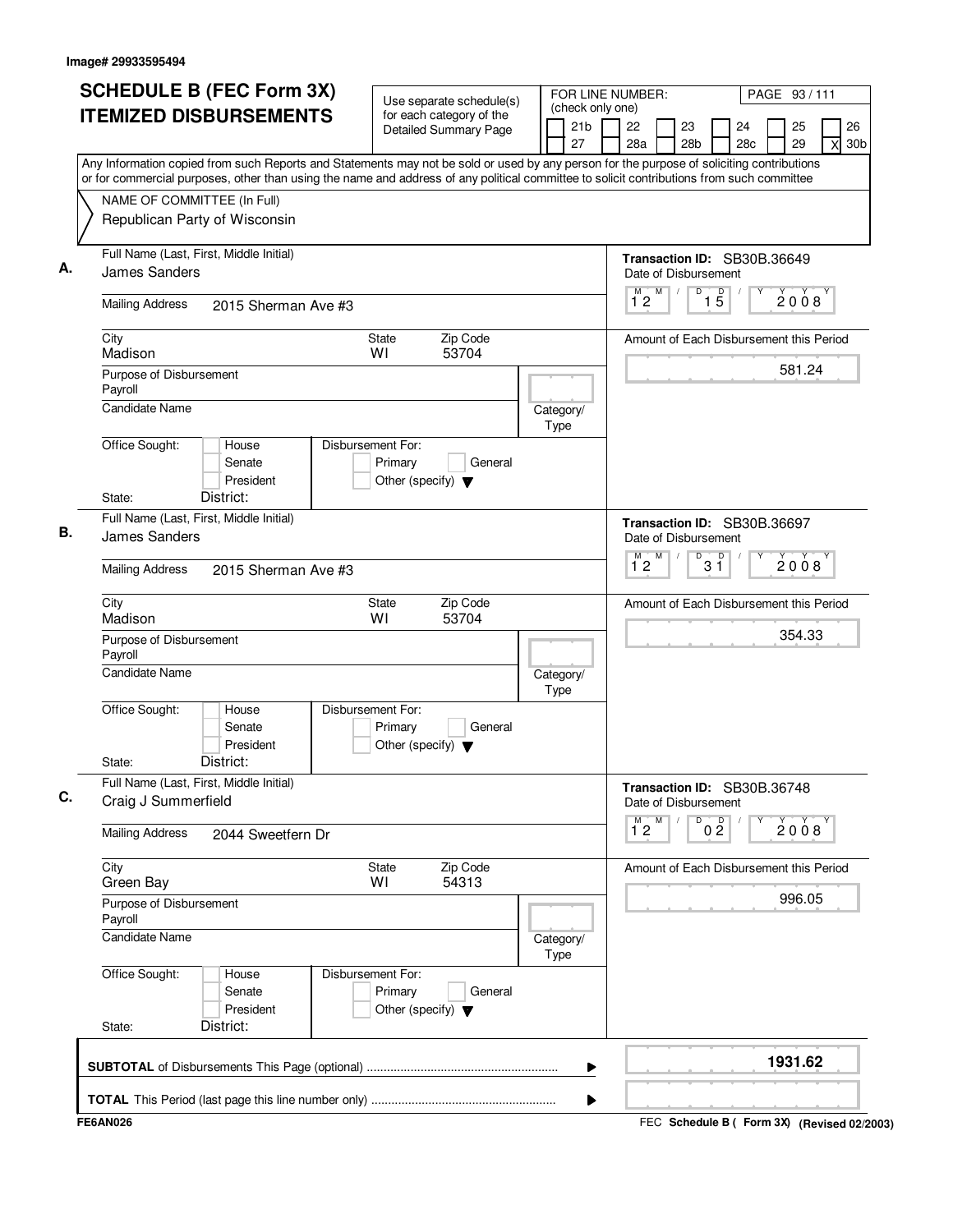Image# 29933595494

# SCHEDULE B (FEC Form 3X) ITEMIZED DISBURSEMENTS

Use separate schedule(s) for each category of the Detailed Summary Page

FOR LINE NUMBER: (check only one)

21b | 22 | 23 | 24 | 25 | 26
27 | 28a | 28b | 28c | 29 | X 30b

Any Information copied from such Reports and Statements may not be sold or used by any person for the purpose of soliciting contributions or for commercial purposes, other than using the name and address of any political committee to solicit contributions from such committee

NAME OF COMMITTEE (In Full)
Republican Party of Wisconsin

**A.**
Full Name (Last, First, Middle Initial): James Sanders
Mailing Address: 2015 Sherman Ave #3
City: Madison | State: WI | Zip Code: 53704
Purpose of Disbursement: Payroll
Candidate Name:
Category/Type:
Office Sought: House / Senate / President
State: | District:
Disbursement For: Primary / General / Other (specify)

Transaction ID: SB30B.36649
Date of Disbursement: 12/15/2008
Amount of Each Disbursement this Period: 581.24

**B.**
Full Name (Last, First, Middle Initial): James Sanders
Mailing Address: 2015 Sherman Ave #3
City: Madison | State: WI | Zip Code: 53704
Purpose of Disbursement: Payroll
Candidate Name:
Category/Type:
Office Sought: House / Senate / President
State: | District:
Disbursement For: Primary / General / Other (specify)

Transaction ID: SB30B.36697
Date of Disbursement: 12/31/2008
Amount of Each Disbursement this Period: 354.33

**C.**
Full Name (Last, First, Middle Initial): Craig J Summerfield
Mailing Address: 2044 Sweetfern Dr
City: Green Bay | State: WI | Zip Code: 54313
Purpose of Disbursement: Payroll
Candidate Name:
Category/Type:
Office Sought: House / Senate / President
State: | District:
Disbursement For: Primary / General / Other (specify)

Transaction ID: SB30B.36748
Date of Disbursement: 12/02/2008
Amount of Each Disbursement this Period: 996.05

**SUBTOTAL** of Disbursements This Page (optional): **1931.62**

**TOTAL** This Period (last page this line number only):

FE6AN026 — FEC Schedule B ( Form 3X) (Revised 02/2003)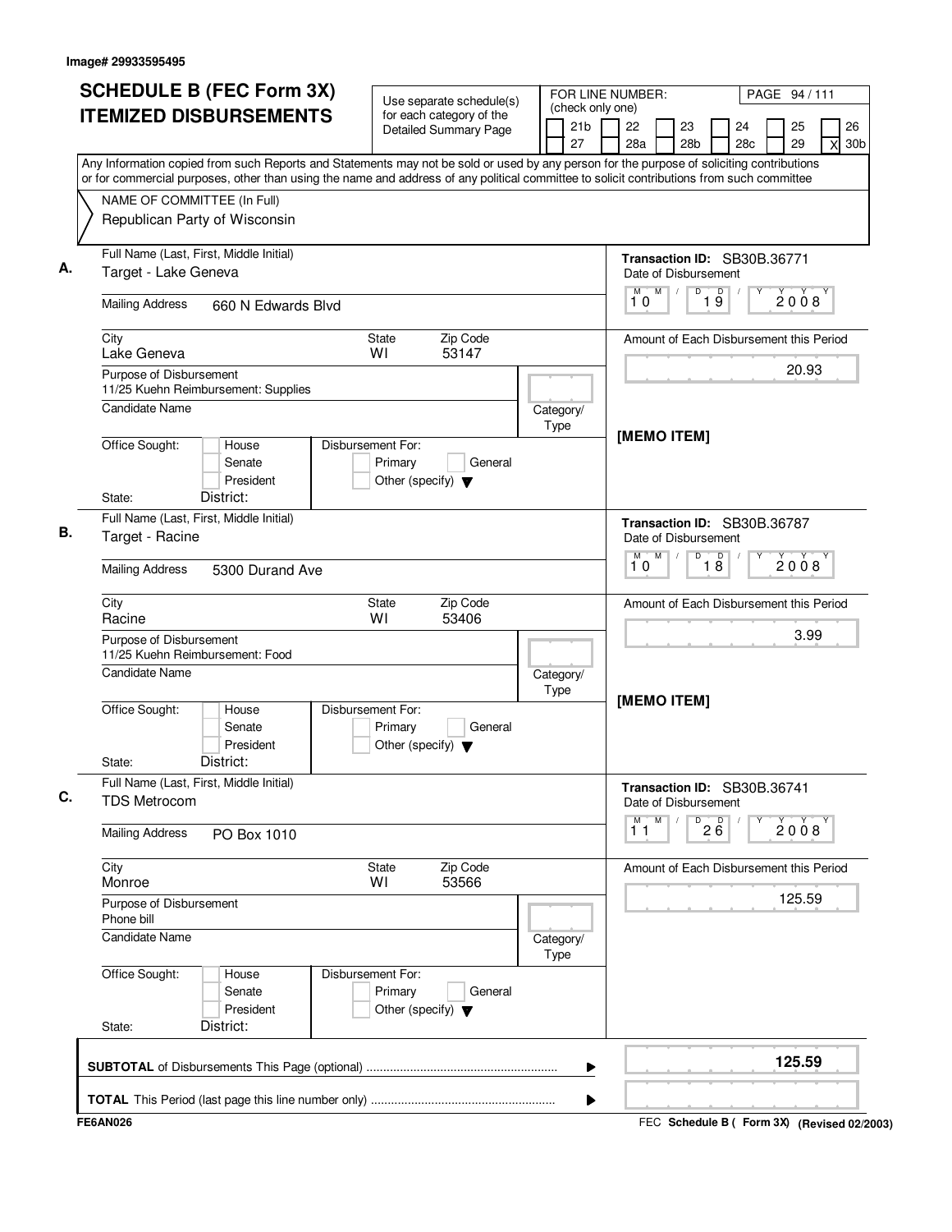Image# 29933595495

# SCHEDULE B (FEC Form 3X) ITEMIZED DISBURSEMENTS

Use separate schedule(s) for each category of the Detailed Summary Page

FOR LINE NUMBER: (check only one)

21b | 22 | 23 | 24 | 25 | 26 | 27 | 28a | 28b | 28c | 29 | X 30b

Any Information copied from such Reports and Statements may not be sold or used by any person for the purpose of soliciting contributions or for commercial purposes, other than using the name and address of any political committee to solicit contributions from such committee

NAME OF COMMITTEE (In Full)
Republican Party of Wisconsin

---

**A.** Full Name (Last, First, Middle Initial): Target - Lake Geneva

Mailing Address: 660 N Edwards Blvd

City: Lake Geneva | State: WI | Zip Code: 53147

Purpose of Disbursement: 11/25 Kuehn Reimbursement: Supplies

Candidate Name:

Category/Type:

Office Sought: House / Senate / President | Disbursement For: Primary / General / Other (specify)

State: | District:

Transaction ID: SB30B.36771

Date of Disbursement: 10/19/2008

Amount of Each Disbursement this Period: 20.93

[MEMO ITEM]

---

**B.** Full Name (Last, First, Middle Initial): Target - Racine

Mailing Address: 5300 Durand Ave

City: Racine | State: WI | Zip Code: 53406

Purpose of Disbursement: 11/25 Kuehn Reimbursement: Food

Candidate Name:

Category/Type:

Office Sought: House / Senate / President | Disbursement For: Primary / General / Other (specify)

State: | District:

Transaction ID: SB30B.36787

Date of Disbursement: 10/18/2008

Amount of Each Disbursement this Period: 3.99

[MEMO ITEM]

---

**C.** Full Name (Last, First, Middle Initial): TDS Metrocom

Mailing Address: PO Box 1010

City: Monroe | State: WI | Zip Code: 53566

Purpose of Disbursement: Phone bill

Candidate Name:

Category/Type:

Office Sought: House / Senate / President | Disbursement For: Primary / General / Other (specify)

State: | District:

Transaction ID: SB30B.36741

Date of Disbursement: 11/26/2008

Amount of Each Disbursement this Period: 125.59

---

**SUBTOTAL** of Disbursements This Page (optional): **125.59**

**TOTAL** This Period (last page this line number only):

FE6AN026 | FEC **Schedule B ( Form 3X)** (Revised 02/2003)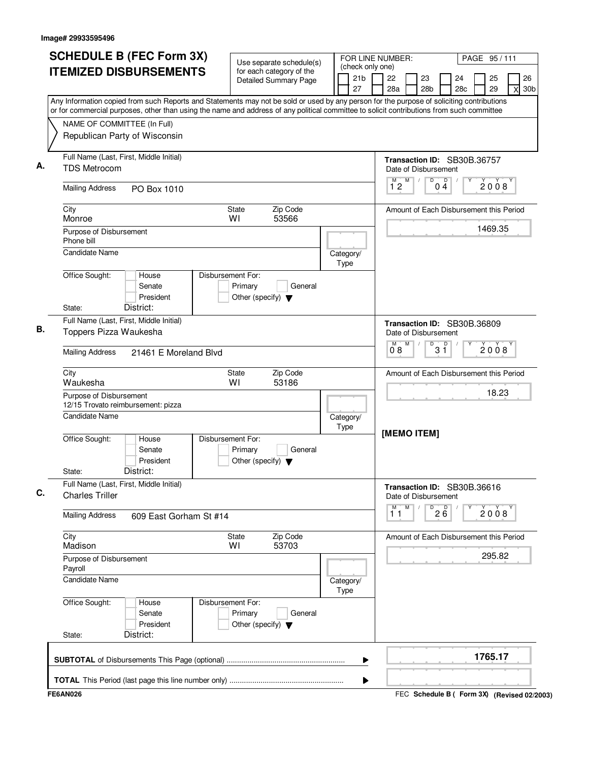Image# 29933595496

# SCHEDULE B (FEC Form 3X) ITEMIZED DISBURSEMENTS

Use separate schedule(s) for each category of the Detailed Summary Page

FOR LINE NUMBER: (check only one)

21b | 22 | 23 | 24 | 25 | 26
27 | 28a | 28b | 28c | 29 | X 30b

Any Information copied from such Reports and Statements may not be sold or used by any person for the purpose of soliciting contributions or for commercial purposes, other than using the name and address of any political committee to solicit contributions from such committee

NAME OF COMMITTEE (In Full)
Republican Party of Wisconsin

**A.** Full Name (Last, First, Middle Initial): TDS Metrocom
Mailing Address: PO Box 1010
City: Monroe | State: WI | Zip Code: 53566
Purpose of Disbursement: Phone bill
Candidate Name:
Category/Type:
Office Sought: House / Senate / President
Disbursement For: Primary / General / Other (specify)
State: | District:
Transaction ID: SB30B.36757
Date of Disbursement: 12/04/2008
Amount of Each Disbursement this Period: 1469.35

**B.** Full Name (Last, First, Middle Initial): Toppers Pizza Waukesha
Mailing Address: 21461 E Moreland Blvd
City: Waukesha | State: WI | Zip Code: 53186
Purpose of Disbursement: 12/15 Trovato reimbursement: pizza
Candidate Name:
Category/Type:
Office Sought: House / Senate / President
Disbursement For: Primary / General / Other (specify)
State: | District:
Transaction ID: SB30B.36809
Date of Disbursement: 08/31/2008
Amount of Each Disbursement this Period: 18.23
[MEMO ITEM]

**C.** Full Name (Last, First, Middle Initial): Charles Triller
Mailing Address: 609 East Gorham St #14
City: Madison | State: WI | Zip Code: 53703
Purpose of Disbursement: Payroll
Candidate Name:
Category/Type:
Office Sought: House / Senate / President
Disbursement For: Primary / General / Other (specify)
State: | District:
Transaction ID: SB30B.36616
Date of Disbursement: 11/26/2008
Amount of Each Disbursement this Period: 295.82

**SUBTOTAL** of Disbursements This Page (optional): 1765.17

**TOTAL** This Period (last page this line number only):

FE6AN026

FEC Schedule B ( Form 3X) (Revised 02/2003)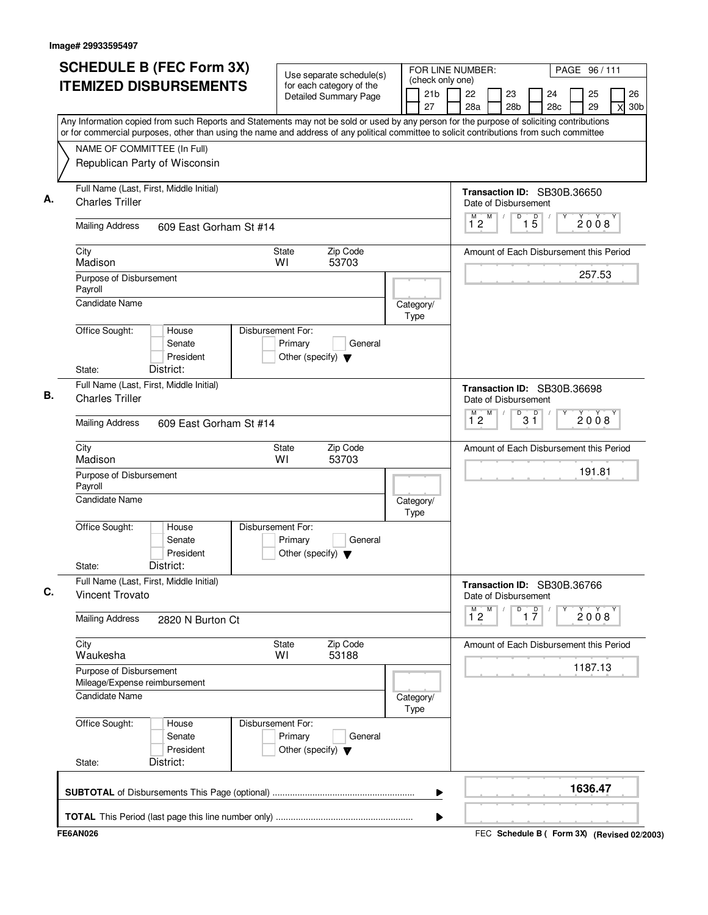Image# 29933595497

# SCHEDULE B (FEC Form 3X) ITEMIZED DISBURSEMENTS

Use separate schedule(s) for each category of the Detailed Summary Page

FOR LINE NUMBER: (check only one)

21b | 22 | 23 | 24 | 25 | 26 | 27 | 28a | 28b | 28c | 29 | X 30b

Any Information copied from such Reports and Statements may not be sold or used by any person for the purpose of soliciting contributions or for commercial purposes, other than using the name and address of any political committee to solicit contributions from such committee

NAME OF COMMITTEE (In Full)
Republican Party of Wisconsin

**A.** Full Name (Last, First, Middle Initial): Charles Triller

Transaction ID: SB30B.36650

Date of Disbursement: 12 / 15 / 2008

Mailing Address: 609 East Gorham St #14

City: Madison | State: WI | Zip Code: 53703

Amount of Each Disbursement this Period: 257.53

Purpose of Disbursement: Payroll

Candidate Name:

Category/Type:

Office Sought: House / Senate / President

Disbursement For: Primary / General / Other (specify)

State: District:

**B.** Full Name (Last, First, Middle Initial): Charles Triller

Transaction ID: SB30B.36698

Date of Disbursement: 12 / 31 / 2008

Mailing Address: 609 East Gorham St #14

City: Madison | State: WI | Zip Code: 53703

Amount of Each Disbursement this Period: 191.81

Purpose of Disbursement: Payroll

Candidate Name:

Category/Type:

Office Sought: House / Senate / President

Disbursement For: Primary / General / Other (specify)

State: District:

**C.** Full Name (Last, First, Middle Initial): Vincent Trovato

Transaction ID: SB30B.36766

Date of Disbursement: 12 / 17 / 2008

Mailing Address: 2820 N Burton Ct

City: Waukesha | State: WI | Zip Code: 53188

Amount of Each Disbursement this Period: 1187.13

Purpose of Disbursement: Mileage/Expense reimbursement

Candidate Name:

Category/Type:

Office Sought: House / Senate / President

Disbursement For: Primary / General / Other (specify)

State: District:

**SUBTOTAL** of Disbursements This Page (optional): 1636.47

**TOTAL** This Period (last page this line number only):

FE6AN026 — FEC Schedule B ( Form 3X) (Revised 02/2003)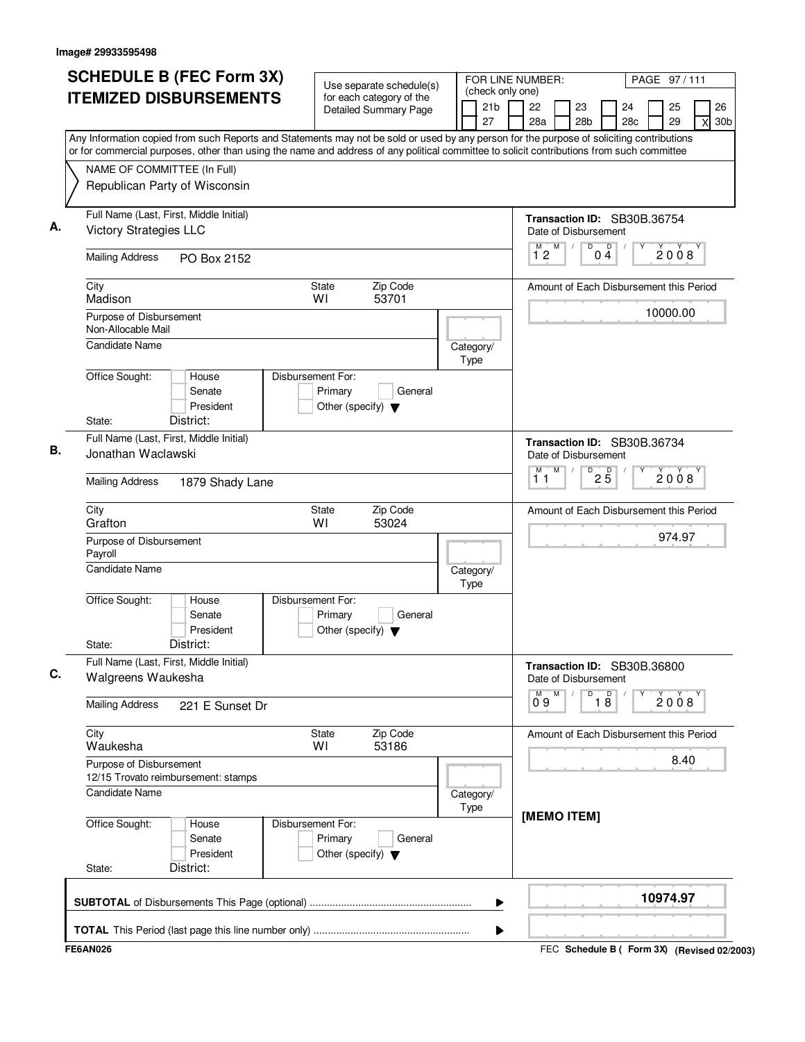Image# 29933595498

# SCHEDULE B (FEC Form 3X) ITEMIZED DISBURSEMENTS

Use separate schedule(s) for each category of the Detailed Summary Page

FOR LINE NUMBER: (check only one)
21b | 22 | 23 | 24 | 25 | 26
27 | 28a | 28b | 28c | 29 | X 30b

PAGE 97 / 111

Any Information copied from such Reports and Statements may not be sold or used by any person for the purpose of soliciting contributions or for commercial purposes, other than using the name and address of any political committee to solicit contributions from such committee

NAME OF COMMITTEE (In Full)
Republican Party of Wisconsin

---

**A.** Full Name (Last, First, Middle Initial): Victory Strategies LLC

Mailing Address: PO Box 2152

City: Madison | State: WI | Zip Code: 53701

Purpose of Disbursement: Non-Allocable Mail

Candidate Name:

Category/Type:

Office Sought: House / Senate / President

Disbursement For: Primary / General / Other (specify)

State: | District:

Transaction ID: SB30B.36754

Date of Disbursement: 12/04/2008

Amount of Each Disbursement this Period: 10000.00

---

**B.** Full Name (Last, First, Middle Initial): Jonathan Waclawski

Mailing Address: 1879 Shady Lane

City: Grafton | State: WI | Zip Code: 53024

Purpose of Disbursement: Payroll

Candidate Name:

Category/Type:

Office Sought: House / Senate / President

Disbursement For: Primary / General / Other (specify)

State: | District:

Transaction ID: SB30B.36734

Date of Disbursement: 11/25/2008

Amount of Each Disbursement this Period: 974.97

---

**C.** Full Name (Last, First, Middle Initial): Walgreens Waukesha

Mailing Address: 221 E Sunset Dr

City: Waukesha | State: WI | Zip Code: 53186

Purpose of Disbursement: 12/15 Trovato reimbursement: stamps

Candidate Name:

Category/Type:

Office Sought: House / Senate / President

Disbursement For: Primary / General / Other (specify)

State: | District:

Transaction ID: SB30B.36800

Date of Disbursement: 09/18/2008

Amount of Each Disbursement this Period: 8.40

[MEMO ITEM]

---

**SUBTOTAL** of Disbursements This Page (optional): 10974.97

**TOTAL** This Period (last page this line number only):

FE6AN026 | FEC **Schedule B ( Form 3X)** (Revised 02/2003)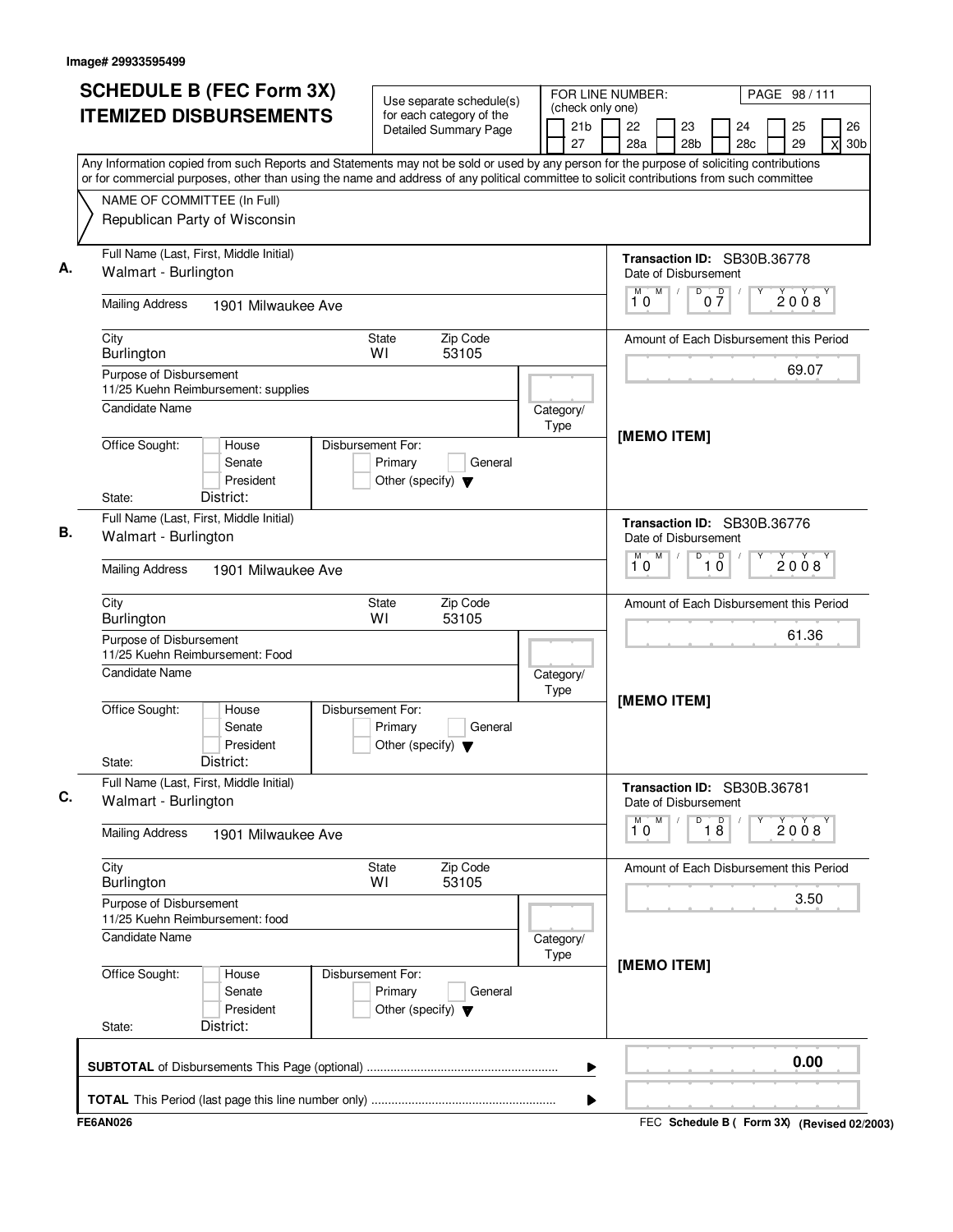Image# 29933595499

# SCHEDULE B (FEC Form 3X) ITEMIZED DISBURSEMENTS

Use separate schedule(s) for each category of the Detailed Summary Page

FOR LINE NUMBER: (check only one)

21b | 22 | 23 | 24 | 25 | 26 | 27 | 28a | 28b | 28c | 29 | X 30b

Any Information copied from such Reports and Statements may not be sold or used by any person for the purpose of soliciting contributions or for commercial purposes, other than using the name and address of any political committee to solicit contributions from such committee

NAME OF COMMITTEE (In Full)
Republican Party of Wisconsin

**A.**
Full Name (Last, First, Middle Initial): Walmart - Burlington
Mailing Address: 1901 Milwaukee Ave
City: Burlington | State: WI | Zip Code: 53105
Purpose of Disbursement: 11/25 Kuehn Reimbursement: supplies
Candidate Name:
Category/Type:
Office Sought: House / Senate / President
State: District:
Disbursement For: Primary / General / Other (specify)

Transaction ID: SB30B.36778
Date of Disbursement: 10/07/2008
Amount of Each Disbursement this Period: 69.07
[MEMO ITEM]

**B.**
Full Name (Last, First, Middle Initial): Walmart - Burlington
Mailing Address: 1901 Milwaukee Ave
City: Burlington | State: WI | Zip Code: 53105
Purpose of Disbursement: 11/25 Kuehn Reimbursement: Food
Candidate Name:
Category/Type:
Office Sought: House / Senate / President
State: District:
Disbursement For: Primary / General / Other (specify)

Transaction ID: SB30B.36776
Date of Disbursement: 10/10/2008
Amount of Each Disbursement this Period: 61.36
[MEMO ITEM]

**C.**
Full Name (Last, First, Middle Initial): Walmart - Burlington
Mailing Address: 1901 Milwaukee Ave
City: Burlington | State: WI | Zip Code: 53105
Purpose of Disbursement: 11/25 Kuehn Reimbursement: food
Candidate Name:
Category/Type:
Office Sought: House / Senate / President
State: District:
Disbursement For: Primary / General / Other (specify)

Transaction ID: SB30B.36781
Date of Disbursement: 10/18/2008
Amount of Each Disbursement this Period: 3.50
[MEMO ITEM]

**SUBTOTAL** of Disbursements This Page (optional): 0.00

**TOTAL** This Period (last page this line number only):

FE6AN026 — FEC Schedule B ( Form 3X) (Revised 02/2003)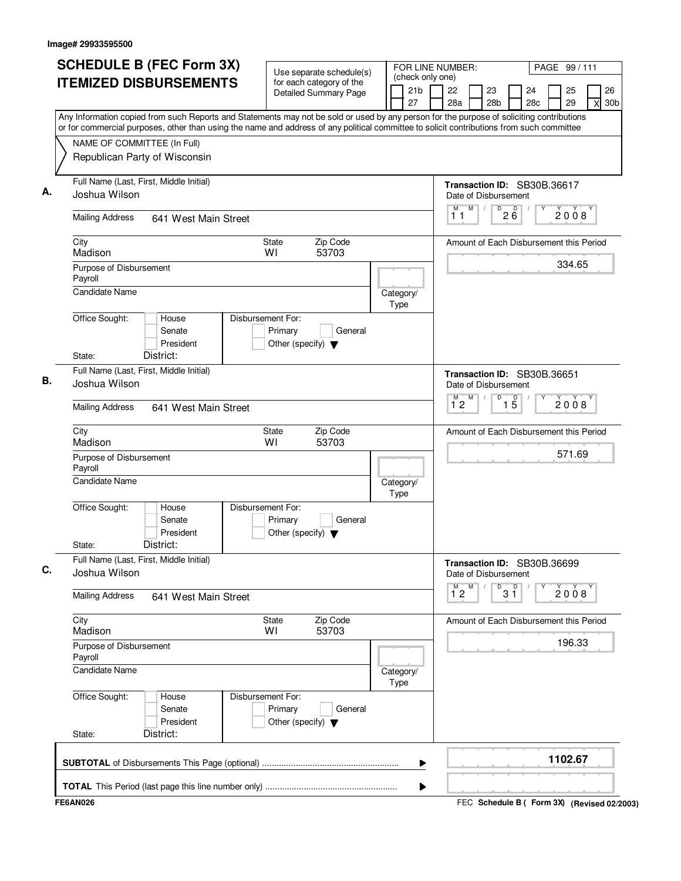Image# 29933595500

# SCHEDULE B (FEC Form 3X) ITEMIZED DISBURSEMENTS

Use separate schedule(s) for each category of the Detailed Summary Page

FOR LINE NUMBER: (check only one)
21b | 22 | 23 | 24 | 25 | 26 | 27 | 28a | 28b | 28c | 29 | X 30b

Any Information copied from such Reports and Statements may not be sold or used by any person for the purpose of soliciting contributions or for commercial purposes, other than using the name and address of any political committee to solicit contributions from such committee

NAME OF COMMITTEE (In Full)
Republican Party of Wisconsin

---

**A.** Full Name (Last, First, Middle Initial): Joshua Wilson

Mailing Address: 641 West Main Street

City: Madison | State: WI | Zip Code: 53703

Purpose of Disbursement: Payroll

Candidate Name:

Category/Type:

Office Sought: House / Senate / President

Disbursement For: Primary / General / Other (specify)

State: District:

Transaction ID: SB30B.36617

Date of Disbursement: 11/26/2008

Amount of Each Disbursement this Period: 334.65

---

**B.** Full Name (Last, First, Middle Initial): Joshua Wilson

Mailing Address: 641 West Main Street

City: Madison | State: WI | Zip Code: 53703

Purpose of Disbursement: Payroll

Candidate Name:

Category/Type:

Office Sought: House / Senate / President

Disbursement For: Primary / General / Other (specify)

State: District:

Transaction ID: SB30B.36651

Date of Disbursement: 12/15/2008

Amount of Each Disbursement this Period: 571.69

---

**C.** Full Name (Last, First, Middle Initial): Joshua Wilson

Mailing Address: 641 West Main Street

City: Madison | State: WI | Zip Code: 53703

Purpose of Disbursement: Payroll

Candidate Name:

Category/Type:

Office Sought: House / Senate / President

Disbursement For: Primary / General / Other (specify)

State: District:

Transaction ID: SB30B.36699

Date of Disbursement: 12/31/2008

Amount of Each Disbursement this Period: 196.33

---

**SUBTOTAL** of Disbursements This Page (optional) ........ 1102.67

**TOTAL** This Period (last page this line number only) ........

FE6AN026

FEC **Schedule B ( Form 3X)** **(Revised 02/2003)**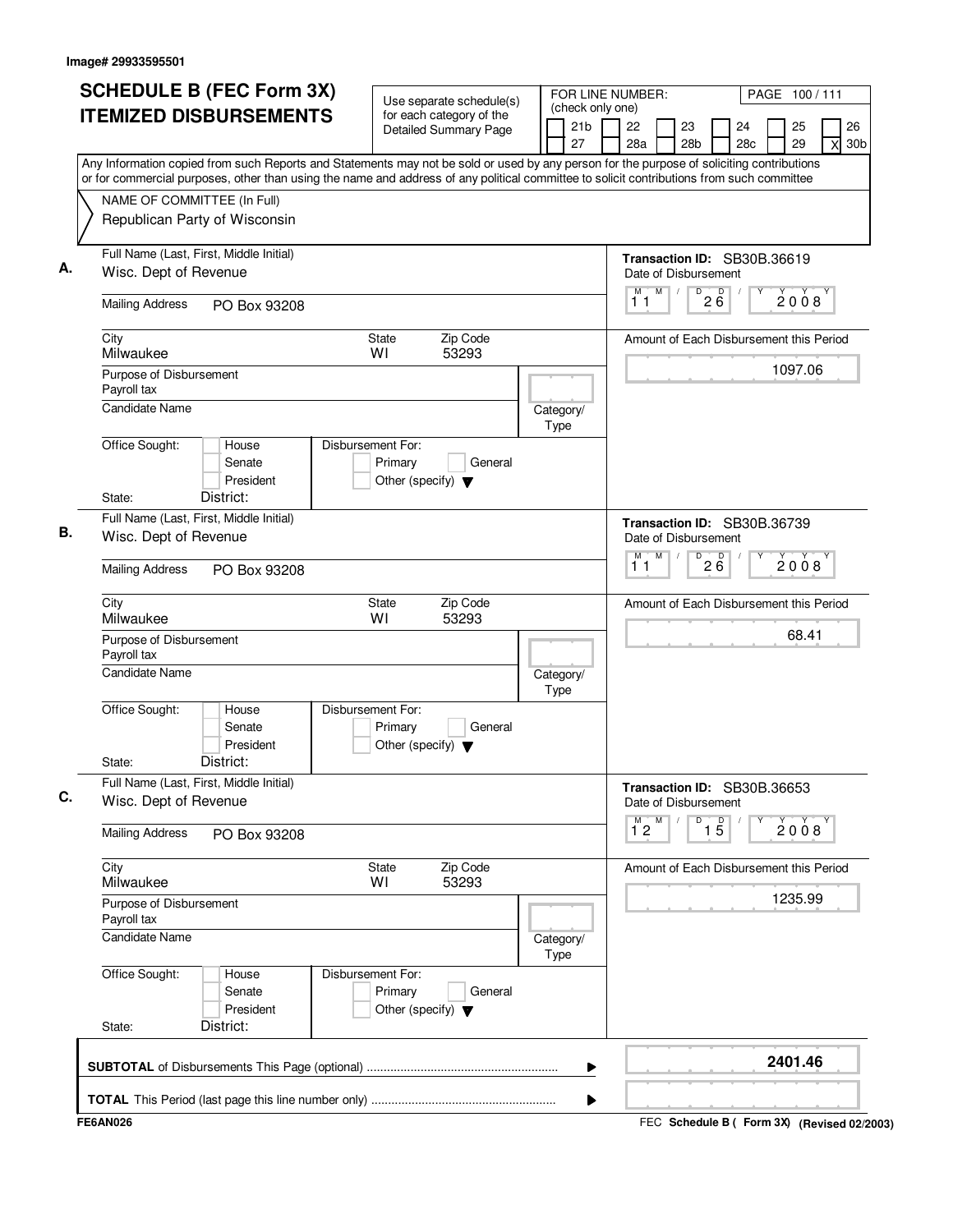Image# 29933595501

# SCHEDULE B (FEC Form 3X) ITEMIZED DISBURSEMENTS

Use separate schedule(s) for each category of the Detailed Summary Page

FOR LINE NUMBER: (check only one)

☐ 21b ☐ 22 ☐ 23 ☐ 24 ☐ 25 ☐ 26
☐ 27 ☐ 28a ☐ 28b ☐ 28c ☐ 29 ☒ 30b

PAGE 100 / 111

Any Information copied from such Reports and Statements may not be sold or used by any person for the purpose of soliciting contributions or for commercial purposes, other than using the name and address of any political committee to solicit contributions from such committee

NAME OF COMMITTEE (In Full)
Republican Party of Wisconsin

---

**A.** Full Name (Last, First, Middle Initial): Wisc. Dept of Revenue

Mailing Address: PO Box 93208

City: Milwaukee | State: WI | Zip Code: 53293

Purpose of Disbursement: Payroll tax

Candidate Name:

Category/Type:

Office Sought: ☐ House ☐ Senate ☐ President

State: District:

Disbursement For: ☐ Primary ☐ General ☐ Other (specify)

Transaction ID: SB30B.36619

Date of Disbursement: 11 / 26 / 2008

Amount of Each Disbursement this Period: 1097.06

---

**B.** Full Name (Last, First, Middle Initial): Wisc. Dept of Revenue

Mailing Address: PO Box 93208

City: Milwaukee | State: WI | Zip Code: 53293

Purpose of Disbursement: Payroll tax

Candidate Name:

Category/Type:

Office Sought: ☐ House ☐ Senate ☐ President

State: District:

Disbursement For: ☐ Primary ☐ General ☐ Other (specify)

Transaction ID: SB30B.36739

Date of Disbursement: 11 / 26 / 2008

Amount of Each Disbursement this Period: 68.41

---

**C.** Full Name (Last, First, Middle Initial): Wisc. Dept of Revenue

Mailing Address: PO Box 93208

City: Milwaukee | State: WI | Zip Code: 53293

Purpose of Disbursement: Payroll tax

Candidate Name:

Category/Type:

Office Sought: ☐ House ☐ Senate ☐ President

State: District:

Disbursement For: ☐ Primary ☐ General ☐ Other (specify)

Transaction ID: SB30B.36653

Date of Disbursement: 12 / 15 / 2008

Amount of Each Disbursement this Period: 1235.99

---

**SUBTOTAL** of Disbursements This Page (optional) ........ **2401.46**

**TOTAL** This Period (last page this line number only) ........

FE6AN026 — FEC **Schedule B ( Form 3X)** (Revised 02/2003)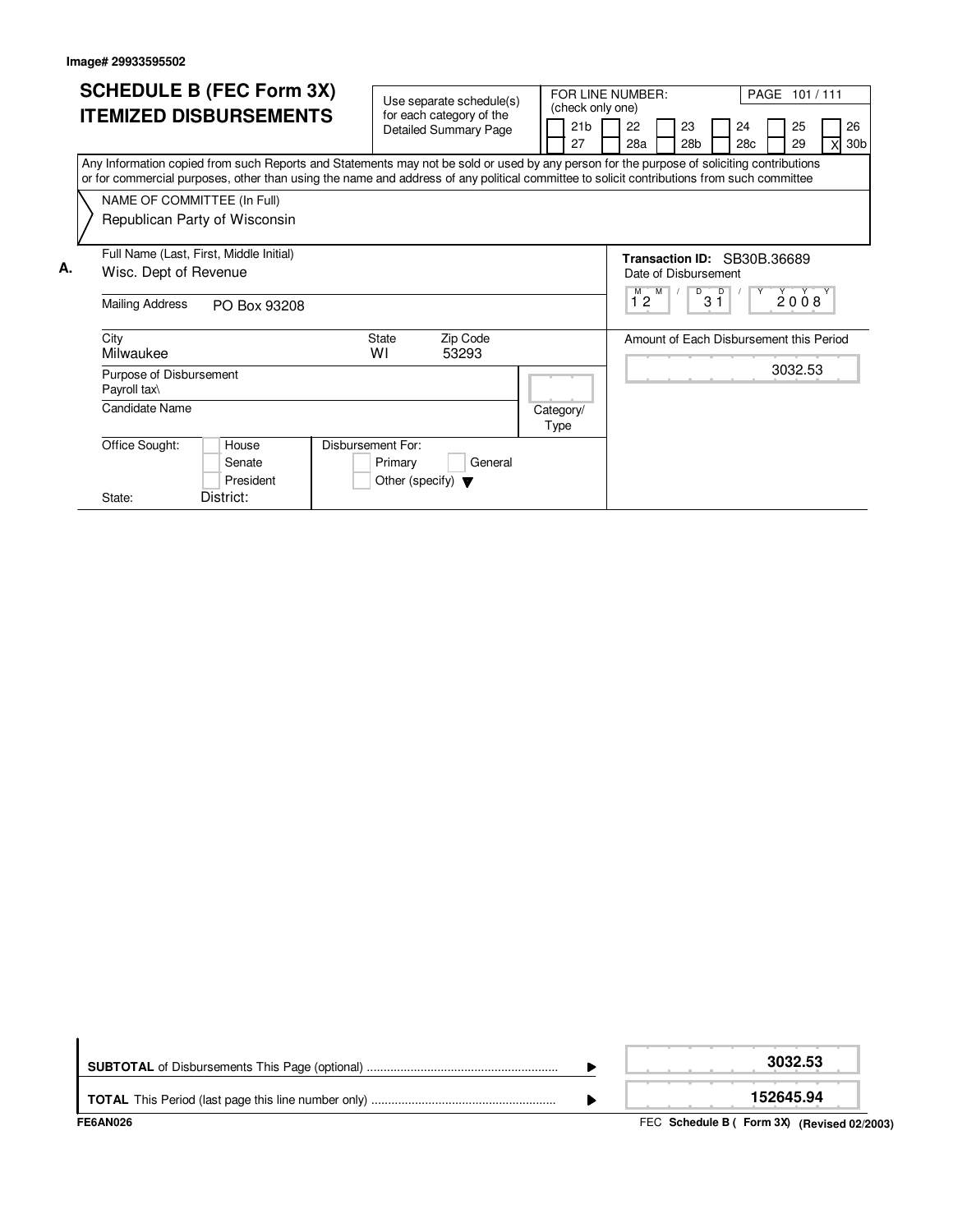Image# 29933595502

# SCHEDULE B (FEC Form 3X)
# ITEMIZED DISBURSEMENTS

Use separate schedule(s) for each category of the Detailed Summary Page

FOR LINE NUMBER: (check only one)

| [ ] 21b | [ ] 22 | [ ] 23 | [ ] 24 | [ ] 25 | [ ] 26 |
|---|---|---|---|---|---|
| [ ] 27 | [ ] 28a | [ ] 28b | [ ] 28c | [ ] 29 | [X] 30b |

Any Information copied from such Reports and Statements may not be sold or used by any person for the purpose of soliciting contributions or for commercial purposes, other than using the name and address of any political committee to solicit contributions from such committee

NAME OF COMMITTEE (In Full)
Republican Party of Wisconsin

**A.**

Full Name (Last, First, Middle Initial): Wisc. Dept of Revenue

Mailing Address: PO Box 93208

City: Milwaukee | State: WI | Zip Code: 53293

Purpose of Disbursement: Payroll tax\

Candidate Name:

Category/Type:

Office Sought: [ ] House [ ] Senate [ ] President

State: District:

Disbursement For: [ ] Primary [ ] General [ ] Other (specify)

**Transaction ID:** SB30B.36689

Date of Disbursement: 12 / 31 / 2008

Amount of Each Disbursement this Period: 3032.53

**SUBTOTAL** of Disbursements This Page (optional) ........ **3032.53**

**TOTAL** This Period (last page this line number only) ........ **152645.94**

FE6AN026

FEC **Schedule B ( Form 3X) (Revised 02/2003)**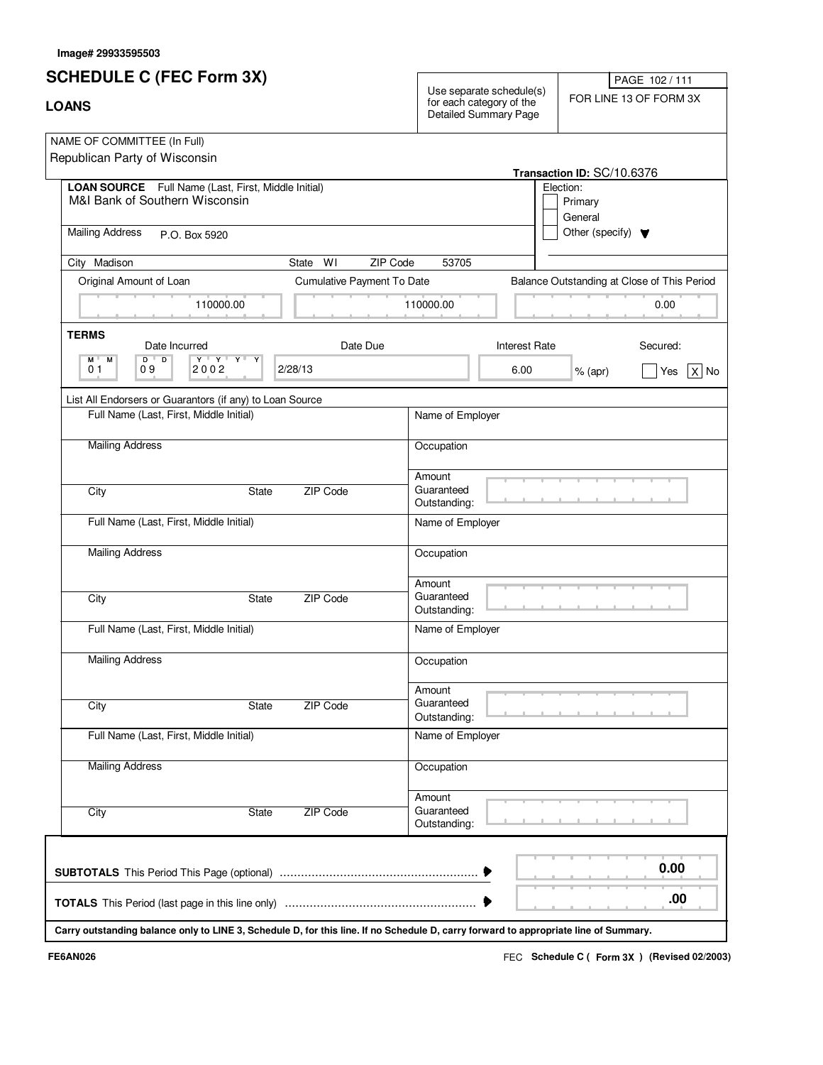Image# 29933595503

# SCHEDULE C (FEC Form 3X)

## LOANS

Use separate schedule(s) for each category of the Detailed Summary Page

FOR LINE 13 OF FORM 3X

NAME OF COMMITTEE (In Full)
Republican Party of Wisconsin

Transaction ID: SC/10.6376

**LOAN SOURCE** Full Name (Last, First, Middle Initial)
M&I Bank of Southern Wisconsin

Election:
- [ ] Primary
- [ ] General
- [ ] Other (specify)

Mailing Address: P.O. Box 5920

City: Madison | State: WI | ZIP Code: 53705

| Original Amount of Loan | Cumulative Payment To Date | Balance Outstanding at Close of This Period |
|---|---|---|
| 110000.00 | 110000.00 | 0.00 |

**TERMS**

| Date Incurred | Date Due | Interest Rate | Secured |
|---|---|---|---|
| 01 09 2002 | 2/28/13 | 6.00 % (apr) | [ ] Yes [X] No |

List All Endorsers or Guarantors (if any) to Loan Source

| Full Name (Last, First, Middle Initial) | Name of Employer |
|---|---|
| Mailing Address | Occupation |
| City / State / ZIP Code | Amount Guaranteed Outstanding: |

| Full Name (Last, First, Middle Initial) | Name of Employer |
|---|---|
| Mailing Address | Occupation |
| City / State / ZIP Code | Amount Guaranteed Outstanding: |

| Full Name (Last, First, Middle Initial) | Name of Employer |
|---|---|
| Mailing Address | Occupation |
| City / State / ZIP Code | Amount Guaranteed Outstanding: |

| Full Name (Last, First, Middle Initial) | Name of Employer |
|---|---|
| Mailing Address | Occupation |
| City / State / ZIP Code | Amount Guaranteed Outstanding: |

**SUBTOTALS** This Period This Page (optional) ........ 0.00

**TOTALS** This Period (last page in this line only) ........ .00

**Carry outstanding balance only to LINE 3, Schedule D, for this line. If no Schedule D, carry forward to appropriate line of Summary.**

FE6AN026

FEC **Schedule C ( Form 3X ) (Revised 02/2003)**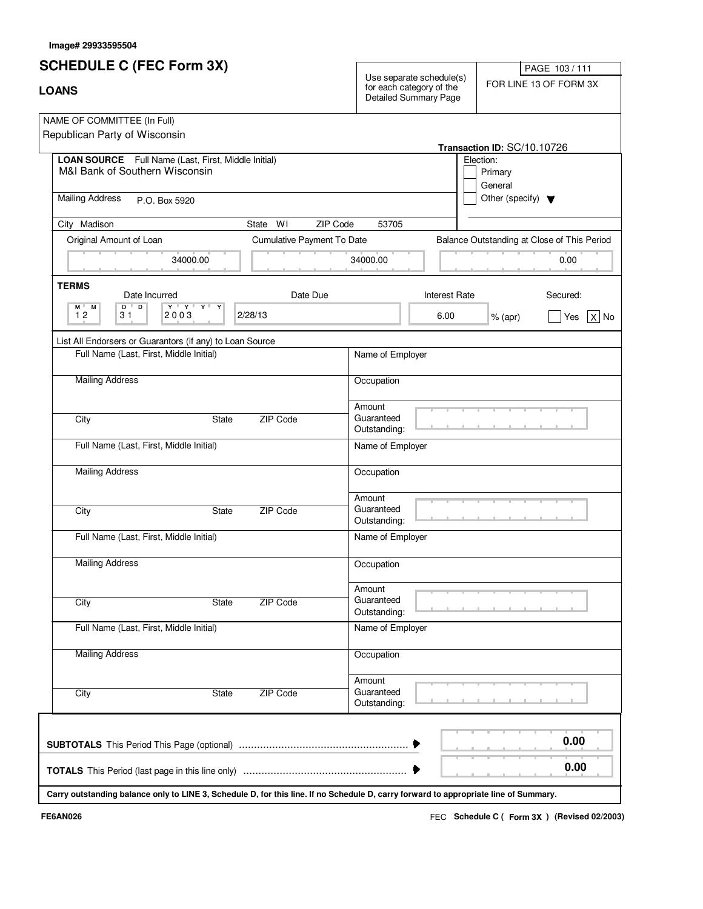Image# 29933595504

# SCHEDULE C (FEC Form 3X)

## LOANS

Use separate schedule(s) for each category of the Detailed Summary Page

FOR LINE 13 OF FORM 3X

NAME OF COMMITTEE (In Full)
Republican Party of Wisconsin

**Transaction ID:** SC/10.10726

**LOAN SOURCE** Full Name (Last, First, Middle Initial)
M&I Bank of Southern Wisconsin

Mailing Address P.O. Box 5920

City Madison State WI ZIP Code 53705

Election:
- [ ] Primary
- [ ] General
- [ ] Other (specify)

| Original Amount of Loan | Cumulative Payment To Date | Balance Outstanding at Close of This Period |
|---|---|---|
| 34000.00 | 34000.00 | 0.00 |

**TERMS**

| Date Incurred | Date Due | Interest Rate | Secured |
|---|---|---|---|
| 12 31 2003 | 2/28/13 | 6.00 % (apr) | [ ] Yes [X] No |

List All Endorsers or Guarantors (if any) to Loan Source

| Full Name (Last, First, Middle Initial) | Name of Employer |
|---|---|
| Mailing Address | Occupation |
| City / State / ZIP Code | Amount Guaranteed Outstanding: |
| Full Name (Last, First, Middle Initial) | Name of Employer |
| Mailing Address | Occupation |
| City / State / ZIP Code | Amount Guaranteed Outstanding: |
| Full Name (Last, First, Middle Initial) | Name of Employer |
| Mailing Address | Occupation |
| City / State / ZIP Code | Amount Guaranteed Outstanding: |
| Full Name (Last, First, Middle Initial) | Name of Employer |
| Mailing Address | Occupation |
| City / State / ZIP Code | Amount Guaranteed Outstanding: |

**SUBTOTALS** This Period This Page (optional) ........ **0.00**

**TOTALS** This Period (last page in this line only) ........ **0.00**

**Carry outstanding balance only to LINE 3, Schedule D, for this line. If no Schedule D, carry forward to appropriate line of Summary.**

FE6AN026

FEC **Schedule C ( Form 3X ) (Revised 02/2003)**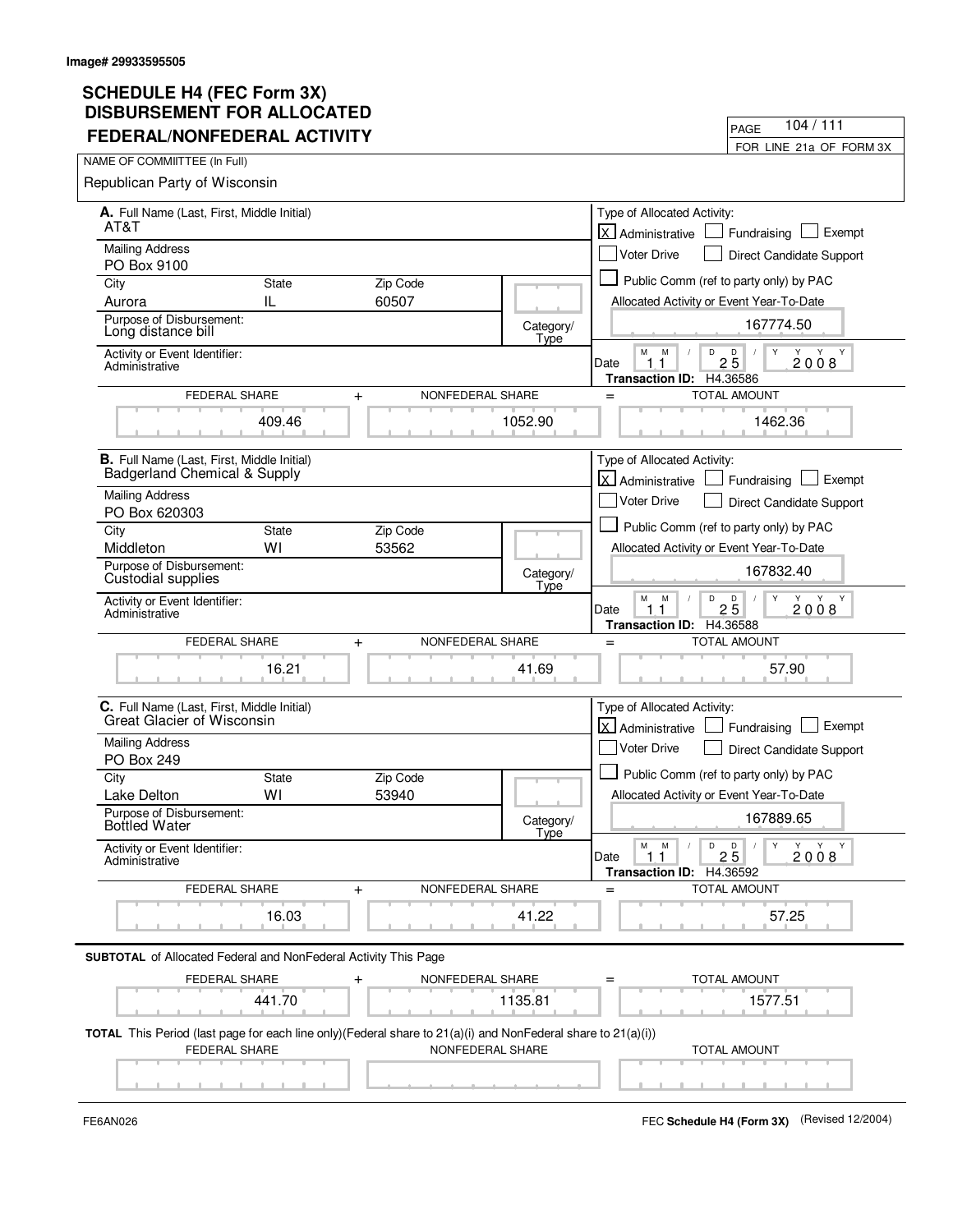Image# 29933595505

# SCHEDULE H4 (FEC Form 3X)
## DISBURSEMENT FOR ALLOCATED FEDERAL/NONFEDERAL ACTIVITY

PAGE 104 / 111

FOR LINE 21a OF FORM 3X

NAME OF COMMIITTEE (In Full)

Republican Party of Wisconsin

---

**A.** Full Name (Last, First, Middle Initial)
AT&T

Mailing Address
PO Box 9100

| City | State | Zip Code |
|---|---|---|
| Aurora | IL | 60507 |

Purpose of Disbursement: Long distance bill

Category/Type:

Activity or Event Identifier: Administrative

Type of Allocated Activity: [X] Administrative [ ] Fundraising [ ] Exempt [ ] Voter Drive [ ] Direct Candidate Support [ ] Public Comm (ref to party only) by PAC

Allocated Activity or Event Year-To-Date: 167774.50

Date: 11 / 25 / 2008

Transaction ID: H4.36586

| FEDERAL SHARE | + | NONFEDERAL SHARE | = | TOTAL AMOUNT |
|---|---|---|---|---|
| 409.46 | | 1052.90 | | 1462.36 |

---

**B.** Full Name (Last, First, Middle Initial)
Badgerland Chemical & Supply

Mailing Address
PO Box 620303

| City | State | Zip Code |
|---|---|---|
| Middleton | WI | 53562 |

Purpose of Disbursement: Custodial supplies

Category/Type:

Activity or Event Identifier: Administrative

Type of Allocated Activity: [X] Administrative [ ] Fundraising [ ] Exempt [ ] Voter Drive [ ] Direct Candidate Support [ ] Public Comm (ref to party only) by PAC

Allocated Activity or Event Year-To-Date: 167832.40

Date: 11 / 25 / 2008

Transaction ID: H4.36588

| FEDERAL SHARE | + | NONFEDERAL SHARE | = | TOTAL AMOUNT |
|---|---|---|---|---|
| 16.21 | | 41.69 | | 57.90 |

---

**C.** Full Name (Last, First, Middle Initial)
Great Glacier of Wisconsin

Mailing Address
PO Box 249

| City | State | Zip Code |
|---|---|---|
| Lake Delton | WI | 53940 |

Purpose of Disbursement: Bottled Water

Category/Type:

Activity or Event Identifier: Administrative

Type of Allocated Activity: [X] Administrative [ ] Fundraising [ ] Exempt [ ] Voter Drive [ ] Direct Candidate Support [ ] Public Comm (ref to party only) by PAC

Allocated Activity or Event Year-To-Date: 167889.65

Date: 11 / 25 / 2008

Transaction ID: H4.36592

| FEDERAL SHARE | + | NONFEDERAL SHARE | = | TOTAL AMOUNT |
|---|---|---|---|---|
| 16.03 | | 41.22 | | 57.25 |

---

**SUBTOTAL** of Allocated Federal and NonFederal Activity This Page

| FEDERAL SHARE | + | NONFEDERAL SHARE | = | TOTAL AMOUNT |
|---|---|---|---|---|
| 441.70 | | 1135.81 | | 1577.51 |

**TOTAL** This Period (last page for each line only)(Federal share to 21(a)(i) and NonFederal share to 21(a)(i))

| FEDERAL SHARE | NONFEDERAL SHARE | TOTAL AMOUNT |
|---|---|---|
| | | |

FE6AN026

FEC **Schedule H4 (Form 3X)** (Revised 12/2004)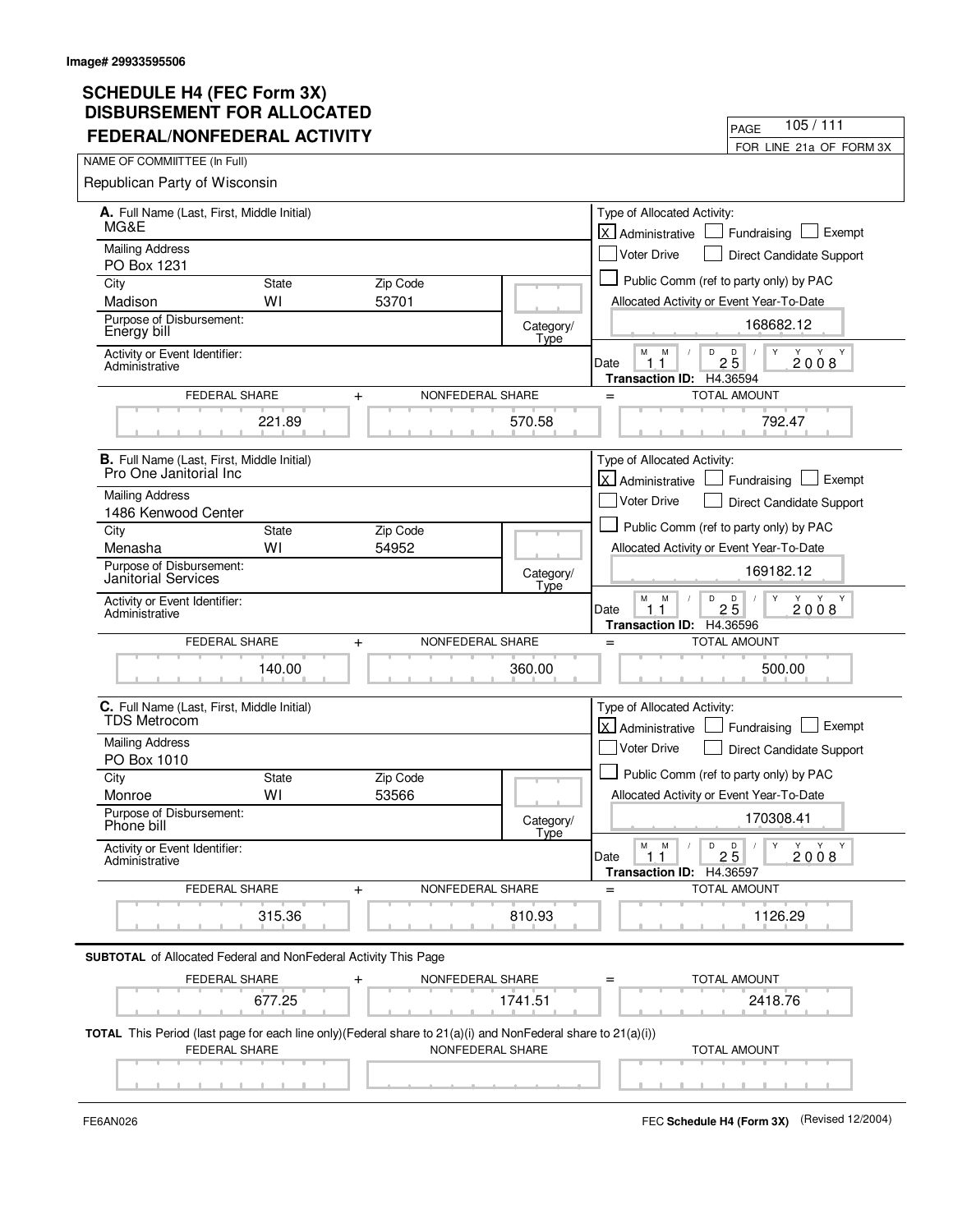Image# 29933595506

# SCHEDULE H4 (FEC Form 3X) DISBURSEMENT FOR ALLOCATED FEDERAL/NONFEDERAL ACTIVITY

PAGE 105 / 111

FOR LINE 21a OF FORM 3X

NAME OF COMMIITTEE (In Full)

Republican Party of Wisconsin

---

**A.** Full Name (Last, First, Middle Initial): MG&E

Mailing Address: PO Box 1231

City: Madison | State: WI | Zip Code: 53701

Purpose of Disbursement: Energy bill

Category/Type:

Activity or Event Identifier: Administrative

Type of Allocated Activity: [X] Administrative [ ] Fundraising [ ] Exempt [ ] Voter Drive [ ] Direct Candidate Support [ ] Public Comm (ref to party only) by PAC

Allocated Activity or Event Year-To-Date: 168682.12

Date: 11/25/2008

Transaction ID: H4.36594

| FEDERAL SHARE | + | NONFEDERAL SHARE | = | TOTAL AMOUNT |
|---|---|---|---|---|
| 221.89 | | 570.58 | | 792.47 |

---

**B.** Full Name (Last, First, Middle Initial): Pro One Janitorial Inc

Mailing Address: 1486 Kenwood Center

City: Menasha | State: WI | Zip Code: 54952

Purpose of Disbursement: Janitorial Services

Category/Type:

Activity or Event Identifier: Administrative

Type of Allocated Activity: [X] Administrative [ ] Fundraising [ ] Exempt [ ] Voter Drive [ ] Direct Candidate Support [ ] Public Comm (ref to party only) by PAC

Allocated Activity or Event Year-To-Date: 169182.12

Date: 11/25/2008

Transaction ID: H4.36596

| FEDERAL SHARE | + | NONFEDERAL SHARE | = | TOTAL AMOUNT |
|---|---|---|---|---|
| 140.00 | | 360.00 | | 500.00 |

---

**C.** Full Name (Last, First, Middle Initial): TDS Metrocom

Mailing Address: PO Box 1010

City: Monroe | State: WI | Zip Code: 53566

Purpose of Disbursement: Phone bill

Category/Type:

Activity or Event Identifier: Administrative

Type of Allocated Activity: [X] Administrative [ ] Fundraising [ ] Exempt [ ] Voter Drive [ ] Direct Candidate Support [ ] Public Comm (ref to party only) by PAC

Allocated Activity or Event Year-To-Date: 170308.41

Date: 11/25/2008

Transaction ID: H4.36597

| FEDERAL SHARE | + | NONFEDERAL SHARE | = | TOTAL AMOUNT |
|---|---|---|---|---|
| 315.36 | | 810.93 | | 1126.29 |

---

**SUBTOTAL** of Allocated Federal and NonFederal Activity This Page

| FEDERAL SHARE | + | NONFEDERAL SHARE | = | TOTAL AMOUNT |
|---|---|---|---|---|
| 677.25 | | 1741.51 | | 2418.76 |

**TOTAL** This Period (last page for each line only)(Federal share to 21(a)(i) and NonFederal share to 21(a)(i))

| FEDERAL SHARE | NONFEDERAL SHARE | TOTAL AMOUNT |
|---|---|---|
| | | |

FE6AN026

FEC **Schedule H4 (Form 3X)** (Revised 12/2004)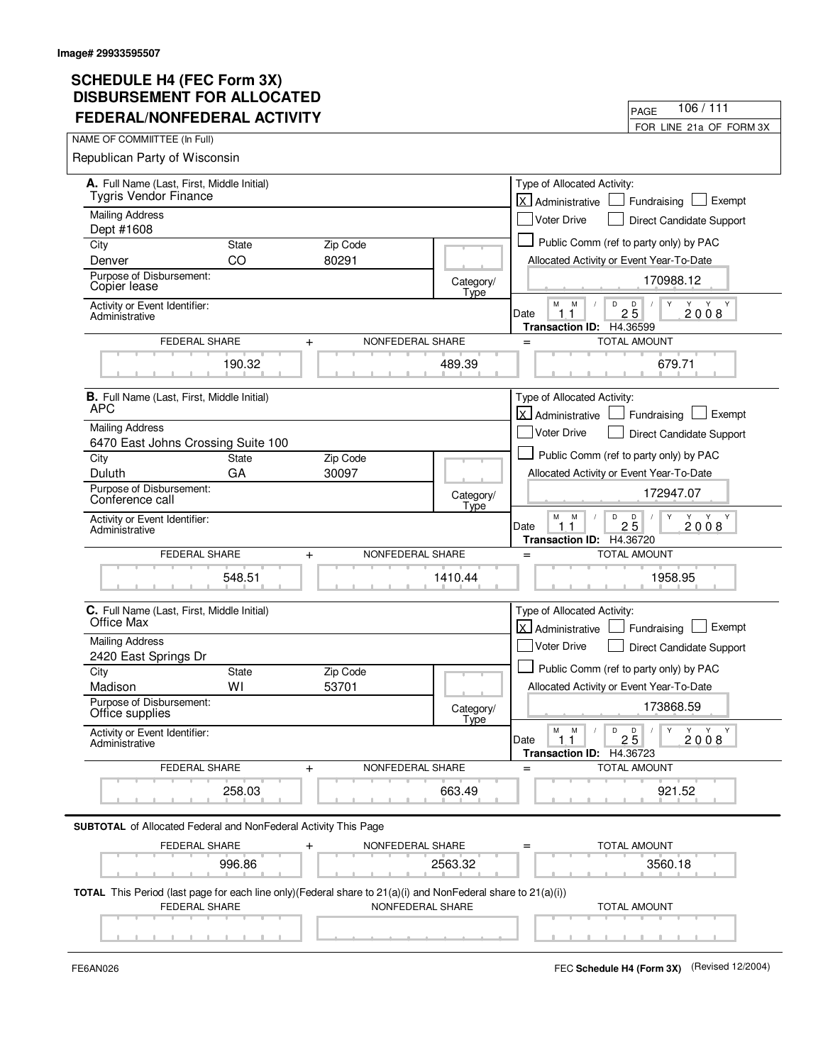Image# 29933595507

# SCHEDULE H4 (FEC Form 3X) DISBURSEMENT FOR ALLOCATED FEDERAL/NONFEDERAL ACTIVITY

PAGE 106 / 111

FOR LINE 21a OF FORM 3X

NAME OF COMMIITTEE (In Full)

Republican Party of Wisconsin

**A.** Full Name (Last, First, Middle Initial): Tygris Vendor Finance

Mailing Address: Dept #1608

City: Denver | State: CO | Zip Code: 80291

Purpose of Disbursement: Copier lease

Category/Type:

Activity or Event Identifier: Administrative

Type of Allocated Activity: [X] Administrative [ ] Fundraising [ ] Exempt [ ] Voter Drive [ ] Direct Candidate Support [ ] Public Comm (ref to party only) by PAC

Allocated Activity or Event Year-To-Date: 170988.12

Date: 11 25 2008

Transaction ID: H4.36599

| FEDERAL SHARE | + | NONFEDERAL SHARE | = | TOTAL AMOUNT |
|---|---|---|---|---|
| 190.32 | | 489.39 | | 679.71 |

**B.** Full Name (Last, First, Middle Initial): APC

Mailing Address: 6470 East Johns Crossing Suite 100

City: Duluth | State: GA | Zip Code: 30097

Purpose of Disbursement: Conference call

Category/Type:

Activity or Event Identifier: Administrative

Type of Allocated Activity: [X] Administrative [ ] Fundraising [ ] Exempt [ ] Voter Drive [ ] Direct Candidate Support [ ] Public Comm (ref to party only) by PAC

Allocated Activity or Event Year-To-Date: 172947.07

Date: 11 25 2008

Transaction ID: H4.36720

| FEDERAL SHARE | + | NONFEDERAL SHARE | = | TOTAL AMOUNT |
|---|---|---|---|---|
| 548.51 | | 1410.44 | | 1958.95 |

**C.** Full Name (Last, First, Middle Initial): Office Max

Mailing Address: 2420 East Springs Dr

City: Madison | State: WI | Zip Code: 53701

Purpose of Disbursement: Office supplies

Category/Type:

Activity or Event Identifier: Administrative

Type of Allocated Activity: [X] Administrative [ ] Fundraising [ ] Exempt [ ] Voter Drive [ ] Direct Candidate Support [ ] Public Comm (ref to party only) by PAC

Allocated Activity or Event Year-To-Date: 173868.59

Date: 11 25 2008

Transaction ID: H4.36723

| FEDERAL SHARE | + | NONFEDERAL SHARE | = | TOTAL AMOUNT |
|---|---|---|---|---|
| 258.03 | | 663.49 | | 921.52 |

**SUBTOTAL** of Allocated Federal and NonFederal Activity This Page

| FEDERAL SHARE | + | NONFEDERAL SHARE | = | TOTAL AMOUNT |
|---|---|---|---|---|
| 996.86 | | 2563.32 | | 3560.18 |

**TOTAL** This Period (last page for each line only)(Federal share to 21(a)(i) and NonFederal share to 21(a)(i))

| FEDERAL SHARE | NONFEDERAL SHARE | TOTAL AMOUNT |
|---|---|---|
| | | |

FE6AN026

FEC **Schedule H4 (Form 3X)** (Revised 12/2004)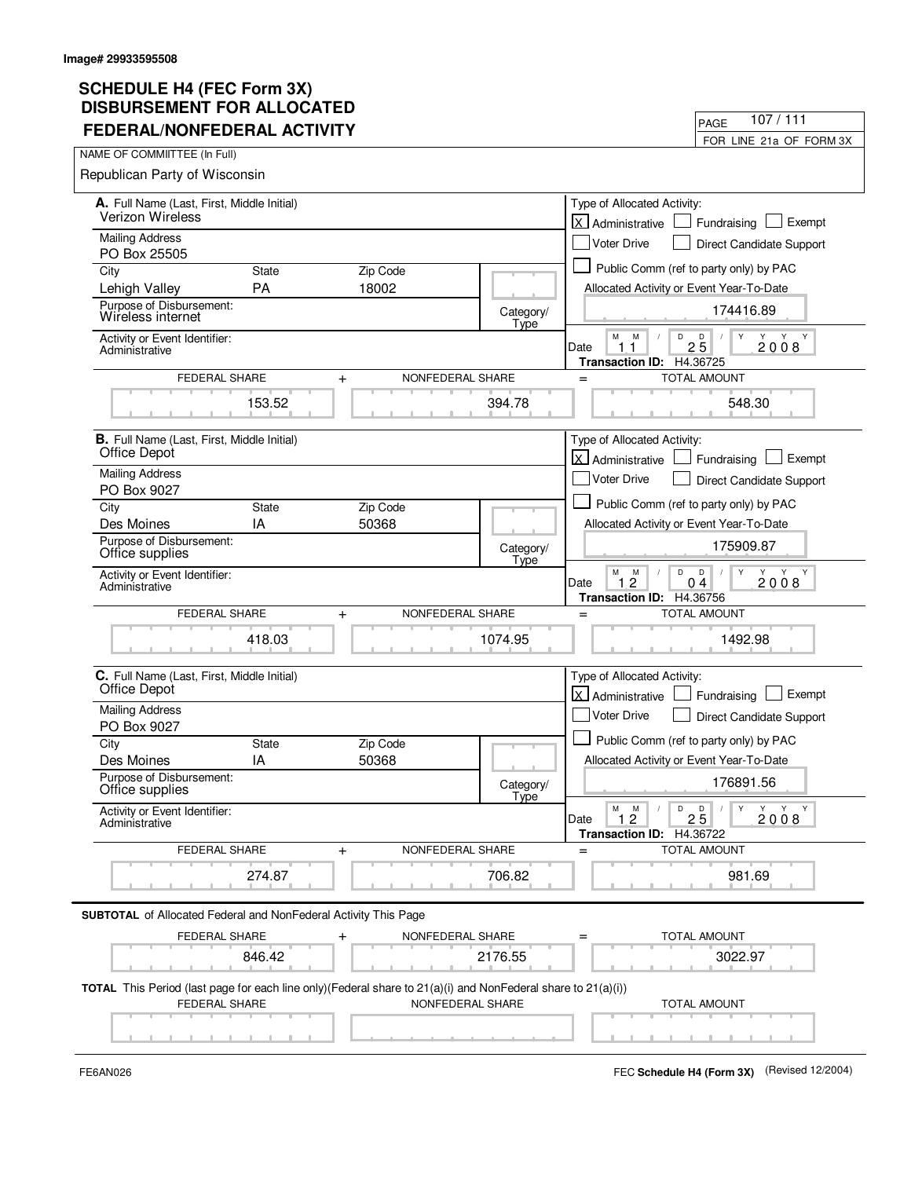Image# 29933595508

# SCHEDULE H4 (FEC Form 3X) DISBURSEMENT FOR ALLOCATED FEDERAL/NONFEDERAL ACTIVITY

PAGE 107 / 111

FOR LINE 21a OF FORM 3X

NAME OF COMMIITTEE (In Full)

Republican Party of Wisconsin

**A.** Full Name (Last, First, Middle Initial): Verizon Wireless

Mailing Address: PO Box 25505

City: Lehigh Valley | State: PA | Zip Code: 18002

Purpose of Disbursement: Wireless internet

Category/Type:

Activity or Event Identifier: Administrative

Type of Allocated Activity: [X] Administrative [ ] Fundraising [ ] Exempt [ ] Voter Drive [ ] Direct Candidate Support [ ] Public Comm (ref to party only) by PAC

Allocated Activity or Event Year-To-Date: 174416.89

Date: 11 / 25 / 2008

Transaction ID: H4.36725

| FEDERAL SHARE | + | NONFEDERAL SHARE | = | TOTAL AMOUNT |
|---|---|---|---|---|
| 153.52 | | 394.78 | | 548.30 |

**B.** Full Name (Last, First, Middle Initial): Office Depot

Mailing Address: PO Box 9027

City: Des Moines | State: IA | Zip Code: 50368

Purpose of Disbursement: Office supplies

Category/Type:

Activity or Event Identifier: Administrative

Type of Allocated Activity: [X] Administrative [ ] Fundraising [ ] Exempt [ ] Voter Drive [ ] Direct Candidate Support [ ] Public Comm (ref to party only) by PAC

Allocated Activity or Event Year-To-Date: 175909.87

Date: 12 / 04 / 2008

Transaction ID: H4.36756

| FEDERAL SHARE | + | NONFEDERAL SHARE | = | TOTAL AMOUNT |
|---|---|---|---|---|
| 418.03 | | 1074.95 | | 1492.98 |

**C.** Full Name (Last, First, Middle Initial): Office Depot

Mailing Address: PO Box 9027

City: Des Moines | State: IA | Zip Code: 50368

Purpose of Disbursement: Office supplies

Category/Type:

Activity or Event Identifier: Administrative

Type of Allocated Activity: [X] Administrative [ ] Fundraising [ ] Exempt [ ] Voter Drive [ ] Direct Candidate Support [ ] Public Comm (ref to party only) by PAC

Allocated Activity or Event Year-To-Date: 176891.56

Date: 12 / 25 / 2008

Transaction ID: H4.36722

| FEDERAL SHARE | + | NONFEDERAL SHARE | = | TOTAL AMOUNT |
|---|---|---|---|---|
| 274.87 | | 706.82 | | 981.69 |

**SUBTOTAL** of Allocated Federal and NonFederal Activity This Page

| FEDERAL SHARE | + | NONFEDERAL SHARE | = | TOTAL AMOUNT |
|---|---|---|---|---|
| 846.42 | | 2176.55 | | 3022.97 |

**TOTAL** This Period (last page for each line only)(Federal share to 21(a)(i) and NonFederal share to 21(a)(i))

| FEDERAL SHARE | NONFEDERAL SHARE | TOTAL AMOUNT |
|---|---|---|
| | | |

FE6AN026

FEC **Schedule H4 (Form 3X)** (Revised 12/2004)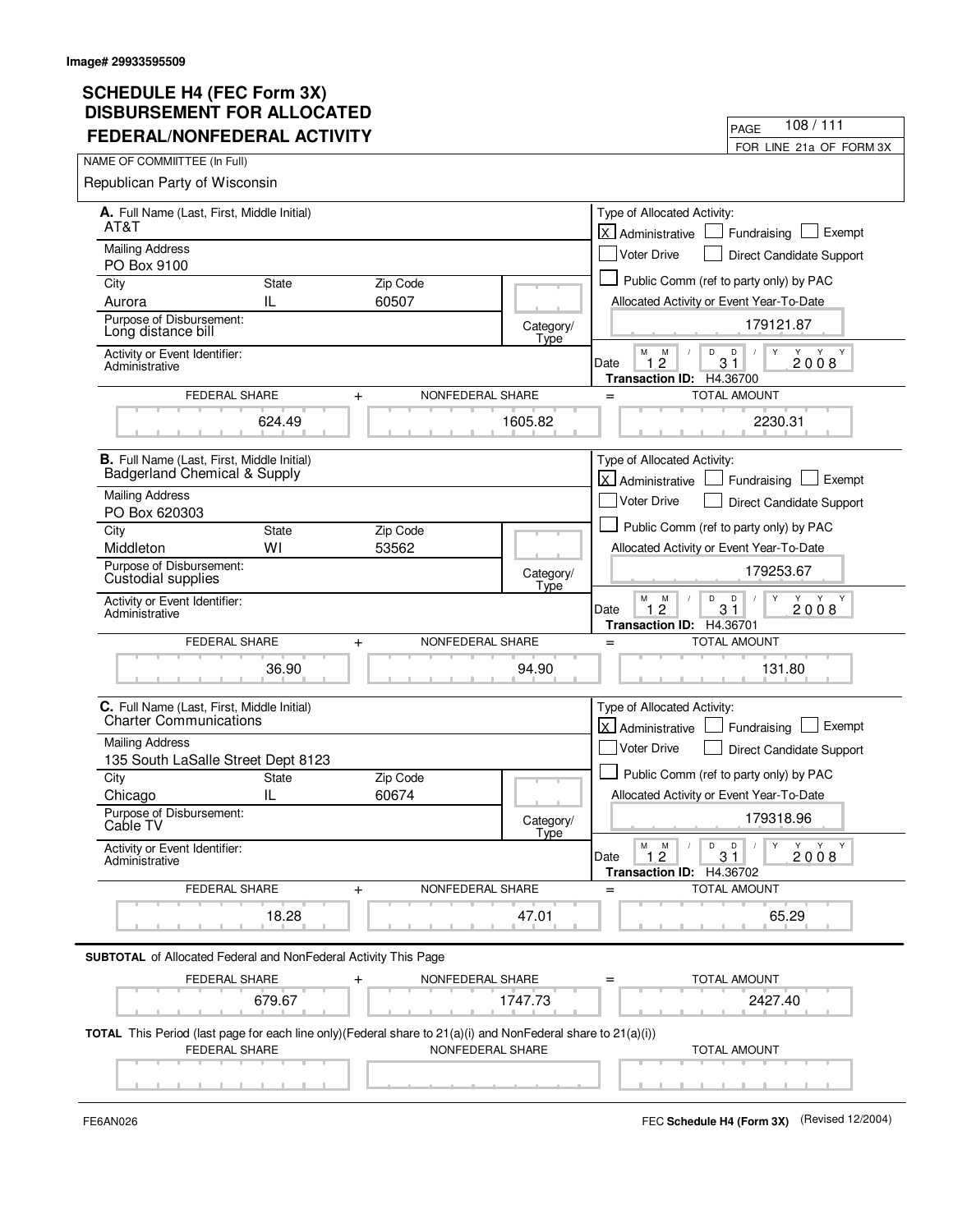Image# 29933595509

# SCHEDULE H4 (FEC Form 3X)
## DISBURSEMENT FOR ALLOCATED FEDERAL/NONFEDERAL ACTIVITY

PAGE 108 / 111

FOR LINE 21a OF FORM 3X

NAME OF COMMIITTEE (In Full)

Republican Party of Wisconsin

---

**A.** Full Name (Last, First, Middle Initial)
AT&T

Mailing Address
PO Box 9100

| City | State | Zip Code |
|---|---|---|
| Aurora | IL | 60507 |

Purpose of Disbursement:
Long distance bill

Category/Type

Activity or Event Identifier:
Administrative

Type of Allocated Activity:
[X] Administrative [ ] Fundraising [ ] Exempt
[ ] Voter Drive [ ] Direct Candidate Support
[ ] Public Comm (ref to party only) by PAC

Allocated Activity or Event Year-To-Date: 179121.87

Date: 12 / 31 / 2008

**Transaction ID:** H4.36700

| FEDERAL SHARE | + | NONFEDERAL SHARE | = | TOTAL AMOUNT |
|---|---|---|---|---|
| 624.49 | | 1605.82 | | 2230.31 |

---

**B.** Full Name (Last, First, Middle Initial)
Badgerland Chemical & Supply

Mailing Address
PO Box 620303

| City | State | Zip Code |
|---|---|---|
| Middleton | WI | 53562 |

Purpose of Disbursement:
Custodial supplies

Category/Type

Activity or Event Identifier:
Administrative

Type of Allocated Activity:
[X] Administrative [ ] Fundraising [ ] Exempt
[ ] Voter Drive [ ] Direct Candidate Support
[ ] Public Comm (ref to party only) by PAC

Allocated Activity or Event Year-To-Date: 179253.67

Date: 12 / 31 / 2008

**Transaction ID:** H4.36701

| FEDERAL SHARE | + | NONFEDERAL SHARE | = | TOTAL AMOUNT |
|---|---|---|---|---|
| 36.90 | | 94.90 | | 131.80 |

---

**C.** Full Name (Last, First, Middle Initial)
Charter Communications

Mailing Address
135 South LaSalle Street Dept 8123

| City | State | Zip Code |
|---|---|---|
| Chicago | IL | 60674 |

Purpose of Disbursement:
Cable TV

Category/Type

Activity or Event Identifier:
Administrative

Type of Allocated Activity:
[X] Administrative [ ] Fundraising [ ] Exempt
[ ] Voter Drive [ ] Direct Candidate Support
[ ] Public Comm (ref to party only) by PAC

Allocated Activity or Event Year-To-Date: 179318.96

Date: 12 / 31 / 2008

**Transaction ID:** H4.36702

| FEDERAL SHARE | + | NONFEDERAL SHARE | = | TOTAL AMOUNT |
|---|---|---|---|---|
| 18.28 | | 47.01 | | 65.29 |

---

**SUBTOTAL** of Allocated Federal and NonFederal Activity This Page

| FEDERAL SHARE | + | NONFEDERAL SHARE | = | TOTAL AMOUNT |
|---|---|---|---|---|
| 679.67 | | 1747.73 | | 2427.40 |

**TOTAL** This Period (last page for each line only)(Federal share to 21(a)(i) and NonFederal share to 21(a)(i))

| FEDERAL SHARE | NONFEDERAL SHARE | TOTAL AMOUNT |
|---|---|---|
| | | |

FE6AN026

FEC **Schedule H4 (Form 3X)** (Revised 12/2004)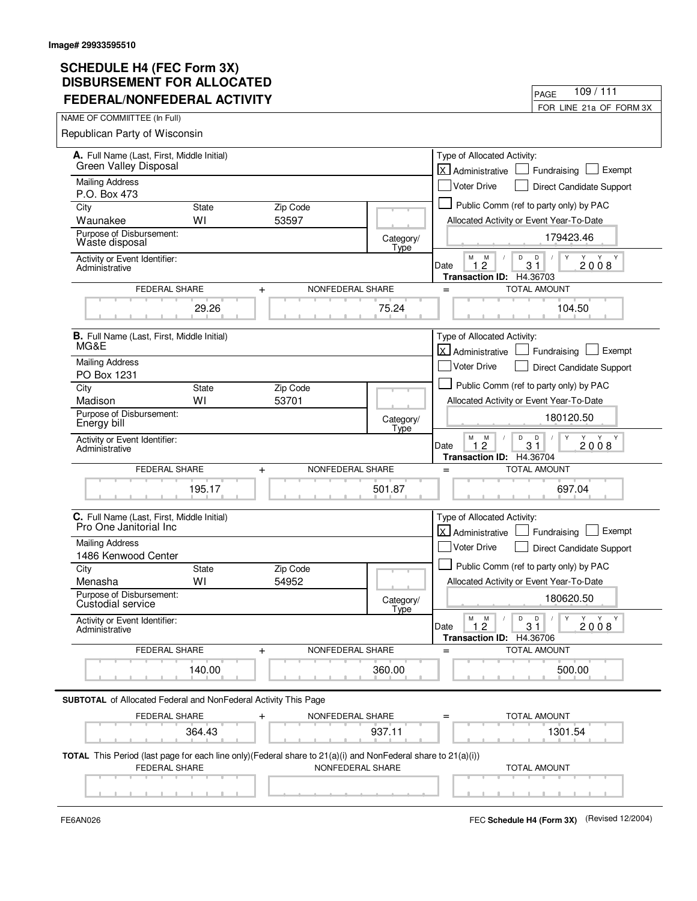Image# 29933595510

# SCHEDULE H4 (FEC Form 3X)
## DISBURSEMENT FOR ALLOCATED FEDERAL/NONFEDERAL ACTIVITY

PAGE 109 / 111

FOR LINE 21a OF FORM 3X

NAME OF COMMIITTEE (In Full)

Republican Party of Wisconsin

---

**A.** Full Name (Last, First, Middle Initial): Green Valley Disposal

Mailing Address: P.O. Box 473

City: Waunakee | State: WI | Zip Code: 53597

Purpose of Disbursement: Waste disposal

Category/Type:

Activity or Event Identifier: Administrative

Type of Allocated Activity: [X] Administrative [ ] Fundraising [ ] Exempt [ ] Voter Drive [ ] Direct Candidate Support [ ] Public Comm (ref to party only) by PAC

Allocated Activity or Event Year-To-Date: 179423.46

Date: 12 / 31 / 2008

Transaction ID: H4.36703

| FEDERAL SHARE | + | NONFEDERAL SHARE | = | TOTAL AMOUNT |
|---|---|---|---|---|
| 29.26 | | 75.24 | | 104.50 |

---

**B.** Full Name (Last, First, Middle Initial): MG&E

Mailing Address: PO Box 1231

City: Madison | State: WI | Zip Code: 53701

Purpose of Disbursement: Energy bill

Category/Type:

Activity or Event Identifier: Administrative

Type of Allocated Activity: [X] Administrative [ ] Fundraising [ ] Exempt [ ] Voter Drive [ ] Direct Candidate Support [ ] Public Comm (ref to party only) by PAC

Allocated Activity or Event Year-To-Date: 180120.50

Date: 12 / 31 / 2008

Transaction ID: H4.36704

| FEDERAL SHARE | + | NONFEDERAL SHARE | = | TOTAL AMOUNT |
|---|---|---|---|---|
| 195.17 | | 501.87 | | 697.04 |

---

**C.** Full Name (Last, First, Middle Initial): Pro One Janitorial Inc

Mailing Address: 1486 Kenwood Center

City: Menasha | State: WI | Zip Code: 54952

Purpose of Disbursement: Custodial service

Category/Type:

Activity or Event Identifier: Administrative

Type of Allocated Activity: [X] Administrative [ ] Fundraising [ ] Exempt [ ] Voter Drive [ ] Direct Candidate Support [ ] Public Comm (ref to party only) by PAC

Allocated Activity or Event Year-To-Date: 180620.50

Date: 12 / 31 / 2008

Transaction ID: H4.36706

| FEDERAL SHARE | + | NONFEDERAL SHARE | = | TOTAL AMOUNT |
|---|---|---|---|---|
| 140.00 | | 360.00 | | 500.00 |

---

**SUBTOTAL** of Allocated Federal and NonFederal Activity This Page

| FEDERAL SHARE | + | NONFEDERAL SHARE | = | TOTAL AMOUNT |
|---|---|---|---|---|
| 364.43 | | 937.11 | | 1301.54 |

**TOTAL** This Period (last page for each line only)(Federal share to 21(a)(i) and NonFederal share to 21(a)(i))

| FEDERAL SHARE | NONFEDERAL SHARE | TOTAL AMOUNT |
|---|---|---|
| | | |

FE6AN026

FEC **Schedule H4 (Form 3X)** (Revised 12/2004)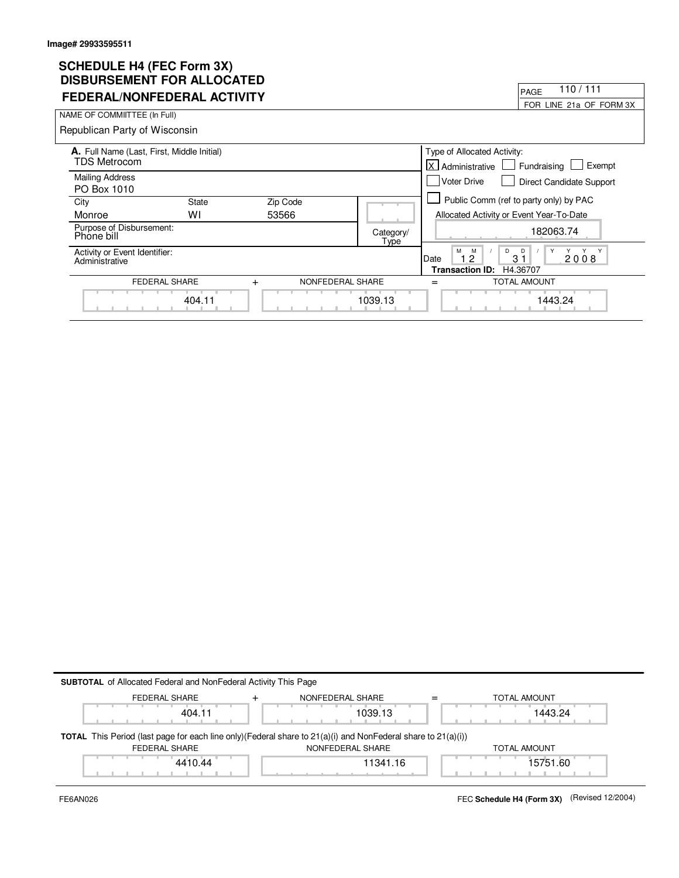Image# 29933595511

# SCHEDULE H4 (FEC Form 3X) DISBURSEMENT FOR ALLOCATED FEDERAL/NONFEDERAL ACTIVITY

PAGE 110 / 111

FOR LINE 21a OF FORM 3X

NAME OF COMMIITTEE (In Full)

Republican Party of Wisconsin

**A.** Full Name (Last, First, Middle Initial)
TDS Metrocom

Mailing Address
PO Box 1010

| City | State | Zip Code |
|---|---|---|
| Monroe | WI | 53566 |

Purpose of Disbursement:
Phone bill

Category/Type

Activity or Event Identifier:
Administrative

Type of Allocated Activity:

- [X] Administrative
- [ ] Fundraising
- [ ] Exempt
- [ ] Voter Drive
- [ ] Direct Candidate Support
- [ ] Public Comm (ref to party only) by PAC

Allocated Activity or Event Year-To-Date: 182063.74

Date: 12 / 31 / 2008

**Transaction ID:** H4.36707

| FEDERAL SHARE | + | NONFEDERAL SHARE | = | TOTAL AMOUNT |
|---|---|---|---|---|
| 404.11 | | 1039.13 | | 1443.24 |

**SUBTOTAL** of Allocated Federal and NonFederal Activity This Page

| FEDERAL SHARE | + | NONFEDERAL SHARE | = | TOTAL AMOUNT |
|---|---|---|---|---|
| 404.11 | | 1039.13 | | 1443.24 |

**TOTAL** This Period (last page for each line only)(Federal share to 21(a)(i) and NonFederal share to 21(a)(i))

| FEDERAL SHARE | NONFEDERAL SHARE | TOTAL AMOUNT |
|---|---|---|
| 4410.44 | 11341.16 | 15751.60 |

FE6AN026

FEC **Schedule H4 (Form 3X)** (Revised 12/2004)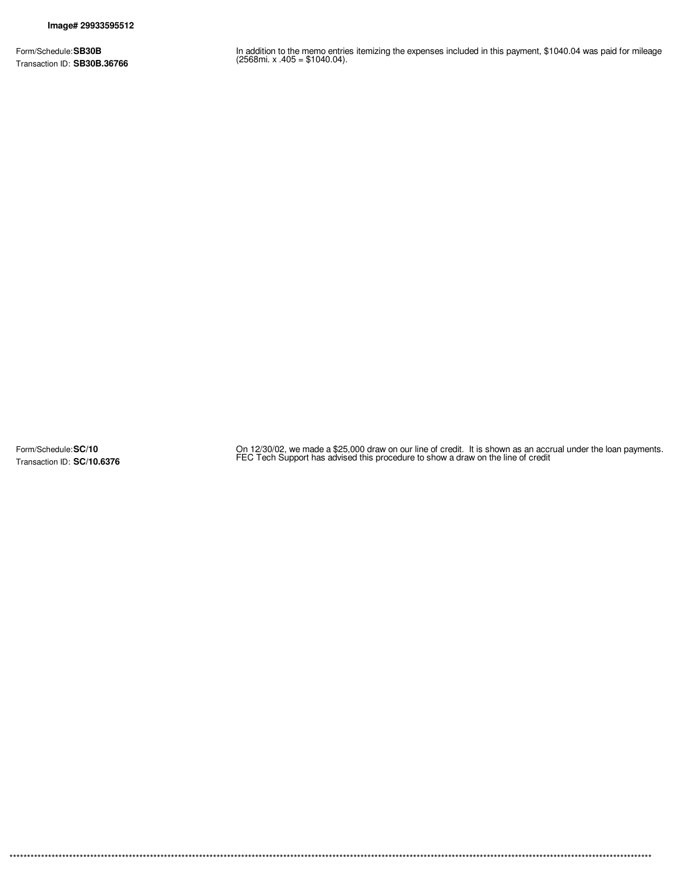**Image# 29933595512**

Form/Schedule: **SB30B**
Transaction ID: **SB30B.36766**

In addition to the memo entries itemizing the expenses included in this payment, $1040.04 was paid for mileage (2568mi. x .405 = $1040.04).

Form/Schedule: **SC/10**
Transaction ID: **SC/10.6376**

On 12/30/02, we made a $25,000 draw on our line of credit. It is shown as an accrual under the loan payments. FEC Tech Support has advised this procedure to show a draw on the line of credit

*****************************************************************************************************************************************************************